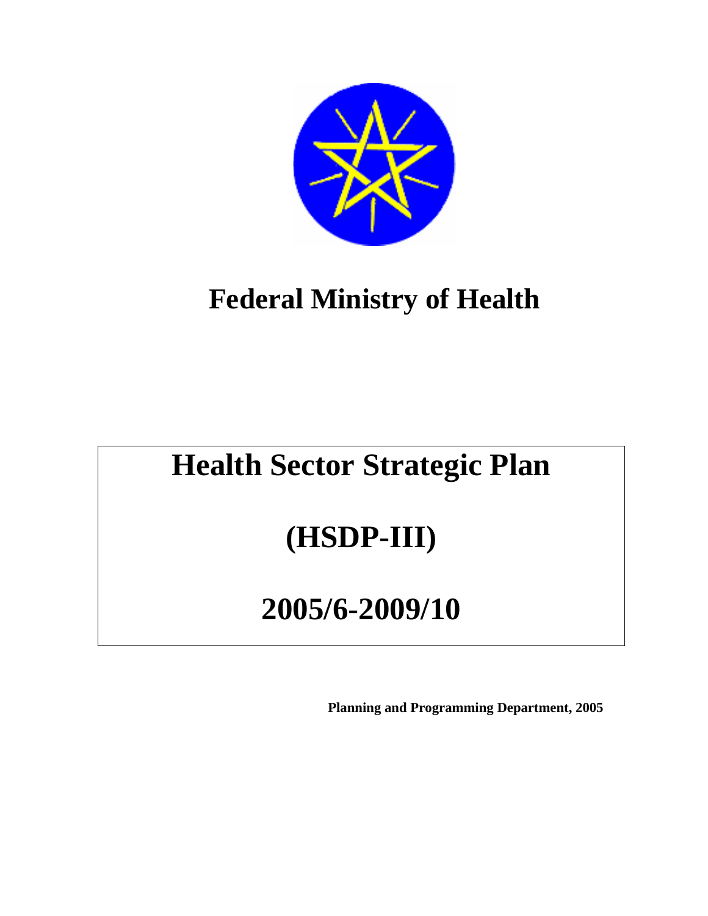# Federal Ministry of Health

# Health Sector Strategic Plan

# (HSDP-III)

# 2005/6-2009/10

**Planning and Programming Department, 2005**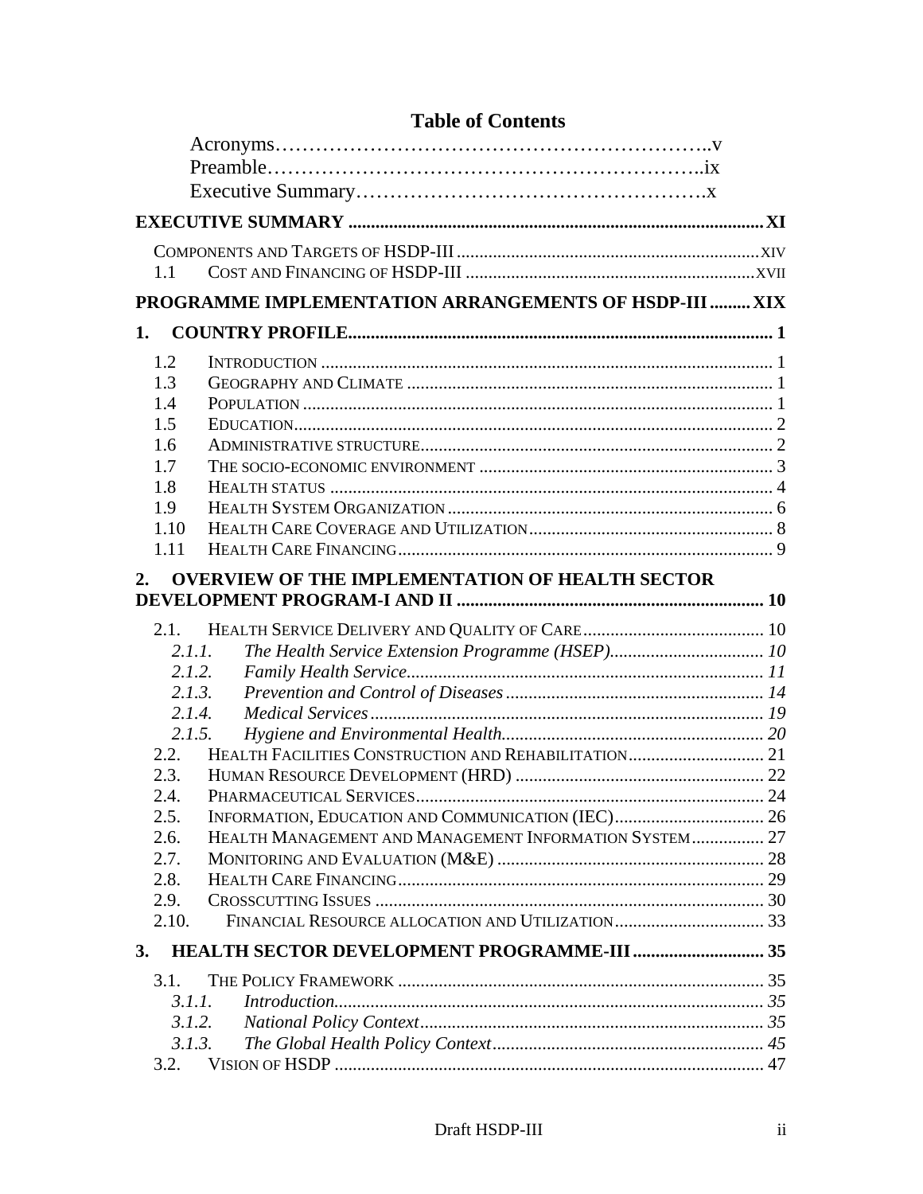# Table of Contents

Acronyms……………………………………………………..v
Preamble……………………………………………………..ix
Executive Summary…………………………………………x

**EXECUTIVE SUMMARY** ........................................................................................ XI

COMPONENTS AND TARGETS OF HSDP-III .................................................................. XIV
1.1 COST AND FINANCING OF HSDP-III ............................................................... XVII

**PROGRAMME IMPLEMENTATION ARRANGEMENTS OF HSDP-III** ......... XIX

**1. COUNTRY PROFILE** ............................................................................................ 1

1.2 INTRODUCTION ............................................................................................ 1
1.3 GEOGRAPHY AND CLIMATE ............................................................................ 1
1.4 POPULATION ............................................................................................... 1
1.5 EDUCATION ................................................................................................. 2
1.6 ADMINISTRATIVE STRUCTURE ......................................................................... 2
1.7 THE SOCIO-ECONOMIC ENVIRONMENT ............................................................. 3
1.8 HEALTH STATUS ........................................................................................... 4
1.9 HEALTH SYSTEM ORGANIZATION ...................................................................... 6
1.10 HEALTH CARE COVERAGE AND UTILIZATION ...................................................... 8
1.11 HEALTH CARE FINANCING .............................................................................. 9

**2. OVERVIEW OF THE IMPLEMENTATION OF HEALTH SECTOR DEVELOPMENT PROGRAM-I AND II** .................................................................. 10

2.1. HEALTH SERVICE DELIVERY AND QUALITY OF CARE ......................................... 10
*2.1.1. The Health Service Extension Programme (HSEP)* ........................................ 10
*2.1.2. Family Health Service* ................................................................................ 11
*2.1.3. Prevention and Control of Diseases* ............................................................. 14
*2.1.4. Medical Services* ....................................................................................... 19
*2.1.5. Hygiene and Environmental Health* ............................................................. 20
2.2. HEALTH FACILITIES CONSTRUCTION AND REHABILITATION ............................... 21
2.3. HUMAN RESOURCE DEVELOPMENT (HRD) ........................................................ 22
2.4. PHARMACEUTICAL SERVICES .......................................................................... 24
2.5. INFORMATION, EDUCATION AND COMMUNICATION (IEC) ................................... 26
2.6. HEALTH MANAGEMENT AND MANAGEMENT INFORMATION SYSTEM ..................... 27
2.7. MONITORING AND EVALUATION (M&E) ........................................................... 28
2.8. HEALTH CARE FINANCING .............................................................................. 29
2.9. CROSSCUTTING ISSUES ................................................................................... 30
2.10. FINANCIAL RESOURCE ALLOCATION AND UTILIZATION ..................................... 33

**3. HEALTH SECTOR DEVELOPMENT PROGRAMME-III** .................................. 35

3.1. THE POLICY FRAMEWORK ............................................................................... 35
*3.1.1. Introduction* .............................................................................................. 35
*3.1.2. National Policy Context* ............................................................................. 35
*3.1.3. The Global Health Policy Context* ............................................................... 45
3.2. VISION OF HSDP ............................................................................................ 47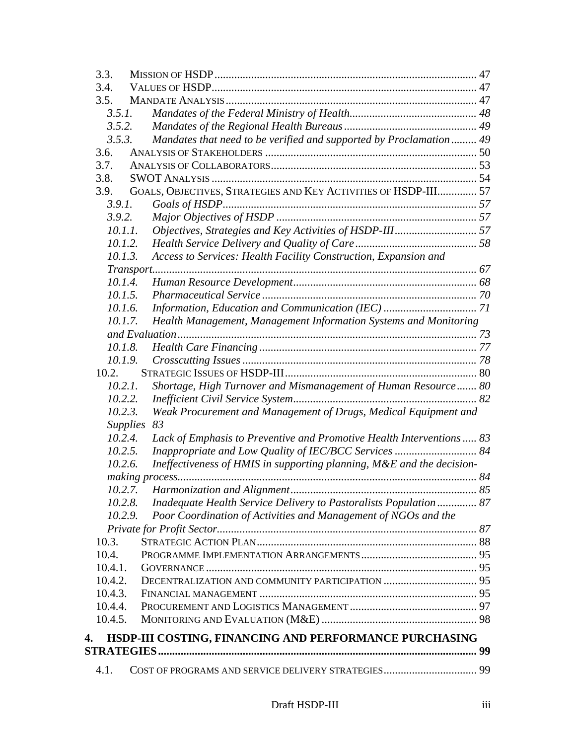3.3. MISSION OF HSDP ........................................................................................ 47
3.4. VALUES OF HSDP........................................................................................ 47
3.5. MANDATE ANALYSIS .................................................................................... 47
*3.5.1. Mandates of the Federal Ministry of Health.............................................. 48*
*3.5.2. Mandates of the Regional Health Bureaus ............................................... 49*
*3.5.3. Mandates that need to be verified and supported by Proclamation ......... 49*
3.6. ANALYSIS OF STAKEHOLDERS ...................................................................... 50
3.7. ANALYSIS OF COLLABORATORS.................................................................... 53
3.8. SWOT ANALYSIS ........................................................................................ 54
3.9. GOALS, OBJECTIVES, STRATEGIES AND KEY ACTIVITIES OF HSDP-III............. 57
*3.9.1. Goals of HSDP.......................................................................................... 57*
*3.9.2. Major Objectives of HSDP ....................................................................... 57*
*10.1.1. Objectives, Strategies and Key Activities of HSDP-III............................ 57*
*10.1.2. Health Service Delivery and Quality of Care ........................................... 58*
*10.1.3. Access to Services: Health Facility Construction, Expansion and Transport.................................................................................................................. 67*
*10.1.4. Human Resource Development................................................................. 68*
*10.1.5. Pharmaceutical Service ........................................................................... 70*
*10.1.6. Information, Education and Communication (IEC) ................................. 71*
*10.1.7. Health Management, Management Information Systems and Monitoring and Evaluation......................................................................................................... 73*
*10.1.8. Health Care Financing ............................................................................ 77*
*10.1.9. Crosscutting Issues .................................................................................. 78*
10.2. STRATEGIC ISSUES OF HSDP-III.................................................................. 80
*10.2.1. Shortage, High Turnover and Mismanagement of Human Resource ....... 80*
*10.2.2. Inefficient Civil Service System................................................................ 82*
*10.2.3. Weak Procurement and Management of Drugs, Medical Equipment and Supplies 83*
*10.2.4. Lack of Emphasis to Preventive and Promotive Health Interventions ..... 83*
*10.2.5. Inappropriate and Low Quality of IEC/BCC Services ............................ 84*
*10.2.6. Ineffectiveness of HMIS in supporting planning, M&E and the decision-making process.......................................................................................................... 84*
*10.2.7. Harmonization and Alignment................................................................. 85*
*10.2.8. Inadequate Health Service Delivery to Pastoralists Population ............. 87*
*10.2.9. Poor Coordination of Activities and Management of NGOs and the Private for Profit Sector........................................................................................... 87*
10.3. STRATEGIC ACTION PLAN............................................................................ 88
10.4. PROGRAMME IMPLEMENTATION ARRANGEMENTS ........................................ 95
10.4.1. GOVERNANCE ............................................................................................ 95
10.4.2. DECENTRALIZATION AND COMMUNITY PARTICIPATION ................................ 95
10.4.3. FINANCIAL MANAGEMENT ........................................................................... 95
10.4.4. PROCUREMENT AND LOGISTICS MANAGEMENT ............................................ 97
10.4.5. MONITORING AND EVALUATION (M&E) ...................................................... 98

**4. HSDP-III COSTING, FINANCING AND PERFORMANCE PURCHASING STRATEGIES................................................................................................................ 99**

4.1. COST OF PROGRAMS AND SERVICE DELIVERY STRATEGIES................................ 99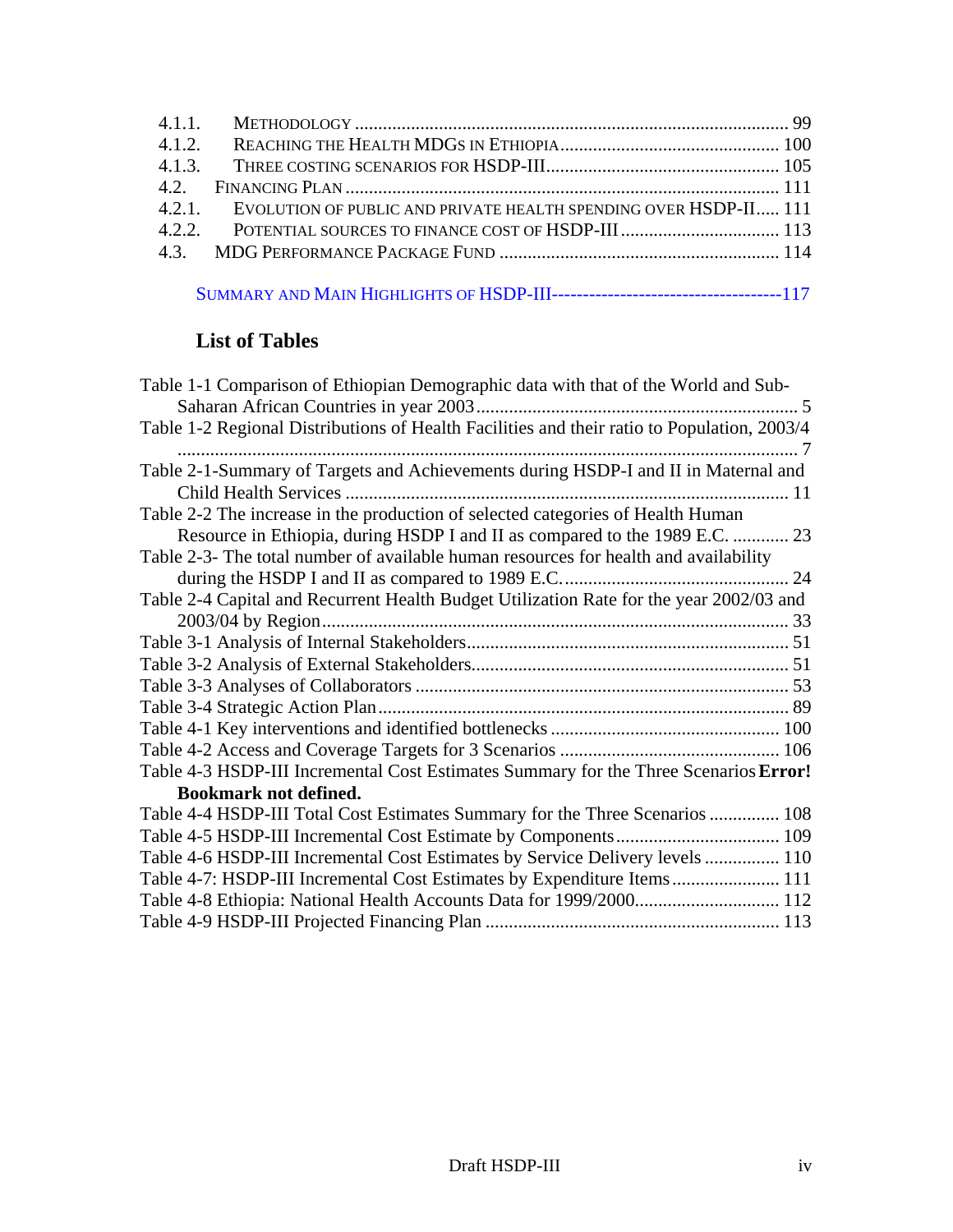4.1.1. METHODOLOGY ............................................................................................ 99
4.1.2. REACHING THE HEALTH MDGS IN ETHIOPIA ............................................... 100
4.1.3. THREE COSTING SCENARIOS FOR HSDP-III .................................................. 105
4.2. FINANCING PLAN ............................................................................................ 111
4.2.1. EVOLUTION OF PUBLIC AND PRIVATE HEALTH SPENDING OVER HSDP-II..... 111
4.2.2. POTENTIAL SOURCES TO FINANCE COST OF HSDP-III .................................. 113
4.3. MDG PERFORMANCE PACKAGE FUND ............................................................ 114

SUMMARY AND MAIN HIGHLIGHTS OF HSDP-III------------------------------------117

## List of Tables

Table 1-1 Comparison of Ethiopian Demographic data with that of the World and Sub-Saharan African Countries in year 2003 .................................................................... 5
Table 1-2 Regional Distributions of Health Facilities and their ratio to Population, 2003/4 ..................................................................................................................... 7
Table 2-1-Summary of Targets and Achievements during HSDP-I and II in Maternal and Child Health Services .............................................................................. 11
Table 2-2 The increase in the production of selected categories of Health Human Resource in Ethiopia, during HSDP I and II as compared to the 1989 E.C. ............ 23
Table 2-3- The total number of available human resources for health and availability during the HSDP I and II as compared to 1989 E.C. ................................................ 24
Table 2-4 Capital and Recurrent Health Budget Utilization Rate for the year 2002/03 and 2003/04 by Region .................................................................................................... 33
Table 3-1 Analysis of Internal Stakeholders ..................................................................... 51
Table 3-2 Analysis of External Stakeholders .................................................................... 51
Table 3-3 Analyses of Collaborators ................................................................................ 53
Table 3-4 Strategic Action Plan ........................................................................................ 89
Table 4-1 Key interventions and identified bottlenecks ................................................. 100
Table 4-2 Access and Coverage Targets for 3 Scenarios ............................................... 106
Table 4-3 HSDP-III Incremental Cost Estimates Summary for the Three Scenarios **Error! Bookmark not defined.**
Table 4-4 HSDP-III Total Cost Estimates Summary for the Three Scenarios ............... 108
Table 4-5 HSDP-III Incremental Cost Estimate by Components ................................... 109
Table 4-6 HSDP-III Incremental Cost Estimates by Service Delivery levels ................ 110
Table 4-7: HSDP-III Incremental Cost Estimates by Expenditure Items ....................... 111
Table 4-8 Ethiopia: National Health Accounts Data for 1999/2000 ............................... 112
Table 4-9 HSDP-III Projected Financing Plan ............................................................... 113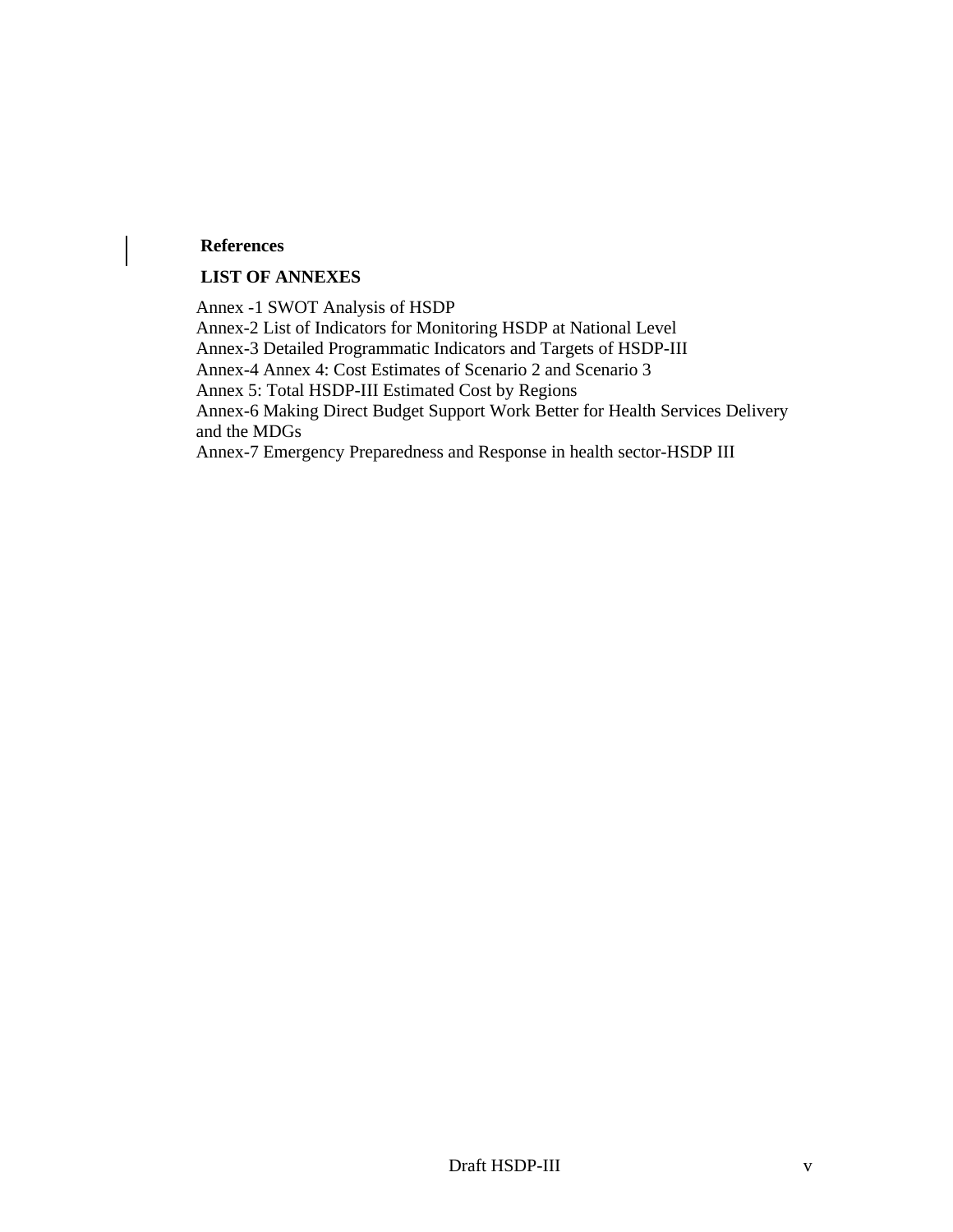**References**

**LIST OF ANNEXES**

Annex -1 SWOT Analysis of HSDP
Annex-2 List of Indicators for Monitoring HSDP at National Level
Annex-3 Detailed Programmatic Indicators and Targets of HSDP-III
Annex-4 Annex 4: Cost Estimates of Scenario 2 and Scenario 3
Annex 5: Total HSDP-III Estimated Cost by Regions
Annex-6 Making Direct Budget Support Work Better for Health Services Delivery and the MDGs
Annex-7 Emergency Preparedness and Response in health sector-HSDP III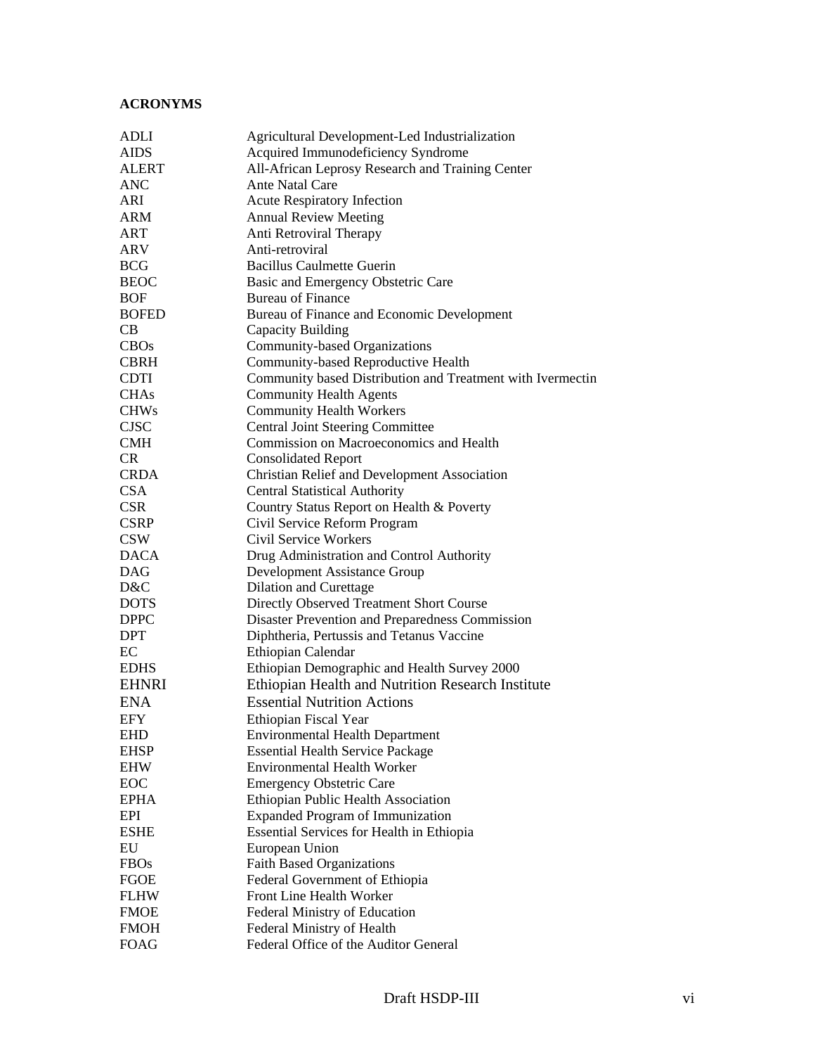**ACRONYMS**

| | |
|---|---|
| ADLI | Agricultural Development-Led Industrialization |
| AIDS | Acquired Immunodeficiency Syndrome |
| ALERT | All-African Leprosy Research and Training Center |
| ANC | Ante Natal Care |
| ARI | Acute Respiratory Infection |
| ARM | Annual Review Meeting |
| ART | Anti Retroviral Therapy |
| ARV | Anti-retroviral |
| BCG | Bacillus Caulmette Guerin |
| BEOC | Basic and Emergency Obstetric Care |
| BOF | Bureau of Finance |
| BOFED | Bureau of Finance and Economic Development |
| CB | Capacity Building |
| CBOs | Community-based Organizations |
| CBRH | Community-based Reproductive Health |
| CDTI | Community based Distribution and Treatment with Ivermectin |
| CHAs | Community Health Agents |
| CHWs | Community Health Workers |
| CJSC | Central Joint Steering Committee |
| CMH | Commission on Macroeconomics and Health |
| CR | Consolidated Report |
| CRDA | Christian Relief and Development Association |
| CSA | Central Statistical Authority |
| CSR | Country Status Report on Health & Poverty |
| CSRP | Civil Service Reform Program |
| CSW | Civil Service Workers |
| DACA | Drug Administration and Control Authority |
| DAG | Development Assistance Group |
| D&C | Dilation and Curettage |
| DOTS | Directly Observed Treatment Short Course |
| DPPC | Disaster Prevention and Preparedness Commission |
| DPT | Diphtheria, Pertussis and Tetanus Vaccine |
| EC | Ethiopian Calendar |
| EDHS | Ethiopian Demographic and Health Survey 2000 |
| EHNRI | Ethiopian Health and Nutrition Research Institute |
| ENA | Essential Nutrition Actions |
| EFY | Ethiopian Fiscal Year |
| EHD | Environmental Health Department |
| EHSP | Essential Health Service Package |
| EHW | Environmental Health Worker |
| EOC | Emergency Obstetric Care |
| EPHA | Ethiopian Public Health Association |
| EPI | Expanded Program of Immunization |
| ESHE | Essential Services for Health in Ethiopia |
| EU | European Union |
| FBOs | Faith Based Organizations |
| FGOE | Federal Government of Ethiopia |
| FLHW | Front Line Health Worker |
| FMOE | Federal Ministry of Education |
| FMOH | Federal Ministry of Health |
| FOAG | Federal Office of the Auditor General |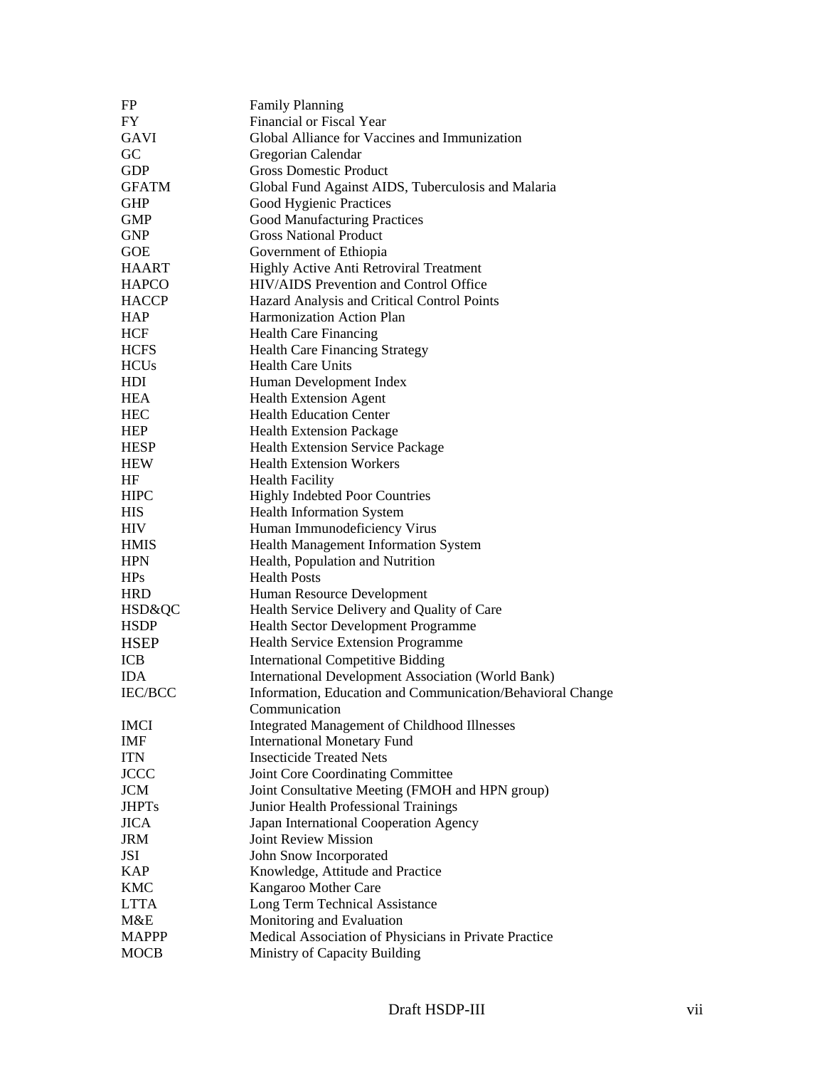| | |
|---|---|
| FP | Family Planning |
| FY | Financial or Fiscal Year |
| GAVI | Global Alliance for Vaccines and Immunization |
| GC | Gregorian Calendar |
| GDP | Gross Domestic Product |
| GFATM | Global Fund Against AIDS, Tuberculosis and Malaria |
| GHP | Good Hygienic Practices |
| GMP | Good Manufacturing Practices |
| GNP | Gross National Product |
| GOE | Government of Ethiopia |
| HAART | Highly Active Anti Retroviral Treatment |
| HAPCO | HIV/AIDS Prevention and Control Office |
| HACCP | Hazard Analysis and Critical Control Points |
| HAP | Harmonization Action Plan |
| HCF | Health Care Financing |
| HCFS | Health Care Financing Strategy |
| HCUs | Health Care Units |
| HDI | Human Development Index |
| HEA | Health Extension Agent |
| HEC | Health Education Center |
| HEP | Health Extension Package |
| HESP | Health Extension Service Package |
| HEW | Health Extension Workers |
| HF | Health Facility |
| HIPC | Highly Indebted Poor Countries |
| HIS | Health Information System |
| HIV | Human Immunodeficiency Virus |
| HMIS | Health Management Information System |
| HPN | Health, Population and Nutrition |
| HPs | Health Posts |
| HRD | Human Resource Development |
| HSD&QC | Health Service Delivery and Quality of Care |
| HSDP | Health Sector Development Programme |
| HSEP | Health Service Extension Programme |
| ICB | International Competitive Bidding |
| IDA | International Development Association (World Bank) |
| IEC/BCC | Information, Education and Communication/Behavioral Change Communication |
| IMCI | Integrated Management of Childhood Illnesses |
| IMF | International Monetary Fund |
| ITN | Insecticide Treated Nets |
| JCCC | Joint Core Coordinating Committee |
| JCM | Joint Consultative Meeting (FMOH and HPN group) |
| JHPTs | Junior Health Professional Trainings |
| JICA | Japan International Cooperation Agency |
| JRM | Joint Review Mission |
| JSI | John Snow Incorporated |
| KAP | Knowledge, Attitude and Practice |
| KMC | Kangaroo Mother Care |
| LTTA | Long Term Technical Assistance |
| M&E | Monitoring and Evaluation |
| MAPPP | Medical Association of Physicians in Private Practice |
| MOCB | Ministry of Capacity Building |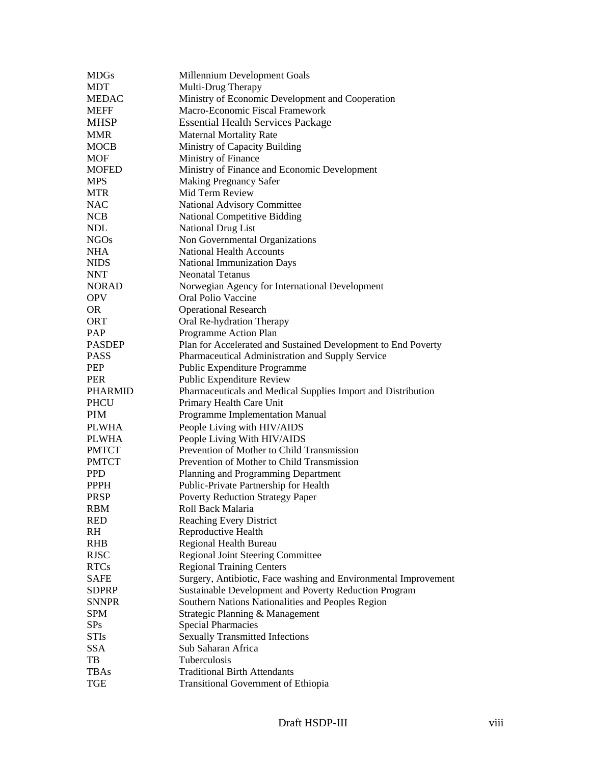| | |
|---|---|
| MDGs | Millennium Development Goals |
| MDT | Multi-Drug Therapy |
| MEDAC | Ministry of Economic Development and Cooperation |
| MEFF | Macro-Economic Fiscal Framework |
| MHSP | Essential Health Services Package |
| MMR | Maternal Mortality Rate |
| MOCB | Ministry of Capacity Building |
| MOF | Ministry of Finance |
| MOFED | Ministry of Finance and Economic Development |
| MPS | Making Pregnancy Safer |
| MTR | Mid Term Review |
| NAC | National Advisory Committee |
| NCB | National Competitive Bidding |
| NDL | National Drug List |
| NGOs | Non Governmental Organizations |
| NHA | National Health Accounts |
| NIDS | National Immunization Days |
| NNT | Neonatal Tetanus |
| NORAD | Norwegian Agency for International Development |
| OPV | Oral Polio Vaccine |
| OR | Operational Research |
| ORT | Oral Re-hydration Therapy |
| PAP | Programme Action Plan |
| PASDEP | Plan for Accelerated and Sustained Development to End Poverty |
| PASS | Pharmaceutical Administration and Supply Service |
| PEP | Public Expenditure Programme |
| PER | Public Expenditure Review |
| PHARMID | Pharmaceuticals and Medical Supplies Import and Distribution |
| PHCU | Primary Health Care Unit |
| PIM | Programme Implementation Manual |
| PLWHA | People Living with HIV/AIDS |
| PLWHA | People Living With HIV/AIDS |
| PMTCT | Prevention of Mother to Child Transmission |
| PMTCT | Prevention of Mother to Child Transmission |
| PPD | Planning and Programming Department |
| PPPH | Public-Private Partnership for Health |
| PRSP | Poverty Reduction Strategy Paper |
| RBM | Roll Back Malaria |
| RED | Reaching Every District |
| RH | Reproductive Health |
| RHB | Regional Health Bureau |
| RJSC | Regional Joint Steering Committee |
| RTCs | Regional Training Centers |
| SAFE | Surgery, Antibiotic, Face washing and Environmental Improvement |
| SDPRP | Sustainable Development and Poverty Reduction Program |
| SNNPR | Southern Nations Nationalities and Peoples Region |
| SPM | Strategic Planning & Management |
| SPs | Special Pharmacies |
| STIs | Sexually Transmitted Infections |
| SSA | Sub Saharan Africa |
| TB | Tuberculosis |
| TBAs | Traditional Birth Attendants |
| TGE | Transitional Government of Ethiopia |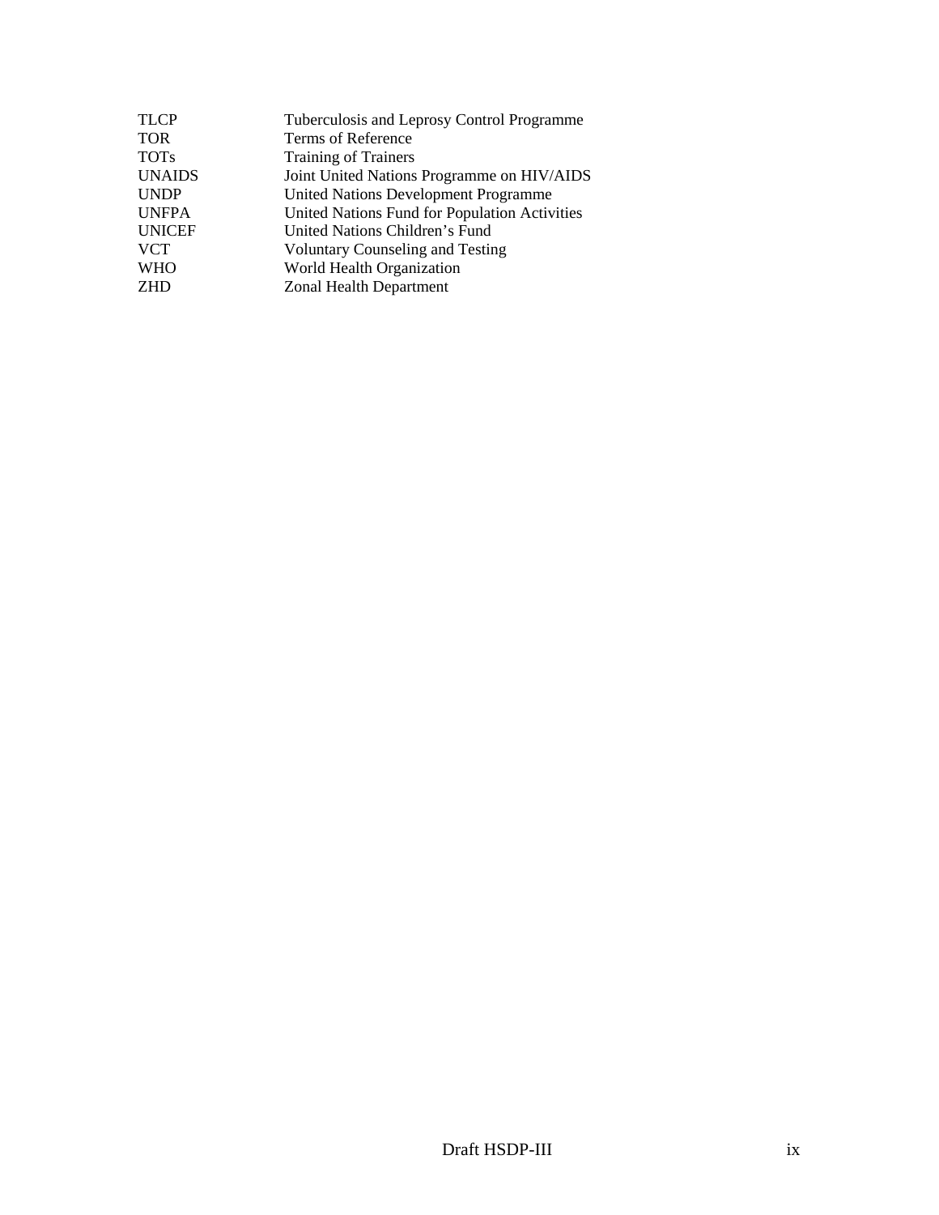| | |
|---|---|
| TLCP | Tuberculosis and Leprosy Control Programme |
| TOR | Terms of Reference |
| TOTs | Training of Trainers |
| UNAIDS | Joint United Nations Programme on HIV/AIDS |
| UNDP | United Nations Development Programme |
| UNFPA | United Nations Fund for Population Activities |
| UNICEF | United Nations Children's Fund |
| VCT | Voluntary Counseling and Testing |
| WHO | World Health Organization |
| ZHD | Zonal Health Department |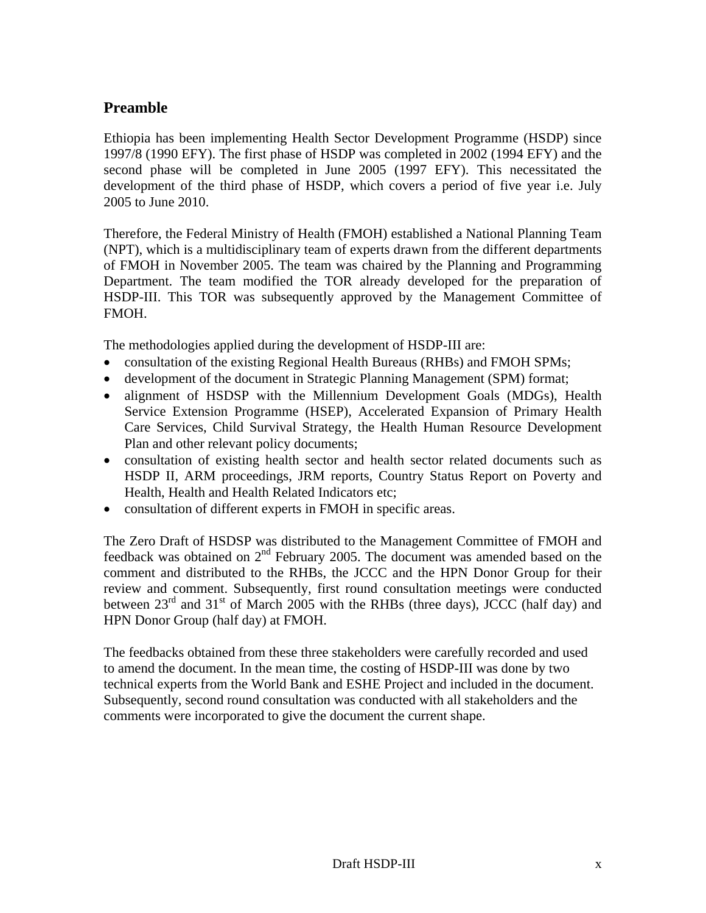## Preamble

Ethiopia has been implementing Health Sector Development Programme (HSDP) since 1997/8 (1990 EFY). The first phase of HSDP was completed in 2002 (1994 EFY) and the second phase will be completed in June 2005 (1997 EFY). This necessitated the development of the third phase of HSDP, which covers a period of five year i.e. July 2005 to June 2010.

Therefore, the Federal Ministry of Health (FMOH) established a National Planning Team (NPT), which is a multidisciplinary team of experts drawn from the different departments of FMOH in November 2005. The team was chaired by the Planning and Programming Department. The team modified the TOR already developed for the preparation of HSDP-III. This TOR was subsequently approved by the Management Committee of FMOH.

The methodologies applied during the development of HSDP-III are:

- consultation of the existing Regional Health Bureaus (RHBs) and FMOH SPMs;
- development of the document in Strategic Planning Management (SPM) format;
- alignment of HSDSP with the Millennium Development Goals (MDGs), Health Service Extension Programme (HSEP), Accelerated Expansion of Primary Health Care Services, Child Survival Strategy, the Health Human Resource Development Plan and other relevant policy documents;
- consultation of existing health sector and health sector related documents such as HSDP II, ARM proceedings, JRM reports, Country Status Report on Poverty and Health, Health and Health Related Indicators etc;
- consultation of different experts in FMOH in specific areas.

The Zero Draft of HSDSP was distributed to the Management Committee of FMOH and feedback was obtained on 2nd February 2005. The document was amended based on the comment and distributed to the RHBs, the JCCC and the HPN Donor Group for their review and comment. Subsequently, first round consultation meetings were conducted between 23rd and 31st of March 2005 with the RHBs (three days), JCCC (half day) and HPN Donor Group (half day) at FMOH.

The feedbacks obtained from these three stakeholders were carefully recorded and used to amend the document. In the mean time, the costing of HSDP-III was done by two technical experts from the World Bank and ESHE Project and included in the document. Subsequently, second round consultation was conducted with all stakeholders and the comments were incorporated to give the document the current shape.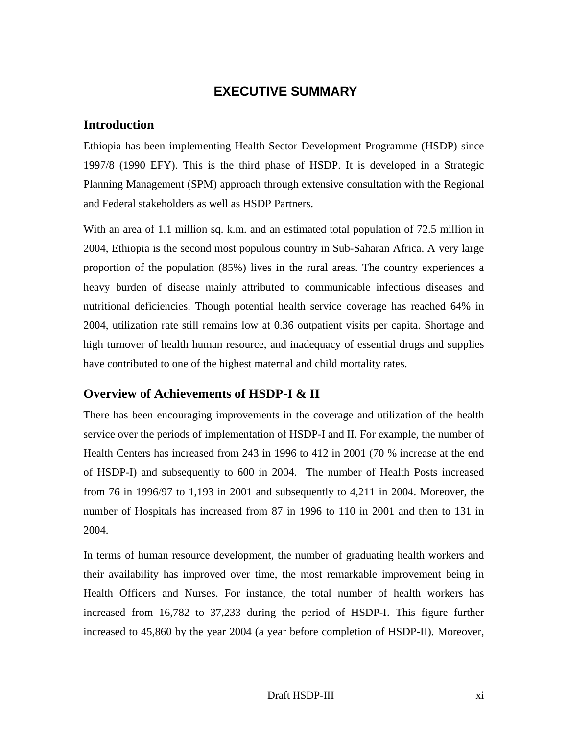# EXECUTIVE SUMMARY

## Introduction

Ethiopia has been implementing Health Sector Development Programme (HSDP) since 1997/8 (1990 EFY). This is the third phase of HSDP. It is developed in a Strategic Planning Management (SPM) approach through extensive consultation with the Regional and Federal stakeholders as well as HSDP Partners.

With an area of 1.1 million sq. k.m. and an estimated total population of 72.5 million in 2004, Ethiopia is the second most populous country in Sub-Saharan Africa. A very large proportion of the population (85%) lives in the rural areas. The country experiences a heavy burden of disease mainly attributed to communicable infectious diseases and nutritional deficiencies. Though potential health service coverage has reached 64% in 2004, utilization rate still remains low at 0.36 outpatient visits per capita. Shortage and high turnover of health human resource, and inadequacy of essential drugs and supplies have contributed to one of the highest maternal and child mortality rates.

## Overview of Achievements of HSDP-I & II

There has been encouraging improvements in the coverage and utilization of the health service over the periods of implementation of HSDP-I and II. For example, the number of Health Centers has increased from 243 in 1996 to 412 in 2001 (70 % increase at the end of HSDP-I) and subsequently to 600 in 2004. The number of Health Posts increased from 76 in 1996/97 to 1,193 in 2001 and subsequently to 4,211 in 2004. Moreover, the number of Hospitals has increased from 87 in 1996 to 110 in 2001 and then to 131 in 2004.

In terms of human resource development, the number of graduating health workers and their availability has improved over time, the most remarkable improvement being in Health Officers and Nurses. For instance, the total number of health workers has increased from 16,782 to 37,233 during the period of HSDP-I. This figure further increased to 45,860 by the year 2004 (a year before completion of HSDP-II). Moreover,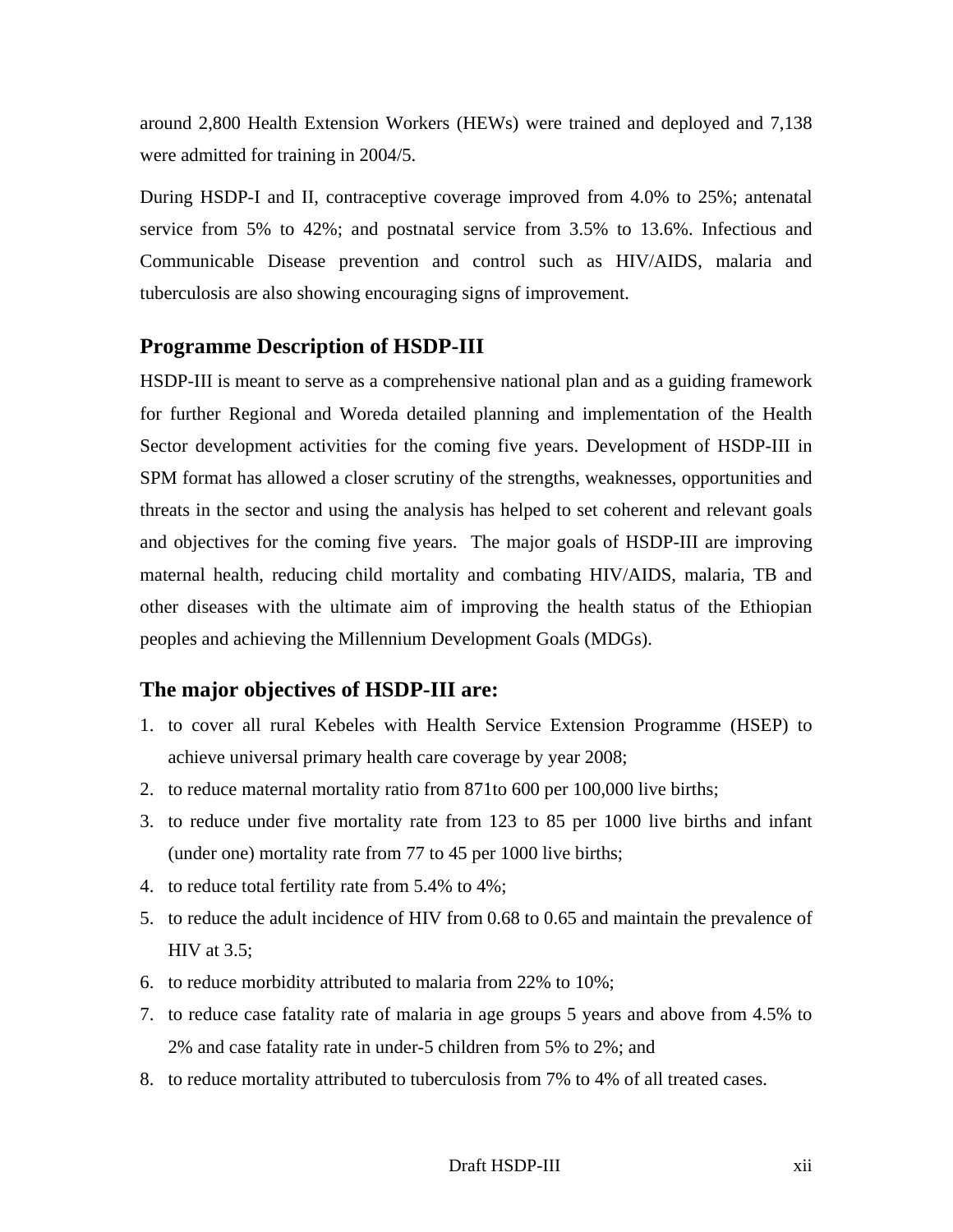around 2,800 Health Extension Workers (HEWs) were trained and deployed and 7,138 were admitted for training in 2004/5.

During HSDP-I and II, contraceptive coverage improved from 4.0% to 25%; antenatal service from 5% to 42%; and postnatal service from 3.5% to 13.6%. Infectious and Communicable Disease prevention and control such as HIV/AIDS, malaria and tuberculosis are also showing encouraging signs of improvement.

## Programme Description of HSDP-III

HSDP-III is meant to serve as a comprehensive national plan and as a guiding framework for further Regional and Woreda detailed planning and implementation of the Health Sector development activities for the coming five years. Development of HSDP-III in SPM format has allowed a closer scrutiny of the strengths, weaknesses, opportunities and threats in the sector and using the analysis has helped to set coherent and relevant goals and objectives for the coming five years. The major goals of HSDP-III are improving maternal health, reducing child mortality and combating HIV/AIDS, malaria, TB and other diseases with the ultimate aim of improving the health status of the Ethiopian peoples and achieving the Millennium Development Goals (MDGs).

## The major objectives of HSDP-III are:

1. to cover all rural Kebeles with Health Service Extension Programme (HSEP) to achieve universal primary health care coverage by year 2008;
2. to reduce maternal mortality ratio from 871to 600 per 100,000 live births;
3. to reduce under five mortality rate from 123 to 85 per 1000 live births and infant (under one) mortality rate from 77 to 45 per 1000 live births;
4. to reduce total fertility rate from 5.4% to 4%;
5. to reduce the adult incidence of HIV from 0.68 to 0.65 and maintain the prevalence of HIV at 3.5;
6. to reduce morbidity attributed to malaria from 22% to 10%;
7. to reduce case fatality rate of malaria in age groups 5 years and above from 4.5% to 2% and case fatality rate in under-5 children from 5% to 2%; and
8. to reduce mortality attributed to tuberculosis from 7% to 4% of all treated cases.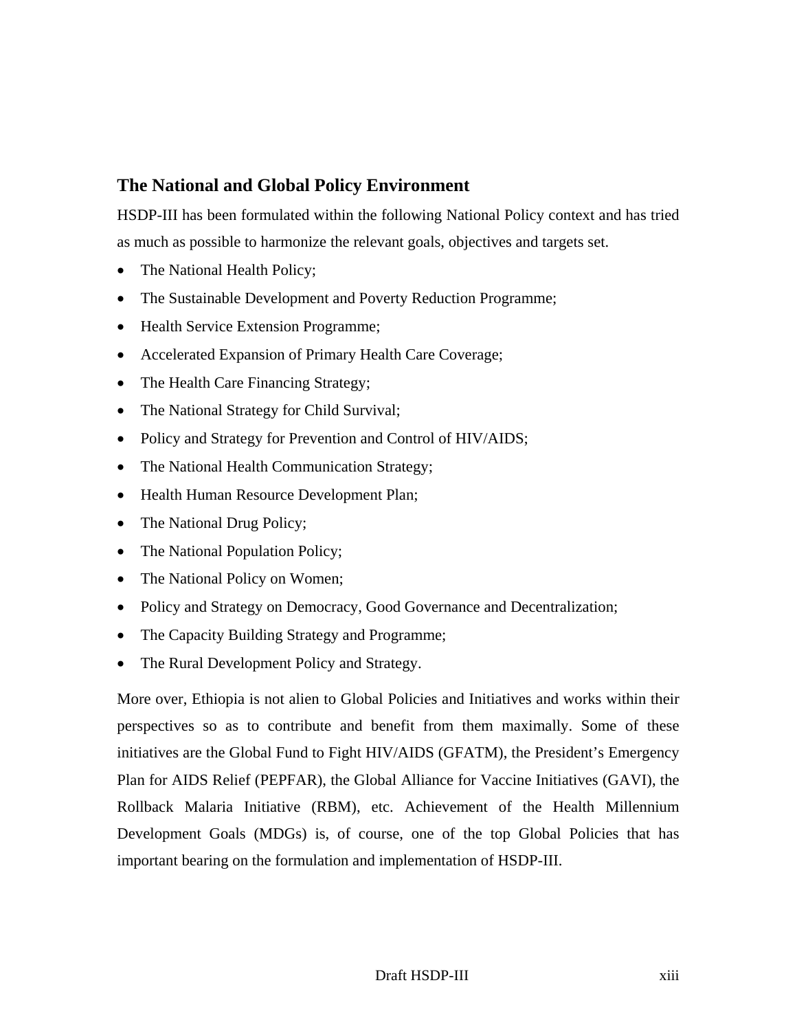## The National and Global Policy Environment

HSDP-III has been formulated within the following National Policy context and has tried as much as possible to harmonize the relevant goals, objectives and targets set.

- The National Health Policy;
- The Sustainable Development and Poverty Reduction Programme;
- Health Service Extension Programme;
- Accelerated Expansion of Primary Health Care Coverage;
- The Health Care Financing Strategy;
- The National Strategy for Child Survival;
- Policy and Strategy for Prevention and Control of HIV/AIDS;
- The National Health Communication Strategy;
- Health Human Resource Development Plan;
- The National Drug Policy;
- The National Population Policy;
- The National Policy on Women;
- Policy and Strategy on Democracy, Good Governance and Decentralization;
- The Capacity Building Strategy and Programme;
- The Rural Development Policy and Strategy.

More over, Ethiopia is not alien to Global Policies and Initiatives and works within their perspectives so as to contribute and benefit from them maximally. Some of these initiatives are the Global Fund to Fight HIV/AIDS (GFATM), the President's Emergency Plan for AIDS Relief (PEPFAR), the Global Alliance for Vaccine Initiatives (GAVI), the Rollback Malaria Initiative (RBM), etc. Achievement of the Health Millennium Development Goals (MDGs) is, of course, one of the top Global Policies that has important bearing on the formulation and implementation of HSDP-III.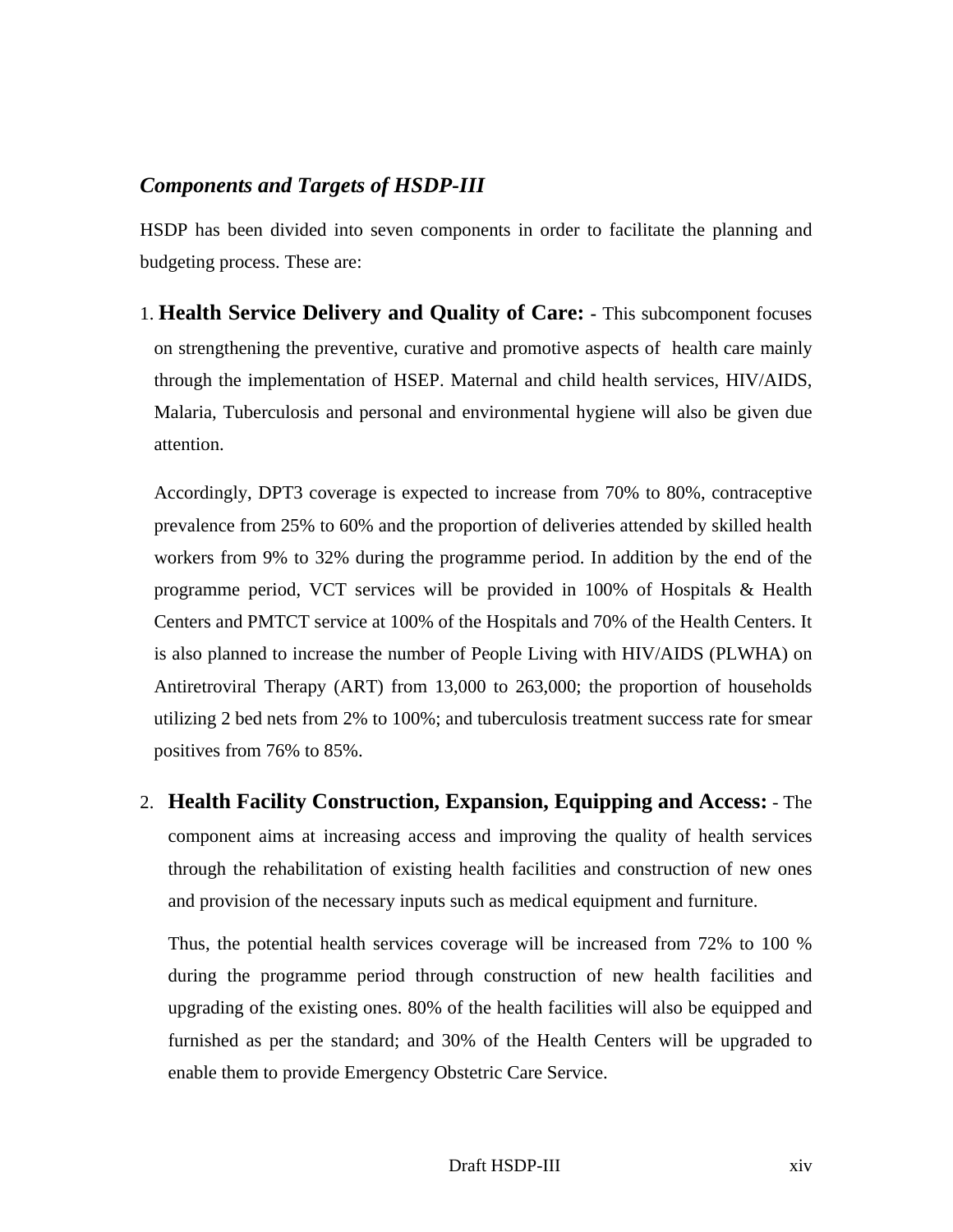### *Components and Targets of HSDP-III*

HSDP has been divided into seven components in order to facilitate the planning and budgeting process. These are:

1. **Health Service Delivery and Quality of Care: -** This subcomponent focuses on strengthening the preventive, curative and promotive aspects of health care mainly through the implementation of HSEP. Maternal and child health services, HIV/AIDS, Malaria, Tuberculosis and personal and environmental hygiene will also be given due attention.

   Accordingly, DPT3 coverage is expected to increase from 70% to 80%, contraceptive prevalence from 25% to 60% and the proportion of deliveries attended by skilled health workers from 9% to 32% during the programme period. In addition by the end of the programme period, VCT services will be provided in 100% of Hospitals & Health Centers and PMTCT service at 100% of the Hospitals and 70% of the Health Centers. It is also planned to increase the number of People Living with HIV/AIDS (PLWHA) on Antiretroviral Therapy (ART) from 13,000 to 263,000; the proportion of households utilizing 2 bed nets from 2% to 100%; and tuberculosis treatment success rate for smear positives from 76% to 85%.

2. **Health Facility Construction, Expansion, Equipping and Access: -** The component aims at increasing access and improving the quality of health services through the rehabilitation of existing health facilities and construction of new ones and provision of the necessary inputs such as medical equipment and furniture.

   Thus, the potential health services coverage will be increased from 72% to 100 % during the programme period through construction of new health facilities and upgrading of the existing ones. 80% of the health facilities will also be equipped and furnished as per the standard; and 30% of the Health Centers will be upgraded to enable them to provide Emergency Obstetric Care Service.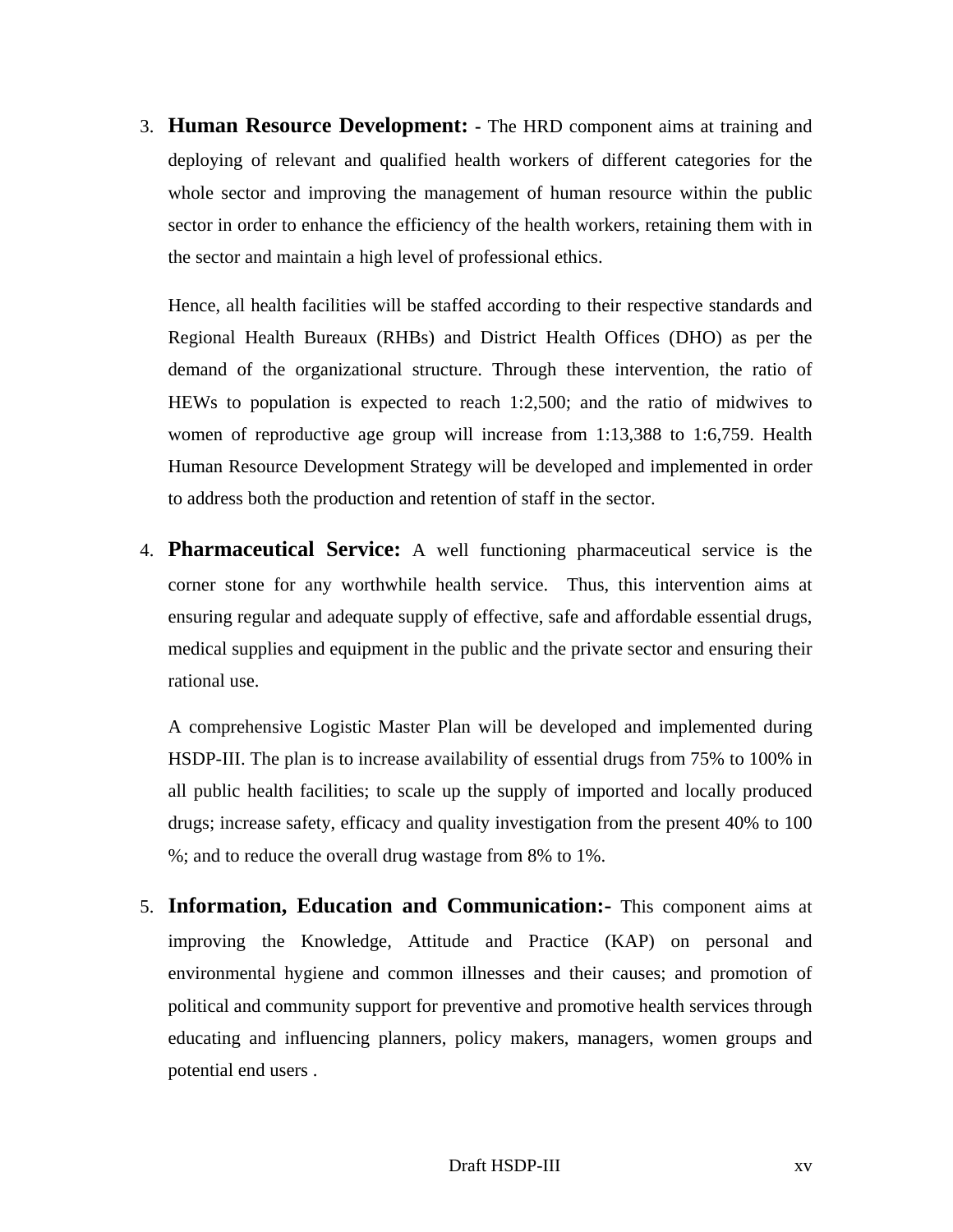3. **Human Resource Development: -** The HRD component aims at training and deploying of relevant and qualified health workers of different categories for the whole sector and improving the management of human resource within the public sector in order to enhance the efficiency of the health workers, retaining them with in the sector and maintain a high level of professional ethics.

   Hence, all health facilities will be staffed according to their respective standards and Regional Health Bureaux (RHBs) and District Health Offices (DHO) as per the demand of the organizational structure. Through these intervention, the ratio of HEWs to population is expected to reach 1:2,500; and the ratio of midwives to women of reproductive age group will increase from 1:13,388 to 1:6,759. Health Human Resource Development Strategy will be developed and implemented in order to address both the production and retention of staff in the sector.

4. **Pharmaceutical Service:** A well functioning pharmaceutical service is the corner stone for any worthwhile health service. Thus, this intervention aims at ensuring regular and adequate supply of effective, safe and affordable essential drugs, medical supplies and equipment in the public and the private sector and ensuring their rational use.

   A comprehensive Logistic Master Plan will be developed and implemented during HSDP-III. The plan is to increase availability of essential drugs from 75% to 100% in all public health facilities; to scale up the supply of imported and locally produced drugs; increase safety, efficacy and quality investigation from the present 40% to 100 %; and to reduce the overall drug wastage from 8% to 1%.

5. **Information, Education and Communication:-** This component aims at improving the Knowledge, Attitude and Practice (KAP) on personal and environmental hygiene and common illnesses and their causes; and promotion of political and community support for preventive and promotive health services through educating and influencing planners, policy makers, managers, women groups and potential end users .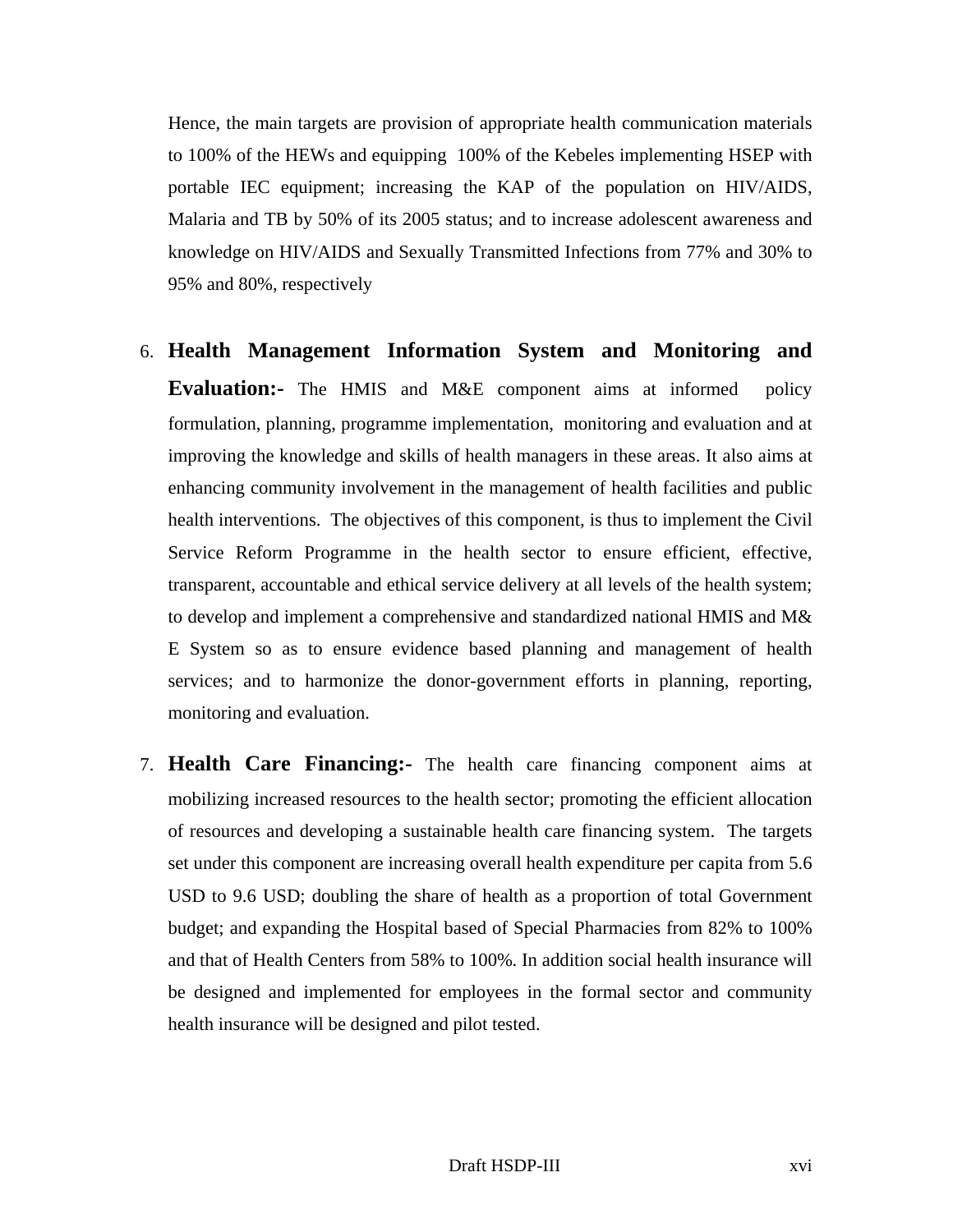Hence, the main targets are provision of appropriate health communication materials to 100% of the HEWs and equipping 100% of the Kebeles implementing HSEP with portable IEC equipment; increasing the KAP of the population on HIV/AIDS, Malaria and TB by 50% of its 2005 status; and to increase adolescent awareness and knowledge on HIV/AIDS and Sexually Transmitted Infections from 77% and 30% to 95% and 80%, respectively

6. **Health Management Information System and Monitoring and Evaluation:-** The HMIS and M&E component aims at informed policy formulation, planning, programme implementation, monitoring and evaluation and at improving the knowledge and skills of health managers in these areas. It also aims at enhancing community involvement in the management of health facilities and public health interventions. The objectives of this component, is thus to implement the Civil Service Reform Programme in the health sector to ensure efficient, effective, transparent, accountable and ethical service delivery at all levels of the health system; to develop and implement a comprehensive and standardized national HMIS and M&E System so as to ensure evidence based planning and management of health services; and to harmonize the donor-government efforts in planning, reporting, monitoring and evaluation.

7. **Health Care Financing:-** The health care financing component aims at mobilizing increased resources to the health sector; promoting the efficient allocation of resources and developing a sustainable health care financing system. The targets set under this component are increasing overall health expenditure per capita from 5.6 USD to 9.6 USD; doubling the share of health as a proportion of total Government budget; and expanding the Hospital based of Special Pharmacies from 82% to 100% and that of Health Centers from 58% to 100%. In addition social health insurance will be designed and implemented for employees in the formal sector and community health insurance will be designed and pilot tested.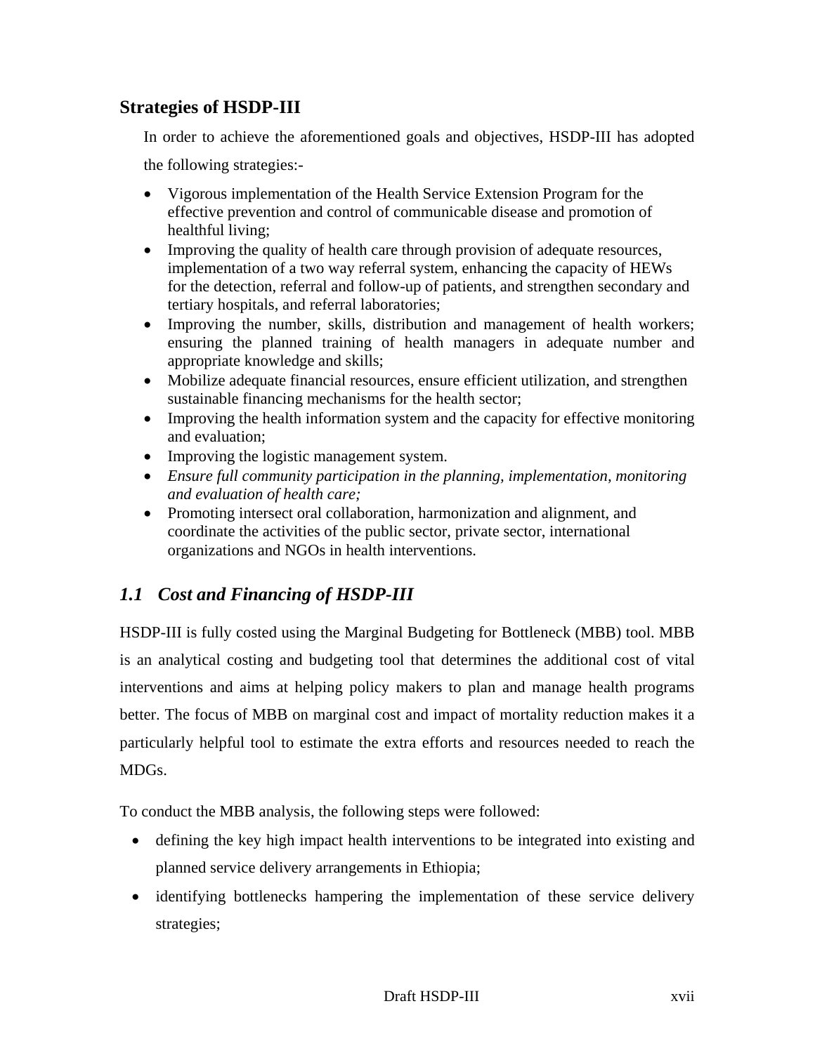## Strategies of HSDP-III

In order to achieve the aforementioned goals and objectives, HSDP-III has adopted the following strategies:-

- Vigorous implementation of the Health Service Extension Program for the effective prevention and control of communicable disease and promotion of healthful living;
- Improving the quality of health care through provision of adequate resources, implementation of a two way referral system, enhancing the capacity of HEWs for the detection, referral and follow-up of patients, and strengthen secondary and tertiary hospitals, and referral laboratories;
- Improving the number, skills, distribution and management of health workers; ensuring the planned training of health managers in adequate number and appropriate knowledge and skills;
- Mobilize adequate financial resources, ensure efficient utilization, and strengthen sustainable financing mechanisms for the health sector;
- Improving the health information system and the capacity for effective monitoring and evaluation;
- Improving the logistic management system.
- *Ensure full community participation in the planning, implementation, monitoring and evaluation of health care;*
- Promoting intersect oral collaboration, harmonization and alignment, and coordinate the activities of the public sector, private sector, international organizations and NGOs in health interventions.

## *1.1 Cost and Financing of HSDP-III*

HSDP-III is fully costed using the Marginal Budgeting for Bottleneck (MBB) tool. MBB is an analytical costing and budgeting tool that determines the additional cost of vital interventions and aims at helping policy makers to plan and manage health programs better. The focus of MBB on marginal cost and impact of mortality reduction makes it a particularly helpful tool to estimate the extra efforts and resources needed to reach the MDGs.

To conduct the MBB analysis, the following steps were followed:

- defining the key high impact health interventions to be integrated into existing and planned service delivery arrangements in Ethiopia;
- identifying bottlenecks hampering the implementation of these service delivery strategies;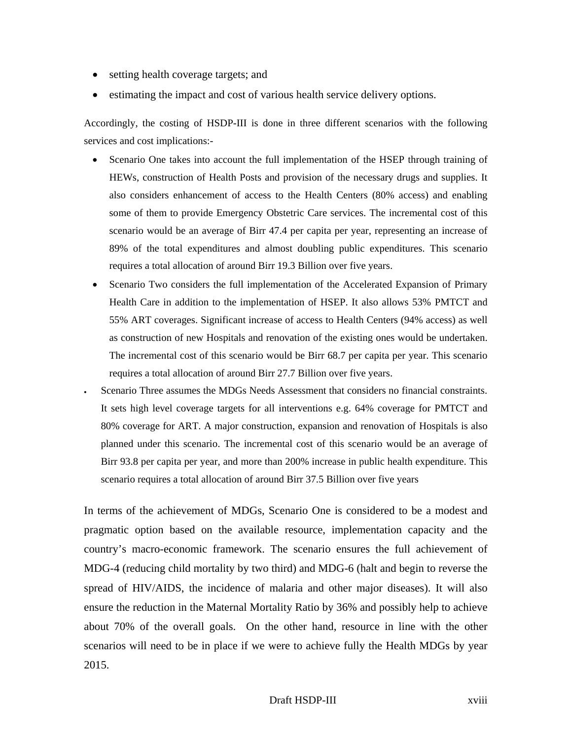- setting health coverage targets; and
- estimating the impact and cost of various health service delivery options.

Accordingly, the costing of HSDP-III is done in three different scenarios with the following services and cost implications:-

- Scenario One takes into account the full implementation of the HSEP through training of HEWs, construction of Health Posts and provision of the necessary drugs and supplies. It also considers enhancement of access to the Health Centers (80% access) and enabling some of them to provide Emergency Obstetric Care services. The incremental cost of this scenario would be an average of Birr 47.4 per capita per year, representing an increase of 89% of the total expenditures and almost doubling public expenditures. This scenario requires a total allocation of around Birr 19.3 Billion over five years.
- Scenario Two considers the full implementation of the Accelerated Expansion of Primary Health Care in addition to the implementation of HSEP. It also allows 53% PMTCT and 55% ART coverages. Significant increase of access to Health Centers (94% access) as well as construction of new Hospitals and renovation of the existing ones would be undertaken. The incremental cost of this scenario would be Birr 68.7 per capita per year. This scenario requires a total allocation of around Birr 27.7 Billion over five years.
- Scenario Three assumes the MDGs Needs Assessment that considers no financial constraints. It sets high level coverage targets for all interventions e.g. 64% coverage for PMTCT and 80% coverage for ART. A major construction, expansion and renovation of Hospitals is also planned under this scenario. The incremental cost of this scenario would be an average of Birr 93.8 per capita per year, and more than 200% increase in public health expenditure. This scenario requires a total allocation of around Birr 37.5 Billion over five years

In terms of the achievement of MDGs, Scenario One is considered to be a modest and pragmatic option based on the available resource, implementation capacity and the country's macro-economic framework. The scenario ensures the full achievement of MDG-4 (reducing child mortality by two third) and MDG-6 (halt and begin to reverse the spread of HIV/AIDS, the incidence of malaria and other major diseases). It will also ensure the reduction in the Maternal Mortality Ratio by 36% and possibly help to achieve about 70% of the overall goals. On the other hand, resource in line with the other scenarios will need to be in place if we were to achieve fully the Health MDGs by year 2015.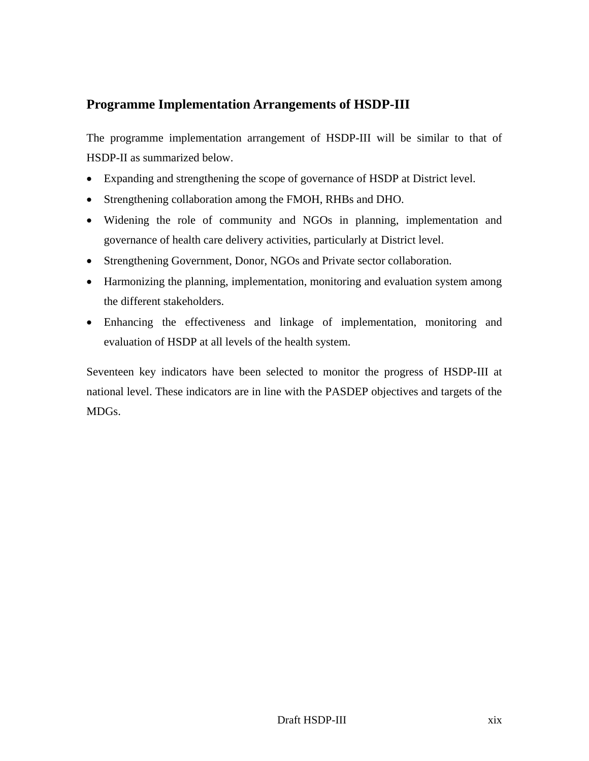## Programme Implementation Arrangements of HSDP-III

The programme implementation arrangement of HSDP-III will be similar to that of HSDP-II as summarized below.

- Expanding and strengthening the scope of governance of HSDP at District level.
- Strengthening collaboration among the FMOH, RHBs and DHO.
- Widening the role of community and NGOs in planning, implementation and governance of health care delivery activities, particularly at District level.
- Strengthening Government, Donor, NGOs and Private sector collaboration.
- Harmonizing the planning, implementation, monitoring and evaluation system among the different stakeholders.
- Enhancing the effectiveness and linkage of implementation, monitoring and evaluation of HSDP at all levels of the health system.

Seventeen key indicators have been selected to monitor the progress of HSDP-III at national level. These indicators are in line with the PASDEP objectives and targets of the MDGs.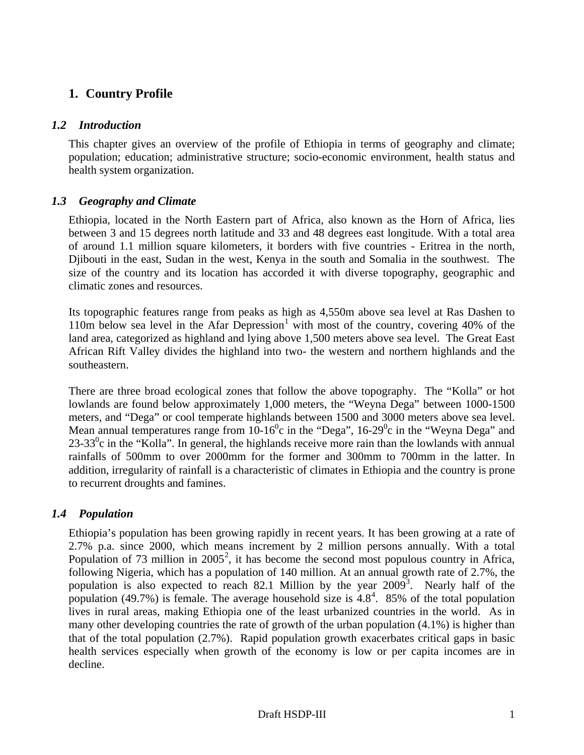# 1. Country Profile

## *1.2 Introduction*

This chapter gives an overview of the profile of Ethiopia in terms of geography and climate; population; education; administrative structure; socio-economic environment, health status and health system organization.

## *1.3 Geography and Climate*

Ethiopia, located in the North Eastern part of Africa, also known as the Horn of Africa, lies between 3 and 15 degrees north latitude and 33 and 48 degrees east longitude. With a total area of around 1.1 million square kilometers, it borders with five countries - Eritrea in the north, Djibouti in the east, Sudan in the west, Kenya in the south and Somalia in the southwest. The size of the country and its location has accorded it with diverse topography, geographic and climatic zones and resources.

Its topographic features range from peaks as high as 4,550m above sea level at Ras Dashen to 110m below sea level in the Afar Depression[1] with most of the country, covering 40% of the land area, categorized as highland and lying above 1,500 meters above sea level. The Great East African Rift Valley divides the highland into two- the western and northern highlands and the southeastern.

There are three broad ecological zones that follow the above topography. The "Kolla" or hot lowlands are found below approximately 1,000 meters, the "Weyna Dega" between 1000-1500 meters, and "Dega" or cool temperate highlands between 1500 and 3000 meters above sea level. Mean annual temperatures range from 10-16$^0$c in the "Dega", 16-29$^0$c in the "Weyna Dega" and 23-33$^0$c in the "Kolla". In general, the highlands receive more rain than the lowlands with annual rainfalls of 500mm to over 2000mm for the former and 300mm to 700mm in the latter. In addition, irregularity of rainfall is a characteristic of climates in Ethiopia and the country is prone to recurrent droughts and famines.

## *1.4 Population*

Ethiopia's population has been growing rapidly in recent years. It has been growing at a rate of 2.7% p.a. since 2000, which means increment by 2 million persons annually. With a total Population of 73 million in 2005[2], it has become the second most populous country in Africa, following Nigeria, which has a population of 140 million. At an annual growth rate of 2.7%, the population is also expected to reach 82.1 Million by the year 2009[3]. Nearly half of the population (49.7%) is female. The average household size is 4.8[4]. 85% of the total population lives in rural areas, making Ethiopia one of the least urbanized countries in the world. As in many other developing countries the rate of growth of the urban population (4.1%) is higher than that of the total population (2.7%). Rapid population growth exacerbates critical gaps in basic health services especially when growth of the economy is low or per capita incomes are in decline.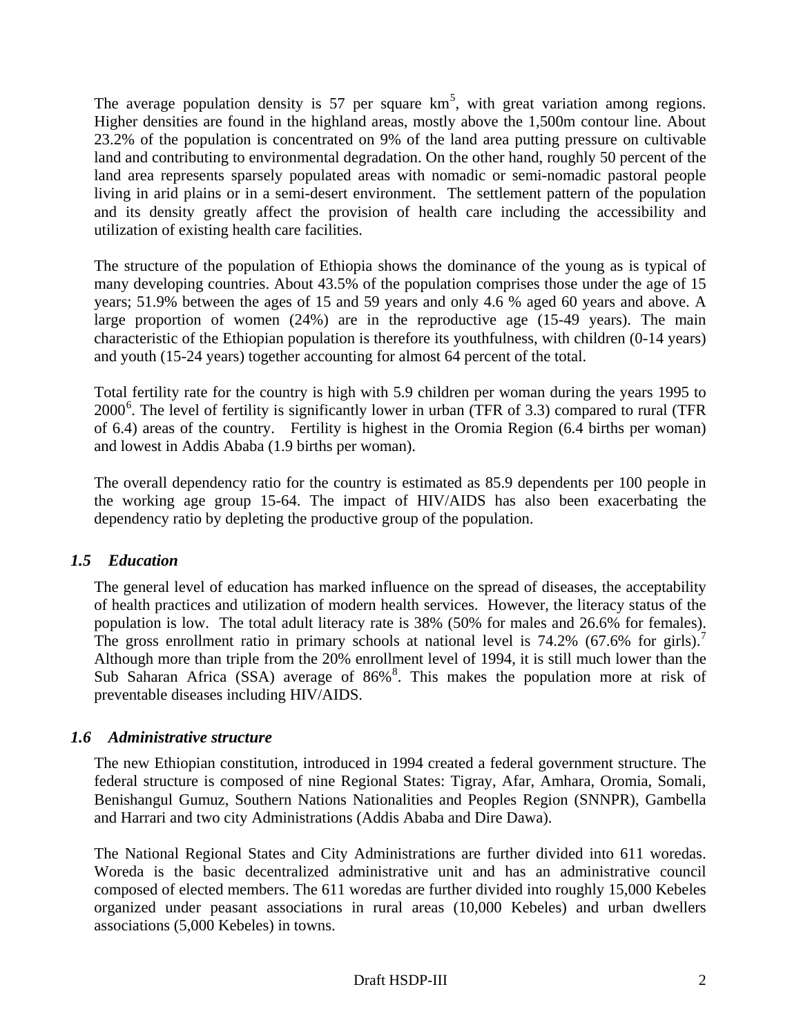The average population density is 57 per square km[5], with great variation among regions. Higher densities are found in the highland areas, mostly above the 1,500m contour line. About 23.2% of the population is concentrated on 9% of the land area putting pressure on cultivable land and contributing to environmental degradation. On the other hand, roughly 50 percent of the land area represents sparsely populated areas with nomadic or semi-nomadic pastoral people living in arid plains or in a semi-desert environment. The settlement pattern of the population and its density greatly affect the provision of health care including the accessibility and utilization of existing health care facilities.

The structure of the population of Ethiopia shows the dominance of the young as is typical of many developing countries. About 43.5% of the population comprises those under the age of 15 years; 51.9% between the ages of 15 and 59 years and only 4.6 % aged 60 years and above. A large proportion of women (24%) are in the reproductive age (15-49 years). The main characteristic of the Ethiopian population is therefore its youthfulness, with children (0-14 years) and youth (15-24 years) together accounting for almost 64 percent of the total.

Total fertility rate for the country is high with 5.9 children per woman during the years 1995 to 2000[6]. The level of fertility is significantly lower in urban (TFR of 3.3) compared to rural (TFR of 6.4) areas of the country. Fertility is highest in the Oromia Region (6.4 births per woman) and lowest in Addis Ababa (1.9 births per woman).

The overall dependency ratio for the country is estimated as 85.9 dependents per 100 people in the working age group 15-64. The impact of HIV/AIDS has also been exacerbating the dependency ratio by depleting the productive group of the population.

### *1.5 Education*

The general level of education has marked influence on the spread of diseases, the acceptability of health practices and utilization of modern health services. However, the literacy status of the population is low. The total adult literacy rate is 38% (50% for males and 26.6% for females). The gross enrollment ratio in primary schools at national level is 74.2% (67.6% for girls).[7] Although more than triple from the 20% enrollment level of 1994, it is still much lower than the Sub Saharan Africa (SSA) average of 86%[8]. This makes the population more at risk of preventable diseases including HIV/AIDS.

### *1.6 Administrative structure*

The new Ethiopian constitution, introduced in 1994 created a federal government structure. The federal structure is composed of nine Regional States: Tigray, Afar, Amhara, Oromia, Somali, Benishangul Gumuz, Southern Nations Nationalities and Peoples Region (SNNPR), Gambella and Harrari and two city Administrations (Addis Ababa and Dire Dawa).

The National Regional States and City Administrations are further divided into 611 woredas. Woreda is the basic decentralized administrative unit and has an administrative council composed of elected members. The 611 woredas are further divided into roughly 15,000 Kebeles organized under peasant associations in rural areas (10,000 Kebeles) and urban dwellers associations (5,000 Kebeles) in towns.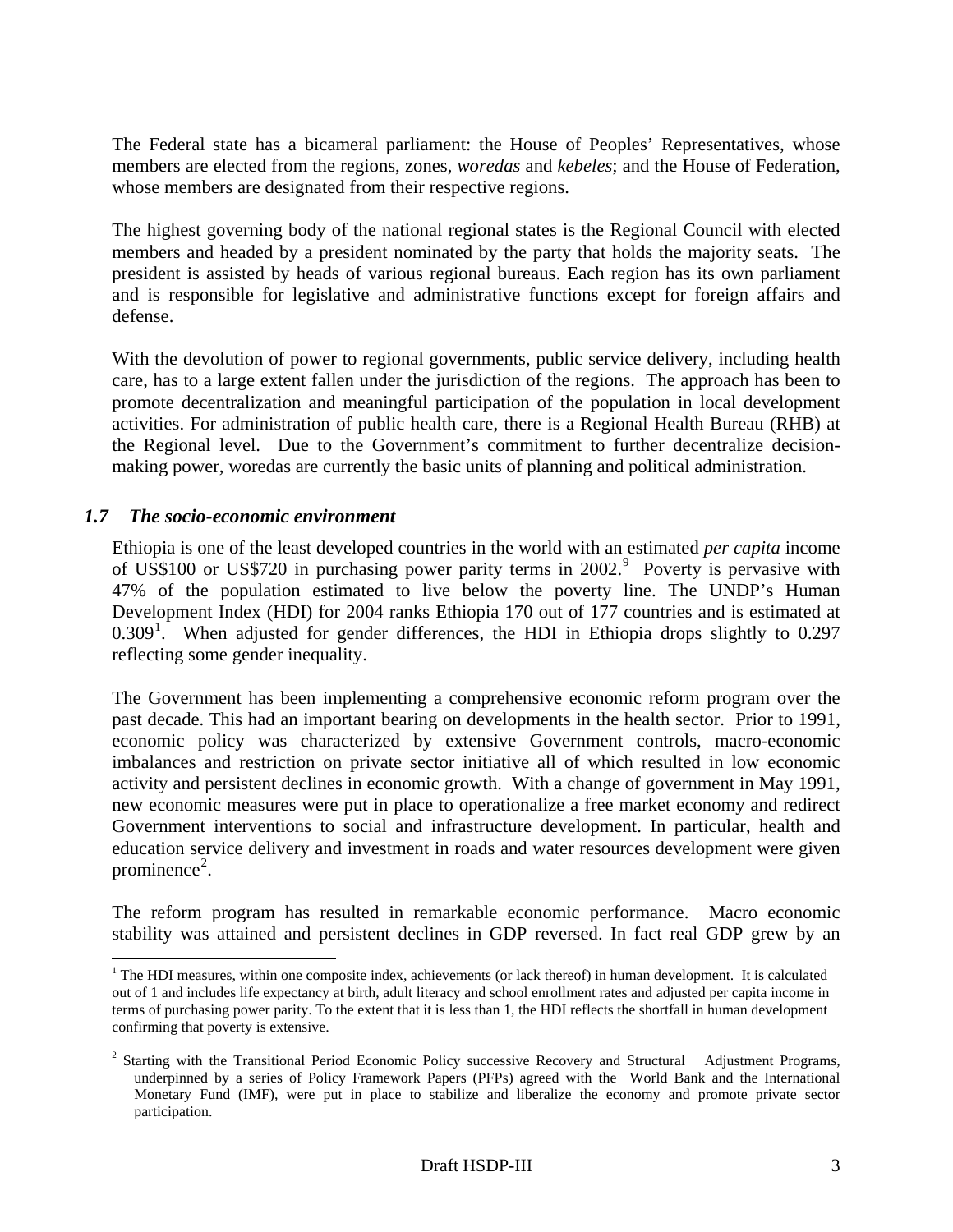The Federal state has a bicameral parliament: the House of Peoples' Representatives, whose members are elected from the regions, zones, *woredas* and *kebeles*; and the House of Federation, whose members are designated from their respective regions.

The highest governing body of the national regional states is the Regional Council with elected members and headed by a president nominated by the party that holds the majority seats. The president is assisted by heads of various regional bureaus. Each region has its own parliament and is responsible for legislative and administrative functions except for foreign affairs and defense.

With the devolution of power to regional governments, public service delivery, including health care, has to a large extent fallen under the jurisdiction of the regions. The approach has been to promote decentralization and meaningful participation of the population in local development activities. For administration of public health care, there is a Regional Health Bureau (RHB) at the Regional level. Due to the Government's commitment to further decentralize decision-making power, woredas are currently the basic units of planning and political administration.

### *1.7 The socio-economic environment*

Ethiopia is one of the least developed countries in the world with an estimated *per capita* income of US$100 or US$720 in purchasing power parity terms in 2002.[9] Poverty is pervasive with 47% of the population estimated to live below the poverty line. The UNDP's Human Development Index (HDI) for 2004 ranks Ethiopia 170 out of 177 countries and is estimated at 0.309[1]. When adjusted for gender differences, the HDI in Ethiopia drops slightly to 0.297 reflecting some gender inequality.

The Government has been implementing a comprehensive economic reform program over the past decade. This had an important bearing on developments in the health sector. Prior to 1991, economic policy was characterized by extensive Government controls, macro-economic imbalances and restriction on private sector initiative all of which resulted in low economic activity and persistent declines in economic growth. With a change of government in May 1991, new economic measures were put in place to operationalize a free market economy and redirect Government interventions to social and infrastructure development. In particular, health and education service delivery and investment in roads and water resources development were given prominence[2].

The reform program has resulted in remarkable economic performance. Macro economic stability was attained and persistent declines in GDP reversed. In fact real GDP grew by an

---

[1] The HDI measures, within one composite index, achievements (or lack thereof) in human development. It is calculated out of 1 and includes life expectancy at birth, adult literacy and school enrollment rates and adjusted per capita income in terms of purchasing power parity. To the extent that it is less than 1, the HDI reflects the shortfall in human development confirming that poverty is extensive.

[2] Starting with the Transitional Period Economic Policy successive Recovery and Structural Adjustment Programs, underpinned by a series of Policy Framework Papers (PFPs) agreed with the World Bank and the International Monetary Fund (IMF), were put in place to stabilize and liberalize the economy and promote private sector participation.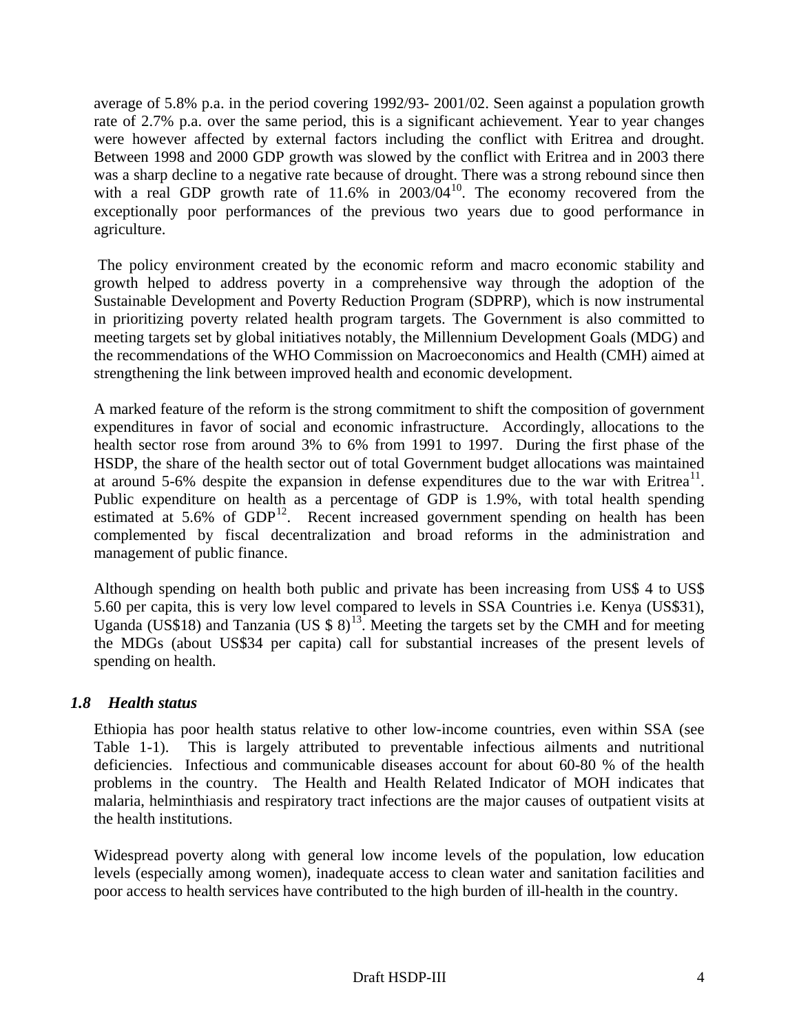average of 5.8% p.a. in the period covering 1992/93- 2001/02. Seen against a population growth rate of 2.7% p.a. over the same period, this is a significant achievement. Year to year changes were however affected by external factors including the conflict with Eritrea and drought. Between 1998 and 2000 GDP growth was slowed by the conflict with Eritrea and in 2003 there was a sharp decline to a negative rate because of drought. There was a strong rebound since then with a real GDP growth rate of 11.6% in 2003/04[10]. The economy recovered from the exceptionally poor performances of the previous two years due to good performance in agriculture.

The policy environment created by the economic reform and macro economic stability and growth helped to address poverty in a comprehensive way through the adoption of the Sustainable Development and Poverty Reduction Program (SDPRP), which is now instrumental in prioritizing poverty related health program targets. The Government is also committed to meeting targets set by global initiatives notably, the Millennium Development Goals (MDG) and the recommendations of the WHO Commission on Macroeconomics and Health (CMH) aimed at strengthening the link between improved health and economic development.

A marked feature of the reform is the strong commitment to shift the composition of government expenditures in favor of social and economic infrastructure. Accordingly, allocations to the health sector rose from around 3% to 6% from 1991 to 1997. During the first phase of the HSDP, the share of the health sector out of total Government budget allocations was maintained at around 5-6% despite the expansion in defense expenditures due to the war with Eritrea[11]. Public expenditure on health as a percentage of GDP is 1.9%, with total health spending estimated at 5.6% of GDP[12]. Recent increased government spending on health has been complemented by fiscal decentralization and broad reforms in the administration and management of public finance.

Although spending on health both public and private has been increasing from US$ 4 to US$ 5.60 per capita, this is very low level compared to levels in SSA Countries i.e. Kenya (US$31), Uganda (US$18) and Tanzania (US $ 8)[13]. Meeting the targets set by the CMH and for meeting the MDGs (about US$34 per capita) call for substantial increases of the present levels of spending on health.

### *1.8 Health status*

Ethiopia has poor health status relative to other low-income countries, even within SSA (see Table 1-1). This is largely attributed to preventable infectious ailments and nutritional deficiencies. Infectious and communicable diseases account for about 60-80 % of the health problems in the country. The Health and Health Related Indicator of MOH indicates that malaria, helminthiasis and respiratory tract infections are the major causes of outpatient visits at the health institutions.

Widespread poverty along with general low income levels of the population, low education levels (especially among women), inadequate access to clean water and sanitation facilities and poor access to health services have contributed to the high burden of ill-health in the country.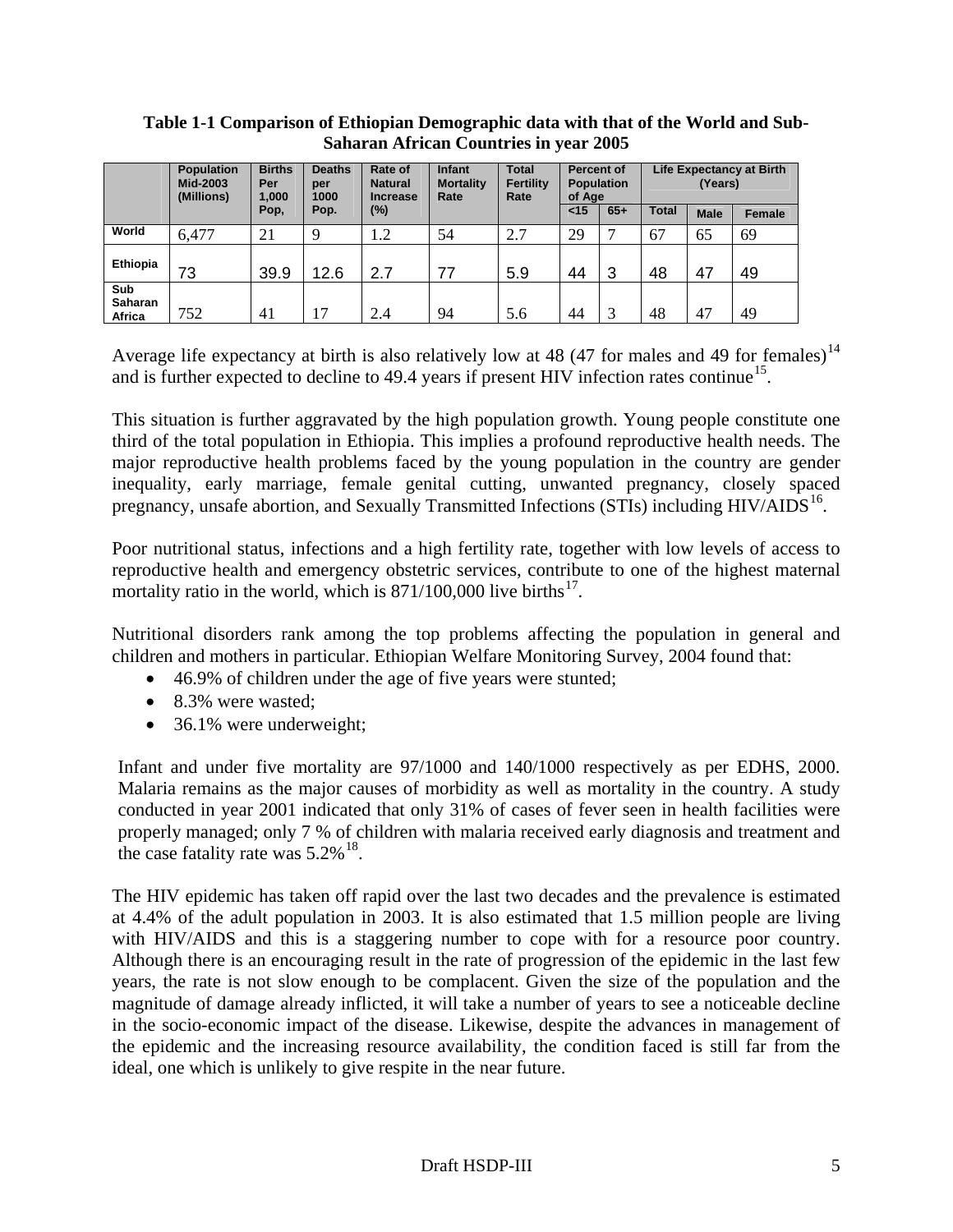**Table 1-1 Comparison of Ethiopian Demographic data with that of the World and Sub-Saharan African Countries in year 2005**

| | Population Mid-2003 (Millions) | Births Per 1,000 Pop, | Deaths per 1000 Pop. | Rate of Natural Increase (%) | Infant Mortality Rate | Total Fertility Rate | Percent of Population of Age | | Life Expectancy at Birth (Years) | | |
|---|---|---|---|---|---|---|---|---|---|---|---|
| | | | | | | | <15 | 65+ | Total | Male | Female |
| World | 6,477 | 21 | 9 | 1.2 | 54 | 2.7 | 29 | 7 | 67 | 65 | 69 |
| Ethiopia | 73 | 39.9 | 12.6 | 2.7 | 77 | 5.9 | 44 | 3 | 48 | 47 | 49 |
| Sub Saharan Africa | 752 | 41 | 17 | 2.4 | 94 | 5.6 | 44 | 3 | 48 | 47 | 49 |

Average life expectancy at birth is also relatively low at 48 (47 for males and 49 for females)[14] and is further expected to decline to 49.4 years if present HIV infection rates continue[15].

This situation is further aggravated by the high population growth. Young people constitute one third of the total population in Ethiopia. This implies a profound reproductive health needs. The major reproductive health problems faced by the young population in the country are gender inequality, early marriage, female genital cutting, unwanted pregnancy, closely spaced pregnancy, unsafe abortion, and Sexually Transmitted Infections (STIs) including HIV/AIDS[16].

Poor nutritional status, infections and a high fertility rate, together with low levels of access to reproductive health and emergency obstetric services, contribute to one of the highest maternal mortality ratio in the world, which is 871/100,000 live births[17].

Nutritional disorders rank among the top problems affecting the population in general and children and mothers in particular. Ethiopian Welfare Monitoring Survey, 2004 found that:

- 46.9% of children under the age of five years were stunted;
- 8.3% were wasted;
- 36.1% were underweight;

Infant and under five mortality are 97/1000 and 140/1000 respectively as per EDHS, 2000. Malaria remains as the major causes of morbidity as well as mortality in the country. A study conducted in year 2001 indicated that only 31% of cases of fever seen in health facilities were properly managed; only 7 % of children with malaria received early diagnosis and treatment and the case fatality rate was 5.2%[18].

The HIV epidemic has taken off rapid over the last two decades and the prevalence is estimated at 4.4% of the adult population in 2003. It is also estimated that 1.5 million people are living with HIV/AIDS and this is a staggering number to cope with for a resource poor country. Although there is an encouraging result in the rate of progression of the epidemic in the last few years, the rate is not slow enough to be complacent. Given the size of the population and the magnitude of damage already inflicted, it will take a number of years to see a noticeable decline in the socio-economic impact of the disease. Likewise, despite the advances in management of the epidemic and the increasing resource availability, the condition faced is still far from the ideal, one which is unlikely to give respite in the near future.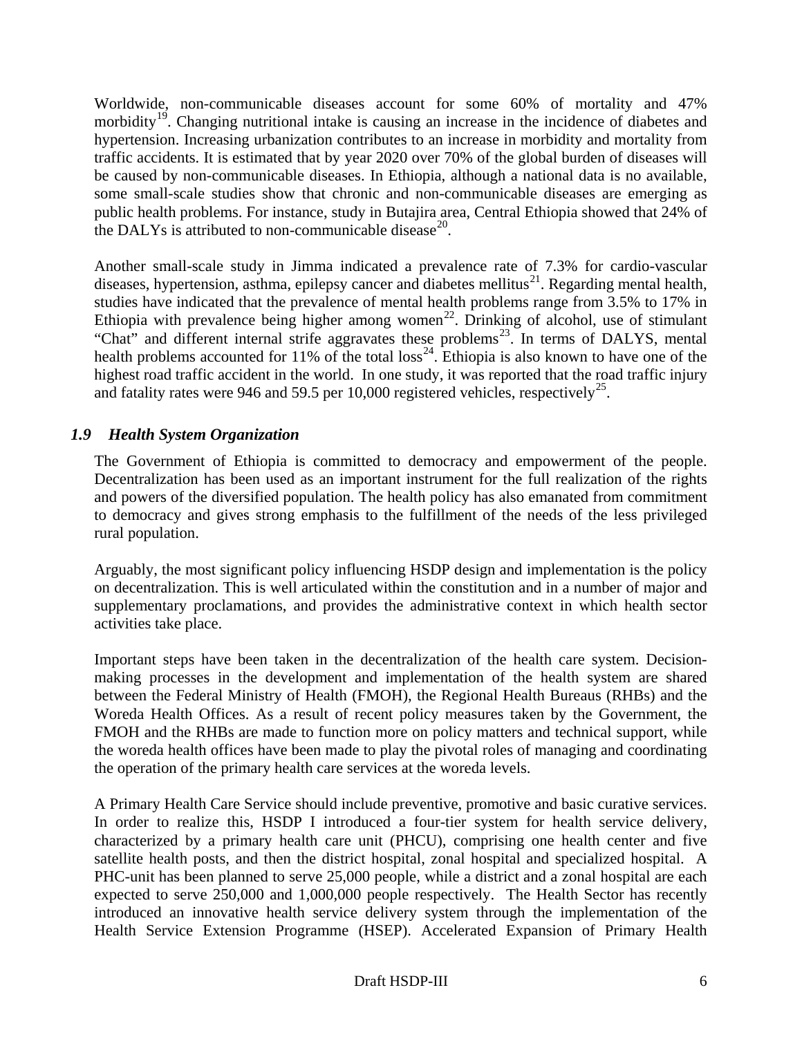Worldwide, non-communicable diseases account for some 60% of mortality and 47% morbidity[19]. Changing nutritional intake is causing an increase in the incidence of diabetes and hypertension. Increasing urbanization contributes to an increase in morbidity and mortality from traffic accidents. It is estimated that by year 2020 over 70% of the global burden of diseases will be caused by non-communicable diseases. In Ethiopia, although a national data is no available, some small-scale studies show that chronic and non-communicable diseases are emerging as public health problems. For instance, study in Butajira area, Central Ethiopia showed that 24% of the DALYs is attributed to non-communicable disease[20].

Another small-scale study in Jimma indicated a prevalence rate of 7.3% for cardio-vascular diseases, hypertension, asthma, epilepsy cancer and diabetes mellitus[21]. Regarding mental health, studies have indicated that the prevalence of mental health problems range from 3.5% to 17% in Ethiopia with prevalence being higher among women[22]. Drinking of alcohol, use of stimulant "Chat" and different internal strife aggravates these problems[23]. In terms of DALYS, mental health problems accounted for 11% of the total loss[24]. Ethiopia is also known to have one of the highest road traffic accident in the world. In one study, it was reported that the road traffic injury and fatality rates were 946 and 59.5 per 10,000 registered vehicles, respectively[25].

### *1.9 Health System Organization*

The Government of Ethiopia is committed to democracy and empowerment of the people. Decentralization has been used as an important instrument for the full realization of the rights and powers of the diversified population. The health policy has also emanated from commitment to democracy and gives strong emphasis to the fulfillment of the needs of the less privileged rural population.

Arguably, the most significant policy influencing HSDP design and implementation is the policy on decentralization. This is well articulated within the constitution and in a number of major and supplementary proclamations, and provides the administrative context in which health sector activities take place.

Important steps have been taken in the decentralization of the health care system. Decision-making processes in the development and implementation of the health system are shared between the Federal Ministry of Health (FMOH), the Regional Health Bureaus (RHBs) and the Woreda Health Offices. As a result of recent policy measures taken by the Government, the FMOH and the RHBs are made to function more on policy matters and technical support, while the woreda health offices have been made to play the pivotal roles of managing and coordinating the operation of the primary health care services at the woreda levels.

A Primary Health Care Service should include preventive, promotive and basic curative services. In order to realize this, HSDP I introduced a four-tier system for health service delivery, characterized by a primary health care unit (PHCU), comprising one health center and five satellite health posts, and then the district hospital, zonal hospital and specialized hospital. A PHC-unit has been planned to serve 25,000 people, while a district and a zonal hospital are each expected to serve 250,000 and 1,000,000 people respectively. The Health Sector has recently introduced an innovative health service delivery system through the implementation of the Health Service Extension Programme (HSEP). Accelerated Expansion of Primary Health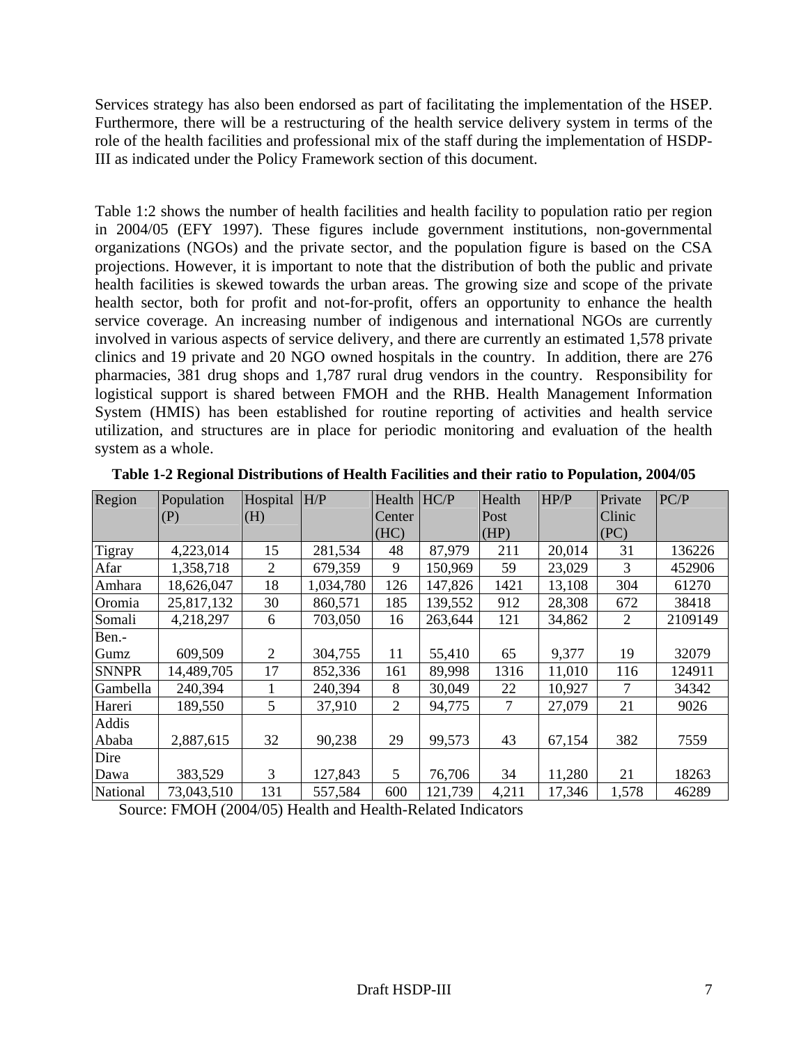Services strategy has also been endorsed as part of facilitating the implementation of the HSEP. Furthermore, there will be a restructuring of the health service delivery system in terms of the role of the health facilities and professional mix of the staff during the implementation of HSDP-III as indicated under the Policy Framework section of this document.

Table 1:2 shows the number of health facilities and health facility to population ratio per region in 2004/05 (EFY 1997). These figures include government institutions, non-governmental organizations (NGOs) and the private sector, and the population figure is based on the CSA projections. However, it is important to note that the distribution of both the public and private health facilities is skewed towards the urban areas. The growing size and scope of the private health sector, both for profit and not-for-profit, offers an opportunity to enhance the health service coverage. An increasing number of indigenous and international NGOs are currently involved in various aspects of service delivery, and there are currently an estimated 1,578 private clinics and 19 private and 20 NGO owned hospitals in the country. In addition, there are 276 pharmacies, 381 drug shops and 1,787 rural drug vendors in the country. Responsibility for logistical support is shared between FMOH and the RHB. Health Management Information System (HMIS) has been established for routine reporting of activities and health service utilization, and structures are in place for periodic monitoring and evaluation of the health system as a whole.

**Table 1-2 Regional Distributions of Health Facilities and their ratio to Population, 2004/05**

| Region | Population (P) | Hospital (H) | H/P | Health Center (HC) | HC/P | Health Post (HP) | HP/P | Private Clinic (PC) | PC/P |
|---|---|---|---|---|---|---|---|---|---|
| Tigray | 4,223,014 | 15 | 281,534 | 48 | 87,979 | 211 | 20,014 | 31 | 136226 |
| Afar | 1,358,718 | 2 | 679,359 | 9 | 150,969 | 59 | 23,029 | 3 | 452906 |
| Amhara | 18,626,047 | 18 | 1,034,780 | 126 | 147,826 | 1421 | 13,108 | 304 | 61270 |
| Oromia | 25,817,132 | 30 | 860,571 | 185 | 139,552 | 912 | 28,308 | 672 | 38418 |
| Somali | 4,218,297 | 6 | 703,050 | 16 | 263,644 | 121 | 34,862 | 2 | 2109149 |
| Ben.-Gumz | 609,509 | 2 | 304,755 | 11 | 55,410 | 65 | 9,377 | 19 | 32079 |
| SNNPR | 14,489,705 | 17 | 852,336 | 161 | 89,998 | 1316 | 11,010 | 116 | 124911 |
| Gambella | 240,394 | 1 | 240,394 | 8 | 30,049 | 22 | 10,927 | 7 | 34342 |
| Hareri | 189,550 | 5 | 37,910 | 2 | 94,775 | 7 | 27,079 | 21 | 9026 |
| Addis Ababa | 2,887,615 | 32 | 90,238 | 29 | 99,573 | 43 | 67,154 | 382 | 7559 |
| Dire Dawa | 383,529 | 3 | 127,843 | 5 | 76,706 | 34 | 11,280 | 21 | 18263 |
| National | 73,043,510 | 131 | 557,584 | 600 | 121,739 | 4,211 | 17,346 | 1,578 | 46289 |

Source: FMOH (2004/05) Health and Health-Related Indicators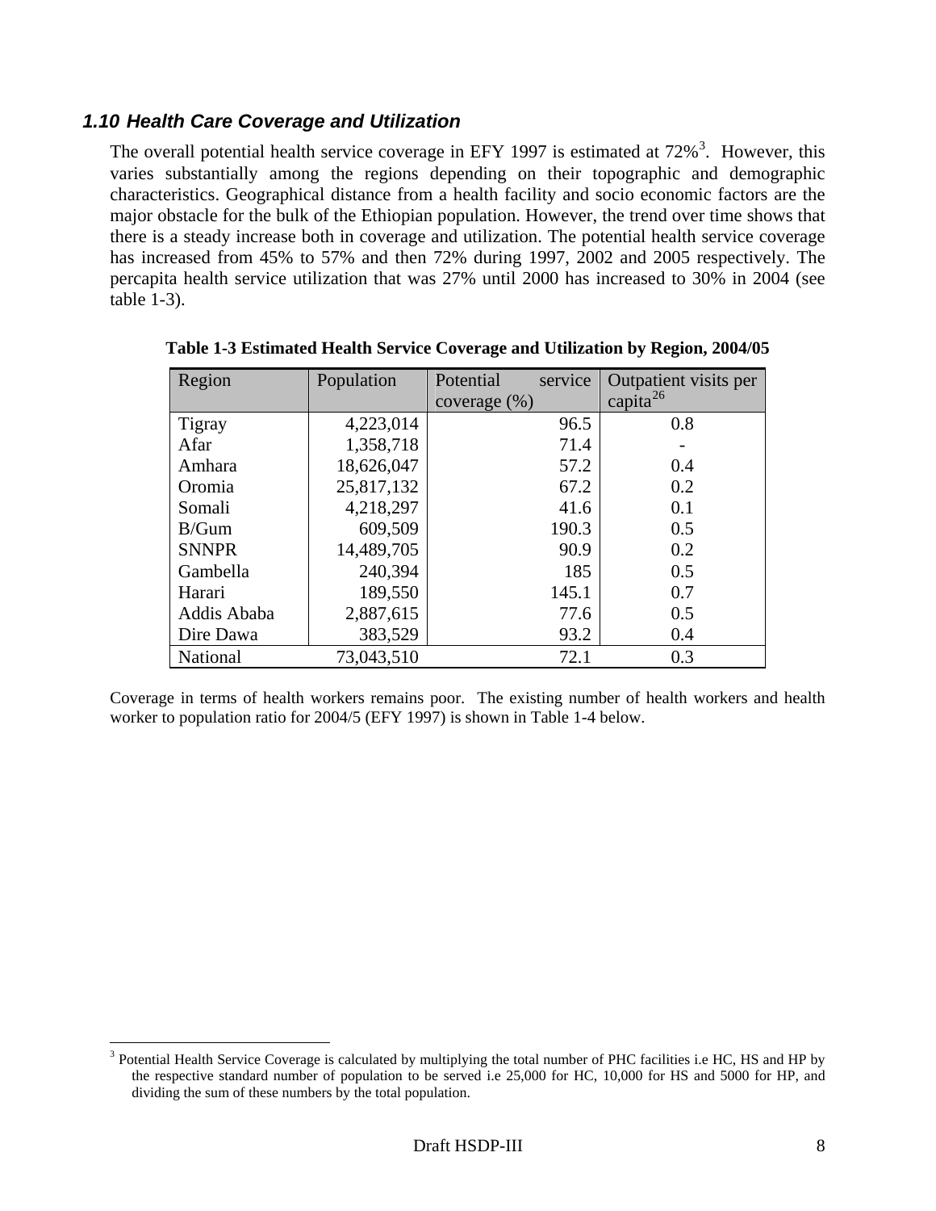### *1.10 Health Care Coverage and Utilization*

The overall potential health service coverage in EFY 1997 is estimated at 72%[3]. However, this varies substantially among the regions depending on their topographic and demographic characteristics. Geographical distance from a health facility and socio economic factors are the major obstacle for the bulk of the Ethiopian population. However, the trend over time shows that there is a steady increase both in coverage and utilization. The potential health service coverage has increased from 45% to 57% and then 72% during 1997, 2002 and 2005 respectively. The percapita health service utilization that was 27% until 2000 has increased to 30% in 2004 (see table 1-3).

**Table 1-3 Estimated Health Service Coverage and Utilization by Region, 2004/05**

| Region | Population | Potential service coverage (%) | Outpatient visits per capita[26] |
|---|---|---|---|
| Tigray | 4,223,014 | 96.5 | 0.8 |
| Afar | 1,358,718 | 71.4 | - |
| Amhara | 18,626,047 | 57.2 | 0.4 |
| Oromia | 25,817,132 | 67.2 | 0.2 |
| Somali | 4,218,297 | 41.6 | 0.1 |
| B/Gum | 609,509 | 190.3 | 0.5 |
| SNNPR | 14,489,705 | 90.9 | 0.2 |
| Gambella | 240,394 | 185 | 0.5 |
| Harari | 189,550 | 145.1 | 0.7 |
| Addis Ababa | 2,887,615 | 77.6 | 0.5 |
| Dire Dawa | 383,529 | 93.2 | 0.4 |
| National | 73,043,510 | 72.1 | 0.3 |

Coverage in terms of health workers remains poor. The existing number of health workers and health worker to population ratio for 2004/5 (EFY 1997) is shown in Table 1-4 below.

[3] Potential Health Service Coverage is calculated by multiplying the total number of PHC facilities i.e HC, HS and HP by the respective standard number of population to be served i.e 25,000 for HC, 10,000 for HS and 5000 for HP, and dividing the sum of these numbers by the total population.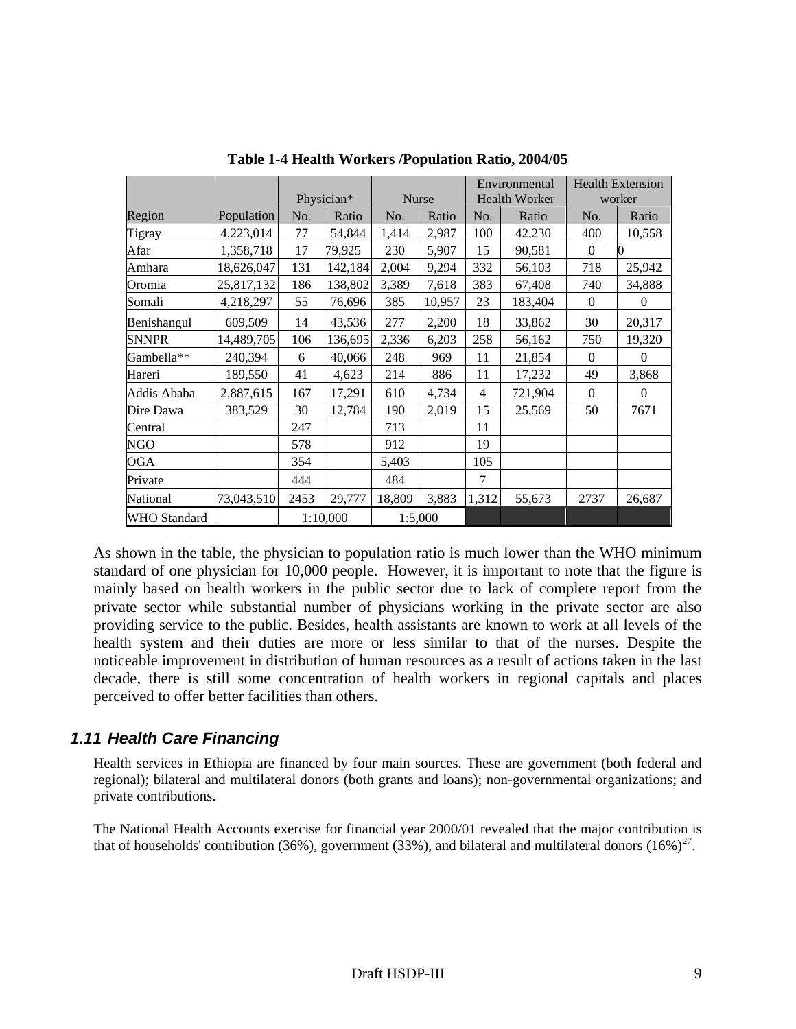**Table 1-4 Health Workers /Population Ratio, 2004/05**

| Region | Population | Physician* | | Nurse | | Environmental Health Worker | | Health Extension worker | |
|---|---|---|---|---|---|---|---|---|---|
| | | No. | Ratio | No. | Ratio | No. | Ratio | No. | Ratio |
| Tigray | 4,223,014 | 77 | 54,844 | 1,414 | 2,987 | 100 | 42,230 | 400 | 10,558 |
| Afar | 1,358,718 | 17 | 79,925 | 230 | 5,907 | 15 | 90,581 | 0 | 0 |
| Amhara | 18,626,047 | 131 | 142,184 | 2,004 | 9,294 | 332 | 56,103 | 718 | 25,942 |
| Oromia | 25,817,132 | 186 | 138,802 | 3,389 | 7,618 | 383 | 67,408 | 740 | 34,888 |
| Somali | 4,218,297 | 55 | 76,696 | 385 | 10,957 | 23 | 183,404 | 0 | 0 |
| Benishangul | 609,509 | 14 | 43,536 | 277 | 2,200 | 18 | 33,862 | 30 | 20,317 |
| SNNPR | 14,489,705 | 106 | 136,695 | 2,336 | 6,203 | 258 | 56,162 | 750 | 19,320 |
| Gambella** | 240,394 | 6 | 40,066 | 248 | 969 | 11 | 21,854 | 0 | 0 |
| Hareri | 189,550 | 41 | 4,623 | 214 | 886 | 11 | 17,232 | 49 | 3,868 |
| Addis Ababa | 2,887,615 | 167 | 17,291 | 610 | 4,734 | 4 | 721,904 | 0 | 0 |
| Dire Dawa | 383,529 | 30 | 12,784 | 190 | 2,019 | 15 | 25,569 | 50 | 7671 |
| Central | | 247 | | 713 | | 11 | | | |
| NGO | | 578 | | 912 | | 19 | | | |
| OGA | | 354 | | 5,403 | | 105 | | | |
| Private | | 444 | | 484 | | 7 | | | |
| National | 73,043,510 | 2453 | 29,777 | 18,809 | 3,883 | 1,312 | 55,673 | 2737 | 26,687 |
| WHO Standard | | 1:10,000 | | 1:5,000 | | | | | |

As shown in the table, the physician to population ratio is much lower than the WHO minimum standard of one physician for 10,000 people. However, it is important to note that the figure is mainly based on health workers in the public sector due to lack of complete report from the private sector while substantial number of physicians working in the private sector are also providing service to the public. Besides, health assistants are known to work at all levels of the health system and their duties are more or less similar to that of the nurses. Despite the noticeable improvement in distribution of human resources as a result of actions taken in the last decade, there is still some concentration of health workers in regional capitals and places perceived to offer better facilities than others.

### *1.11 Health Care Financing*

Health services in Ethiopia are financed by four main sources. These are government (both federal and regional); bilateral and multilateral donors (both grants and loans); non-governmental organizations; and private contributions.

The National Health Accounts exercise for financial year 2000/01 revealed that the major contribution is that of households' contribution (36%), government (33%), and bilateral and multilateral donors (16%)[27].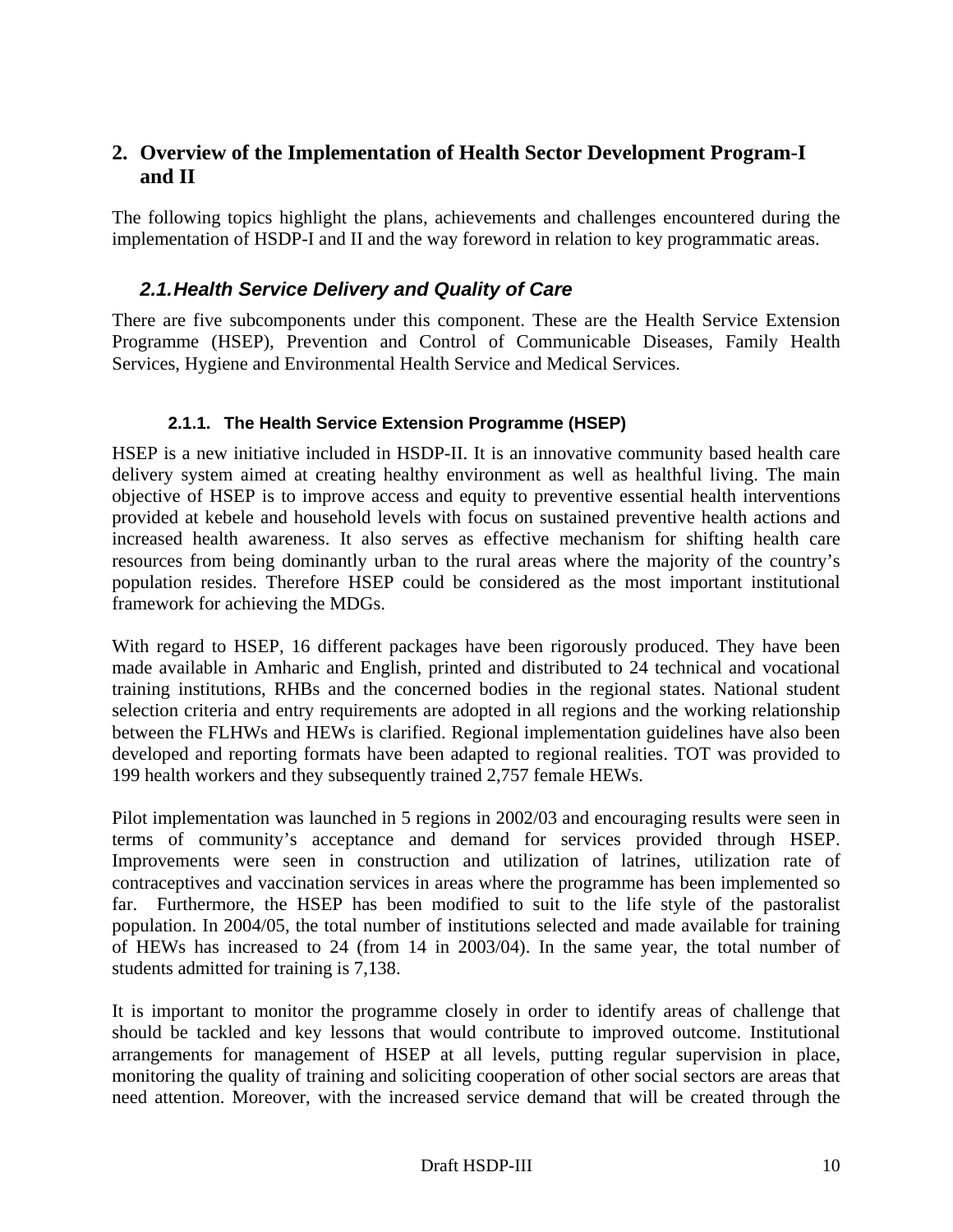## 2. Overview of the Implementation of Health Sector Development Program-I and II

The following topics highlight the plans, achievements and challenges encountered during the implementation of HSDP-I and II and the way foreword in relation to key programmatic areas.

### *2.1. Health Service Delivery and Quality of Care*

There are five subcomponents under this component. These are the Health Service Extension Programme (HSEP), Prevention and Control of Communicable Diseases, Family Health Services, Hygiene and Environmental Health Service and Medical Services.

#### 2.1.1. The Health Service Extension Programme (HSEP)

HSEP is a new initiative included in HSDP-II. It is an innovative community based health care delivery system aimed at creating healthy environment as well as healthful living. The main objective of HSEP is to improve access and equity to preventive essential health interventions provided at kebele and household levels with focus on sustained preventive health actions and increased health awareness. It also serves as effective mechanism for shifting health care resources from being dominantly urban to the rural areas where the majority of the country's population resides. Therefore HSEP could be considered as the most important institutional framework for achieving the MDGs.

With regard to HSEP, 16 different packages have been rigorously produced. They have been made available in Amharic and English, printed and distributed to 24 technical and vocational training institutions, RHBs and the concerned bodies in the regional states. National student selection criteria and entry requirements are adopted in all regions and the working relationship between the FLHWs and HEWs is clarified. Regional implementation guidelines have also been developed and reporting formats have been adapted to regional realities. TOT was provided to 199 health workers and they subsequently trained 2,757 female HEWs.

Pilot implementation was launched in 5 regions in 2002/03 and encouraging results were seen in terms of community's acceptance and demand for services provided through HSEP. Improvements were seen in construction and utilization of latrines, utilization rate of contraceptives and vaccination services in areas where the programme has been implemented so far. Furthermore, the HSEP has been modified to suit to the life style of the pastoralist population. In 2004/05, the total number of institutions selected and made available for training of HEWs has increased to 24 (from 14 in 2003/04). In the same year, the total number of students admitted for training is 7,138.

It is important to monitor the programme closely in order to identify areas of challenge that should be tackled and key lessons that would contribute to improved outcome. Institutional arrangements for management of HSEP at all levels, putting regular supervision in place, monitoring the quality of training and soliciting cooperation of other social sectors are areas that need attention. Moreover, with the increased service demand that will be created through the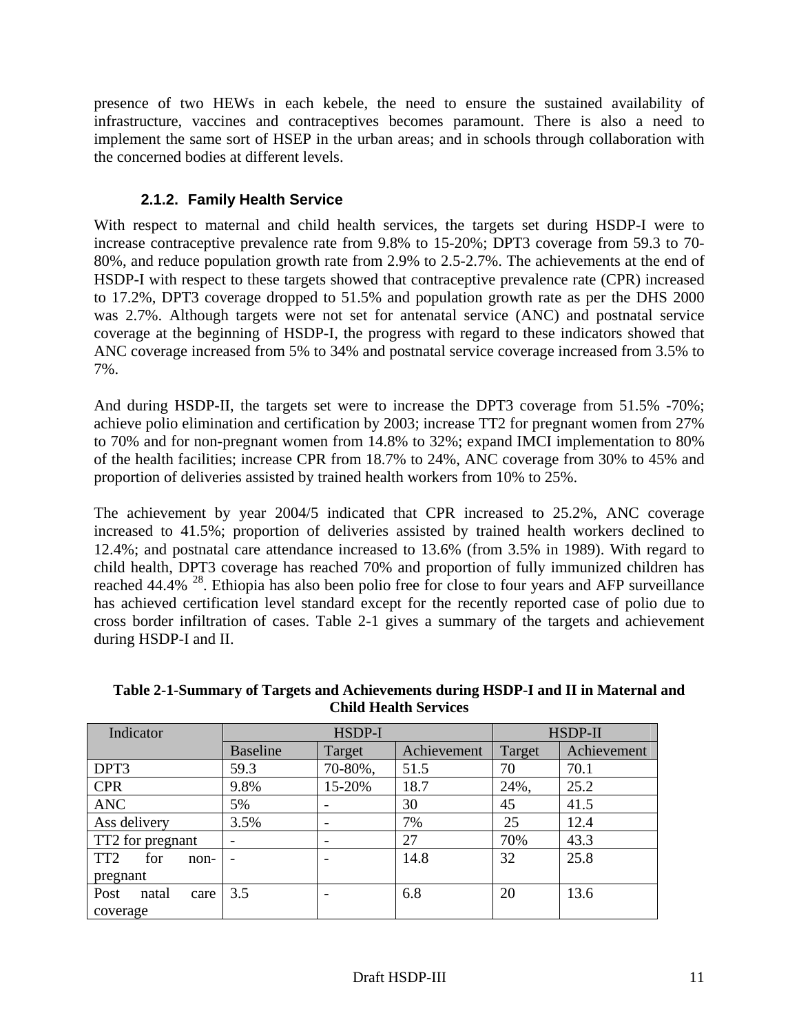presence of two HEWs in each kebele, the need to ensure the sustained availability of infrastructure, vaccines and contraceptives becomes paramount. There is also a need to implement the same sort of HSEP in the urban areas; and in schools through collaboration with the concerned bodies at different levels.

### 2.1.2. Family Health Service

With respect to maternal and child health services, the targets set during HSDP-I were to increase contraceptive prevalence rate from 9.8% to 15-20%; DPT3 coverage from 59.3 to 70-80%, and reduce population growth rate from 2.9% to 2.5-2.7%. The achievements at the end of HSDP-I with respect to these targets showed that contraceptive prevalence rate (CPR) increased to 17.2%, DPT3 coverage dropped to 51.5% and population growth rate as per the DHS 2000 was 2.7%. Although targets were not set for antenatal service (ANC) and postnatal service coverage at the beginning of HSDP-I, the progress with regard to these indicators showed that ANC coverage increased from 5% to 34% and postnatal service coverage increased from 3.5% to 7%.

And during HSDP-II, the targets set were to increase the DPT3 coverage from 51.5% -70%; achieve polio elimination and certification by 2003; increase TT2 for pregnant women from 27% to 70% and for non-pregnant women from 14.8% to 32%; expand IMCI implementation to 80% of the health facilities; increase CPR from 18.7% to 24%, ANC coverage from 30% to 45% and proportion of deliveries assisted by trained health workers from 10% to 25%.

The achievement by year 2004/5 indicated that CPR increased to 25.2%, ANC coverage increased to 41.5%; proportion of deliveries assisted by trained health workers declined to 12.4%; and postnatal care attendance increased to 13.6% (from 3.5% in 1989). With regard to child health, DPT3 coverage has reached 70% and proportion of fully immunized children has reached 44.4% [28]. Ethiopia has also been polio free for close to four years and AFP surveillance has achieved certification level standard except for the recently reported case of polio due to cross border infiltration of cases. Table 2-1 gives a summary of the targets and achievement during HSDP-I and II.

**Table 2-1-Summary of Targets and Achievements during HSDP-I and II in Maternal and Child Health Services**

| Indicator | HSDP-I | | | HSDP-II | |
|---|---|---|---|---|---|
| | Baseline | Target | Achievement | Target | Achievement |
| DPT3 | 59.3 | 70-80%, | 51.5 | 70 | 70.1 |
| CPR | 9.8% | 15-20% | 18.7 | 24%, | 25.2 |
| ANC | 5% | - | 30 | 45 | 41.5 |
| Ass delivery | 3.5% | - | 7% | 25 | 12.4 |
| TT2 for pregnant | - | - | 27 | 70% | 43.3 |
| TT2 for non-pregnant | - | - | 14.8 | 32 | 25.8 |
| Post natal care coverage | 3.5 | - | 6.8 | 20 | 13.6 |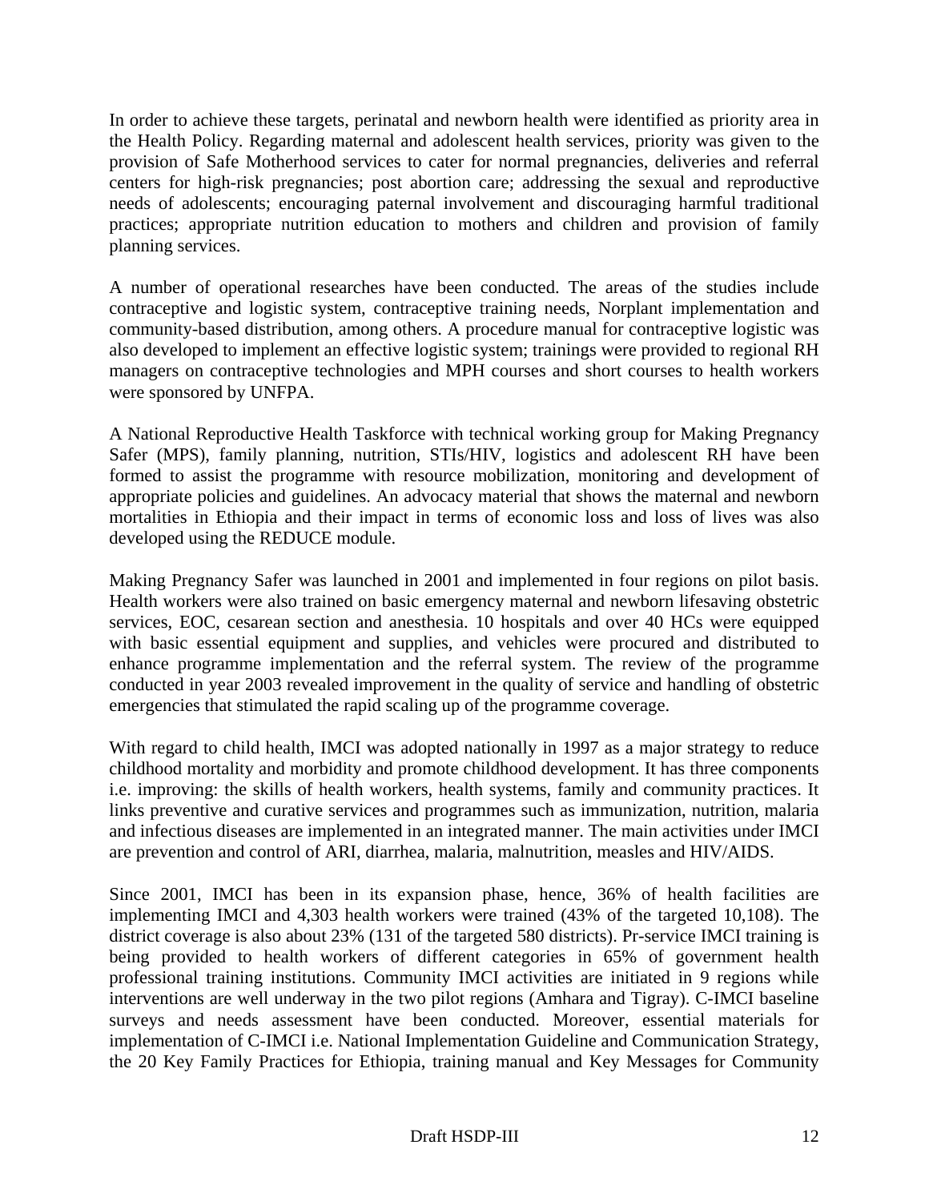In order to achieve these targets, perinatal and newborn health were identified as priority area in the Health Policy. Regarding maternal and adolescent health services, priority was given to the provision of Safe Motherhood services to cater for normal pregnancies, deliveries and referral centers for high-risk pregnancies; post abortion care; addressing the sexual and reproductive needs of adolescents; encouraging paternal involvement and discouraging harmful traditional practices; appropriate nutrition education to mothers and children and provision of family planning services.

A number of operational researches have been conducted. The areas of the studies include contraceptive and logistic system, contraceptive training needs, Norplant implementation and community-based distribution, among others. A procedure manual for contraceptive logistic was also developed to implement an effective logistic system; trainings were provided to regional RH managers on contraceptive technologies and MPH courses and short courses to health workers were sponsored by UNFPA.

A National Reproductive Health Taskforce with technical working group for Making Pregnancy Safer (MPS), family planning, nutrition, STIs/HIV, logistics and adolescent RH have been formed to assist the programme with resource mobilization, monitoring and development of appropriate policies and guidelines. An advocacy material that shows the maternal and newborn mortalities in Ethiopia and their impact in terms of economic loss and loss of lives was also developed using the REDUCE module.

Making Pregnancy Safer was launched in 2001 and implemented in four regions on pilot basis. Health workers were also trained on basic emergency maternal and newborn lifesaving obstetric services, EOC, cesarean section and anesthesia. 10 hospitals and over 40 HCs were equipped with basic essential equipment and supplies, and vehicles were procured and distributed to enhance programme implementation and the referral system. The review of the programme conducted in year 2003 revealed improvement in the quality of service and handling of obstetric emergencies that stimulated the rapid scaling up of the programme coverage.

With regard to child health, IMCI was adopted nationally in 1997 as a major strategy to reduce childhood mortality and morbidity and promote childhood development. It has three components i.e. improving: the skills of health workers, health systems, family and community practices. It links preventive and curative services and programmes such as immunization, nutrition, malaria and infectious diseases are implemented in an integrated manner. The main activities under IMCI are prevention and control of ARI, diarrhea, malaria, malnutrition, measles and HIV/AIDS.

Since 2001, IMCI has been in its expansion phase, hence, 36% of health facilities are implementing IMCI and 4,303 health workers were trained (43% of the targeted 10,108). The district coverage is also about 23% (131 of the targeted 580 districts). Pr-service IMCI training is being provided to health workers of different categories in 65% of government health professional training institutions. Community IMCI activities are initiated in 9 regions while interventions are well underway in the two pilot regions (Amhara and Tigray). C-IMCI baseline surveys and needs assessment have been conducted. Moreover, essential materials for implementation of C-IMCI i.e. National Implementation Guideline and Communication Strategy, the 20 Key Family Practices for Ethiopia, training manual and Key Messages for Community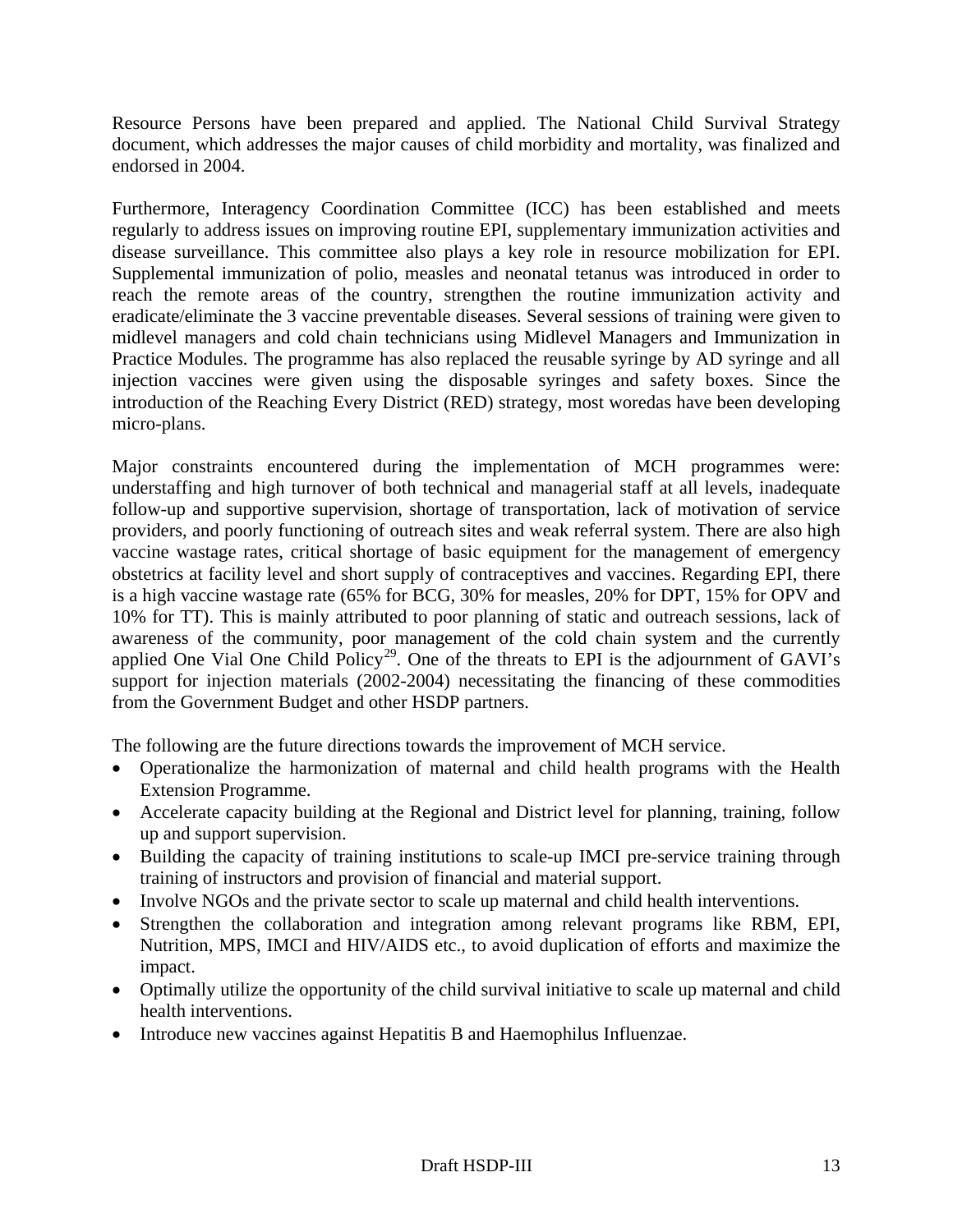Resource Persons have been prepared and applied. The National Child Survival Strategy document, which addresses the major causes of child morbidity and mortality, was finalized and endorsed in 2004.

Furthermore, Interagency Coordination Committee (ICC) has been established and meets regularly to address issues on improving routine EPI, supplementary immunization activities and disease surveillance. This committee also plays a key role in resource mobilization for EPI. Supplemental immunization of polio, measles and neonatal tetanus was introduced in order to reach the remote areas of the country, strengthen the routine immunization activity and eradicate/eliminate the 3 vaccine preventable diseases. Several sessions of training were given to midlevel managers and cold chain technicians using Midlevel Managers and Immunization in Practice Modules. The programme has also replaced the reusable syringe by AD syringe and all injection vaccines were given using the disposable syringes and safety boxes. Since the introduction of the Reaching Every District (RED) strategy, most woredas have been developing micro-plans.

Major constraints encountered during the implementation of MCH programmes were: understaffing and high turnover of both technical and managerial staff at all levels, inadequate follow-up and supportive supervision, shortage of transportation, lack of motivation of service providers, and poorly functioning of outreach sites and weak referral system. There are also high vaccine wastage rates, critical shortage of basic equipment for the management of emergency obstetrics at facility level and short supply of contraceptives and vaccines. Regarding EPI, there is a high vaccine wastage rate (65% for BCG, 30% for measles, 20% for DPT, 15% for OPV and 10% for TT). This is mainly attributed to poor planning of static and outreach sessions, lack of awareness of the community, poor management of the cold chain system and the currently applied One Vial One Child Policy[29]. One of the threats to EPI is the adjournment of GAVI's support for injection materials (2002-2004) necessitating the financing of these commodities from the Government Budget and other HSDP partners.

The following are the future directions towards the improvement of MCH service.

- Operationalize the harmonization of maternal and child health programs with the Health Extension Programme.
- Accelerate capacity building at the Regional and District level for planning, training, follow up and support supervision.
- Building the capacity of training institutions to scale-up IMCI pre-service training through training of instructors and provision of financial and material support.
- Involve NGOs and the private sector to scale up maternal and child health interventions.
- Strengthen the collaboration and integration among relevant programs like RBM, EPI, Nutrition, MPS, IMCI and HIV/AIDS etc., to avoid duplication of efforts and maximize the impact.
- Optimally utilize the opportunity of the child survival initiative to scale up maternal and child health interventions.
- Introduce new vaccines against Hepatitis B and Haemophilus Influenzae.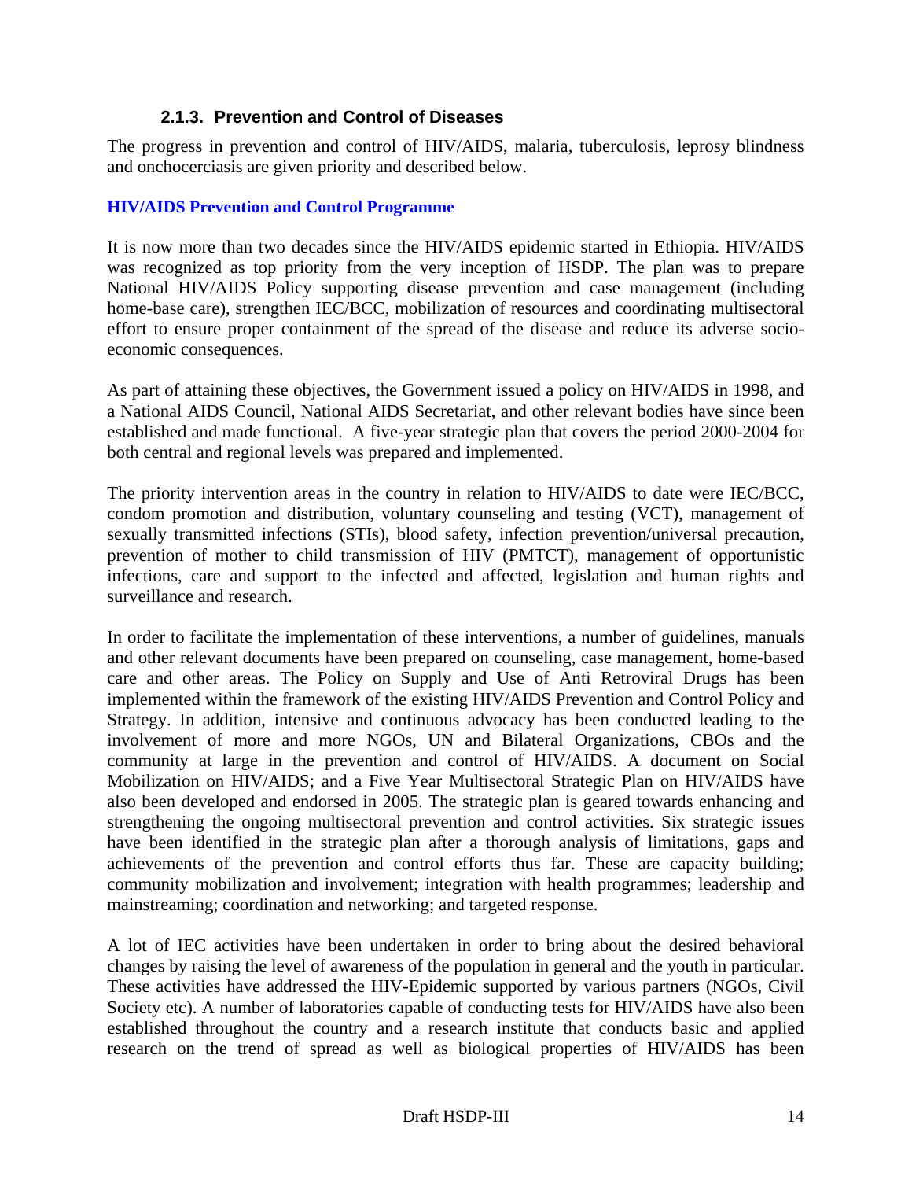### 2.1.3. Prevention and Control of Diseases

The progress in prevention and control of HIV/AIDS, malaria, tuberculosis, leprosy blindness and onchocerciasis are given priority and described below.

**HIV/AIDS Prevention and Control Programme**

It is now more than two decades since the HIV/AIDS epidemic started in Ethiopia. HIV/AIDS was recognized as top priority from the very inception of HSDP. The plan was to prepare National HIV/AIDS Policy supporting disease prevention and case management (including home-base care), strengthen IEC/BCC, mobilization of resources and coordinating multisectoral effort to ensure proper containment of the spread of the disease and reduce its adverse socio-economic consequences.

As part of attaining these objectives, the Government issued a policy on HIV/AIDS in 1998, and a National AIDS Council, National AIDS Secretariat, and other relevant bodies have since been established and made functional. A five-year strategic plan that covers the period 2000-2004 for both central and regional levels was prepared and implemented.

The priority intervention areas in the country in relation to HIV/AIDS to date were IEC/BCC, condom promotion and distribution, voluntary counseling and testing (VCT), management of sexually transmitted infections (STIs), blood safety, infection prevention/universal precaution, prevention of mother to child transmission of HIV (PMTCT), management of opportunistic infections, care and support to the infected and affected, legislation and human rights and surveillance and research.

In order to facilitate the implementation of these interventions, a number of guidelines, manuals and other relevant documents have been prepared on counseling, case management, home-based care and other areas. The Policy on Supply and Use of Anti Retroviral Drugs has been implemented within the framework of the existing HIV/AIDS Prevention and Control Policy and Strategy. In addition, intensive and continuous advocacy has been conducted leading to the involvement of more and more NGOs, UN and Bilateral Organizations, CBOs and the community at large in the prevention and control of HIV/AIDS. A document on Social Mobilization on HIV/AIDS; and a Five Year Multisectoral Strategic Plan on HIV/AIDS have also been developed and endorsed in 2005. The strategic plan is geared towards enhancing and strengthening the ongoing multisectoral prevention and control activities. Six strategic issues have been identified in the strategic plan after a thorough analysis of limitations, gaps and achievements of the prevention and control efforts thus far. These are capacity building; community mobilization and involvement; integration with health programmes; leadership and mainstreaming; coordination and networking; and targeted response.

A lot of IEC activities have been undertaken in order to bring about the desired behavioral changes by raising the level of awareness of the population in general and the youth in particular. These activities have addressed the HIV-Epidemic supported by various partners (NGOs, Civil Society etc). A number of laboratories capable of conducting tests for HIV/AIDS have also been established throughout the country and a research institute that conducts basic and applied research on the trend of spread as well as biological properties of HIV/AIDS has been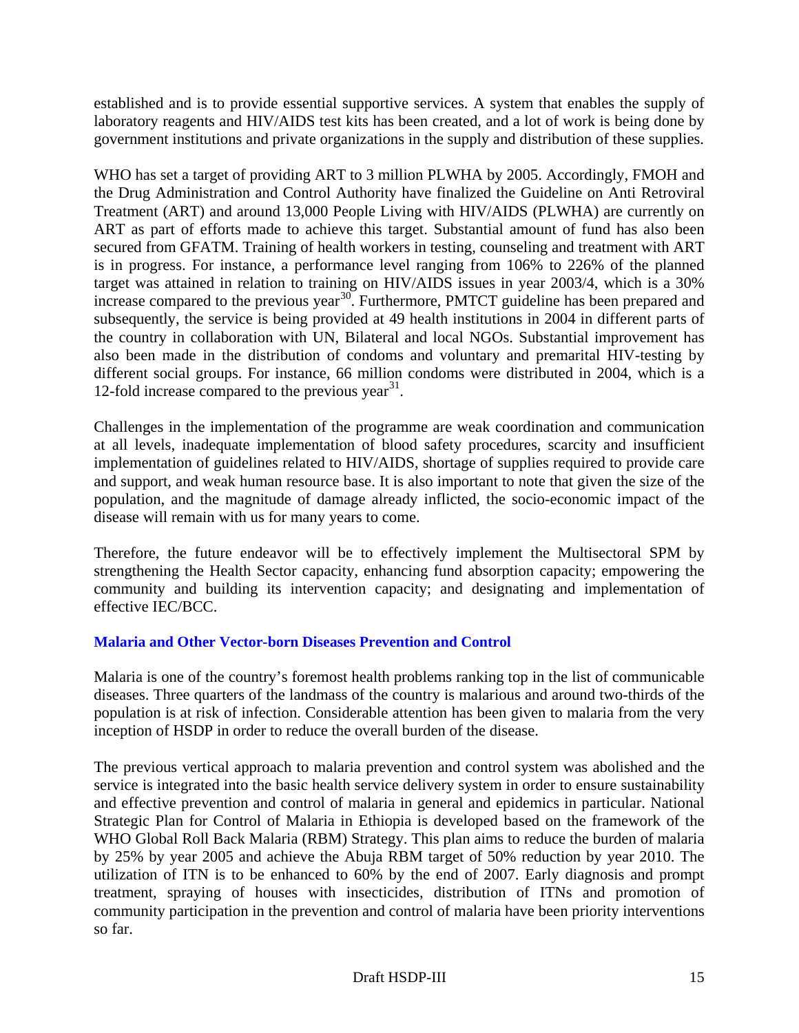established and is to provide essential supportive services. A system that enables the supply of laboratory reagents and HIV/AIDS test kits has been created, and a lot of work is being done by government institutions and private organizations in the supply and distribution of these supplies.

WHO has set a target of providing ART to 3 million PLWHA by 2005. Accordingly, FMOH and the Drug Administration and Control Authority have finalized the Guideline on Anti Retroviral Treatment (ART) and around 13,000 People Living with HIV/AIDS (PLWHA) are currently on ART as part of efforts made to achieve this target. Substantial amount of fund has also been secured from GFATM. Training of health workers in testing, counseling and treatment with ART is in progress. For instance, a performance level ranging from 106% to 226% of the planned target was attained in relation to training on HIV/AIDS issues in year 2003/4, which is a 30% increase compared to the previous year[30]. Furthermore, PMTCT guideline has been prepared and subsequently, the service is being provided at 49 health institutions in 2004 in different parts of the country in collaboration with UN, Bilateral and local NGOs. Substantial improvement has also been made in the distribution of condoms and voluntary and premarital HIV-testing by different social groups. For instance, 66 million condoms were distributed in 2004, which is a 12-fold increase compared to the previous year[31].

Challenges in the implementation of the programme are weak coordination and communication at all levels, inadequate implementation of blood safety procedures, scarcity and insufficient implementation of guidelines related to HIV/AIDS, shortage of supplies required to provide care and support, and weak human resource base. It is also important to note that given the size of the population, and the magnitude of damage already inflicted, the socio-economic impact of the disease will remain with us for many years to come.

Therefore, the future endeavor will be to effectively implement the Multisectoral SPM by strengthening the Health Sector capacity, enhancing fund absorption capacity; empowering the community and building its intervention capacity; and designating and implementation of effective IEC/BCC.

#### Malaria and Other Vector-born Diseases Prevention and Control

Malaria is one of the country's foremost health problems ranking top in the list of communicable diseases. Three quarters of the landmass of the country is malarious and around two-thirds of the population is at risk of infection. Considerable attention has been given to malaria from the very inception of HSDP in order to reduce the overall burden of the disease.

The previous vertical approach to malaria prevention and control system was abolished and the service is integrated into the basic health service delivery system in order to ensure sustainability and effective prevention and control of malaria in general and epidemics in particular. National Strategic Plan for Control of Malaria in Ethiopia is developed based on the framework of the WHO Global Roll Back Malaria (RBM) Strategy. This plan aims to reduce the burden of malaria by 25% by year 2005 and achieve the Abuja RBM target of 50% reduction by year 2010. The utilization of ITN is to be enhanced to 60% by the end of 2007. Early diagnosis and prompt treatment, spraying of houses with insecticides, distribution of ITNs and promotion of community participation in the prevention and control of malaria have been priority interventions so far.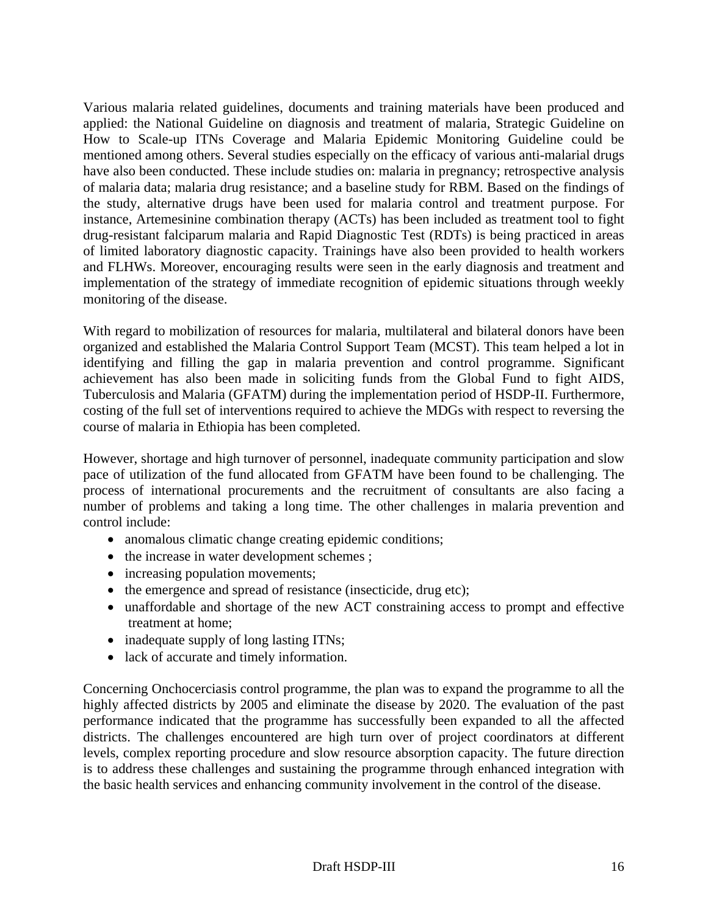Various malaria related guidelines, documents and training materials have been produced and applied: the National Guideline on diagnosis and treatment of malaria, Strategic Guideline on How to Scale-up ITNs Coverage and Malaria Epidemic Monitoring Guideline could be mentioned among others. Several studies especially on the efficacy of various anti-malarial drugs have also been conducted. These include studies on: malaria in pregnancy; retrospective analysis of malaria data; malaria drug resistance; and a baseline study for RBM. Based on the findings of the study, alternative drugs have been used for malaria control and treatment purpose. For instance, Artemesinine combination therapy (ACTs) has been included as treatment tool to fight drug-resistant falciparum malaria and Rapid Diagnostic Test (RDTs) is being practiced in areas of limited laboratory diagnostic capacity. Trainings have also been provided to health workers and FLHWs. Moreover, encouraging results were seen in the early diagnosis and treatment and implementation of the strategy of immediate recognition of epidemic situations through weekly monitoring of the disease.

With regard to mobilization of resources for malaria, multilateral and bilateral donors have been organized and established the Malaria Control Support Team (MCST). This team helped a lot in identifying and filling the gap in malaria prevention and control programme. Significant achievement has also been made in soliciting funds from the Global Fund to fight AIDS, Tuberculosis and Malaria (GFATM) during the implementation period of HSDP-II. Furthermore, costing of the full set of interventions required to achieve the MDGs with respect to reversing the course of malaria in Ethiopia has been completed.

However, shortage and high turnover of personnel, inadequate community participation and slow pace of utilization of the fund allocated from GFATM have been found to be challenging. The process of international procurements and the recruitment of consultants are also facing a number of problems and taking a long time. The other challenges in malaria prevention and control include:

- anomalous climatic change creating epidemic conditions;
- the increase in water development schemes ;
- increasing population movements;
- the emergence and spread of resistance (insecticide, drug etc);
- unaffordable and shortage of the new ACT constraining access to prompt and effective treatment at home;
- inadequate supply of long lasting ITNs;
- lack of accurate and timely information.

Concerning Onchocerciasis control programme, the plan was to expand the programme to all the highly affected districts by 2005 and eliminate the disease by 2020. The evaluation of the past performance indicated that the programme has successfully been expanded to all the affected districts. The challenges encountered are high turn over of project coordinators at different levels, complex reporting procedure and slow resource absorption capacity. The future direction is to address these challenges and sustaining the programme through enhanced integration with the basic health services and enhancing community involvement in the control of the disease.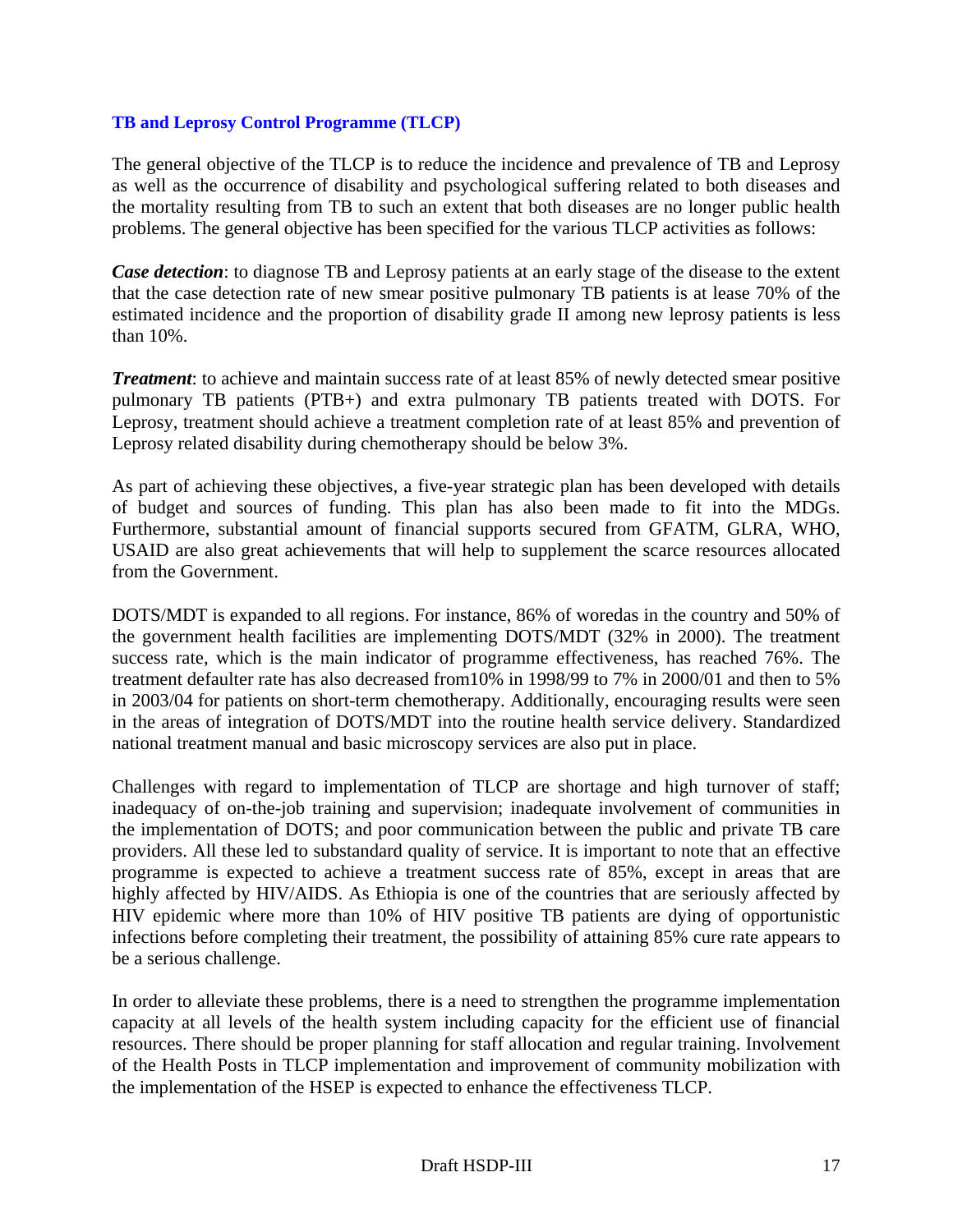### TB and Leprosy Control Programme (TLCP)

The general objective of the TLCP is to reduce the incidence and prevalence of TB and Leprosy as well as the occurrence of disability and psychological suffering related to both diseases and the mortality resulting from TB to such an extent that both diseases are no longer public health problems. The general objective has been specified for the various TLCP activities as follows:

***Case detection***: to diagnose TB and Leprosy patients at an early stage of the disease to the extent that the case detection rate of new smear positive pulmonary TB patients is at lease 70% of the estimated incidence and the proportion of disability grade II among new leprosy patients is less than 10%.

***Treatment***: to achieve and maintain success rate of at least 85% of newly detected smear positive pulmonary TB patients (PTB+) and extra pulmonary TB patients treated with DOTS. For Leprosy, treatment should achieve a treatment completion rate of at least 85% and prevention of Leprosy related disability during chemotherapy should be below 3%.

As part of achieving these objectives, a five-year strategic plan has been developed with details of budget and sources of funding. This plan has also been made to fit into the MDGs. Furthermore, substantial amount of financial supports secured from GFATM, GLRA, WHO, USAID are also great achievements that will help to supplement the scarce resources allocated from the Government.

DOTS/MDT is expanded to all regions. For instance, 86% of woredas in the country and 50% of the government health facilities are implementing DOTS/MDT (32% in 2000). The treatment success rate, which is the main indicator of programme effectiveness, has reached 76%. The treatment defaulter rate has also decreased from10% in 1998/99 to 7% in 2000/01 and then to 5% in 2003/04 for patients on short-term chemotherapy. Additionally, encouraging results were seen in the areas of integration of DOTS/MDT into the routine health service delivery. Standardized national treatment manual and basic microscopy services are also put in place.

Challenges with regard to implementation of TLCP are shortage and high turnover of staff; inadequacy of on-the-job training and supervision; inadequate involvement of communities in the implementation of DOTS; and poor communication between the public and private TB care providers. All these led to substandard quality of service. It is important to note that an effective programme is expected to achieve a treatment success rate of 85%, except in areas that are highly affected by HIV/AIDS. As Ethiopia is one of the countries that are seriously affected by HIV epidemic where more than 10% of HIV positive TB patients are dying of opportunistic infections before completing their treatment, the possibility of attaining 85% cure rate appears to be a serious challenge.

In order to alleviate these problems, there is a need to strengthen the programme implementation capacity at all levels of the health system including capacity for the efficient use of financial resources. There should be proper planning for staff allocation and regular training. Involvement of the Health Posts in TLCP implementation and improvement of community mobilization with the implementation of the HSEP is expected to enhance the effectiveness TLCP.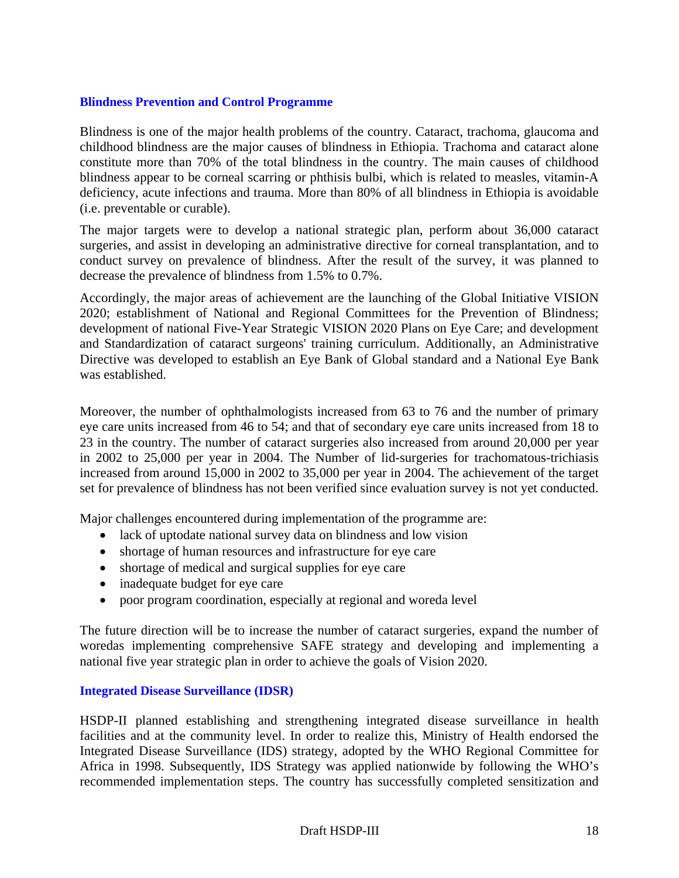### Blindness Prevention and Control Programme

Blindness is one of the major health problems of the country. Cataract, trachoma, glaucoma and childhood blindness are the major causes of blindness in Ethiopia. Trachoma and cataract alone constitute more than 70% of the total blindness in the country. The main causes of childhood blindness appear to be corneal scarring or phthisis bulbi, which is related to measles, vitamin-A deficiency, acute infections and trauma. More than 80% of all blindness in Ethiopia is avoidable (i.e. preventable or curable).

The major targets were to develop a national strategic plan, perform about 36,000 cataract surgeries, and assist in developing an administrative directive for corneal transplantation, and to conduct survey on prevalence of blindness. After the result of the survey, it was planned to decrease the prevalence of blindness from 1.5% to 0.7%.

Accordingly, the major areas of achievement are the launching of the Global Initiative VISION 2020; establishment of National and Regional Committees for the Prevention of Blindness; development of national Five-Year Strategic VISION 2020 Plans on Eye Care; and development and Standardization of cataract surgeons' training curriculum. Additionally, an Administrative Directive was developed to establish an Eye Bank of Global standard and a National Eye Bank was established.

Moreover, the number of ophthalmologists increased from 63 to 76 and the number of primary eye care units increased from 46 to 54; and that of secondary eye care units increased from 18 to 23 in the country. The number of cataract surgeries also increased from around 20,000 per year in 2002 to 25,000 per year in 2004. The Number of lid-surgeries for trachomatous-trichiasis increased from around 15,000 in 2002 to 35,000 per year in 2004. The achievement of the target set for prevalence of blindness has not been verified since evaluation survey is not yet conducted.

Major challenges encountered during implementation of the programme are:

- lack of uptodate national survey data on blindness and low vision
- shortage of human resources and infrastructure for eye care
- shortage of medical and surgical supplies for eye care
- inadequate budget for eye care
- poor program coordination, especially at regional and woreda level

The future direction will be to increase the number of cataract surgeries, expand the number of woredas implementing comprehensive SAFE strategy and developing and implementing a national five year strategic plan in order to achieve the goals of Vision 2020.

### Integrated Disease Surveillance (IDSR)

HSDP-II planned establishing and strengthening integrated disease surveillance in health facilities and at the community level. In order to realize this, Ministry of Health endorsed the Integrated Disease Surveillance (IDS) strategy, adopted by the WHO Regional Committee for Africa in 1998. Subsequently, IDS Strategy was applied nationwide by following the WHO's recommended implementation steps. The country has successfully completed sensitization and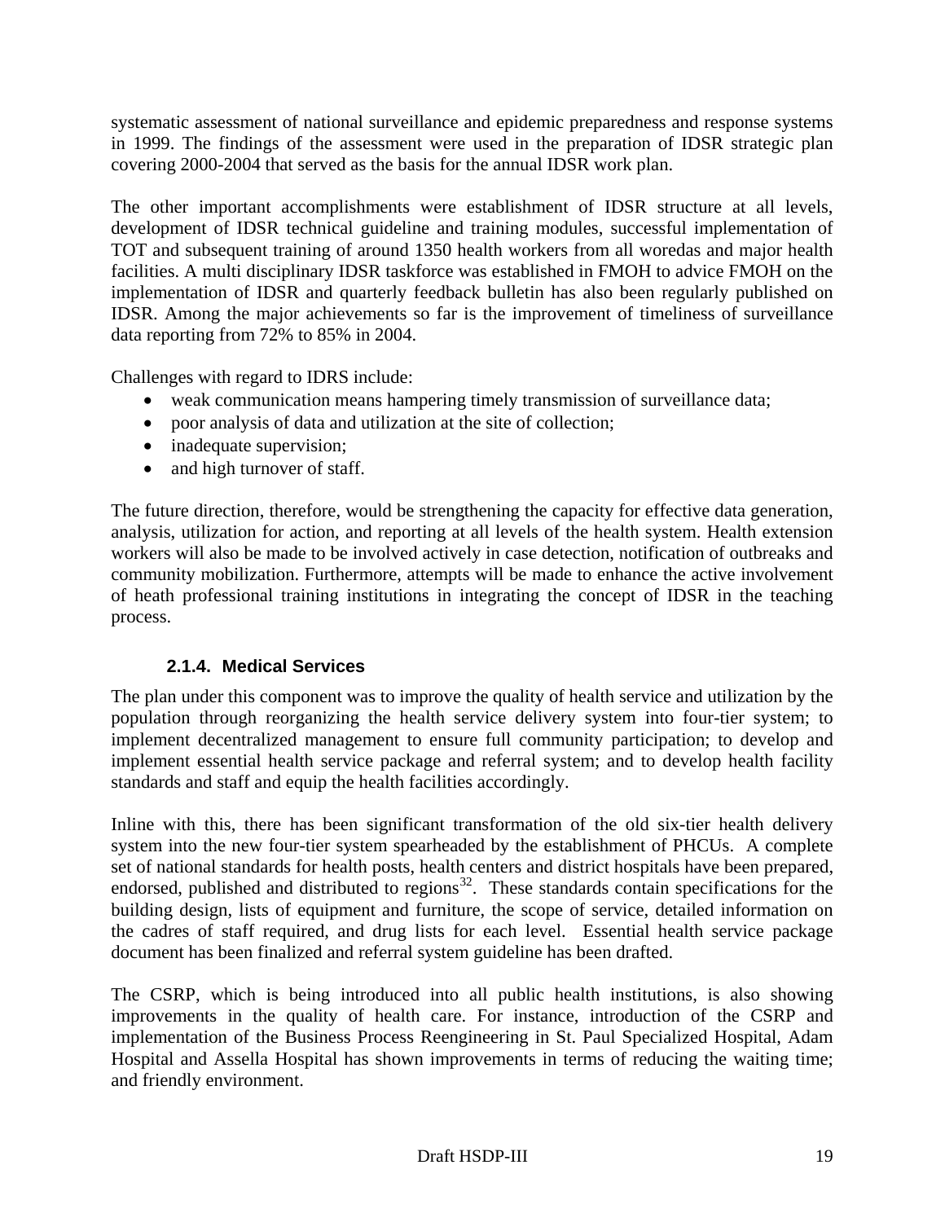systematic assessment of national surveillance and epidemic preparedness and response systems in 1999. The findings of the assessment were used in the preparation of IDSR strategic plan covering 2000-2004 that served as the basis for the annual IDSR work plan.

The other important accomplishments were establishment of IDSR structure at all levels, development of IDSR technical guideline and training modules, successful implementation of TOT and subsequent training of around 1350 health workers from all woredas and major health facilities. A multi disciplinary IDSR taskforce was established in FMOH to advice FMOH on the implementation of IDSR and quarterly feedback bulletin has also been regularly published on IDSR. Among the major achievements so far is the improvement of timeliness of surveillance data reporting from 72% to 85% in 2004.

Challenges with regard to IDRS include:

- weak communication means hampering timely transmission of surveillance data;
- poor analysis of data and utilization at the site of collection;
- inadequate supervision;
- and high turnover of staff.

The future direction, therefore, would be strengthening the capacity for effective data generation, analysis, utilization for action, and reporting at all levels of the health system. Health extension workers will also be made to be involved actively in case detection, notification of outbreaks and community mobilization. Furthermore, attempts will be made to enhance the active involvement of heath professional training institutions in integrating the concept of IDSR in the teaching process.

#### 2.1.4. Medical Services

The plan under this component was to improve the quality of health service and utilization by the population through reorganizing the health service delivery system into four-tier system; to implement decentralized management to ensure full community participation; to develop and implement essential health service package and referral system; and to develop health facility standards and staff and equip the health facilities accordingly.

Inline with this, there has been significant transformation of the old six-tier health delivery system into the new four-tier system spearheaded by the establishment of PHCUs. A complete set of national standards for health posts, health centers and district hospitals have been prepared, endorsed, published and distributed to regions[32]. These standards contain specifications for the building design, lists of equipment and furniture, the scope of service, detailed information on the cadres of staff required, and drug lists for each level. Essential health service package document has been finalized and referral system guideline has been drafted.

The CSRP, which is being introduced into all public health institutions, is also showing improvements in the quality of health care. For instance, introduction of the CSRP and implementation of the Business Process Reengineering in St. Paul Specialized Hospital, Adam Hospital and Assella Hospital has shown improvements in terms of reducing the waiting time; and friendly environment.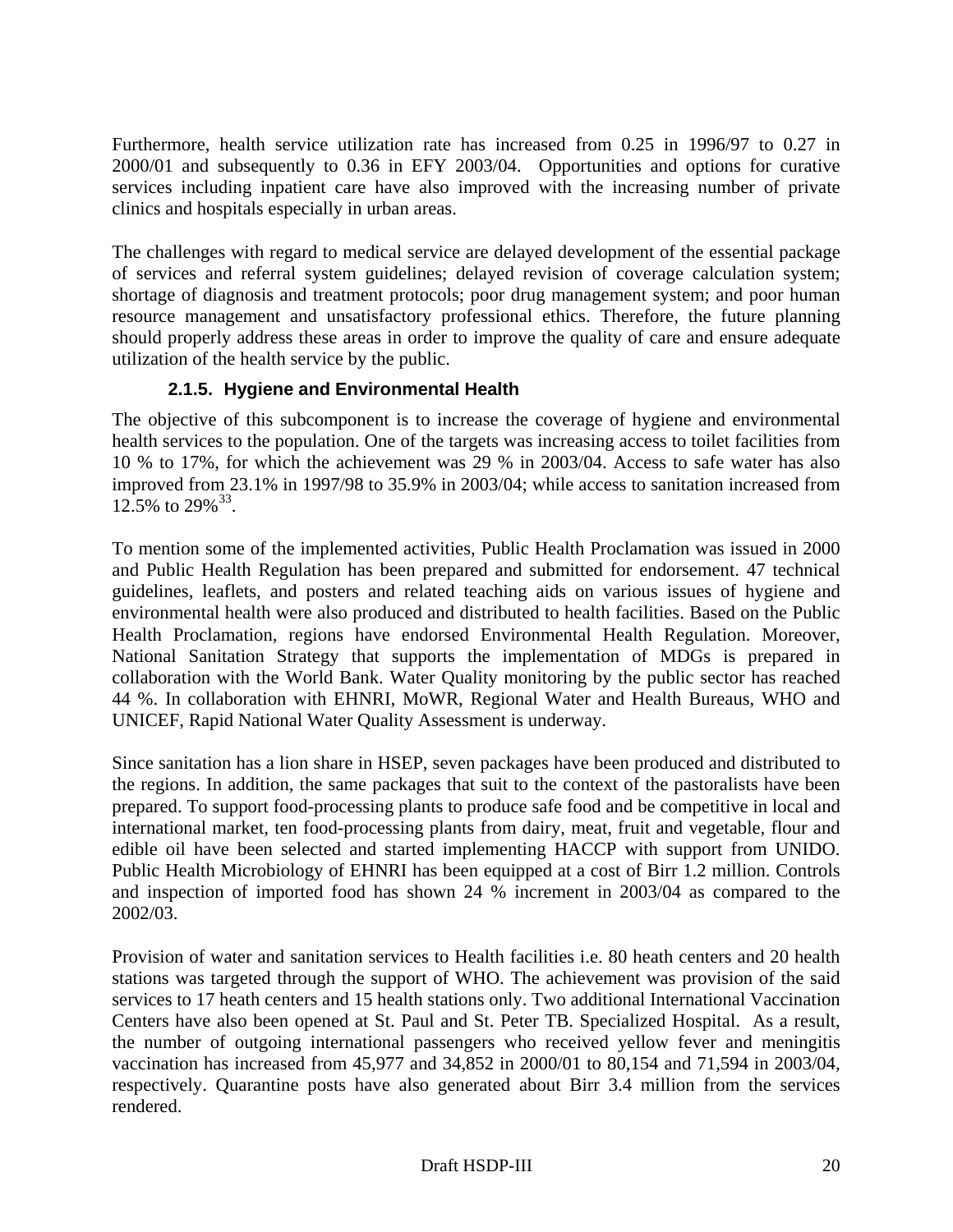Furthermore, health service utilization rate has increased from 0.25 in 1996/97 to 0.27 in 2000/01 and subsequently to 0.36 in EFY 2003/04. Opportunities and options for curative services including inpatient care have also improved with the increasing number of private clinics and hospitals especially in urban areas.

The challenges with regard to medical service are delayed development of the essential package of services and referral system guidelines; delayed revision of coverage calculation system; shortage of diagnosis and treatment protocols; poor drug management system; and poor human resource management and unsatisfactory professional ethics. Therefore, the future planning should properly address these areas in order to improve the quality of care and ensure adequate utilization of the health service by the public.

#### 2.1.5. Hygiene and Environmental Health

The objective of this subcomponent is to increase the coverage of hygiene and environmental health services to the population. One of the targets was increasing access to toilet facilities from 10 % to 17%, for which the achievement was 29 % in 2003/04. Access to safe water has also improved from 23.1% in 1997/98 to 35.9% in 2003/04; while access to sanitation increased from 12.5% to 29%[33].

To mention some of the implemented activities, Public Health Proclamation was issued in 2000 and Public Health Regulation has been prepared and submitted for endorsement. 47 technical guidelines, leaflets, and posters and related teaching aids on various issues of hygiene and environmental health were also produced and distributed to health facilities. Based on the Public Health Proclamation, regions have endorsed Environmental Health Regulation. Moreover, National Sanitation Strategy that supports the implementation of MDGs is prepared in collaboration with the World Bank. Water Quality monitoring by the public sector has reached 44 %. In collaboration with EHNRI, MoWR, Regional Water and Health Bureaus, WHO and UNICEF, Rapid National Water Quality Assessment is underway.

Since sanitation has a lion share in HSEP, seven packages have been produced and distributed to the regions. In addition, the same packages that suit to the context of the pastoralists have been prepared. To support food-processing plants to produce safe food and be competitive in local and international market, ten food-processing plants from dairy, meat, fruit and vegetable, flour and edible oil have been selected and started implementing HACCP with support from UNIDO. Public Health Microbiology of EHNRI has been equipped at a cost of Birr 1.2 million. Controls and inspection of imported food has shown 24 % increment in 2003/04 as compared to the 2002/03.

Provision of water and sanitation services to Health facilities i.e. 80 heath centers and 20 health stations was targeted through the support of WHO. The achievement was provision of the said services to 17 heath centers and 15 health stations only. Two additional International Vaccination Centers have also been opened at St. Paul and St. Peter TB. Specialized Hospital. As a result, the number of outgoing international passengers who received yellow fever and meningitis vaccination has increased from 45,977 and 34,852 in 2000/01 to 80,154 and 71,594 in 2003/04, respectively. Quarantine posts have also generated about Birr 3.4 million from the services rendered.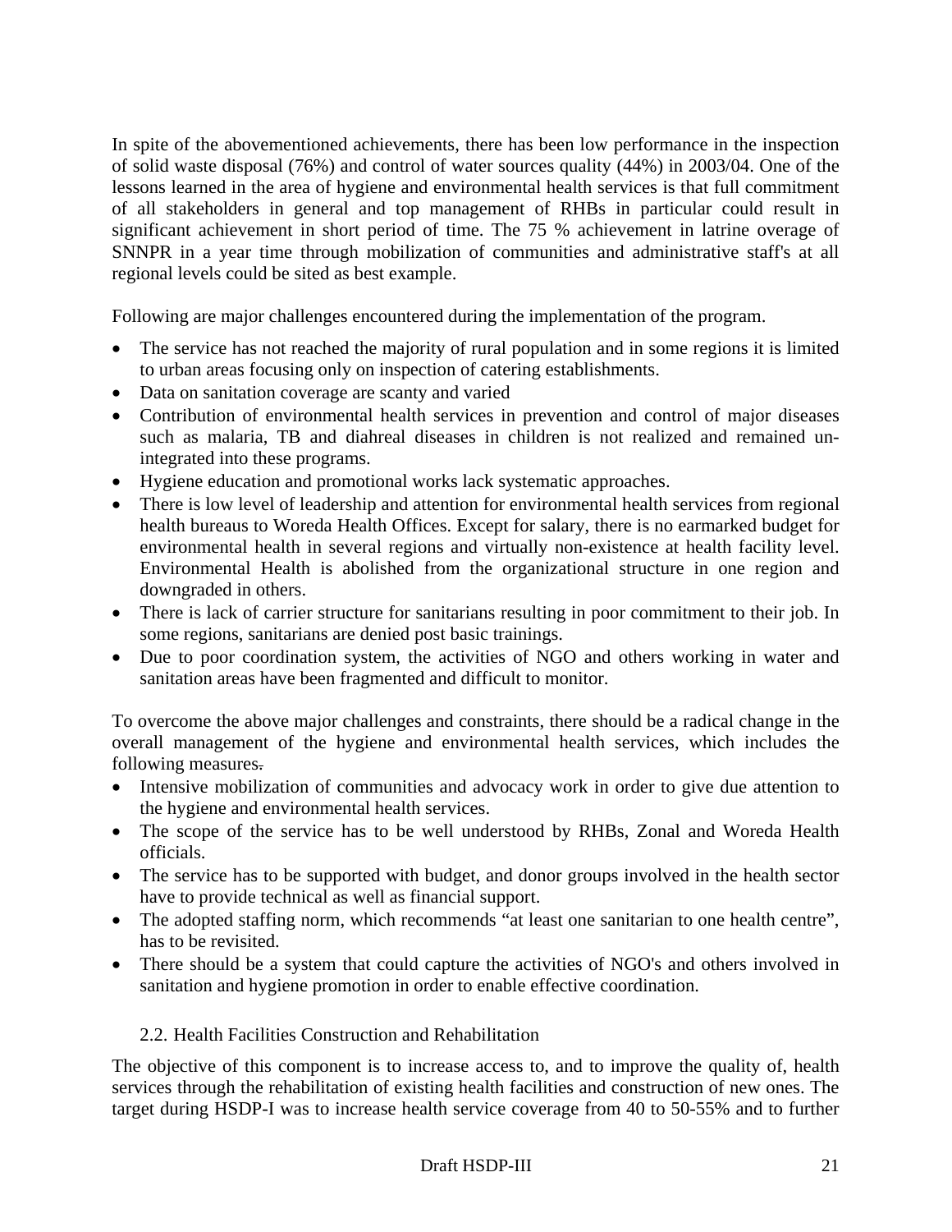In spite of the abovementioned achievements, there has been low performance in the inspection of solid waste disposal (76%) and control of water sources quality (44%) in 2003/04. One of the lessons learned in the area of hygiene and environmental health services is that full commitment of all stakeholders in general and top management of RHBs in particular could result in significant achievement in short period of time. The 75 % achievement in latrine overage of SNNPR in a year time through mobilization of communities and administrative staff's at all regional levels could be sited as best example.

Following are major challenges encountered during the implementation of the program.

- The service has not reached the majority of rural population and in some regions it is limited to urban areas focusing only on inspection of catering establishments.
- Data on sanitation coverage are scanty and varied
- Contribution of environmental health services in prevention and control of major diseases such as malaria, TB and diahreal diseases in children is not realized and remained un-integrated into these programs.
- Hygiene education and promotional works lack systematic approaches.
- There is low level of leadership and attention for environmental health services from regional health bureaus to Woreda Health Offices. Except for salary, there is no earmarked budget for environmental health in several regions and virtually non-existence at health facility level. Environmental Health is abolished from the organizational structure in one region and downgraded in others.
- There is lack of carrier structure for sanitarians resulting in poor commitment to their job. In some regions, sanitarians are denied post basic trainings.
- Due to poor coordination system, the activities of NGO and others working in water and sanitation areas have been fragmented and difficult to monitor.

To overcome the above major challenges and constraints, there should be a radical change in the overall management of the hygiene and environmental health services, which includes the following measures.

- Intensive mobilization of communities and advocacy work in order to give due attention to the hygiene and environmental health services.
- The scope of the service has to be well understood by RHBs, Zonal and Woreda Health officials.
- The service has to be supported with budget, and donor groups involved in the health sector have to provide technical as well as financial support.
- The adopted staffing norm, which recommends "at least one sanitarian to one health centre", has to be revisited.
- There should be a system that could capture the activities of NGO's and others involved in sanitation and hygiene promotion in order to enable effective coordination.

### 2.2. Health Facilities Construction and Rehabilitation

The objective of this component is to increase access to, and to improve the quality of, health services through the rehabilitation of existing health facilities and construction of new ones. The target during HSDP-I was to increase health service coverage from 40 to 50-55% and to further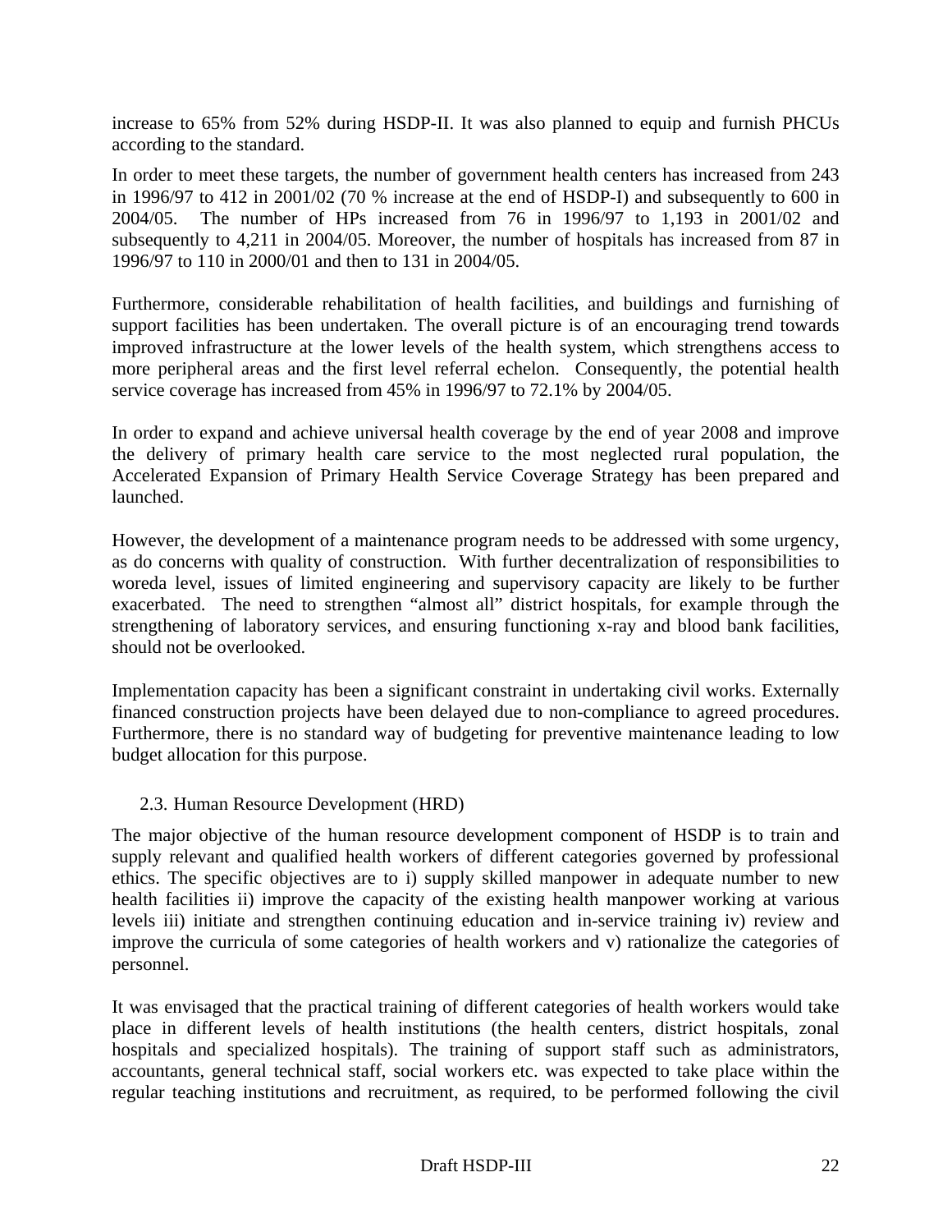increase to 65% from 52% during HSDP-II. It was also planned to equip and furnish PHCUs according to the standard.

In order to meet these targets, the number of government health centers has increased from 243 in 1996/97 to 412 in 2001/02 (70 % increase at the end of HSDP-I) and subsequently to 600 in 2004/05. The number of HPs increased from 76 in 1996/97 to 1,193 in 2001/02 and subsequently to 4,211 in 2004/05. Moreover, the number of hospitals has increased from 87 in 1996/97 to 110 in 2000/01 and then to 131 in 2004/05.

Furthermore, considerable rehabilitation of health facilities, and buildings and furnishing of support facilities has been undertaken. The overall picture is of an encouraging trend towards improved infrastructure at the lower levels of the health system, which strengthens access to more peripheral areas and the first level referral echelon. Consequently, the potential health service coverage has increased from 45% in 1996/97 to 72.1% by 2004/05.

In order to expand and achieve universal health coverage by the end of year 2008 and improve the delivery of primary health care service to the most neglected rural population, the Accelerated Expansion of Primary Health Service Coverage Strategy has been prepared and launched.

However, the development of a maintenance program needs to be addressed with some urgency, as do concerns with quality of construction. With further decentralization of responsibilities to woreda level, issues of limited engineering and supervisory capacity are likely to be further exacerbated. The need to strengthen "almost all" district hospitals, for example through the strengthening of laboratory services, and ensuring functioning x-ray and blood bank facilities, should not be overlooked.

Implementation capacity has been a significant constraint in undertaking civil works. Externally financed construction projects have been delayed due to non-compliance to agreed procedures. Furthermore, there is no standard way of budgeting for preventive maintenance leading to low budget allocation for this purpose.

## 2.3. Human Resource Development (HRD)

The major objective of the human resource development component of HSDP is to train and supply relevant and qualified health workers of different categories governed by professional ethics. The specific objectives are to i) supply skilled manpower in adequate number to new health facilities ii) improve the capacity of the existing health manpower working at various levels iii) initiate and strengthen continuing education and in-service training iv) review and improve the curricula of some categories of health workers and v) rationalize the categories of personnel.

It was envisaged that the practical training of different categories of health workers would take place in different levels of health institutions (the health centers, district hospitals, zonal hospitals and specialized hospitals). The training of support staff such as administrators, accountants, general technical staff, social workers etc. was expected to take place within the regular teaching institutions and recruitment, as required, to be performed following the civil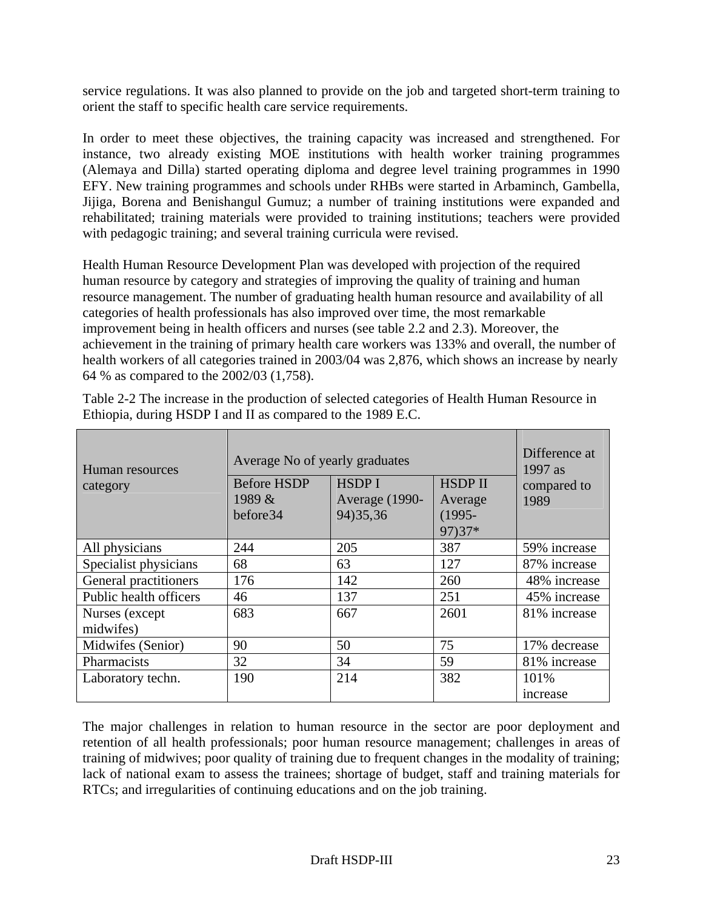service regulations. It was also planned to provide on the job and targeted short-term training to orient the staff to specific health care service requirements.

In order to meet these objectives, the training capacity was increased and strengthened. For instance, two already existing MOE institutions with health worker training programmes (Alemaya and Dilla) started operating diploma and degree level training programmes in 1990 EFY. New training programmes and schools under RHBs were started in Arbaminch, Gambella, Jijiga, Borena and Benishangul Gumuz; a number of training institutions were expanded and rehabilitated; training materials were provided to training institutions; teachers were provided with pedagogic training; and several training curricula were revised.

Health Human Resource Development Plan was developed with projection of the required human resource by category and strategies of improving the quality of training and human resource management. The number of graduating health human resource and availability of all categories of health professionals has also improved over time, the most remarkable improvement being in health officers and nurses (see table 2.2 and 2.3). Moreover, the achievement in the training of primary health care workers was 133% and overall, the number of health workers of all categories trained in 2003/04 was 2,876, which shows an increase by nearly 64 % as compared to the 2002/03 (1,758).

Table 2-2 The increase in the production of selected categories of Health Human Resource in Ethiopia, during HSDP I and II as compared to the 1989 E.C.

| Human resources category | Average No of yearly graduates | | | Difference at 1997 as compared to 1989 |
|---|---|---|---|---|
| | Before HSDP 1989 & before34 | HSDP I Average (1990-94)35,36 | HSDP II Average (1995-97)37* | |
| All physicians | 244 | 205 | 387 | 59% increase |
| Specialist physicians | 68 | 63 | 127 | 87% increase |
| General practitioners | 176 | 142 | 260 | 48% increase |
| Public health officers | 46 | 137 | 251 | 45% increase |
| Nurses (except midwifes) | 683 | 667 | 2601 | 81% increase |
| Midwifes (Senior) | 90 | 50 | 75 | 17% decrease |
| Pharmacists | 32 | 34 | 59 | 81% increase |
| Laboratory techn. | 190 | 214 | 382 | 101% increase |

The major challenges in relation to human resource in the sector are poor deployment and retention of all health professionals; poor human resource management; challenges in areas of training of midwives; poor quality of training due to frequent changes in the modality of training; lack of national exam to assess the trainees; shortage of budget, staff and training materials for RTCs; and irregularities of continuing educations and on the job training.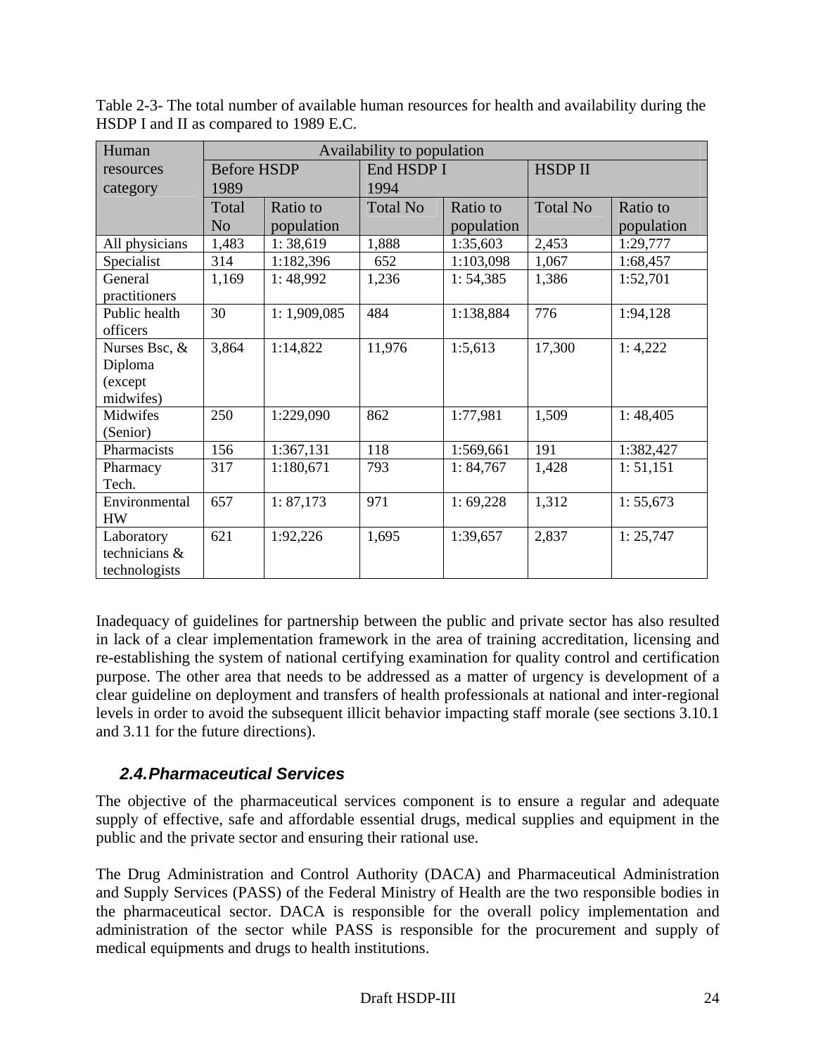Table 2-3- The total number of available human resources for health and availability during the HSDP I and II as compared to 1989 E.C.

| Human resources category | Availability to population | | | | | |
|---|---|---|---|---|---|---|
| | Before HSDP 1989 | | End HSDP I 1994 | | HSDP II | |
| | Total No | Ratio to population | Total No | Ratio to population | Total No | Ratio to population |
| All physicians | 1,483 | 1: 38,619 | 1,888 | 1:35,603 | 2,453 | 1:29,777 |
| Specialist | 314 | 1:182,396 | 652 | 1:103,098 | 1,067 | 1:68,457 |
| General practitioners | 1,169 | 1: 48,992 | 1,236 | 1: 54,385 | 1,386 | 1:52,701 |
| Public health officers | 30 | 1: 1,909,085 | 484 | 1:138,884 | 776 | 1:94,128 |
| Nurses Bsc, & Diploma (except midwifes) | 3,864 | 1:14,822 | 11,976 | 1:5,613 | 17,300 | 1: 4,222 |
| Midwifes (Senior) | 250 | 1:229,090 | 862 | 1:77,981 | 1,509 | 1: 48,405 |
| Pharmacists | 156 | 1:367,131 | 118 | 1:569,661 | 191 | 1:382,427 |
| Pharmacy Tech. | 317 | 1:180,671 | 793 | 1: 84,767 | 1,428 | 1: 51,151 |
| Environmental HW | 657 | 1: 87,173 | 971 | 1: 69,228 | 1,312 | 1: 55,673 |
| Laboratory technicians & technologists | 621 | 1:92,226 | 1,695 | 1:39,657 | 2,837 | 1: 25,747 |

Inadequacy of guidelines for partnership between the public and private sector has also resulted in lack of a clear implementation framework in the area of training accreditation, licensing and re-establishing the system of national certifying examination for quality control and certification purpose. The other area that needs to be addressed as a matter of urgency is development of a clear guideline on deployment and transfers of health professionals at national and inter-regional levels in order to avoid the subsequent illicit behavior impacting staff morale (see sections 3.10.1 and 3.11 for the future directions).

## *2.4. Pharmaceutical Services*

The objective of the pharmaceutical services component is to ensure a regular and adequate supply of effective, safe and affordable essential drugs, medical supplies and equipment in the public and the private sector and ensuring their rational use.

The Drug Administration and Control Authority (DACA) and Pharmaceutical Administration and Supply Services (PASS) of the Federal Ministry of Health are the two responsible bodies in the pharmaceutical sector. DACA is responsible for the overall policy implementation and administration of the sector while PASS is responsible for the procurement and supply of medical equipments and drugs to health institutions.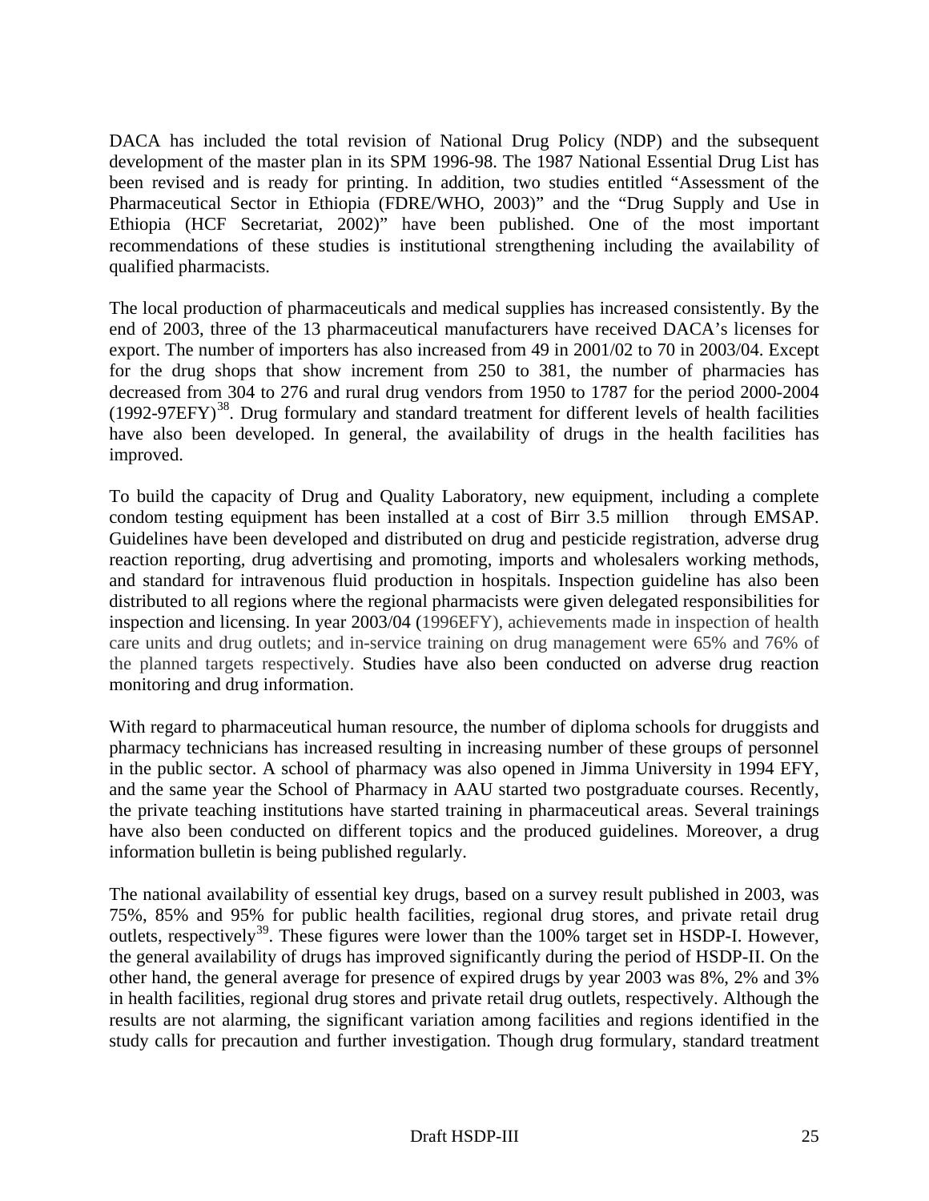DACA has included the total revision of National Drug Policy (NDP) and the subsequent development of the master plan in its SPM 1996-98. The 1987 National Essential Drug List has been revised and is ready for printing. In addition, two studies entitled "Assessment of the Pharmaceutical Sector in Ethiopia (FDRE/WHO, 2003)" and the "Drug Supply and Use in Ethiopia (HCF Secretariat, 2002)" have been published. One of the most important recommendations of these studies is institutional strengthening including the availability of qualified pharmacists.

The local production of pharmaceuticals and medical supplies has increased consistently. By the end of 2003, three of the 13 pharmaceutical manufacturers have received DACA's licenses for export. The number of importers has also increased from 49 in 2001/02 to 70 in 2003/04. Except for the drug shops that show increment from 250 to 381, the number of pharmacies has decreased from 304 to 276 and rural drug vendors from 1950 to 1787 for the period 2000-2004 (1992-97EFY)[38]. Drug formulary and standard treatment for different levels of health facilities have also been developed. In general, the availability of drugs in the health facilities has improved.

To build the capacity of Drug and Quality Laboratory, new equipment, including a complete condom testing equipment has been installed at a cost of Birr 3.5 million through EMSAP. Guidelines have been developed and distributed on drug and pesticide registration, adverse drug reaction reporting, drug advertising and promoting, imports and wholesalers working methods, and standard for intravenous fluid production in hospitals. Inspection guideline has also been distributed to all regions where the regional pharmacists were given delegated responsibilities for inspection and licensing. In year 2003/04 (1996EFY), achievements made in inspection of health care units and drug outlets; and in-service training on drug management were 65% and 76% of the planned targets respectively. Studies have also been conducted on adverse drug reaction monitoring and drug information.

With regard to pharmaceutical human resource, the number of diploma schools for druggists and pharmacy technicians has increased resulting in increasing number of these groups of personnel in the public sector. A school of pharmacy was also opened in Jimma University in 1994 EFY, and the same year the School of Pharmacy in AAU started two postgraduate courses. Recently, the private teaching institutions have started training in pharmaceutical areas. Several trainings have also been conducted on different topics and the produced guidelines. Moreover, a drug information bulletin is being published regularly.

The national availability of essential key drugs, based on a survey result published in 2003, was 75%, 85% and 95% for public health facilities, regional drug stores, and private retail drug outlets, respectively[39]. These figures were lower than the 100% target set in HSDP-I. However, the general availability of drugs has improved significantly during the period of HSDP-II. On the other hand, the general average for presence of expired drugs by year 2003 was 8%, 2% and 3% in health facilities, regional drug stores and private retail drug outlets, respectively. Although the results are not alarming, the significant variation among facilities and regions identified in the study calls for precaution and further investigation. Though drug formulary, standard treatment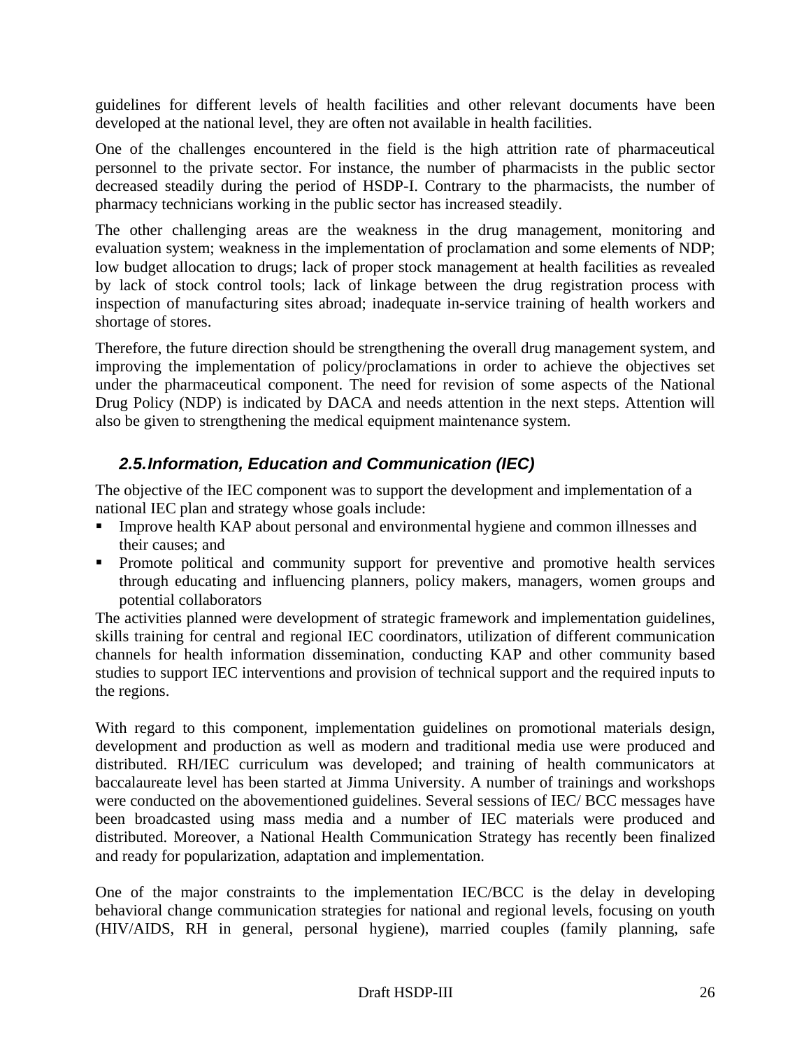guidelines for different levels of health facilities and other relevant documents have been developed at the national level, they are often not available in health facilities.

One of the challenges encountered in the field is the high attrition rate of pharmaceutical personnel to the private sector. For instance, the number of pharmacists in the public sector decreased steadily during the period of HSDP-I. Contrary to the pharmacists, the number of pharmacy technicians working in the public sector has increased steadily.

The other challenging areas are the weakness in the drug management, monitoring and evaluation system; weakness in the implementation of proclamation and some elements of NDP; low budget allocation to drugs; lack of proper stock management at health facilities as revealed by lack of stock control tools; lack of linkage between the drug registration process with inspection of manufacturing sites abroad; inadequate in-service training of health workers and shortage of stores.

Therefore, the future direction should be strengthening the overall drug management system, and improving the implementation of policy/proclamations in order to achieve the objectives set under the pharmaceutical component. The need for revision of some aspects of the National Drug Policy (NDP) is indicated by DACA and needs attention in the next steps. Attention will also be given to strengthening the medical equipment maintenance system.

## *2.5. Information, Education and Communication (IEC)*

The objective of the IEC component was to support the development and implementation of a national IEC plan and strategy whose goals include:

- Improve health KAP about personal and environmental hygiene and common illnesses and their causes; and
- Promote political and community support for preventive and promotive health services through educating and influencing planners, policy makers, managers, women groups and potential collaborators

The activities planned were development of strategic framework and implementation guidelines, skills training for central and regional IEC coordinators, utilization of different communication channels for health information dissemination, conducting KAP and other community based studies to support IEC interventions and provision of technical support and the required inputs to the regions.

With regard to this component, implementation guidelines on promotional materials design, development and production as well as modern and traditional media use were produced and distributed. RH/IEC curriculum was developed; and training of health communicators at baccalaureate level has been started at Jimma University. A number of trainings and workshops were conducted on the abovementioned guidelines. Several sessions of IEC/ BCC messages have been broadcasted using mass media and a number of IEC materials were produced and distributed. Moreover, a National Health Communication Strategy has recently been finalized and ready for popularization, adaptation and implementation.

One of the major constraints to the implementation IEC/BCC is the delay in developing behavioral change communication strategies for national and regional levels, focusing on youth (HIV/AIDS, RH in general, personal hygiene), married couples (family planning, safe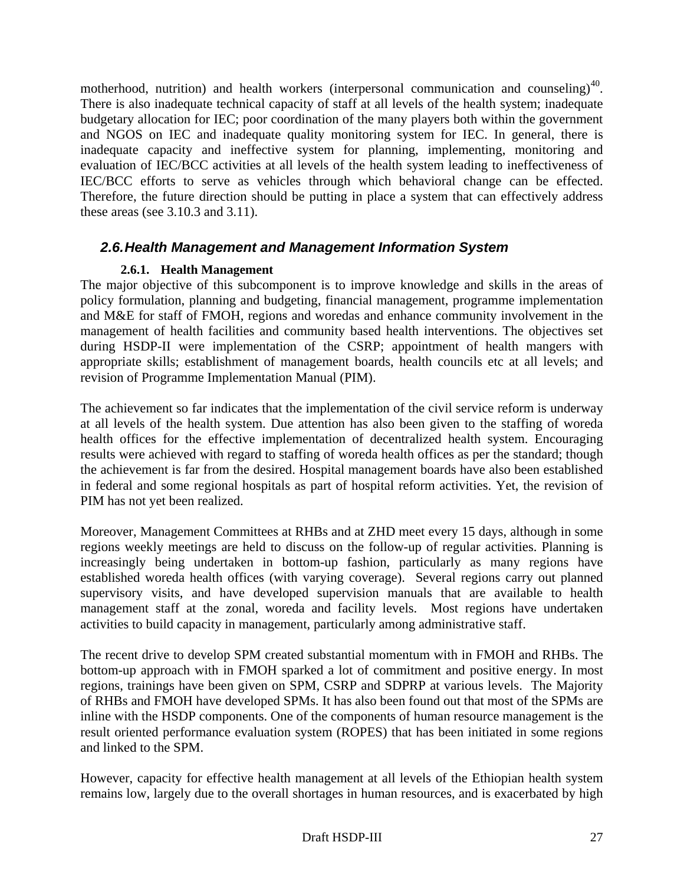motherhood, nutrition) and health workers (interpersonal communication and counseling)[40]. There is also inadequate technical capacity of staff at all levels of the health system; inadequate budgetary allocation for IEC; poor coordination of the many players both within the government and NGOS on IEC and inadequate quality monitoring system for IEC. In general, there is inadequate capacity and ineffective system for planning, implementing, monitoring and evaluation of IEC/BCC activities at all levels of the health system leading to ineffectiveness of IEC/BCC efforts to serve as vehicles through which behavioral change can be effected. Therefore, the future direction should be putting in place a system that can effectively address these areas (see 3.10.3 and 3.11).

## *2.6. Health Management and Management Information System*

### 2.6.1. Health Management

The major objective of this subcomponent is to improve knowledge and skills in the areas of policy formulation, planning and budgeting, financial management, programme implementation and M&E for staff of FMOH, regions and woredas and enhance community involvement in the management of health facilities and community based health interventions. The objectives set during HSDP-II were implementation of the CSRP; appointment of health mangers with appropriate skills; establishment of management boards, health councils etc at all levels; and revision of Programme Implementation Manual (PIM).

The achievement so far indicates that the implementation of the civil service reform is underway at all levels of the health system. Due attention has also been given to the staffing of woreda health offices for the effective implementation of decentralized health system. Encouraging results were achieved with regard to staffing of woreda health offices as per the standard; though the achievement is far from the desired. Hospital management boards have also been established in federal and some regional hospitals as part of hospital reform activities. Yet, the revision of PIM has not yet been realized.

Moreover, Management Committees at RHBs and at ZHD meet every 15 days, although in some regions weekly meetings are held to discuss on the follow-up of regular activities. Planning is increasingly being undertaken in bottom-up fashion, particularly as many regions have established woreda health offices (with varying coverage). Several regions carry out planned supervisory visits, and have developed supervision manuals that are available to health management staff at the zonal, woreda and facility levels. Most regions have undertaken activities to build capacity in management, particularly among administrative staff.

The recent drive to develop SPM created substantial momentum with in FMOH and RHBs. The bottom-up approach with in FMOH sparked a lot of commitment and positive energy. In most regions, trainings have been given on SPM, CSRP and SDPRP at various levels. The Majority of RHBs and FMOH have developed SPMs. It has also been found out that most of the SPMs are inline with the HSDP components. One of the components of human resource management is the result oriented performance evaluation system (ROPES) that has been initiated in some regions and linked to the SPM.

However, capacity for effective health management at all levels of the Ethiopian health system remains low, largely due to the overall shortages in human resources, and is exacerbated by high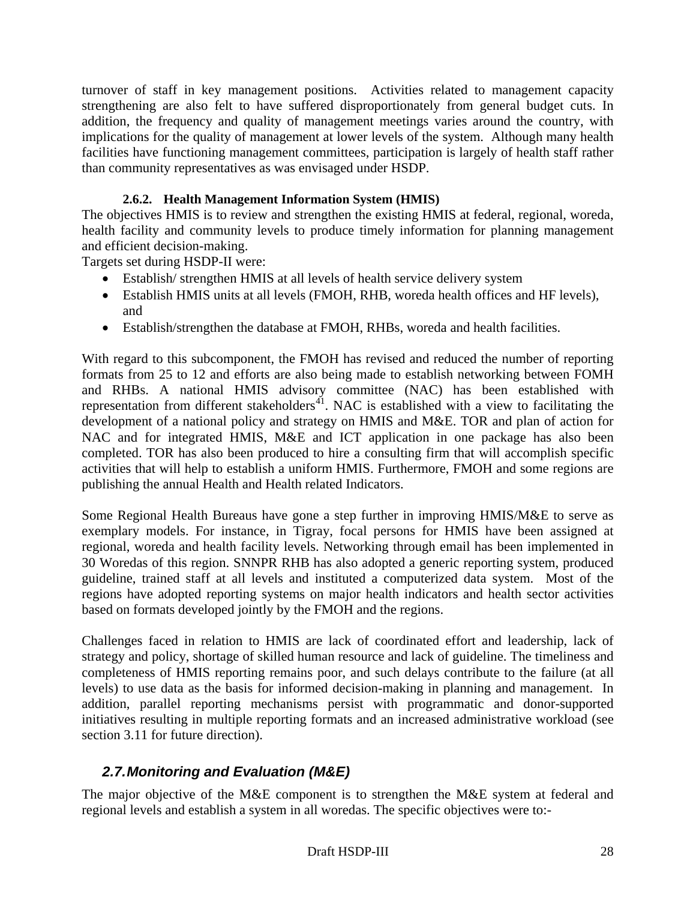turnover of staff in key management positions. Activities related to management capacity strengthening are also felt to have suffered disproportionately from general budget cuts. In addition, the frequency and quality of management meetings varies around the country, with implications for the quality of management at lower levels of the system. Although many health facilities have functioning management committees, participation is largely of health staff rather than community representatives as was envisaged under HSDP.

#### 2.6.2. Health Management Information System (HMIS)

The objectives HMIS is to review and strengthen the existing HMIS at federal, regional, woreda, health facility and community levels to produce timely information for planning management and efficient decision-making.

Targets set during HSDP-II were:

- Establish/ strengthen HMIS at all levels of health service delivery system
- Establish HMIS units at all levels (FMOH, RHB, woreda health offices and HF levels), and
- Establish/strengthen the database at FMOH, RHBs, woreda and health facilities.

With regard to this subcomponent, the FMOH has revised and reduced the number of reporting formats from 25 to 12 and efforts are also being made to establish networking between FOMH and RHBs. A national HMIS advisory committee (NAC) has been established with representation from different stakeholders[41]. NAC is established with a view to facilitating the development of a national policy and strategy on HMIS and M&E. TOR and plan of action for NAC and for integrated HMIS, M&E and ICT application in one package has also been completed. TOR has also been produced to hire a consulting firm that will accomplish specific activities that will help to establish a uniform HMIS. Furthermore, FMOH and some regions are publishing the annual Health and Health related Indicators.

Some Regional Health Bureaus have gone a step further in improving HMIS/M&E to serve as exemplary models. For instance, in Tigray, focal persons for HMIS have been assigned at regional, woreda and health facility levels. Networking through email has been implemented in 30 Woredas of this region. SNNPR RHB has also adopted a generic reporting system, produced guideline, trained staff at all levels and instituted a computerized data system. Most of the regions have adopted reporting systems on major health indicators and health sector activities based on formats developed jointly by the FMOH and the regions.

Challenges faced in relation to HMIS are lack of coordinated effort and leadership, lack of strategy and policy, shortage of skilled human resource and lack of guideline. The timeliness and completeness of HMIS reporting remains poor, and such delays contribute to the failure (at all levels) to use data as the basis for informed decision-making in planning and management. In addition, parallel reporting mechanisms persist with programmatic and donor-supported initiatives resulting in multiple reporting formats and an increased administrative workload (see section 3.11 for future direction).

### *2.7. Monitoring and Evaluation (M&E)*

The major objective of the M&E component is to strengthen the M&E system at federal and regional levels and establish a system in all woredas. The specific objectives were to:-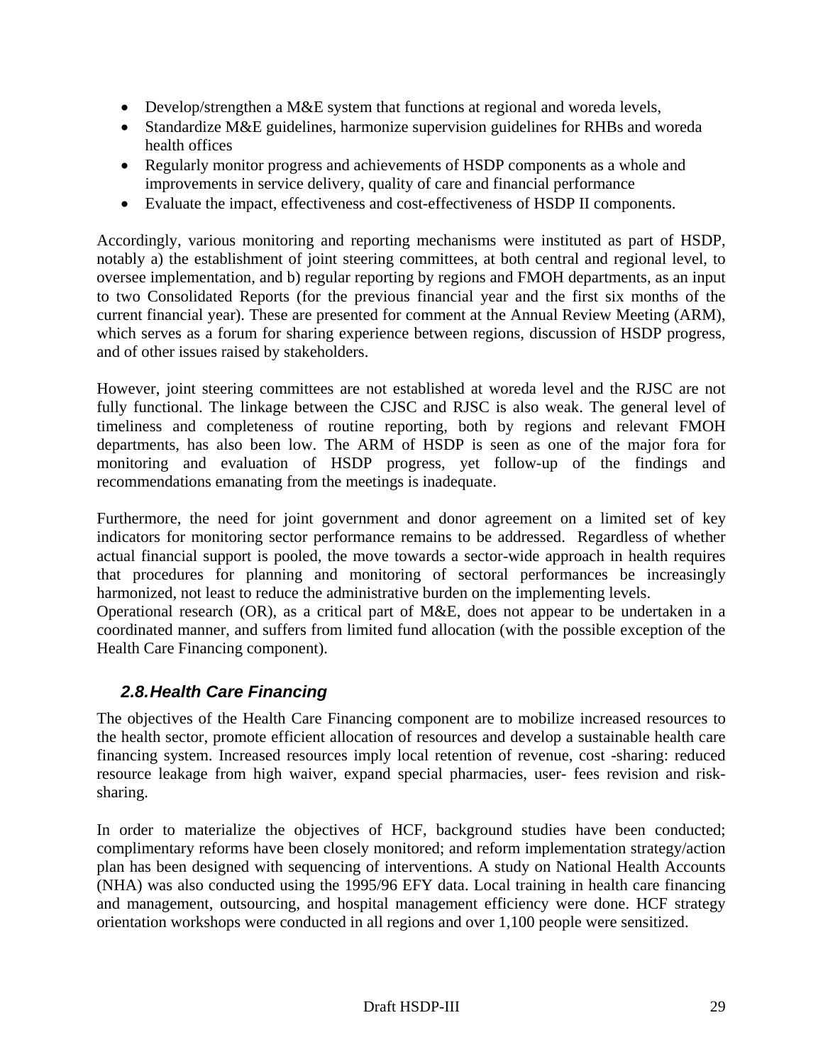- Develop/strengthen a M&E system that functions at regional and woreda levels,
- Standardize M&E guidelines, harmonize supervision guidelines for RHBs and woreda health offices
- Regularly monitor progress and achievements of HSDP components as a whole and improvements in service delivery, quality of care and financial performance
- Evaluate the impact, effectiveness and cost-effectiveness of HSDP II components.

Accordingly, various monitoring and reporting mechanisms were instituted as part of HSDP, notably a) the establishment of joint steering committees, at both central and regional level, to oversee implementation, and b) regular reporting by regions and FMOH departments, as an input to two Consolidated Reports (for the previous financial year and the first six months of the current financial year). These are presented for comment at the Annual Review Meeting (ARM), which serves as a forum for sharing experience between regions, discussion of HSDP progress, and of other issues raised by stakeholders.

However, joint steering committees are not established at woreda level and the RJSC are not fully functional. The linkage between the CJSC and RJSC is also weak. The general level of timeliness and completeness of routine reporting, both by regions and relevant FMOH departments, has also been low. The ARM of HSDP is seen as one of the major fora for monitoring and evaluation of HSDP progress, yet follow-up of the findings and recommendations emanating from the meetings is inadequate.

Furthermore, the need for joint government and donor agreement on a limited set of key indicators for monitoring sector performance remains to be addressed. Regardless of whether actual financial support is pooled, the move towards a sector-wide approach in health requires that procedures for planning and monitoring of sectoral performances be increasingly harmonized, not least to reduce the administrative burden on the implementing levels.
Operational research (OR), as a critical part of M&E, does not appear to be undertaken in a coordinated manner, and suffers from limited fund allocation (with the possible exception of the Health Care Financing component).

## 2.8. Health Care Financing

The objectives of the Health Care Financing component are to mobilize increased resources to the health sector, promote efficient allocation of resources and develop a sustainable health care financing system. Increased resources imply local retention of revenue, cost -sharing: reduced resource leakage from high waiver, expand special pharmacies, user- fees revision and risk-sharing.

In order to materialize the objectives of HCF, background studies have been conducted; complimentary reforms have been closely monitored; and reform implementation strategy/action plan has been designed with sequencing of interventions. A study on National Health Accounts (NHA) was also conducted using the 1995/96 EFY data. Local training in health care financing and management, outsourcing, and hospital management efficiency were done. HCF strategy orientation workshops were conducted in all regions and over 1,100 people were sensitized.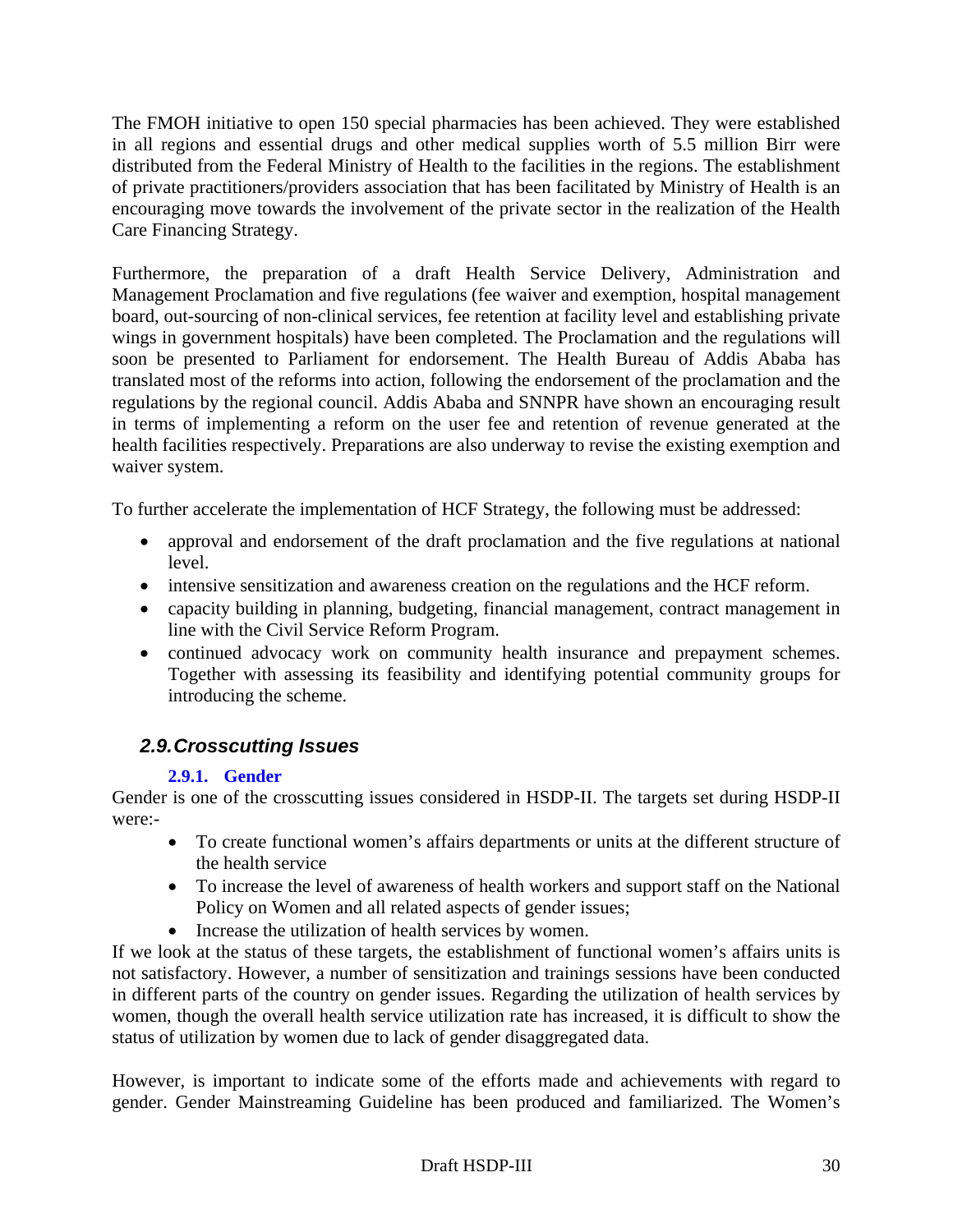The FMOH initiative to open 150 special pharmacies has been achieved. They were established in all regions and essential drugs and other medical supplies worth of 5.5 million Birr were distributed from the Federal Ministry of Health to the facilities in the regions. The establishment of private practitioners/providers association that has been facilitated by Ministry of Health is an encouraging move towards the involvement of the private sector in the realization of the Health Care Financing Strategy.

Furthermore, the preparation of a draft Health Service Delivery, Administration and Management Proclamation and five regulations (fee waiver and exemption, hospital management board, out-sourcing of non-clinical services, fee retention at facility level and establishing private wings in government hospitals) have been completed. The Proclamation and the regulations will soon be presented to Parliament for endorsement. The Health Bureau of Addis Ababa has translated most of the reforms into action, following the endorsement of the proclamation and the regulations by the regional council. Addis Ababa and SNNPR have shown an encouraging result in terms of implementing a reform on the user fee and retention of revenue generated at the health facilities respectively. Preparations are also underway to revise the existing exemption and waiver system.

To further accelerate the implementation of HCF Strategy, the following must be addressed:

- approval and endorsement of the draft proclamation and the five regulations at national level.
- intensive sensitization and awareness creation on the regulations and the HCF reform.
- capacity building in planning, budgeting, financial management, contract management in line with the Civil Service Reform Program.
- continued advocacy work on community health insurance and prepayment schemes. Together with assessing its feasibility and identifying potential community groups for introducing the scheme.

## 2.9. Crosscutting Issues

### 2.9.1. Gender

Gender is one of the crosscutting issues considered in HSDP-II. The targets set during HSDP-II were:-

- To create functional women's affairs departments or units at the different structure of the health service
- To increase the level of awareness of health workers and support staff on the National Policy on Women and all related aspects of gender issues;
- Increase the utilization of health services by women.

If we look at the status of these targets, the establishment of functional women's affairs units is not satisfactory. However, a number of sensitization and trainings sessions have been conducted in different parts of the country on gender issues. Regarding the utilization of health services by women, though the overall health service utilization rate has increased, it is difficult to show the status of utilization by women due to lack of gender disaggregated data.

However, is important to indicate some of the efforts made and achievements with regard to gender. Gender Mainstreaming Guideline has been produced and familiarized. The Women's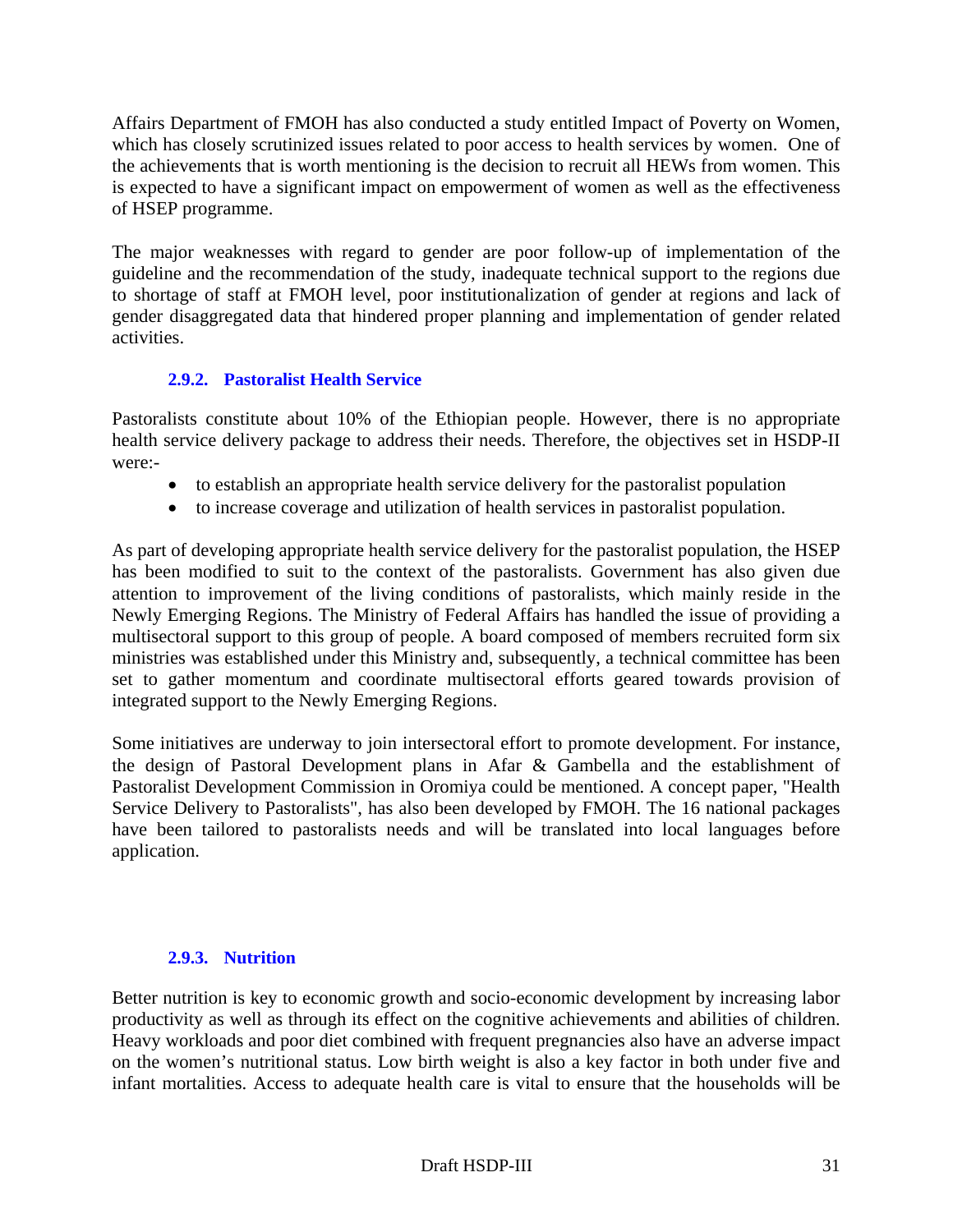Affairs Department of FMOH has also conducted a study entitled Impact of Poverty on Women, which has closely scrutinized issues related to poor access to health services by women. One of the achievements that is worth mentioning is the decision to recruit all HEWs from women. This is expected to have a significant impact on empowerment of women as well as the effectiveness of HSEP programme.

The major weaknesses with regard to gender are poor follow-up of implementation of the guideline and the recommendation of the study, inadequate technical support to the regions due to shortage of staff at FMOH level, poor institutionalization of gender at regions and lack of gender disaggregated data that hindered proper planning and implementation of gender related activities.

### 2.9.2. Pastoralist Health Service

Pastoralists constitute about 10% of the Ethiopian people. However, there is no appropriate health service delivery package to address their needs. Therefore, the objectives set in HSDP-II were:-

- to establish an appropriate health service delivery for the pastoralist population
- to increase coverage and utilization of health services in pastoralist population.

As part of developing appropriate health service delivery for the pastoralist population, the HSEP has been modified to suit to the context of the pastoralists. Government has also given due attention to improvement of the living conditions of pastoralists, which mainly reside in the Newly Emerging Regions. The Ministry of Federal Affairs has handled the issue of providing a multisectoral support to this group of people. A board composed of members recruited form six ministries was established under this Ministry and, subsequently, a technical committee has been set to gather momentum and coordinate multisectoral efforts geared towards provision of integrated support to the Newly Emerging Regions.

Some initiatives are underway to join intersectoral effort to promote development. For instance, the design of Pastoral Development plans in Afar & Gambella and the establishment of Pastoralist Development Commission in Oromiya could be mentioned. A concept paper, "Health Service Delivery to Pastoralists", has also been developed by FMOH. The 16 national packages have been tailored to pastoralists needs and will be translated into local languages before application.

### 2.9.3. Nutrition

Better nutrition is key to economic growth and socio-economic development by increasing labor productivity as well as through its effect on the cognitive achievements and abilities of children. Heavy workloads and poor diet combined with frequent pregnancies also have an adverse impact on the women's nutritional status. Low birth weight is also a key factor in both under five and infant mortalities. Access to adequate health care is vital to ensure that the households will be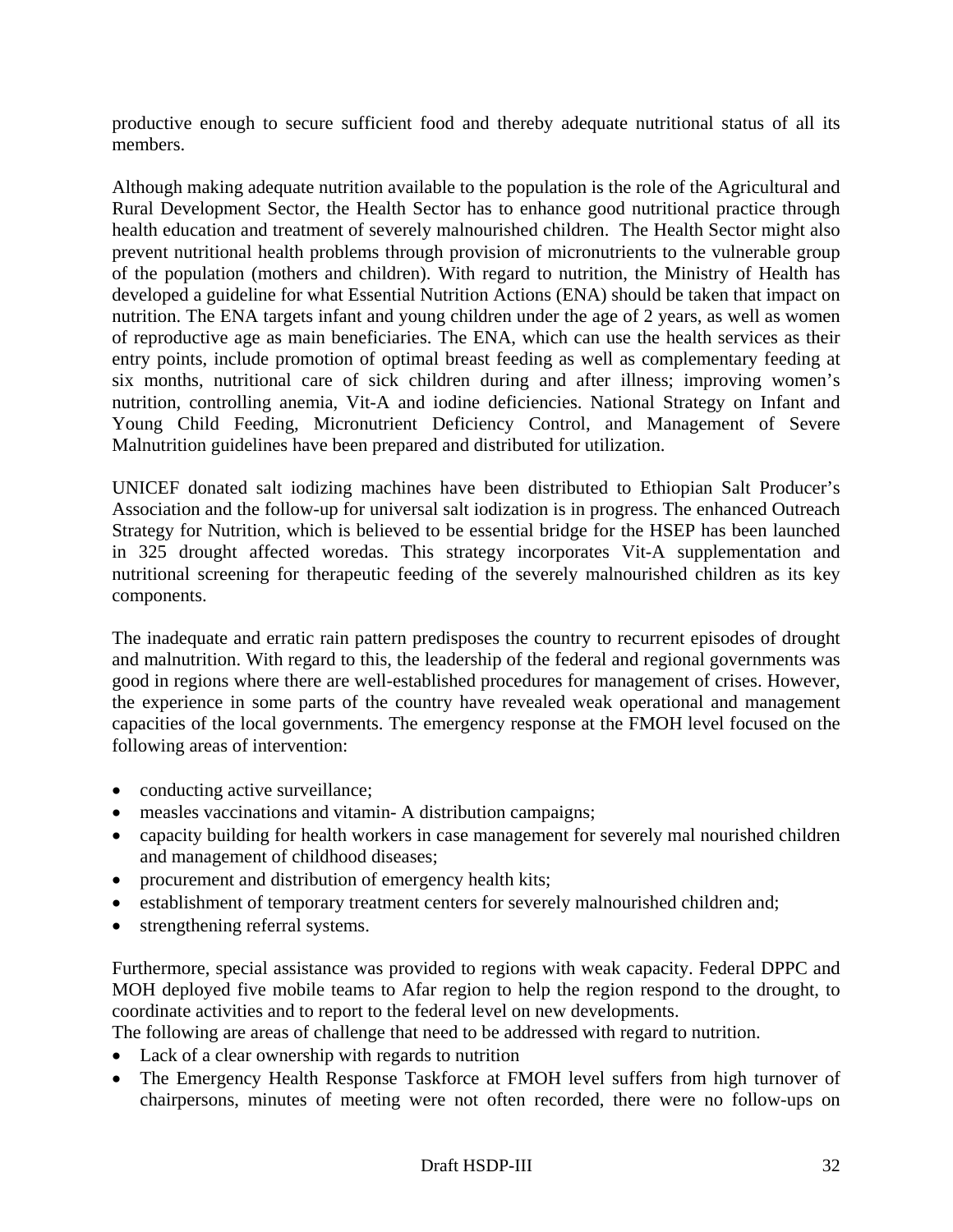productive enough to secure sufficient food and thereby adequate nutritional status of all its members.

Although making adequate nutrition available to the population is the role of the Agricultural and Rural Development Sector, the Health Sector has to enhance good nutritional practice through health education and treatment of severely malnourished children. The Health Sector might also prevent nutritional health problems through provision of micronutrients to the vulnerable group of the population (mothers and children). With regard to nutrition, the Ministry of Health has developed a guideline for what Essential Nutrition Actions (ENA) should be taken that impact on nutrition. The ENA targets infant and young children under the age of 2 years, as well as women of reproductive age as main beneficiaries. The ENA, which can use the health services as their entry points, include promotion of optimal breast feeding as well as complementary feeding at six months, nutritional care of sick children during and after illness; improving women's nutrition, controlling anemia, Vit-A and iodine deficiencies. National Strategy on Infant and Young Child Feeding, Micronutrient Deficiency Control, and Management of Severe Malnutrition guidelines have been prepared and distributed for utilization.

UNICEF donated salt iodizing machines have been distributed to Ethiopian Salt Producer's Association and the follow-up for universal salt iodization is in progress. The enhanced Outreach Strategy for Nutrition, which is believed to be essential bridge for the HSEP has been launched in 325 drought affected woredas. This strategy incorporates Vit-A supplementation and nutritional screening for therapeutic feeding of the severely malnourished children as its key components.

The inadequate and erratic rain pattern predisposes the country to recurrent episodes of drought and malnutrition. With regard to this, the leadership of the federal and regional governments was good in regions where there are well-established procedures for management of crises. However, the experience in some parts of the country have revealed weak operational and management capacities of the local governments. The emergency response at the FMOH level focused on the following areas of intervention:

- conducting active surveillance;
- measles vaccinations and vitamin- A distribution campaigns;
- capacity building for health workers in case management for severely mal nourished children and management of childhood diseases;
- procurement and distribution of emergency health kits;
- establishment of temporary treatment centers for severely malnourished children and;
- strengthening referral systems.

Furthermore, special assistance was provided to regions with weak capacity. Federal DPPC and MOH deployed five mobile teams to Afar region to help the region respond to the drought, to coordinate activities and to report to the federal level on new developments.
The following are areas of challenge that need to be addressed with regard to nutrition.

- Lack of a clear ownership with regards to nutrition
- The Emergency Health Response Taskforce at FMOH level suffers from high turnover of chairpersons, minutes of meeting were not often recorded, there were no follow-ups on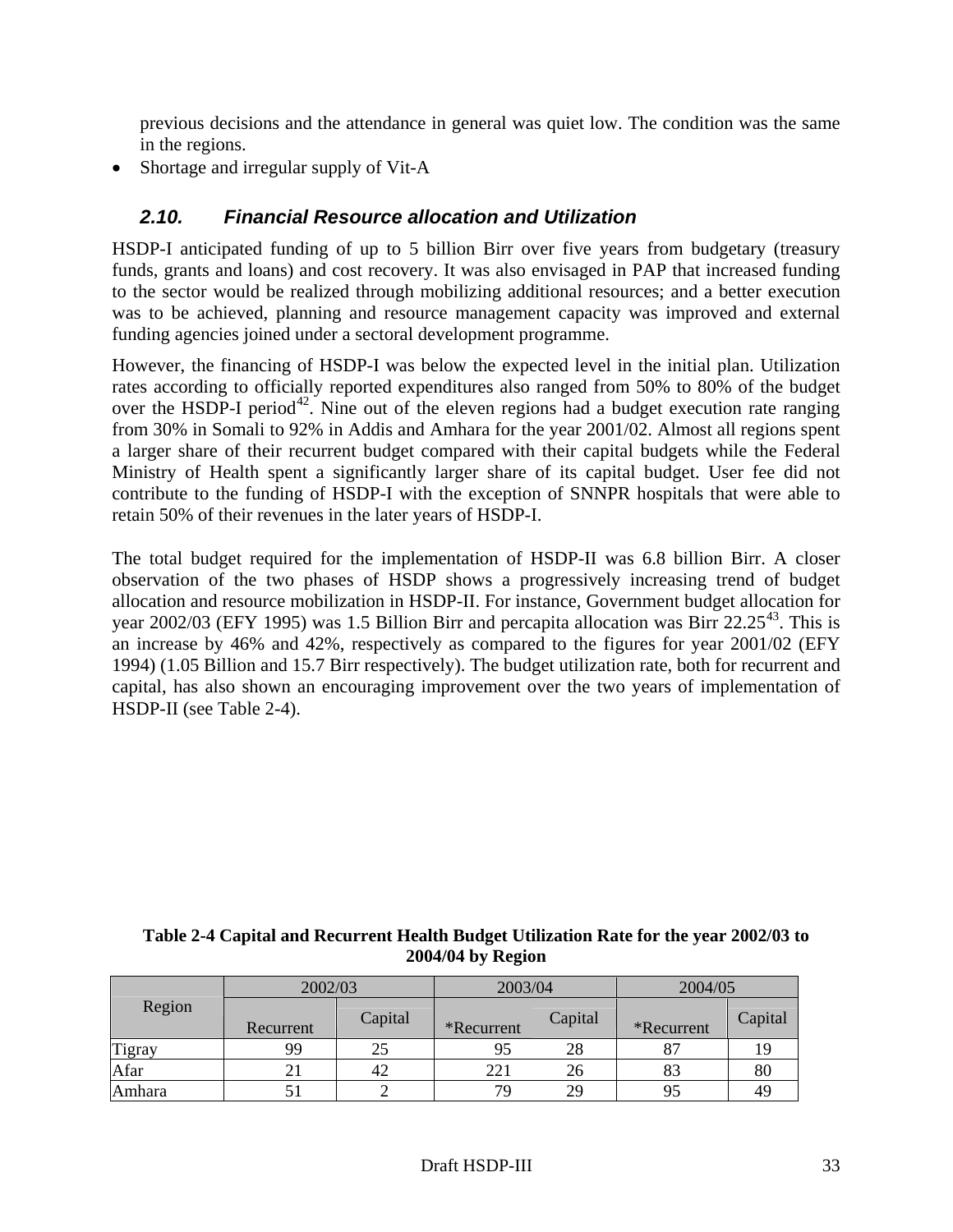previous decisions and the attendance in general was quiet low. The condition was the same in the regions.

- Shortage and irregular supply of Vit-A

### *2.10. Financial Resource allocation and Utilization*

HSDP-I anticipated funding of up to 5 billion Birr over five years from budgetary (treasury funds, grants and loans) and cost recovery. It was also envisaged in PAP that increased funding to the sector would be realized through mobilizing additional resources; and a better execution was to be achieved, planning and resource management capacity was improved and external funding agencies joined under a sectoral development programme.

However, the financing of HSDP-I was below the expected level in the initial plan. Utilization rates according to officially reported expenditures also ranged from 50% to 80% of the budget over the HSDP-I period[42]. Nine out of the eleven regions had a budget execution rate ranging from 30% in Somali to 92% in Addis and Amhara for the year 2001/02. Almost all regions spent a larger share of their recurrent budget compared with their capital budgets while the Federal Ministry of Health spent a significantly larger share of its capital budget. User fee did not contribute to the funding of HSDP-I with the exception of SNNPR hospitals that were able to retain 50% of their revenues in the later years of HSDP-I.

The total budget required for the implementation of HSDP-II was 6.8 billion Birr. A closer observation of the two phases of HSDP shows a progressively increasing trend of budget allocation and resource mobilization in HSDP-II. For instance, Government budget allocation for year 2002/03 (EFY 1995) was 1.5 Billion Birr and percapita allocation was Birr 22.25[43]. This is an increase by 46% and 42%, respectively as compared to the figures for year 2001/02 (EFY 1994) (1.05 Billion and 15.7 Birr respectively). The budget utilization rate, both for recurrent and capital, has also shown an encouraging improvement over the two years of implementation of HSDP-II (see Table 2-4).

**Table 2-4 Capital and Recurrent Health Budget Utilization Rate for the year 2002/03 to 2004/04 by Region**

| Region | 2002/03 | | 2003/04 | | 2004/05 | |
|---|---|---|---|---|---|---|
| | Recurrent | Capital | *Recurrent | Capital | *Recurrent | Capital |
| Tigray | 99 | 25 | 95 | 28 | 87 | 19 |
| Afar | 21 | 42 | 221 | 26 | 83 | 80 |
| Amhara | 51 | 2 | 79 | 29 | 95 | 49 |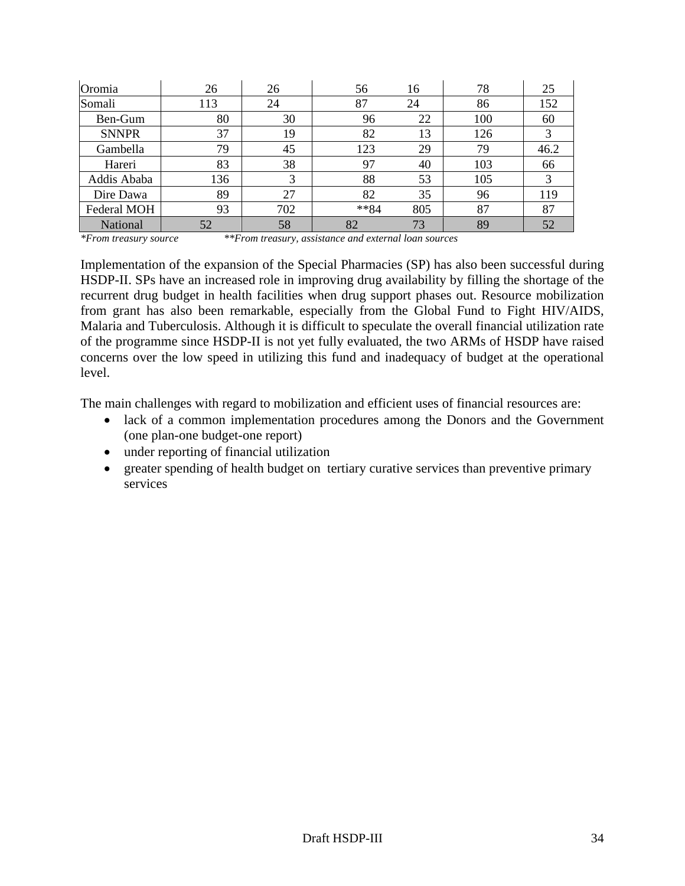| | | | | | | |
|---|---|---|---|---|---|---|
| Oromia | 26 | 26 | 56 | 16 | 78 | 25 |
| Somali | 113 | 24 | 87 | 24 | 86 | 152 |
| Ben-Gum | 80 | 30 | 96 | 22 | 100 | 60 |
| SNNPR | 37 | 19 | 82 | 13 | 126 | 3 |
| Gambella | 79 | 45 | 123 | 29 | 79 | 46.2 |
| Hareri | 83 | 38 | 97 | 40 | 103 | 66 |
| Addis Ababa | 136 | 3 | 88 | 53 | 105 | 3 |
| Dire Dawa | 89 | 27 | 82 | 35 | 96 | 119 |
| Federal MOH | 93 | 702 | **84 | 805 | 87 | 87 |
| National | 52 | 58 | 82 | 73 | 89 | 52 |

*\*From treasury source* *\*\*From treasury, assistance and external loan sources*

Implementation of the expansion of the Special Pharmacies (SP) has also been successful during HSDP-II. SPs have an increased role in improving drug availability by filling the shortage of the recurrent drug budget in health facilities when drug support phases out. Resource mobilization from grant has also been remarkable, especially from the Global Fund to Fight HIV/AIDS, Malaria and Tuberculosis. Although it is difficult to speculate the overall financial utilization rate of the programme since HSDP-II is not yet fully evaluated, the two ARMs of HSDP have raised concerns over the low speed in utilizing this fund and inadequacy of budget at the operational level.

The main challenges with regard to mobilization and efficient uses of financial resources are:

- lack of a common implementation procedures among the Donors and the Government (one plan-one budget-one report)
- under reporting of financial utilization
- greater spending of health budget on tertiary curative services than preventive primary services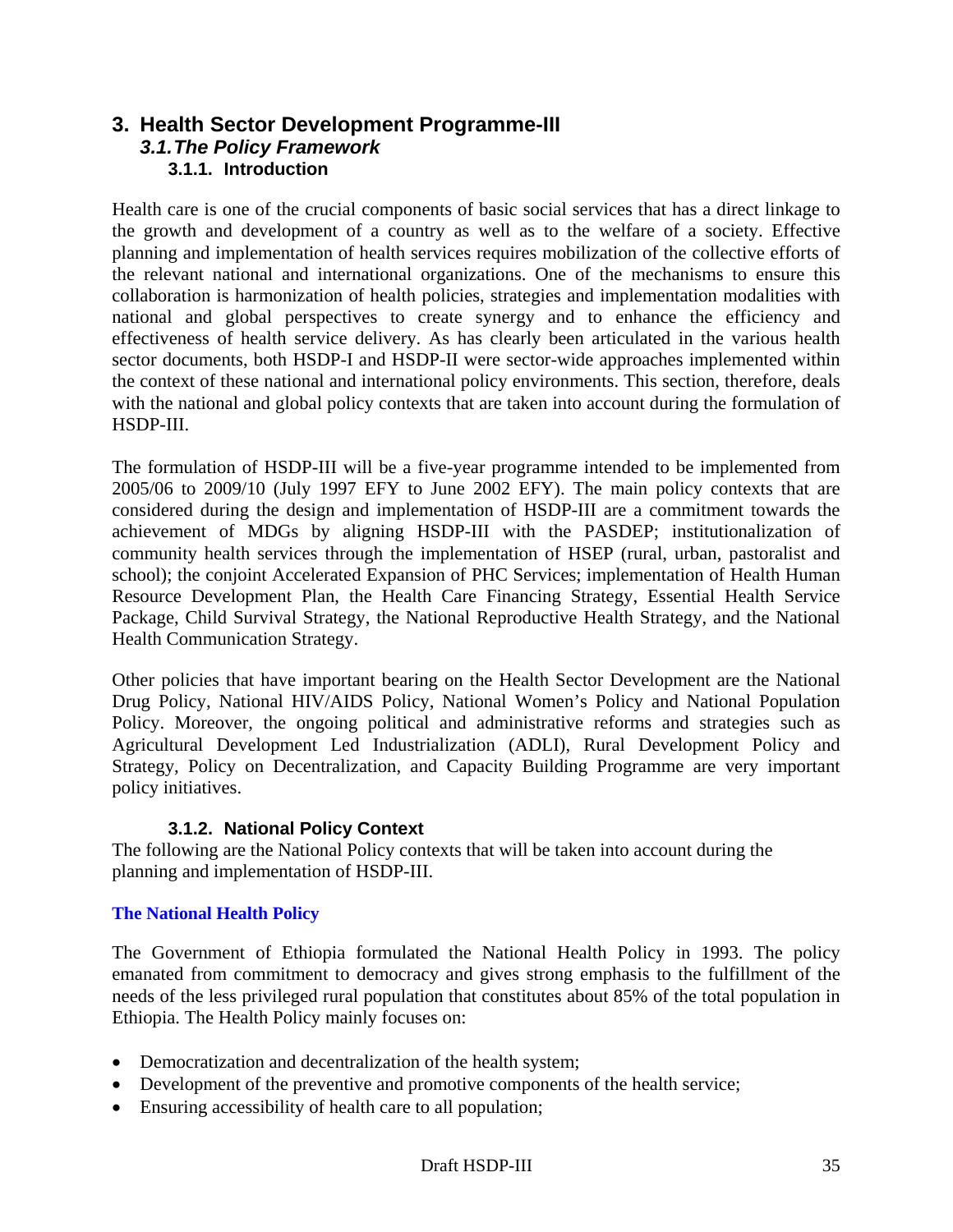# 3. Health Sector Development Programme-III

## *3.1. The Policy Framework*

### 3.1.1. Introduction

Health care is one of the crucial components of basic social services that has a direct linkage to the growth and development of a country as well as to the welfare of a society. Effective planning and implementation of health services requires mobilization of the collective efforts of the relevant national and international organizations. One of the mechanisms to ensure this collaboration is harmonization of health policies, strategies and implementation modalities with national and global perspectives to create synergy and to enhance the efficiency and effectiveness of health service delivery. As has clearly been articulated in the various health sector documents, both HSDP-I and HSDP-II were sector-wide approaches implemented within the context of these national and international policy environments. This section, therefore, deals with the national and global policy contexts that are taken into account during the formulation of HSDP-III.

The formulation of HSDP-III will be a five-year programme intended to be implemented from 2005/06 to 2009/10 (July 1997 EFY to June 2002 EFY). The main policy contexts that are considered during the design and implementation of HSDP-III are a commitment towards the achievement of MDGs by aligning HSDP-III with the PASDEP; institutionalization of community health services through the implementation of HSEP (rural, urban, pastoralist and school); the conjoint Accelerated Expansion of PHC Services; implementation of Health Human Resource Development Plan, the Health Care Financing Strategy, Essential Health Service Package, Child Survival Strategy, the National Reproductive Health Strategy, and the National Health Communication Strategy.

Other policies that have important bearing on the Health Sector Development are the National Drug Policy, National HIV/AIDS Policy, National Women's Policy and National Population Policy. Moreover, the ongoing political and administrative reforms and strategies such as Agricultural Development Led Industrialization (ADLI), Rural Development Policy and Strategy, Policy on Decentralization, and Capacity Building Programme are very important policy initiatives.

### 3.1.2. National Policy Context

The following are the National Policy contexts that will be taken into account during the planning and implementation of HSDP-III.

**The National Health Policy**

The Government of Ethiopia formulated the National Health Policy in 1993. The policy emanated from commitment to democracy and gives strong emphasis to the fulfillment of the needs of the less privileged rural population that constitutes about 85% of the total population in Ethiopia. The Health Policy mainly focuses on:

- Democratization and decentralization of the health system;
- Development of the preventive and promotive components of the health service;
- Ensuring accessibility of health care to all population;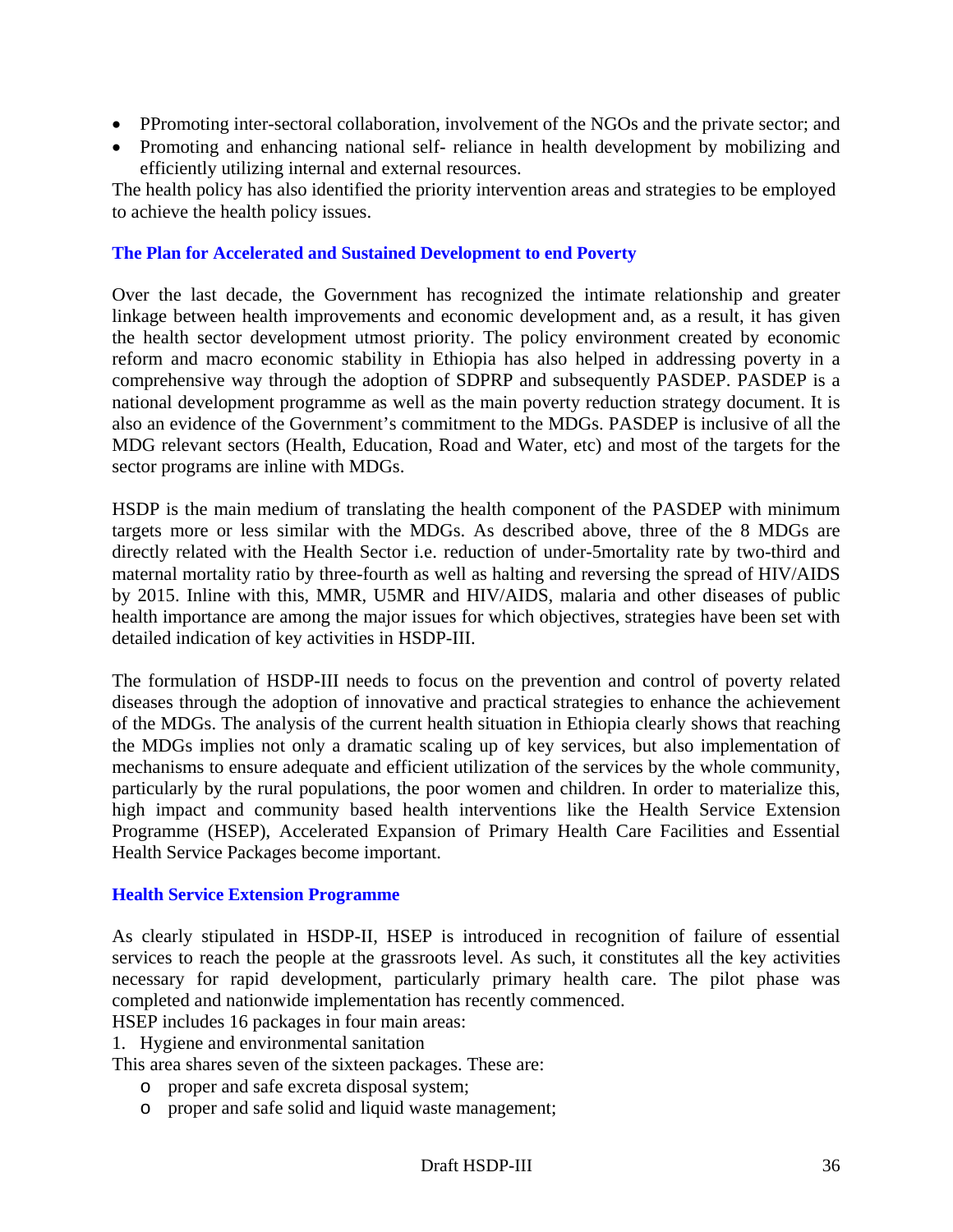- PPromoting inter-sectoral collaboration, involvement of the NGOs and the private sector; and
- Promoting and enhancing national self- reliance in health development by mobilizing and efficiently utilizing internal and external resources.

The health policy has also identified the priority intervention areas and strategies to be employed to achieve the health policy issues.

### The Plan for Accelerated and Sustained Development to end Poverty

Over the last decade, the Government has recognized the intimate relationship and greater linkage between health improvements and economic development and, as a result, it has given the health sector development utmost priority. The policy environment created by economic reform and macro economic stability in Ethiopia has also helped in addressing poverty in a comprehensive way through the adoption of SDPRP and subsequently PASDEP. PASDEP is a national development programme as well as the main poverty reduction strategy document. It is also an evidence of the Government's commitment to the MDGs. PASDEP is inclusive of all the MDG relevant sectors (Health, Education, Road and Water, etc) and most of the targets for the sector programs are inline with MDGs.

HSDP is the main medium of translating the health component of the PASDEP with minimum targets more or less similar with the MDGs. As described above, three of the 8 MDGs are directly related with the Health Sector i.e. reduction of under-5mortality rate by two-third and maternal mortality ratio by three-fourth as well as halting and reversing the spread of HIV/AIDS by 2015. Inline with this, MMR, U5MR and HIV/AIDS, malaria and other diseases of public health importance are among the major issues for which objectives, strategies have been set with detailed indication of key activities in HSDP-III.

The formulation of HSDP-III needs to focus on the prevention and control of poverty related diseases through the adoption of innovative and practical strategies to enhance the achievement of the MDGs. The analysis of the current health situation in Ethiopia clearly shows that reaching the MDGs implies not only a dramatic scaling up of key services, but also implementation of mechanisms to ensure adequate and efficient utilization of the services by the whole community, particularly by the rural populations, the poor women and children. In order to materialize this, high impact and community based health interventions like the Health Service Extension Programme (HSEP), Accelerated Expansion of Primary Health Care Facilities and Essential Health Service Packages become important.

### Health Service Extension Programme

As clearly stipulated in HSDP-II, HSEP is introduced in recognition of failure of essential services to reach the people at the grassroots level. As such, it constitutes all the key activities necessary for rapid development, particularly primary health care. The pilot phase was completed and nationwide implementation has recently commenced.

HSEP includes 16 packages in four main areas:

1. Hygiene and environmental sanitation

This area shares seven of the sixteen packages. These are:

- proper and safe excreta disposal system;
- proper and safe solid and liquid waste management;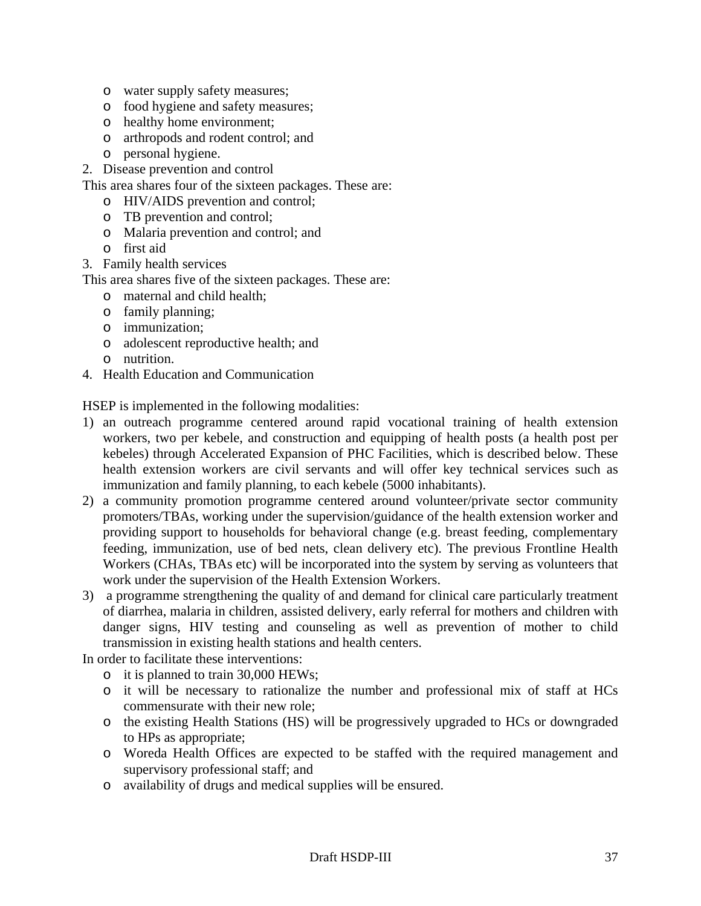- water supply safety measures;
- food hygiene and safety measures;
- healthy home environment;
- arthropods and rodent control; and
- personal hygiene.

2. Disease prevention and control

This area shares four of the sixteen packages. These are:

- HIV/AIDS prevention and control;
- TB prevention and control;
- Malaria prevention and control; and
- first aid

3. Family health services

This area shares five of the sixteen packages. These are:

- maternal and child health;
- family planning;
- immunization;
- adolescent reproductive health; and
- nutrition.

4. Health Education and Communication

HSEP is implemented in the following modalities:

1) an outreach programme centered around rapid vocational training of health extension workers, two per kebele, and construction and equipping of health posts (a health post per kebeles) through Accelerated Expansion of PHC Facilities, which is described below. These health extension workers are civil servants and will offer key technical services such as immunization and family planning, to each kebele (5000 inhabitants).
2) a community promotion programme centered around volunteer/private sector community promoters/TBAs, working under the supervision/guidance of the health extension worker and providing support to households for behavioral change (e.g. breast feeding, complementary feeding, immunization, use of bed nets, clean delivery etc). The previous Frontline Health Workers (CHAs, TBAs etc) will be incorporated into the system by serving as volunteers that work under the supervision of the Health Extension Workers.
3) a programme strengthening the quality of and demand for clinical care particularly treatment of diarrhea, malaria in children, assisted delivery, early referral for mothers and children with danger signs, HIV testing and counseling as well as prevention of mother to child transmission in existing health stations and health centers.

In order to facilitate these interventions:

- it is planned to train 30,000 HEWs;
- it will be necessary to rationalize the number and professional mix of staff at HCs commensurate with their new role;
- the existing Health Stations (HS) will be progressively upgraded to HCs or downgraded to HPs as appropriate;
- Woreda Health Offices are expected to be staffed with the required management and supervisory professional staff; and
- availability of drugs and medical supplies will be ensured.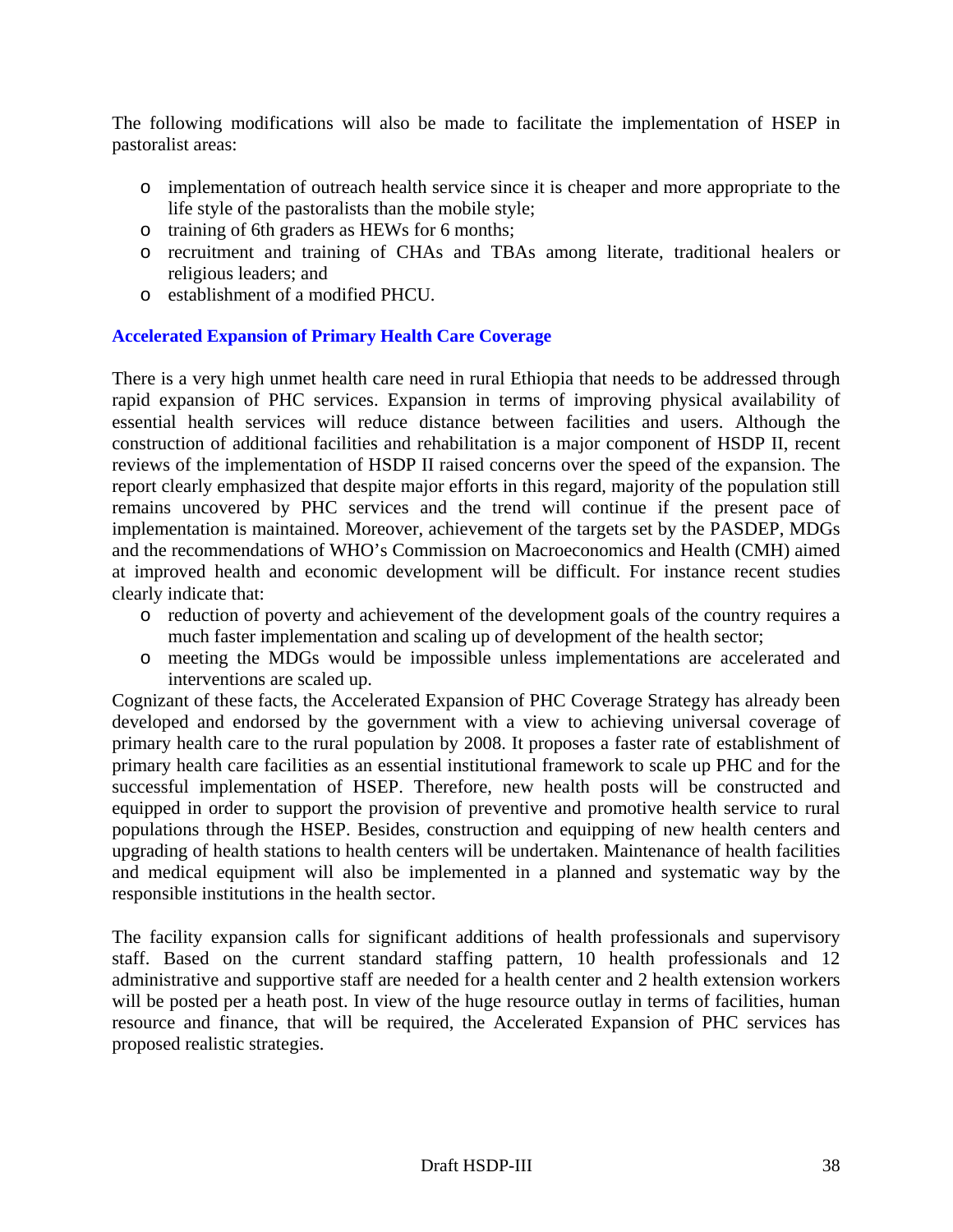The following modifications will also be made to facilitate the implementation of HSEP in pastoralist areas:

- implementation of outreach health service since it is cheaper and more appropriate to the life style of the pastoralists than the mobile style;
- training of 6th graders as HEWs for 6 months;
- recruitment and training of CHAs and TBAs among literate, traditional healers or religious leaders; and
- establishment of a modified PHCU.

### Accelerated Expansion of Primary Health Care Coverage

There is a very high unmet health care need in rural Ethiopia that needs to be addressed through rapid expansion of PHC services. Expansion in terms of improving physical availability of essential health services will reduce distance between facilities and users. Although the construction of additional facilities and rehabilitation is a major component of HSDP II, recent reviews of the implementation of HSDP II raised concerns over the speed of the expansion. The report clearly emphasized that despite major efforts in this regard, majority of the population still remains uncovered by PHC services and the trend will continue if the present pace of implementation is maintained. Moreover, achievement of the targets set by the PASDEP, MDGs and the recommendations of WHO's Commission on Macroeconomics and Health (CMH) aimed at improved health and economic development will be difficult. For instance recent studies clearly indicate that:

- reduction of poverty and achievement of the development goals of the country requires a much faster implementation and scaling up of development of the health sector;
- meeting the MDGs would be impossible unless implementations are accelerated and interventions are scaled up.

Cognizant of these facts, the Accelerated Expansion of PHC Coverage Strategy has already been developed and endorsed by the government with a view to achieving universal coverage of primary health care to the rural population by 2008. It proposes a faster rate of establishment of primary health care facilities as an essential institutional framework to scale up PHC and for the successful implementation of HSEP. Therefore, new health posts will be constructed and equipped in order to support the provision of preventive and promotive health service to rural populations through the HSEP. Besides, construction and equipping of new health centers and upgrading of health stations to health centers will be undertaken. Maintenance of health facilities and medical equipment will also be implemented in a planned and systematic way by the responsible institutions in the health sector.

The facility expansion calls for significant additions of health professionals and supervisory staff. Based on the current standard staffing pattern, 10 health professionals and 12 administrative and supportive staff are needed for a health center and 2 health extension workers will be posted per a heath post. In view of the huge resource outlay in terms of facilities, human resource and finance, that will be required, the Accelerated Expansion of PHC services has proposed realistic strategies.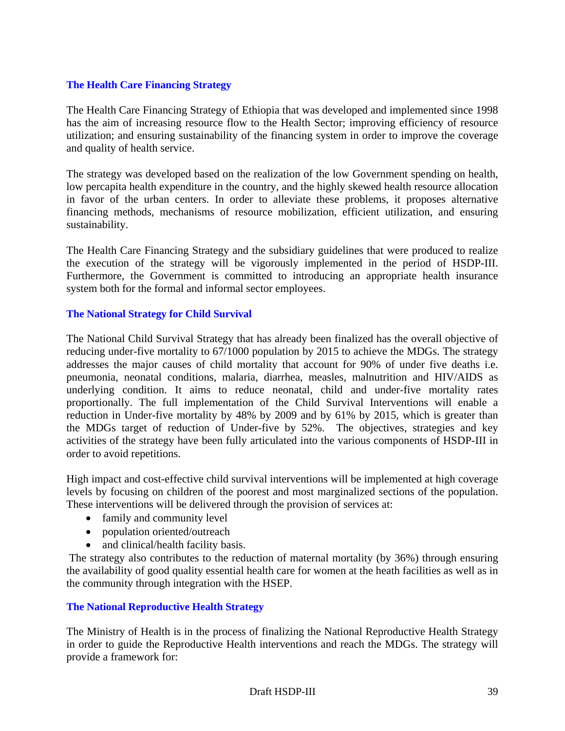### The Health Care Financing Strategy

The Health Care Financing Strategy of Ethiopia that was developed and implemented since 1998 has the aim of increasing resource flow to the Health Sector; improving efficiency of resource utilization; and ensuring sustainability of the financing system in order to improve the coverage and quality of health service.

The strategy was developed based on the realization of the low Government spending on health, low percapita health expenditure in the country, and the highly skewed health resource allocation in favor of the urban centers. In order to alleviate these problems, it proposes alternative financing methods, mechanisms of resource mobilization, efficient utilization, and ensuring sustainability.

The Health Care Financing Strategy and the subsidiary guidelines that were produced to realize the execution of the strategy will be vigorously implemented in the period of HSDP-III. Furthermore, the Government is committed to introducing an appropriate health insurance system both for the formal and informal sector employees.

### The National Strategy for Child Survival

The National Child Survival Strategy that has already been finalized has the overall objective of reducing under-five mortality to 67/1000 population by 2015 to achieve the MDGs. The strategy addresses the major causes of child mortality that account for 90% of under five deaths i.e. pneumonia, neonatal conditions, malaria, diarrhea, measles, malnutrition and HIV/AIDS as underlying condition. It aims to reduce neonatal, child and under-five mortality rates proportionally. The full implementation of the Child Survival Interventions will enable a reduction in Under-five mortality by 48% by 2009 and by 61% by 2015, which is greater than the MDGs target of reduction of Under-five by 52%. The objectives, strategies and key activities of the strategy have been fully articulated into the various components of HSDP-III in order to avoid repetitions.

High impact and cost-effective child survival interventions will be implemented at high coverage levels by focusing on children of the poorest and most marginalized sections of the population. These interventions will be delivered through the provision of services at:

- family and community level
- population oriented/outreach
- and clinical/health facility basis.

The strategy also contributes to the reduction of maternal mortality (by 36%) through ensuring the availability of good quality essential health care for women at the heath facilities as well as in the community through integration with the HSEP.

### The National Reproductive Health Strategy

The Ministry of Health is in the process of finalizing the National Reproductive Health Strategy in order to guide the Reproductive Health interventions and reach the MDGs. The strategy will provide a framework for: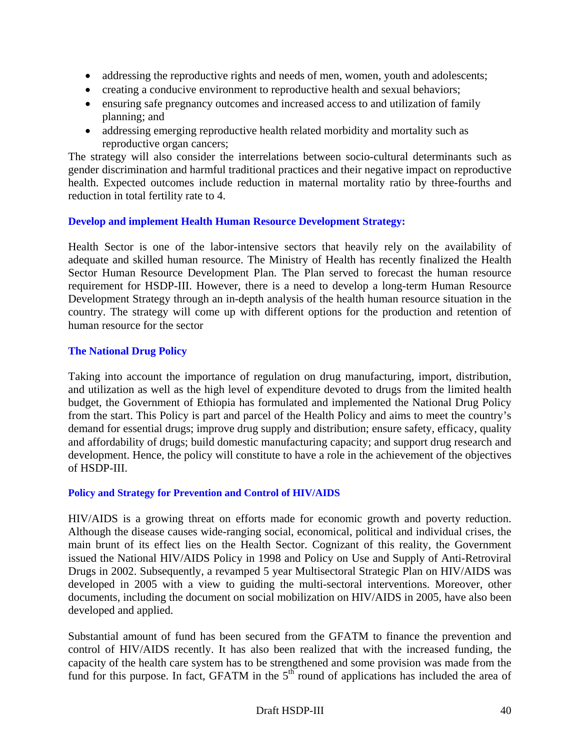- addressing the reproductive rights and needs of men, women, youth and adolescents;
- creating a conducive environment to reproductive health and sexual behaviors;
- ensuring safe pregnancy outcomes and increased access to and utilization of family planning; and
- addressing emerging reproductive health related morbidity and mortality such as reproductive organ cancers;

The strategy will also consider the interrelations between socio-cultural determinants such as gender discrimination and harmful traditional practices and their negative impact on reproductive health. Expected outcomes include reduction in maternal mortality ratio by three-fourths and reduction in total fertility rate to 4.

### Develop and implement Health Human Resource Development Strategy:

Health Sector is one of the labor-intensive sectors that heavily rely on the availability of adequate and skilled human resource. The Ministry of Health has recently finalized the Health Sector Human Resource Development Plan. The Plan served to forecast the human resource requirement for HSDP-III. However, there is a need to develop a long-term Human Resource Development Strategy through an in-depth analysis of the health human resource situation in the country. The strategy will come up with different options for the production and retention of human resource for the sector

### The National Drug Policy

Taking into account the importance of regulation on drug manufacturing, import, distribution, and utilization as well as the high level of expenditure devoted to drugs from the limited health budget, the Government of Ethiopia has formulated and implemented the National Drug Policy from the start. This Policy is part and parcel of the Health Policy and aims to meet the country's demand for essential drugs; improve drug supply and distribution; ensure safety, efficacy, quality and affordability of drugs; build domestic manufacturing capacity; and support drug research and development. Hence, the policy will constitute to have a role in the achievement of the objectives of HSDP-III.

### Policy and Strategy for Prevention and Control of HIV/AIDS

HIV/AIDS is a growing threat on efforts made for economic growth and poverty reduction. Although the disease causes wide-ranging social, economical, political and individual crises, the main brunt of its effect lies on the Health Sector. Cognizant of this reality, the Government issued the National HIV/AIDS Policy in 1998 and Policy on Use and Supply of Anti-Retroviral Drugs in 2002. Subsequently, a revamped 5 year Multisectoral Strategic Plan on HIV/AIDS was developed in 2005 with a view to guiding the multi-sectoral interventions. Moreover, other documents, including the document on social mobilization on HIV/AIDS in 2005, have also been developed and applied.

Substantial amount of fund has been secured from the GFATM to finance the prevention and control of HIV/AIDS recently. It has also been realized that with the increased funding, the capacity of the health care system has to be strengthened and some provision was made from the fund for this purpose. In fact, GFATM in the 5th round of applications has included the area of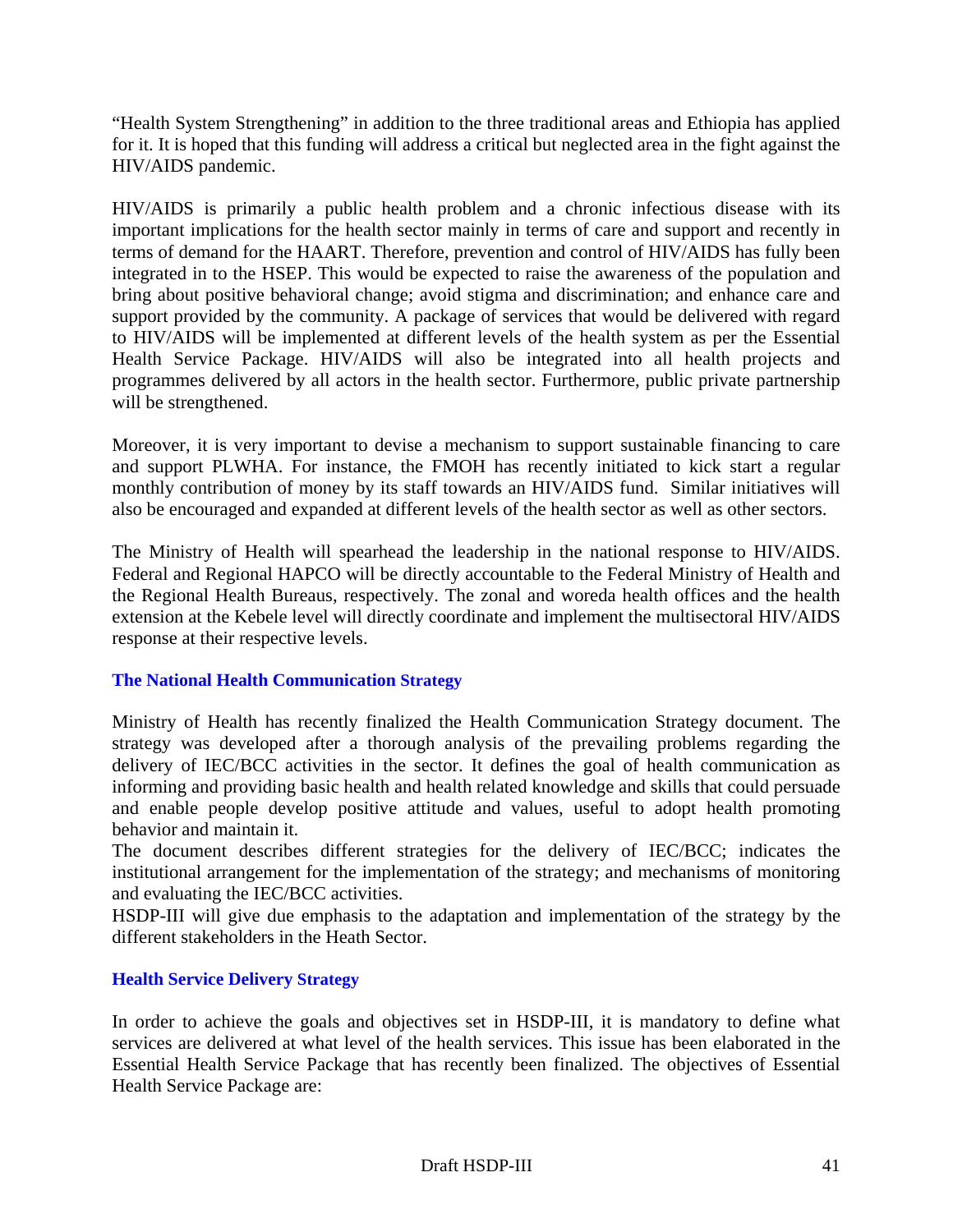"Health System Strengthening" in addition to the three traditional areas and Ethiopia has applied for it. It is hoped that this funding will address a critical but neglected area in the fight against the HIV/AIDS pandemic.

HIV/AIDS is primarily a public health problem and a chronic infectious disease with its important implications for the health sector mainly in terms of care and support and recently in terms of demand for the HAART. Therefore, prevention and control of HIV/AIDS has fully been integrated in to the HSEP. This would be expected to raise the awareness of the population and bring about positive behavioral change; avoid stigma and discrimination; and enhance care and support provided by the community. A package of services that would be delivered with regard to HIV/AIDS will be implemented at different levels of the health system as per the Essential Health Service Package. HIV/AIDS will also be integrated into all health projects and programmes delivered by all actors in the health sector. Furthermore, public private partnership will be strengthened.

Moreover, it is very important to devise a mechanism to support sustainable financing to care and support PLWHA. For instance, the FMOH has recently initiated to kick start a regular monthly contribution of money by its staff towards an HIV/AIDS fund. Similar initiatives will also be encouraged and expanded at different levels of the health sector as well as other sectors.

The Ministry of Health will spearhead the leadership in the national response to HIV/AIDS. Federal and Regional HAPCO will be directly accountable to the Federal Ministry of Health and the Regional Health Bureaus, respectively. The zonal and woreda health offices and the health extension at the Kebele level will directly coordinate and implement the multisectoral HIV/AIDS response at their respective levels.

### The National Health Communication Strategy

Ministry of Health has recently finalized the Health Communication Strategy document. The strategy was developed after a thorough analysis of the prevailing problems regarding the delivery of IEC/BCC activities in the sector. It defines the goal of health communication as informing and providing basic health and health related knowledge and skills that could persuade and enable people develop positive attitude and values, useful to adopt health promoting behavior and maintain it.

The document describes different strategies for the delivery of IEC/BCC; indicates the institutional arrangement for the implementation of the strategy; and mechanisms of monitoring and evaluating the IEC/BCC activities.

HSDP-III will give due emphasis to the adaptation and implementation of the strategy by the different stakeholders in the Heath Sector.

### Health Service Delivery Strategy

In order to achieve the goals and objectives set in HSDP-III, it is mandatory to define what services are delivered at what level of the health services. This issue has been elaborated in the Essential Health Service Package that has recently been finalized. The objectives of Essential Health Service Package are: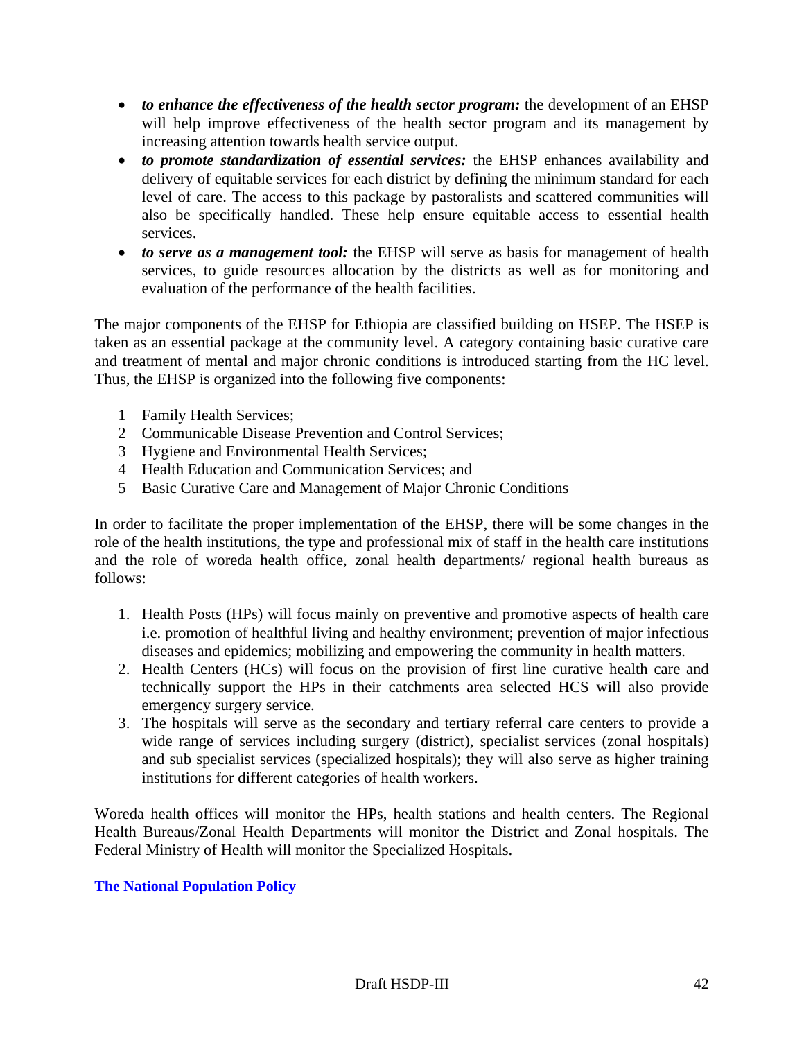- ***to enhance the effectiveness of the health sector program:*** the development of an EHSP will help improve effectiveness of the health sector program and its management by increasing attention towards health service output.
- ***to promote standardization of essential services:*** the EHSP enhances availability and delivery of equitable services for each district by defining the minimum standard for each level of care. The access to this package by pastoralists and scattered communities will also be specifically handled. These help ensure equitable access to essential health services.
- ***to serve as a management tool:*** the EHSP will serve as basis for management of health services, to guide resources allocation by the districts as well as for monitoring and evaluation of the performance of the health facilities.

The major components of the EHSP for Ethiopia are classified building on HSEP. The HSEP is taken as an essential package at the community level. A category containing basic curative care and treatment of mental and major chronic conditions is introduced starting from the HC level. Thus, the EHSP is organized into the following five components:

1 Family Health Services;
2 Communicable Disease Prevention and Control Services;
3 Hygiene and Environmental Health Services;
4 Health Education and Communication Services; and
5 Basic Curative Care and Management of Major Chronic Conditions

In order to facilitate the proper implementation of the EHSP, there will be some changes in the role of the health institutions, the type and professional mix of staff in the health care institutions and the role of woreda health office, zonal health departments/ regional health bureaus as follows:

1. Health Posts (HPs) will focus mainly on preventive and promotive aspects of health care i.e. promotion of healthful living and healthy environment; prevention of major infectious diseases and epidemics; mobilizing and empowering the community in health matters.
2. Health Centers (HCs) will focus on the provision of first line curative health care and technically support the HPs in their catchments area selected HCS will also provide emergency surgery service.
3. The hospitals will serve as the secondary and tertiary referral care centers to provide a wide range of services including surgery (district), specialist services (zonal hospitals) and sub specialist services (specialized hospitals); they will also serve as higher training institutions for different categories of health workers.

Woreda health offices will monitor the HPs, health stations and health centers. The Regional Health Bureaus/Zonal Health Departments will monitor the District and Zonal hospitals. The Federal Ministry of Health will monitor the Specialized Hospitals.

### The National Population Policy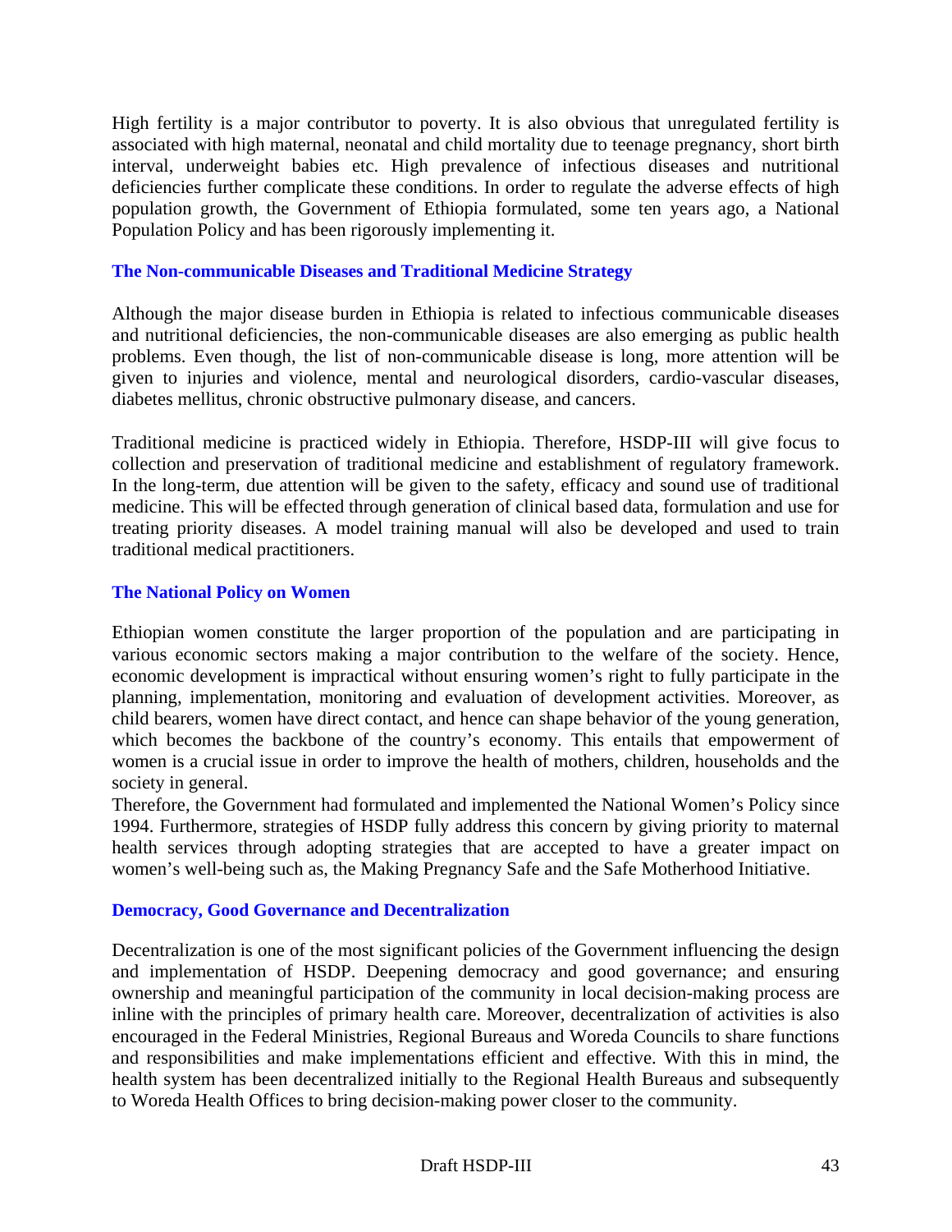High fertility is a major contributor to poverty. It is also obvious that unregulated fertility is associated with high maternal, neonatal and child mortality due to teenage pregnancy, short birth interval, underweight babies etc. High prevalence of infectious diseases and nutritional deficiencies further complicate these conditions. In order to regulate the adverse effects of high population growth, the Government of Ethiopia formulated, some ten years ago, a National Population Policy and has been rigorously implementing it.

### The Non-communicable Diseases and Traditional Medicine Strategy

Although the major disease burden in Ethiopia is related to infectious communicable diseases and nutritional deficiencies, the non-communicable diseases are also emerging as public health problems. Even though, the list of non-communicable disease is long, more attention will be given to injuries and violence, mental and neurological disorders, cardio-vascular diseases, diabetes mellitus, chronic obstructive pulmonary disease, and cancers.

Traditional medicine is practiced widely in Ethiopia. Therefore, HSDP-III will give focus to collection and preservation of traditional medicine and establishment of regulatory framework. In the long-term, due attention will be given to the safety, efficacy and sound use of traditional medicine. This will be effected through generation of clinical based data, formulation and use for treating priority diseases. A model training manual will also be developed and used to train traditional medical practitioners.

### The National Policy on Women

Ethiopian women constitute the larger proportion of the population and are participating in various economic sectors making a major contribution to the welfare of the society. Hence, economic development is impractical without ensuring women's right to fully participate in the planning, implementation, monitoring and evaluation of development activities. Moreover, as child bearers, women have direct contact, and hence can shape behavior of the young generation, which becomes the backbone of the country's economy. This entails that empowerment of women is a crucial issue in order to improve the health of mothers, children, households and the society in general.

Therefore, the Government had formulated and implemented the National Women's Policy since 1994. Furthermore, strategies of HSDP fully address this concern by giving priority to maternal health services through adopting strategies that are accepted to have a greater impact on women's well-being such as, the Making Pregnancy Safe and the Safe Motherhood Initiative.

### Democracy, Good Governance and Decentralization

Decentralization is one of the most significant policies of the Government influencing the design and implementation of HSDP. Deepening democracy and good governance; and ensuring ownership and meaningful participation of the community in local decision-making process are inline with the principles of primary health care. Moreover, decentralization of activities is also encouraged in the Federal Ministries, Regional Bureaus and Woreda Councils to share functions and responsibilities and make implementations efficient and effective. With this in mind, the health system has been decentralized initially to the Regional Health Bureaus and subsequently to Woreda Health Offices to bring decision-making power closer to the community.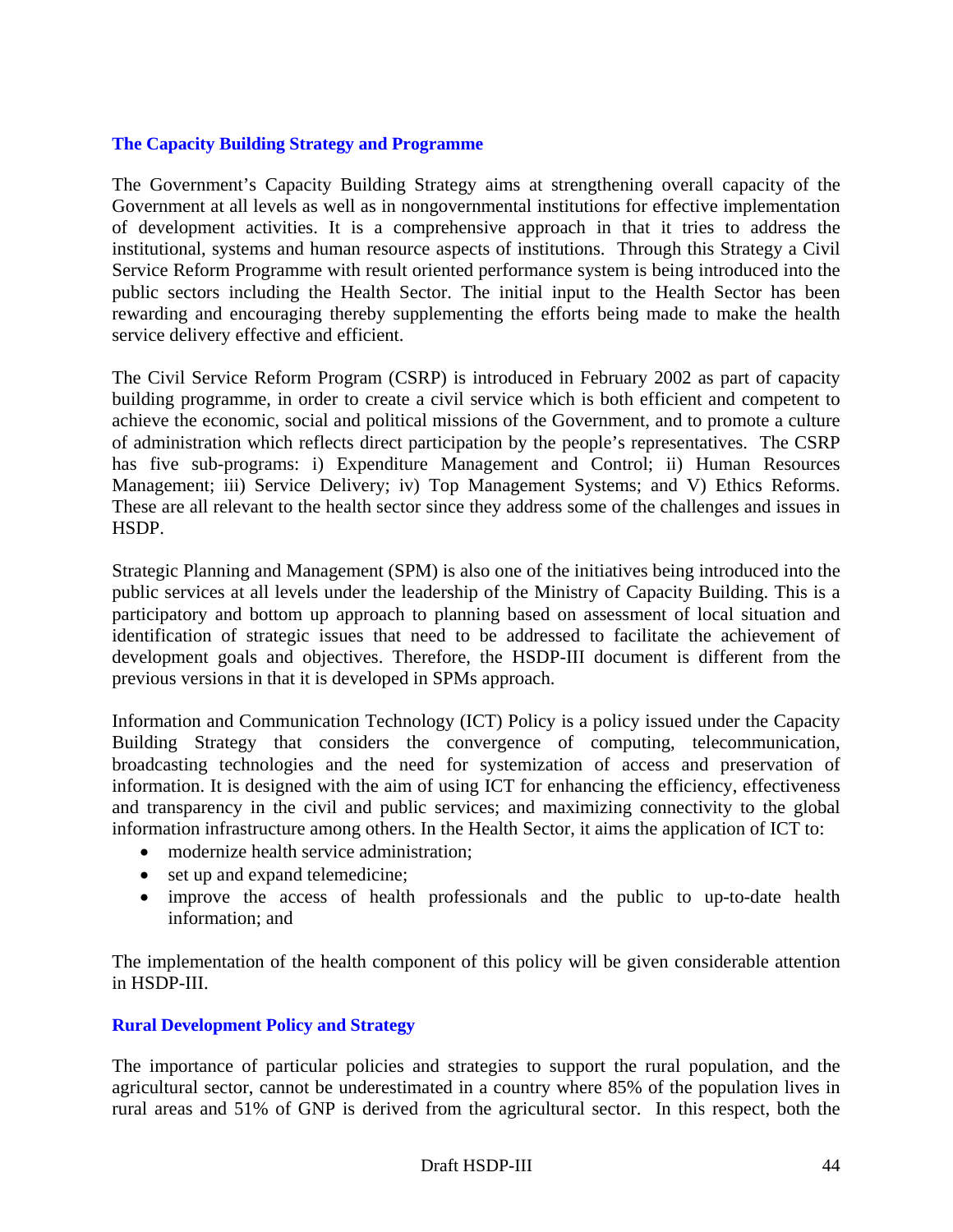### The Capacity Building Strategy and Programme

The Government's Capacity Building Strategy aims at strengthening overall capacity of the Government at all levels as well as in nongovernmental institutions for effective implementation of development activities. It is a comprehensive approach in that it tries to address the institutional, systems and human resource aspects of institutions. Through this Strategy a Civil Service Reform Programme with result oriented performance system is being introduced into the public sectors including the Health Sector. The initial input to the Health Sector has been rewarding and encouraging thereby supplementing the efforts being made to make the health service delivery effective and efficient.

The Civil Service Reform Program (CSRP) is introduced in February 2002 as part of capacity building programme, in order to create a civil service which is both efficient and competent to achieve the economic, social and political missions of the Government, and to promote a culture of administration which reflects direct participation by the people's representatives. The CSRP has five sub-programs: i) Expenditure Management and Control; ii) Human Resources Management; iii) Service Delivery; iv) Top Management Systems; and V) Ethics Reforms. These are all relevant to the health sector since they address some of the challenges and issues in HSDP.

Strategic Planning and Management (SPM) is also one of the initiatives being introduced into the public services at all levels under the leadership of the Ministry of Capacity Building. This is a participatory and bottom up approach to planning based on assessment of local situation and identification of strategic issues that need to be addressed to facilitate the achievement of development goals and objectives. Therefore, the HSDP-III document is different from the previous versions in that it is developed in SPMs approach.

Information and Communication Technology (ICT) Policy is a policy issued under the Capacity Building Strategy that considers the convergence of computing, telecommunication, broadcasting technologies and the need for systemization of access and preservation of information. It is designed with the aim of using ICT for enhancing the efficiency, effectiveness and transparency in the civil and public services; and maximizing connectivity to the global information infrastructure among others. In the Health Sector, it aims the application of ICT to:

- modernize health service administration;
- set up and expand telemedicine;
- improve the access of health professionals and the public to up-to-date health information; and

The implementation of the health component of this policy will be given considerable attention in HSDP-III.

### Rural Development Policy and Strategy

The importance of particular policies and strategies to support the rural population, and the agricultural sector, cannot be underestimated in a country where 85% of the population lives in rural areas and 51% of GNP is derived from the agricultural sector. In this respect, both the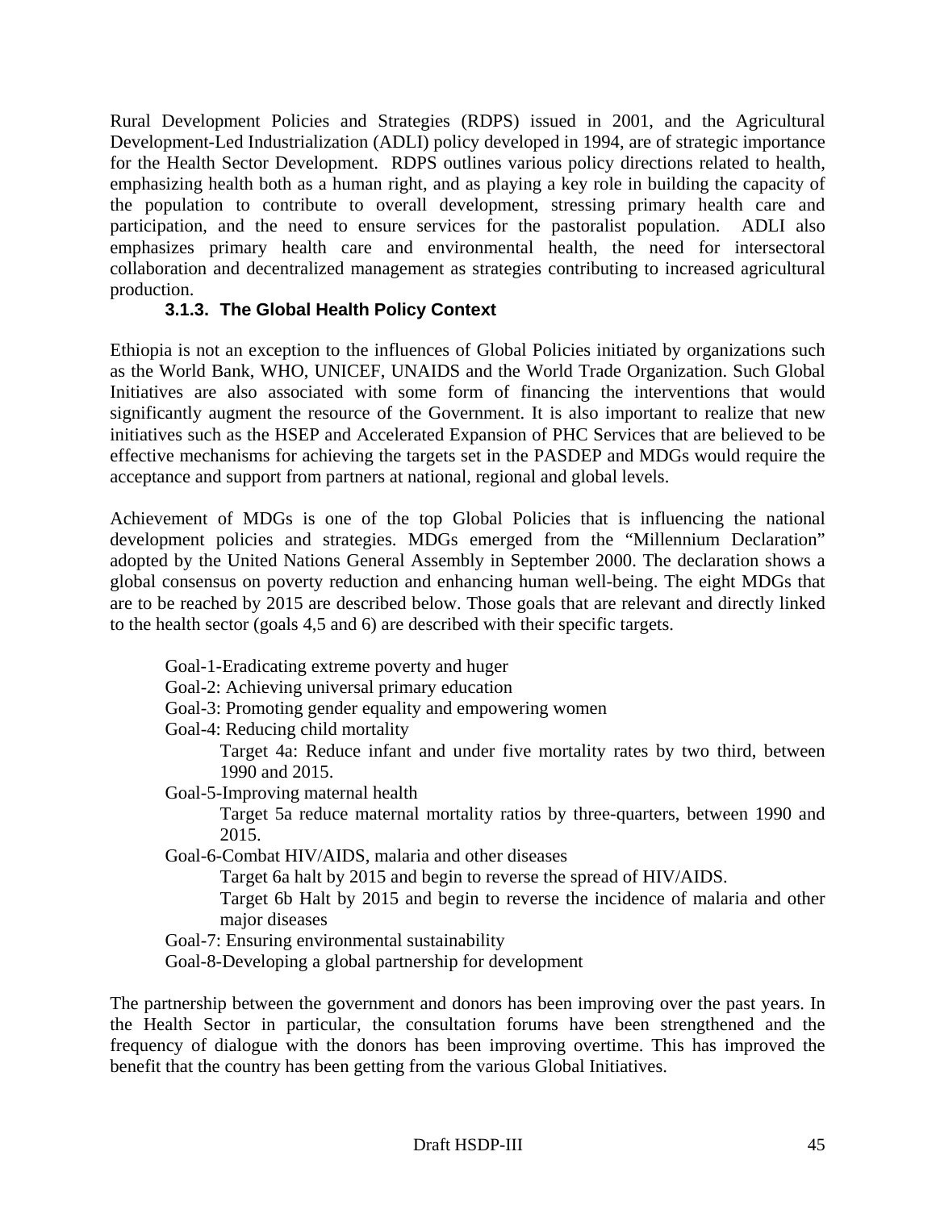Rural Development Policies and Strategies (RDPS) issued in 2001, and the Agricultural Development-Led Industrialization (ADLI) policy developed in 1994, are of strategic importance for the Health Sector Development. RDPS outlines various policy directions related to health, emphasizing health both as a human right, and as playing a key role in building the capacity of the population to contribute to overall development, stressing primary health care and participation, and the need to ensure services for the pastoralist population. ADLI also emphasizes primary health care and environmental health, the need for intersectoral collaboration and decentralized management as strategies contributing to increased agricultural production.

### 3.1.3. The Global Health Policy Context

Ethiopia is not an exception to the influences of Global Policies initiated by organizations such as the World Bank, WHO, UNICEF, UNAIDS and the World Trade Organization. Such Global Initiatives are also associated with some form of financing the interventions that would significantly augment the resource of the Government. It is also important to realize that new initiatives such as the HSEP and Accelerated Expansion of PHC Services that are believed to be effective mechanisms for achieving the targets set in the PASDEP and MDGs would require the acceptance and support from partners at national, regional and global levels.

Achievement of MDGs is one of the top Global Policies that is influencing the national development policies and strategies. MDGs emerged from the "Millennium Declaration" adopted by the United Nations General Assembly in September 2000. The declaration shows a global consensus on poverty reduction and enhancing human well-being. The eight MDGs that are to be reached by 2015 are described below. Those goals that are relevant and directly linked to the health sector (goals 4,5 and 6) are described with their specific targets.

- Goal-1-Eradicating extreme poverty and huger
- Goal-2: Achieving universal primary education
- Goal-3: Promoting gender equality and empowering women
- Goal-4: Reducing child mortality
  - Target 4a: Reduce infant and under five mortality rates by two third, between 1990 and 2015.
- Goal-5-Improving maternal health
  - Target 5a reduce maternal mortality ratios by three-quarters, between 1990 and 2015.
- Goal-6-Combat HIV/AIDS, malaria and other diseases
  - Target 6a halt by 2015 and begin to reverse the spread of HIV/AIDS.
  - Target 6b Halt by 2015 and begin to reverse the incidence of malaria and other major diseases
- Goal-7: Ensuring environmental sustainability
- Goal-8-Developing a global partnership for development

The partnership between the government and donors has been improving over the past years. In the Health Sector in particular, the consultation forums have been strengthened and the frequency of dialogue with the donors has been improving overtime. This has improved the benefit that the country has been getting from the various Global Initiatives.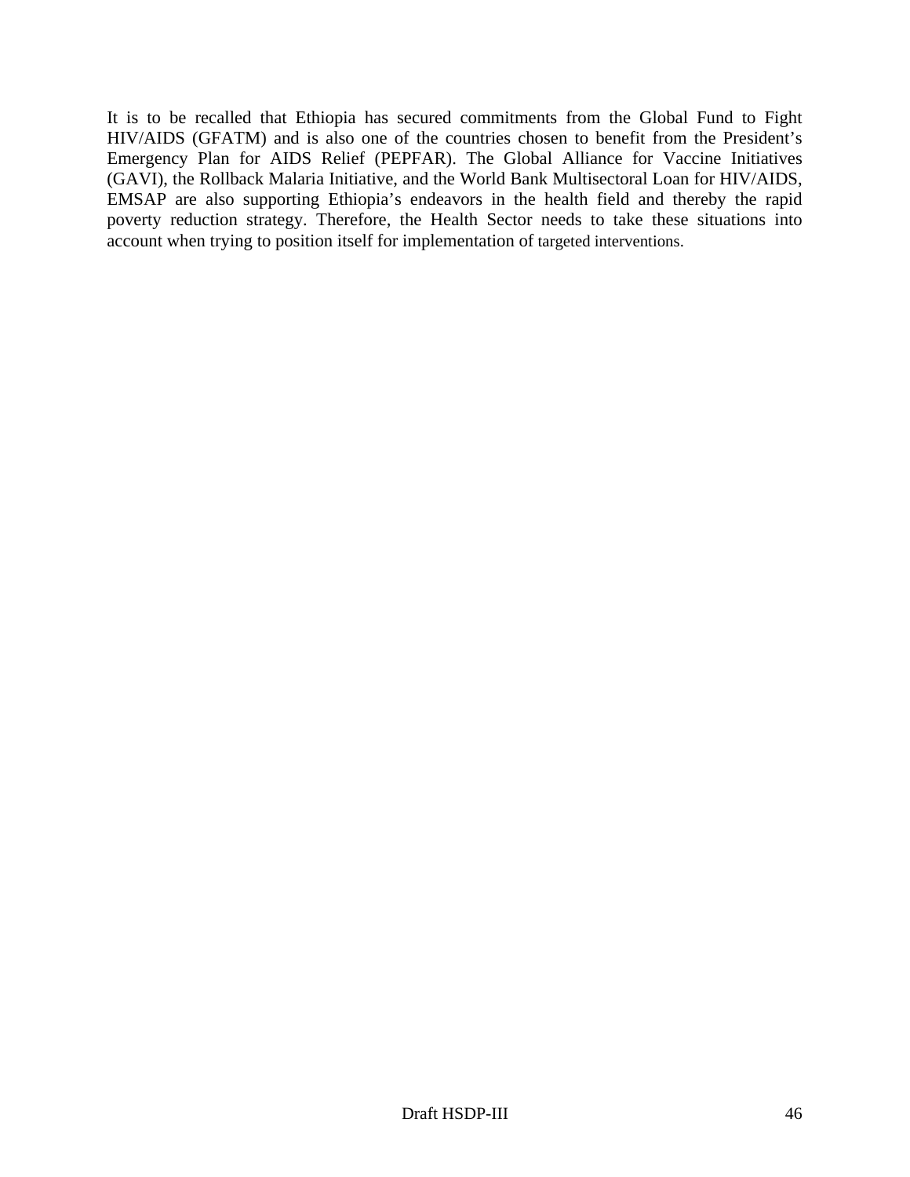It is to be recalled that Ethiopia has secured commitments from the Global Fund to Fight HIV/AIDS (GFATM) and is also one of the countries chosen to benefit from the President's Emergency Plan for AIDS Relief (PEPFAR). The Global Alliance for Vaccine Initiatives (GAVI), the Rollback Malaria Initiative, and the World Bank Multisectoral Loan for HIV/AIDS, EMSAP are also supporting Ethiopia's endeavors in the health field and thereby the rapid poverty reduction strategy. Therefore, the Health Sector needs to take these situations into account when trying to position itself for implementation of targeted interventions.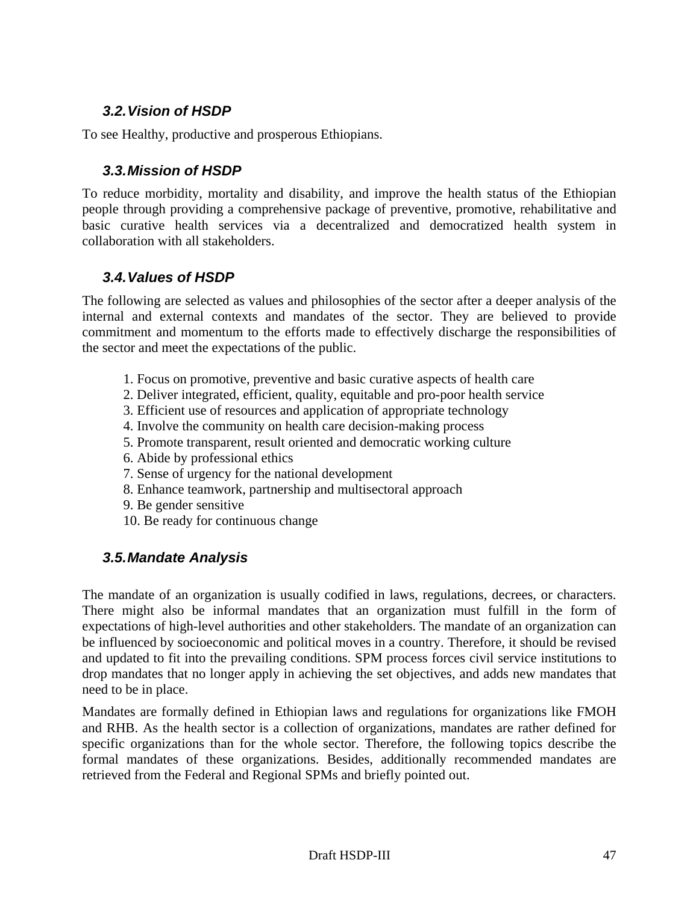### 3.2. Vision of HSDP

To see Healthy, productive and prosperous Ethiopians.

### 3.3. Mission of HSDP

To reduce morbidity, mortality and disability, and improve the health status of the Ethiopian people through providing a comprehensive package of preventive, promotive, rehabilitative and basic curative health services via a decentralized and democratized health system in collaboration with all stakeholders.

### 3.4. Values of HSDP

The following are selected as values and philosophies of the sector after a deeper analysis of the internal and external contexts and mandates of the sector. They are believed to provide commitment and momentum to the efforts made to effectively discharge the responsibilities of the sector and meet the expectations of the public.

1. Focus on promotive, preventive and basic curative aspects of health care
2. Deliver integrated, efficient, quality, equitable and pro-poor health service
3. Efficient use of resources and application of appropriate technology
4. Involve the community on health care decision-making process
5. Promote transparent, result oriented and democratic working culture
6. Abide by professional ethics
7. Sense of urgency for the national development
8. Enhance teamwork, partnership and multisectoral approach
9. Be gender sensitive
10. Be ready for continuous change

### 3.5. Mandate Analysis

The mandate of an organization is usually codified in laws, regulations, decrees, or characters. There might also be informal mandates that an organization must fulfill in the form of expectations of high-level authorities and other stakeholders. The mandate of an organization can be influenced by socioeconomic and political moves in a country. Therefore, it should be revised and updated to fit into the prevailing conditions. SPM process forces civil service institutions to drop mandates that no longer apply in achieving the set objectives, and adds new mandates that need to be in place.

Mandates are formally defined in Ethiopian laws and regulations for organizations like FMOH and RHB. As the health sector is a collection of organizations, mandates are rather defined for specific organizations than for the whole sector. Therefore, the following topics describe the formal mandates of these organizations. Besides, additionally recommended mandates are retrieved from the Federal and Regional SPMs and briefly pointed out.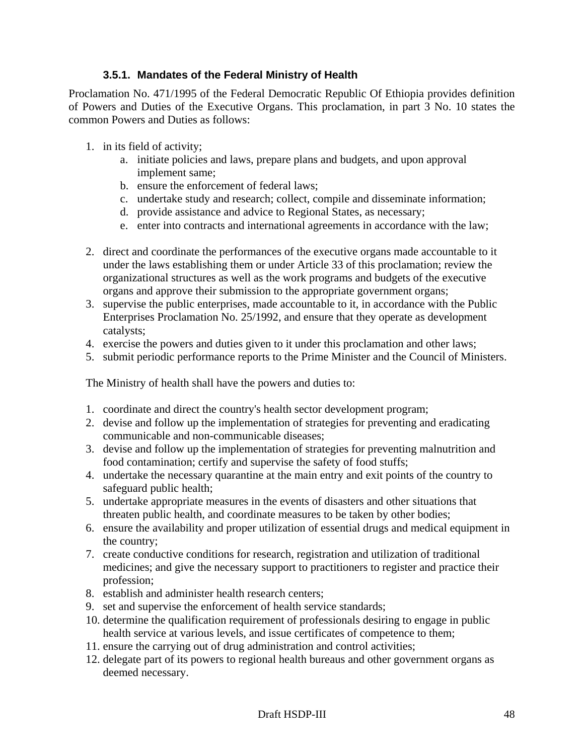#### 3.5.1. Mandates of the Federal Ministry of Health

Proclamation No. 471/1995 of the Federal Democratic Republic Of Ethiopia provides definition of Powers and Duties of the Executive Organs. This proclamation, in part 3 No. 10 states the common Powers and Duties as follows:

1. in its field of activity;
    a. initiate policies and laws, prepare plans and budgets, and upon approval implement same;
    b. ensure the enforcement of federal laws;
    c. undertake study and research; collect, compile and disseminate information;
    d. provide assistance and advice to Regional States, as necessary;
    e. enter into contracts and international agreements in accordance with the law;

2. direct and coordinate the performances of the executive organs made accountable to it under the laws establishing them or under Article 33 of this proclamation; review the organizational structures as well as the work programs and budgets of the executive organs and approve their submission to the appropriate government organs;
3. supervise the public enterprises, made accountable to it, in accordance with the Public Enterprises Proclamation No. 25/1992, and ensure that they operate as development catalysts;
4. exercise the powers and duties given to it under this proclamation and other laws;
5. submit periodic performance reports to the Prime Minister and the Council of Ministers.

The Ministry of health shall have the powers and duties to:

1. coordinate and direct the country's health sector development program;
2. devise and follow up the implementation of strategies for preventing and eradicating communicable and non-communicable diseases;
3. devise and follow up the implementation of strategies for preventing malnutrition and food contamination; certify and supervise the safety of food stuffs;
4. undertake the necessary quarantine at the main entry and exit points of the country to safeguard public health;
5. undertake appropriate measures in the events of disasters and other situations that threaten public health, and coordinate measures to be taken by other bodies;
6. ensure the availability and proper utilization of essential drugs and medical equipment in the country;
7. create conductive conditions for research, registration and utilization of traditional medicines; and give the necessary support to practitioners to register and practice their profession;
8. establish and administer health research centers;
9. set and supervise the enforcement of health service standards;
10. determine the qualification requirement of professionals desiring to engage in public health service at various levels, and issue certificates of competence to them;
11. ensure the carrying out of drug administration and control activities;
12. delegate part of its powers to regional health bureaus and other government organs as deemed necessary.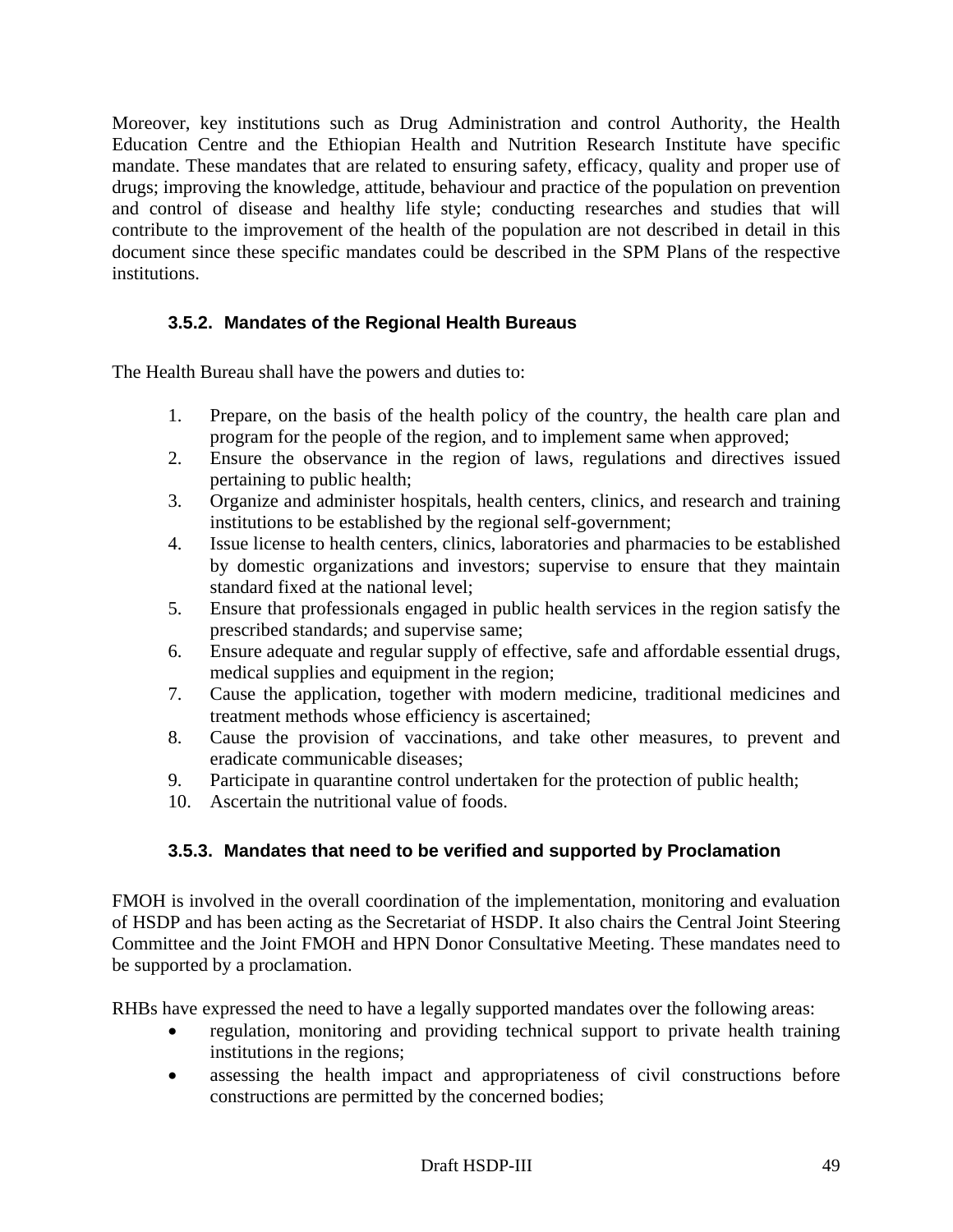Moreover, key institutions such as Drug Administration and control Authority, the Health Education Centre and the Ethiopian Health and Nutrition Research Institute have specific mandate. These mandates that are related to ensuring safety, efficacy, quality and proper use of drugs; improving the knowledge, attitude, behaviour and practice of the population on prevention and control of disease and healthy life style; conducting researches and studies that will contribute to the improvement of the health of the population are not described in detail in this document since these specific mandates could be described in the SPM Plans of the respective institutions.

### 3.5.2. Mandates of the Regional Health Bureaus

The Health Bureau shall have the powers and duties to:

1. Prepare, on the basis of the health policy of the country, the health care plan and program for the people of the region, and to implement same when approved;
2. Ensure the observance in the region of laws, regulations and directives issued pertaining to public health;
3. Organize and administer hospitals, health centers, clinics, and research and training institutions to be established by the regional self-government;
4. Issue license to health centers, clinics, laboratories and pharmacies to be established by domestic organizations and investors; supervise to ensure that they maintain standard fixed at the national level;
5. Ensure that professionals engaged in public health services in the region satisfy the prescribed standards; and supervise same;
6. Ensure adequate and regular supply of effective, safe and affordable essential drugs, medical supplies and equipment in the region;
7. Cause the application, together with modern medicine, traditional medicines and treatment methods whose efficiency is ascertained;
8. Cause the provision of vaccinations, and take other measures, to prevent and eradicate communicable diseases;
9. Participate in quarantine control undertaken for the protection of public health;
10. Ascertain the nutritional value of foods.

### 3.5.3. Mandates that need to be verified and supported by Proclamation

FMOH is involved in the overall coordination of the implementation, monitoring and evaluation of HSDP and has been acting as the Secretariat of HSDP. It also chairs the Central Joint Steering Committee and the Joint FMOH and HPN Donor Consultative Meeting. These mandates need to be supported by a proclamation.

RHBs have expressed the need to have a legally supported mandates over the following areas:

- regulation, monitoring and providing technical support to private health training institutions in the regions;
- assessing the health impact and appropriateness of civil constructions before constructions are permitted by the concerned bodies;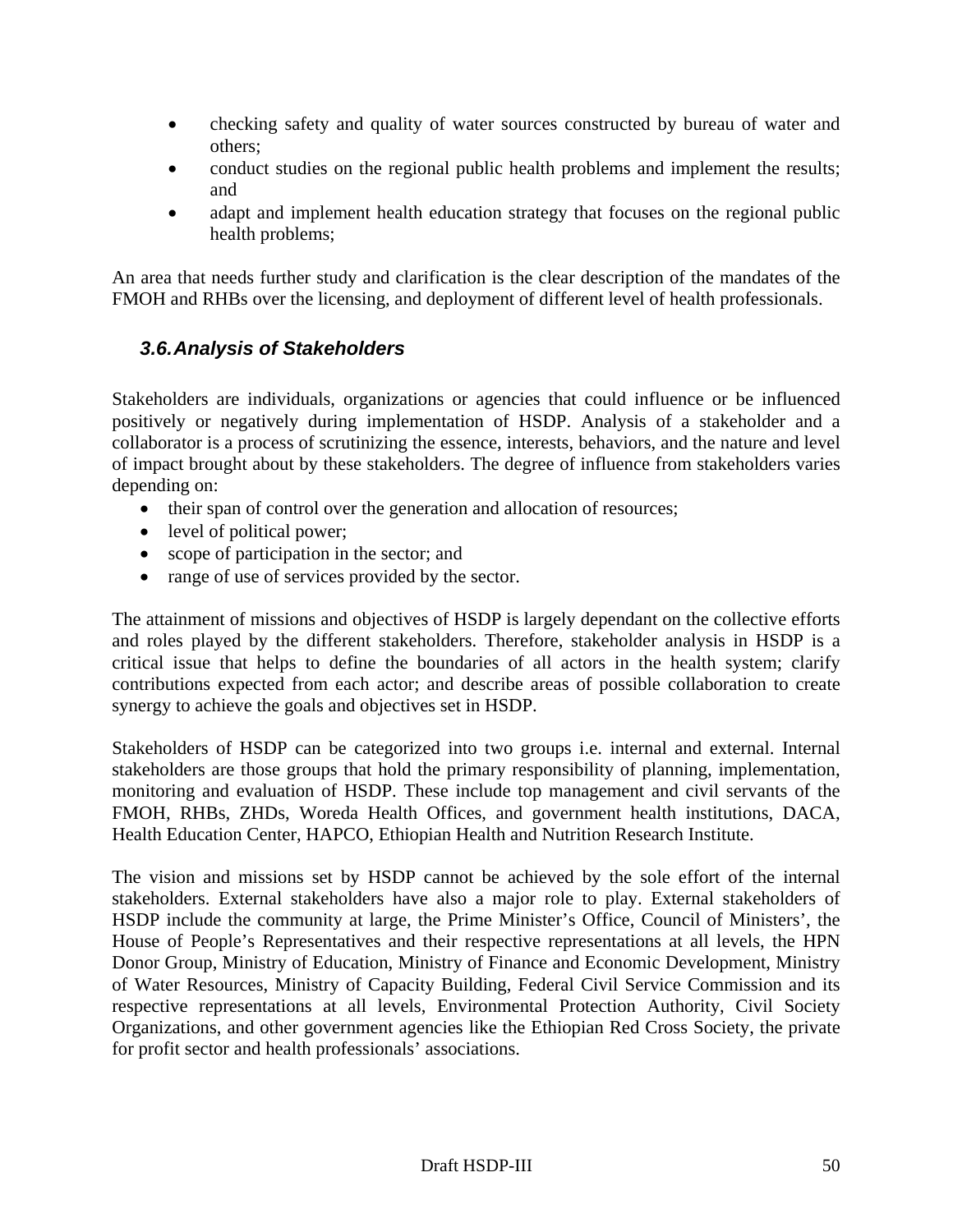- checking safety and quality of water sources constructed by bureau of water and others;
- conduct studies on the regional public health problems and implement the results; and
- adapt and implement health education strategy that focuses on the regional public health problems;

An area that needs further study and clarification is the clear description of the mandates of the FMOH and RHBs over the licensing, and deployment of different level of health professionals.

## *3.6. Analysis of Stakeholders*

Stakeholders are individuals, organizations or agencies that could influence or be influenced positively or negatively during implementation of HSDP. Analysis of a stakeholder and a collaborator is a process of scrutinizing the essence, interests, behaviors, and the nature and level of impact brought about by these stakeholders. The degree of influence from stakeholders varies depending on:

- their span of control over the generation and allocation of resources;
- level of political power;
- scope of participation in the sector; and
- range of use of services provided by the sector.

The attainment of missions and objectives of HSDP is largely dependant on the collective efforts and roles played by the different stakeholders. Therefore, stakeholder analysis in HSDP is a critical issue that helps to define the boundaries of all actors in the health system; clarify contributions expected from each actor; and describe areas of possible collaboration to create synergy to achieve the goals and objectives set in HSDP.

Stakeholders of HSDP can be categorized into two groups i.e. internal and external. Internal stakeholders are those groups that hold the primary responsibility of planning, implementation, monitoring and evaluation of HSDP. These include top management and civil servants of the FMOH, RHBs, ZHDs, Woreda Health Offices, and government health institutions, DACA, Health Education Center, HAPCO, Ethiopian Health and Nutrition Research Institute.

The vision and missions set by HSDP cannot be achieved by the sole effort of the internal stakeholders. External stakeholders have also a major role to play. External stakeholders of HSDP include the community at large, the Prime Minister's Office, Council of Ministers', the House of People's Representatives and their respective representations at all levels, the HPN Donor Group, Ministry of Education, Ministry of Finance and Economic Development, Ministry of Water Resources, Ministry of Capacity Building, Federal Civil Service Commission and its respective representations at all levels, Environmental Protection Authority, Civil Society Organizations, and other government agencies like the Ethiopian Red Cross Society, the private for profit sector and health professionals' associations.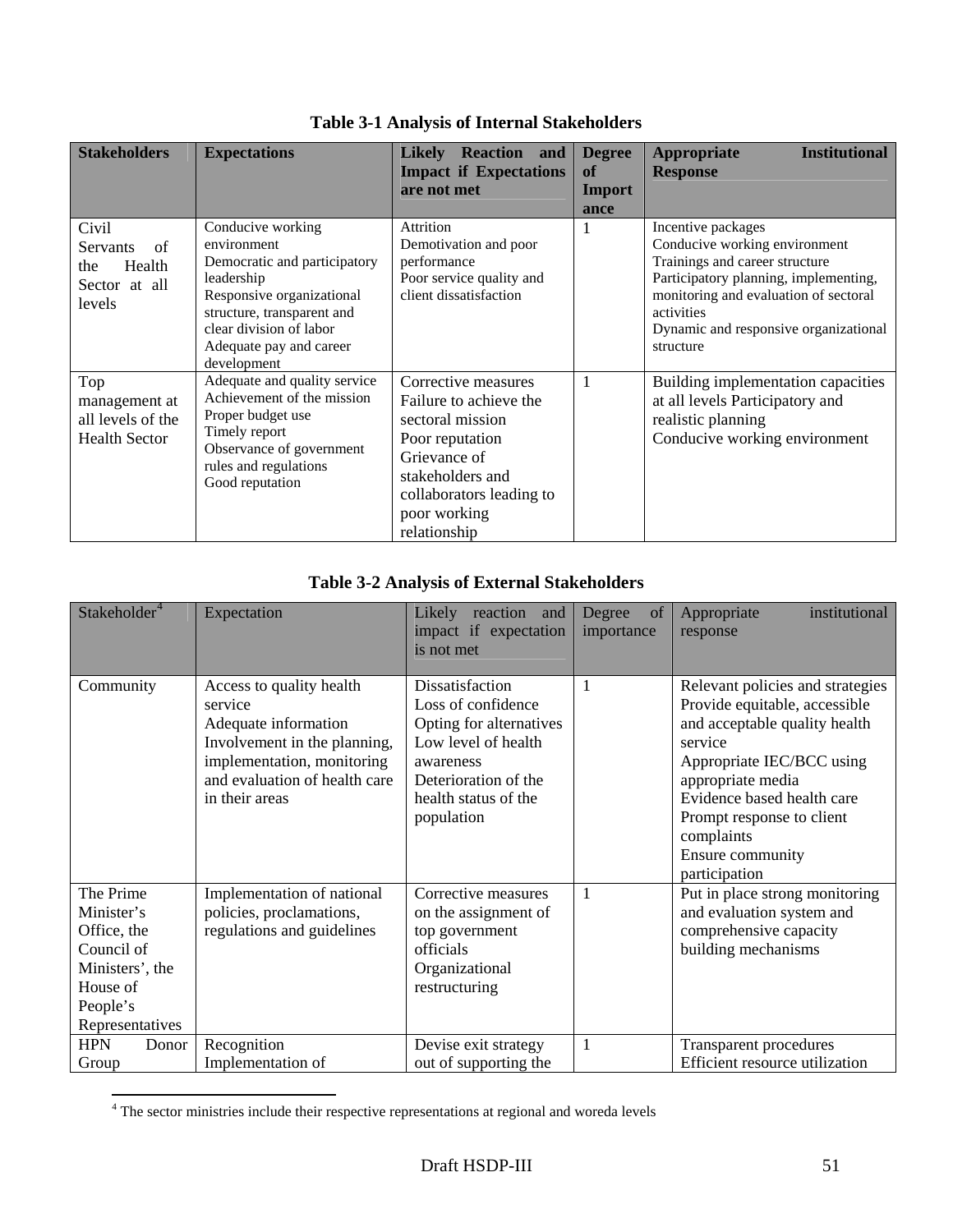**Table 3-1 Analysis of Internal Stakeholders**

| Stakeholders | Expectations | Likely Reaction and Impact if Expectations are not met | Degree of Importance | Appropriate Institutional Response |
|---|---|---|---|---|
| Civil Servants of the Health Sector at all levels | Conducive working environment<br>Democratic and participatory leadership<br>Responsive organizational structure, transparent and clear division of labor<br>Adequate pay and career development | Attrition<br>Demotivation and poor performance<br>Poor service quality and client dissatisfaction | 1 | Incentive packages<br>Conducive working environment<br>Trainings and career structure<br>Participatory planning, implementing, monitoring and evaluation of sectoral activities<br>Dynamic and responsive organizational structure |
| Top management at all levels of the Health Sector | Adequate and quality service<br>Achievement of the mission<br>Proper budget use<br>Timely report<br>Observance of government rules and regulations<br>Good reputation | Corrective measures<br>Failure to achieve the sectoral mission<br>Poor reputation<br>Grievance of stakeholders and collaborators leading to poor working relationship | 1 | Building implementation capacities at all levels Participatory and realistic planning<br>Conducive working environment |

**Table 3-2 Analysis of External Stakeholders**

| Stakeholder[4] | Expectation | Likely reaction and impact if expectation is not met | Degree of importance | Appropriate institutional response |
|---|---|---|---|---|
| Community | Access to quality health service<br>Adequate information<br>Involvement in the planning, implementation, monitoring and evaluation of health care in their areas | Dissatisfaction<br>Loss of confidence<br>Opting for alternatives<br>Low level of health awareness<br>Deterioration of the health status of the population | 1 | Relevant policies and strategies<br>Provide equitable, accessible and acceptable quality health service<br>Appropriate IEC/BCC using appropriate media<br>Evidence based health care<br>Prompt response to client complaints<br>Ensure community participation |
| The Prime Minister's Office, the Council of Ministers', the House of People's Representatives | Implementation of national policies, proclamations, regulations and guidelines | Corrective measures on the assignment of top government officials<br>Organizational restructuring | 1 | Put in place strong monitoring and evaluation system and comprehensive capacity building mechanisms |
| HPN Donor Group | Recognition<br>Implementation of | Devise exit strategy out of supporting the | 1 | Transparent procedures<br>Efficient resource utilization |

[4] The sector ministries include their respective representations at regional and woreda levels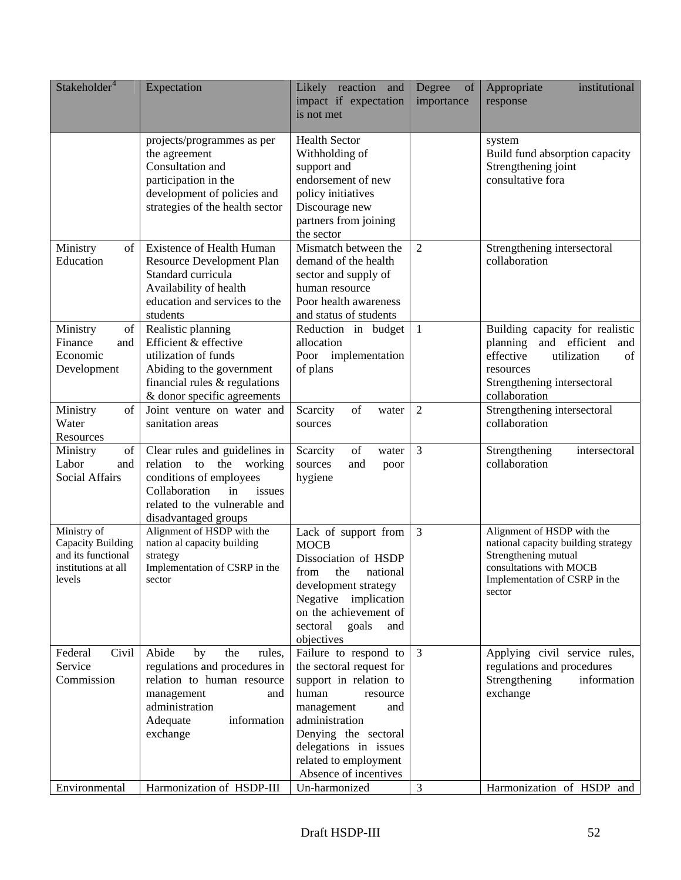| Stakeholder[4] | Expectation | Likely reaction and impact if expectation is not met | Degree of importance | Appropriate institutional response |
|---|---|---|---|---|
| | projects/programmes as per the agreement<br>Consultation and participation in the development of policies and strategies of the health sector | Health Sector<br>Withholding of support and endorsement of new policy initiatives<br>Discourage new partners from joining the sector | | system<br>Build fund absorption capacity<br>Strengthening joint consultative fora |
| Ministry of Education | Existence of Health Human Resource Development Plan<br>Standard curricula<br>Availability of health education and services to the students | Mismatch between the demand of the health sector and supply of human resource<br>Poor health awareness and status of students | 2 | Strengthening intersectoral collaboration |
| Ministry of Finance and Economic Development | Realistic planning<br>Efficient & effective utilization of funds<br>Abiding to the government financial rules & regulations & donor specific agreements | Reduction in budget allocation<br>Poor implementation of plans | 1 | Building capacity for realistic planning and efficient and effective utilization of resources<br>Strengthening intersectoral collaboration |
| Ministry of Water Resources | Joint venture on water and sanitation areas | Scarcity of water sources | 2 | Strengthening intersectoral collaboration |
| Ministry of Labor and Social Affairs | Clear rules and guidelines in relation to the working conditions of employees<br>Collaboration in issues related to the vulnerable and disadvantaged groups | Scarcity of water sources and poor hygiene | 3 | Strengthening intersectoral collaboration |
| Ministry of Capacity Building and its functional institutions at all levels | Alignment of HSDP with the nation al capacity building strategy<br>Implementation of CSRP in the sector | Lack of support from MOCB<br>Dissociation of HSDP from the national development strategy<br>Negative implication on the achievement of sectoral goals and objectives | 3 | Alignment of HSDP with the national capacity building strategy<br>Strengthening mutual consultations with MOCB<br>Implementation of CSRP in the sector |
| Federal Civil Service Commission | Abide by the rules, regulations and procedures in relation to human resource management and administration<br>Adequate information exchange | Failure to respond to the sectoral request for support in relation to human resource management and administration<br>Denying the sectoral delegations in issues related to employment<br>Absence of incentives | 3 | Applying civil service rules, regulations and procedures<br>Strengthening information exchange |
| Environmental | Harmonization of HSDP-III | Un-harmonized | 3 | Harmonization of HSDP and |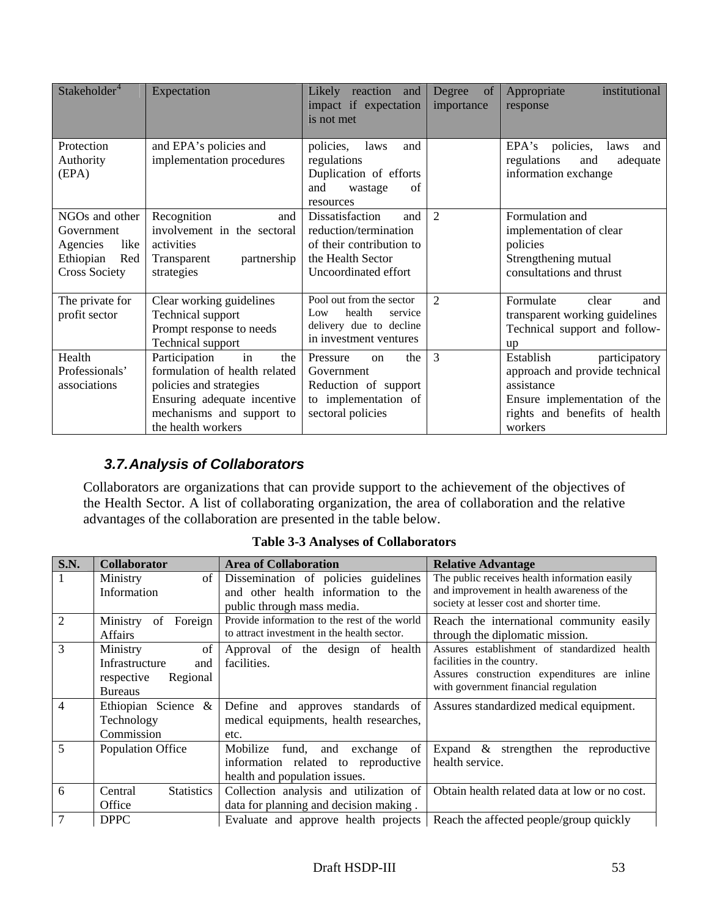| Stakeholder[4] | Expectation | Likely reaction and impact if expectation is not met | Degree of importance | Appropriate institutional response |
|---|---|---|---|---|
| Protection Authority (EPA) | and EPA's policies and implementation procedures | policies, laws and regulations<br>Duplication of efforts and wastage of resources | | EPA's policies, laws and regulations and adequate information exchange |
| NGOs and other Government Agencies like Ethiopian Red Cross Society | Recognition and involvement in the sectoral activities<br>Transparent partnership strategies | Dissatisfaction and reduction/termination of their contribution to the Health Sector<br>Uncoordinated effort | 2 | Formulation and implementation of clear policies<br>Strengthening mutual consultations and thrust |
| The private for profit sector | Clear working guidelines<br>Technical support<br>Prompt response to needs<br>Technical support | Pool out from the sector<br>Low health service delivery due to decline in investment ventures | 2 | Formulate clear and transparent working guidelines<br>Technical support and follow-up |
| Health Professionals' associations | Participation in the formulation of health related policies and strategies<br>Ensuring adequate incentive mechanisms and support to the health workers | Pressure on the Government<br>Reduction of support to implementation of sectoral policies | 3 | Establish participatory approach and provide technical assistance<br>Ensure implementation of the rights and benefits of health workers |

### *3.7. Analysis of Collaborators*

Collaborators are organizations that can provide support to the achievement of the objectives of the Health Sector. A list of collaborating organization, the area of collaboration and the relative advantages of the collaboration are presented in the table below.

**Table 3-3 Analyses of Collaborators**

| S.N. | Collaborator | Area of Collaboration | Relative Advantage |
|---|---|---|---|
| 1 | Ministry of Information | Dissemination of policies guidelines and other health information to the public through mass media. | The public receives health information easily and improvement in health awareness of the society at lesser cost and shorter time. |
| 2 | Ministry of Foreign Affairs | Provide information to the rest of the world to attract investment in the health sector. | Reach the international community easily through the diplomatic mission. |
| 3 | Ministry of Infrastructure and respective Regional Bureaus | Approval of the design of health facilities. | Assures establishment of standardized health facilities in the country.<br>Assures construction expenditures are inline with government financial regulation |
| 4 | Ethiopian Science & Technology Commission | Define and approves standards of medical equipments, health researches, etc. | Assures standardized medical equipment. |
| 5 | Population Office | Mobilize fund, and exchange of information related to reproductive health and population issues. | Expand & strengthen the reproductive health service. |
| 6 | Central Statistics Office | Collection analysis and utilization of data for planning and decision making . | Obtain health related data at low or no cost. |
| 7 | DPPC | Evaluate and approve health projects | Reach the affected people/group quickly |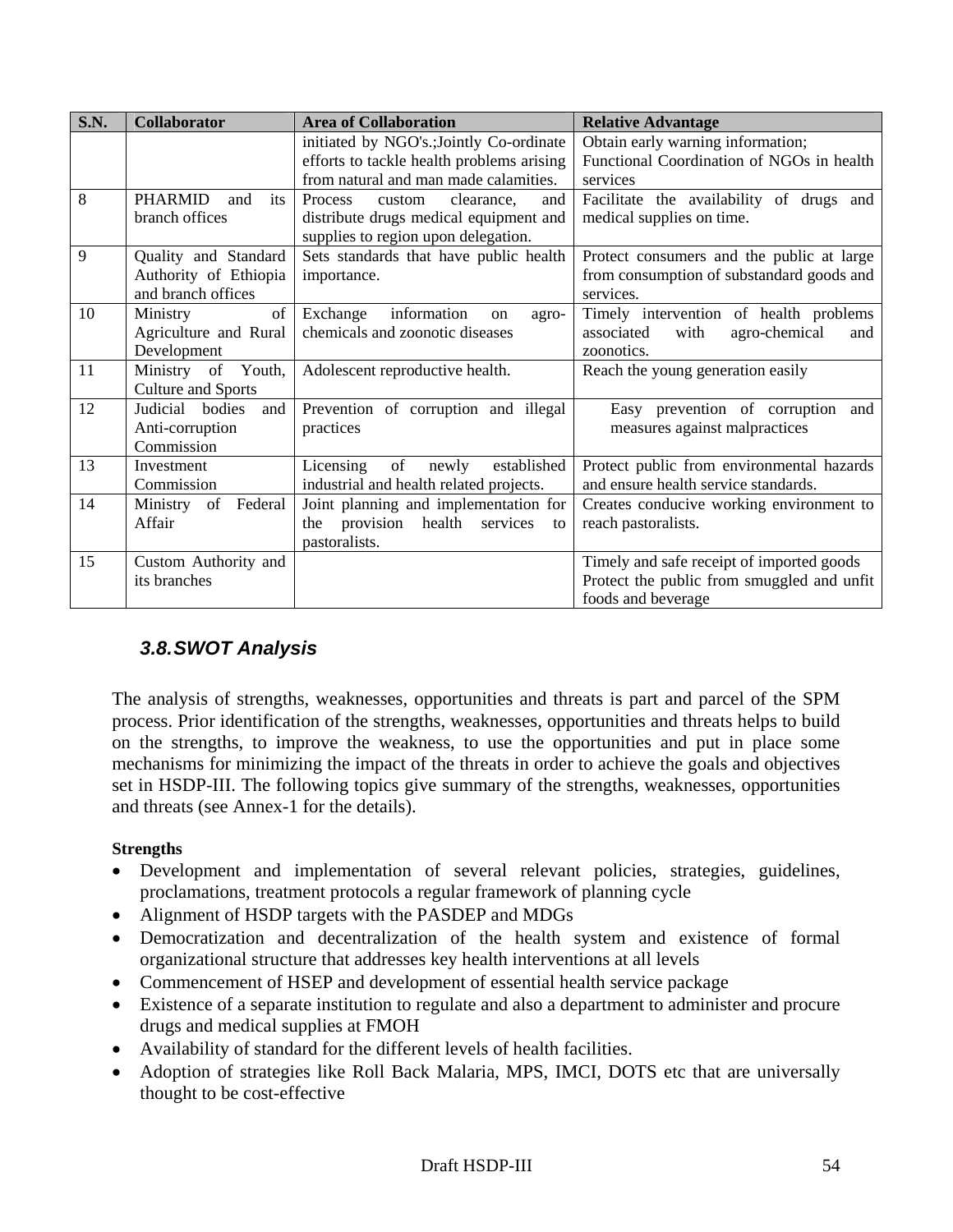| S.N. | Collaborator | Area of Collaboration | Relative Advantage |
|---|---|---|---|
| | | initiated by NGO's.;Jointly Co-ordinate efforts to tackle health problems arising from natural and man made calamities. | Obtain early warning information; Functional Coordination of NGOs in health services |
| 8 | PHARMID and its branch offices | Process custom clearance, and distribute drugs medical equipment and supplies to region upon delegation. | Facilitate the availability of drugs and medical supplies on time. |
| 9 | Quality and Standard Authority of Ethiopia and branch offices | Sets standards that have public health importance. | Protect consumers and the public at large from consumption of substandard goods and services. |
| 10 | Ministry of Agriculture and Rural Development | Exchange information on agro-chemicals and zoonotic diseases | Timely intervention of health problems associated with agro-chemical and zoonotics. |
| 11 | Ministry of Youth, Culture and Sports | Adolescent reproductive health. | Reach the young generation easily |
| 12 | Judicial bodies and Anti-corruption Commission | Prevention of corruption and illegal practices | Easy prevention of corruption and measures against malpractices |
| 13 | Investment Commission | Licensing of newly established industrial and health related projects. | Protect public from environmental hazards and ensure health service standards. |
| 14 | Ministry of Federal Affair | Joint planning and implementation for the provision health services to pastoralists. | Creates conducive working environment to reach pastoralists. |
| 15 | Custom Authority and its branches | | Timely and safe receipt of imported goods Protect the public from smuggled and unfit foods and beverage |

### *3.8.SWOT Analysis*

The analysis of strengths, weaknesses, opportunities and threats is part and parcel of the SPM process. Prior identification of the strengths, weaknesses, opportunities and threats helps to build on the strengths, to improve the weakness, to use the opportunities and put in place some mechanisms for minimizing the impact of the threats in order to achieve the goals and objectives set in HSDP-III. The following topics give summary of the strengths, weaknesses, opportunities and threats (see Annex-1 for the details).

**Strengths**

- Development and implementation of several relevant policies, strategies, guidelines, proclamations, treatment protocols a regular framework of planning cycle
- Alignment of HSDP targets with the PASDEP and MDGs
- Democratization and decentralization of the health system and existence of formal organizational structure that addresses key health interventions at all levels
- Commencement of HSEP and development of essential health service package
- Existence of a separate institution to regulate and also a department to administer and procure drugs and medical supplies at FMOH
- Availability of standard for the different levels of health facilities.
- Adoption of strategies like Roll Back Malaria, MPS, IMCI, DOTS etc that are universally thought to be cost-effective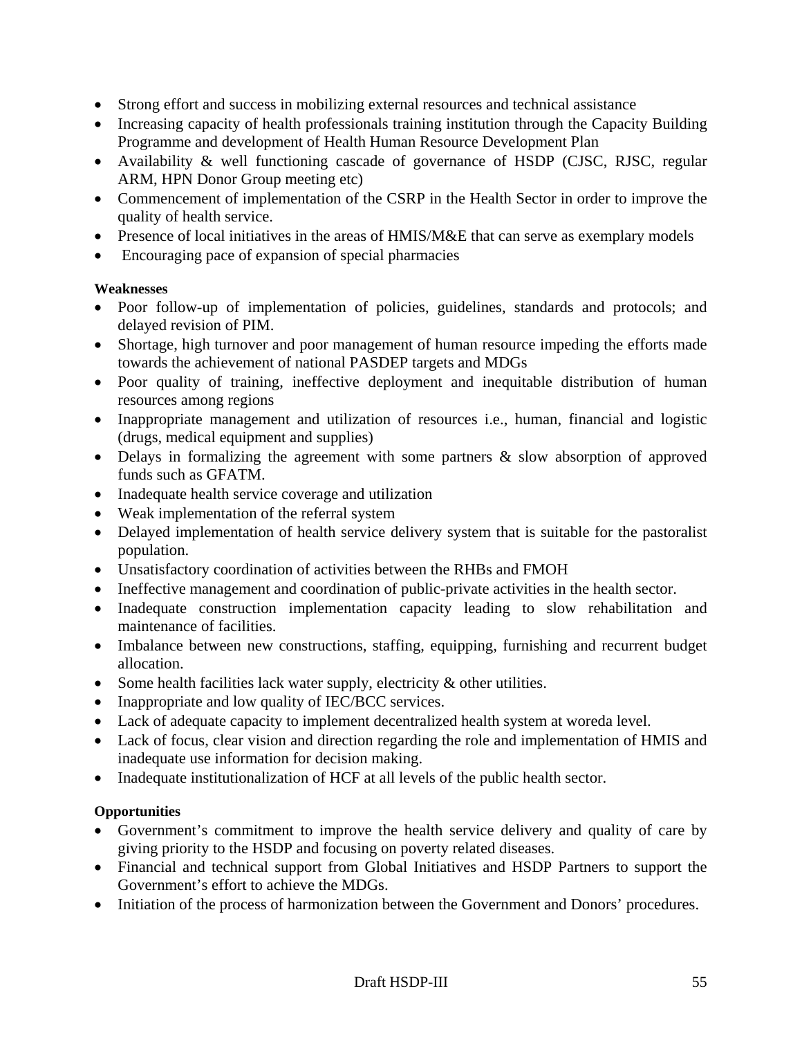- Strong effort and success in mobilizing external resources and technical assistance
- Increasing capacity of health professionals training institution through the Capacity Building Programme and development of Health Human Resource Development Plan
- Availability & well functioning cascade of governance of HSDP (CJSC, RJSC, regular ARM, HPN Donor Group meeting etc)
- Commencement of implementation of the CSRP in the Health Sector in order to improve the quality of health service.
- Presence of local initiatives in the areas of HMIS/M&E that can serve as exemplary models
- Encouraging pace of expansion of special pharmacies

**Weaknesses**

- Poor follow-up of implementation of policies, guidelines, standards and protocols; and delayed revision of PIM.
- Shortage, high turnover and poor management of human resource impeding the efforts made towards the achievement of national PASDEP targets and MDGs
- Poor quality of training, ineffective deployment and inequitable distribution of human resources among regions
- Inappropriate management and utilization of resources i.e., human, financial and logistic (drugs, medical equipment and supplies)
- Delays in formalizing the agreement with some partners & slow absorption of approved funds such as GFATM.
- Inadequate health service coverage and utilization
- Weak implementation of the referral system
- Delayed implementation of health service delivery system that is suitable for the pastoralist population.
- Unsatisfactory coordination of activities between the RHBs and FMOH
- Ineffective management and coordination of public-private activities in the health sector.
- Inadequate construction implementation capacity leading to slow rehabilitation and maintenance of facilities.
- Imbalance between new constructions, staffing, equipping, furnishing and recurrent budget allocation.
- Some health facilities lack water supply, electricity & other utilities.
- Inappropriate and low quality of IEC/BCC services.
- Lack of adequate capacity to implement decentralized health system at woreda level.
- Lack of focus, clear vision and direction regarding the role and implementation of HMIS and inadequate use information for decision making.
- Inadequate institutionalization of HCF at all levels of the public health sector.

**Opportunities**

- Government's commitment to improve the health service delivery and quality of care by giving priority to the HSDP and focusing on poverty related diseases.
- Financial and technical support from Global Initiatives and HSDP Partners to support the Government's effort to achieve the MDGs.
- Initiation of the process of harmonization between the Government and Donors' procedures.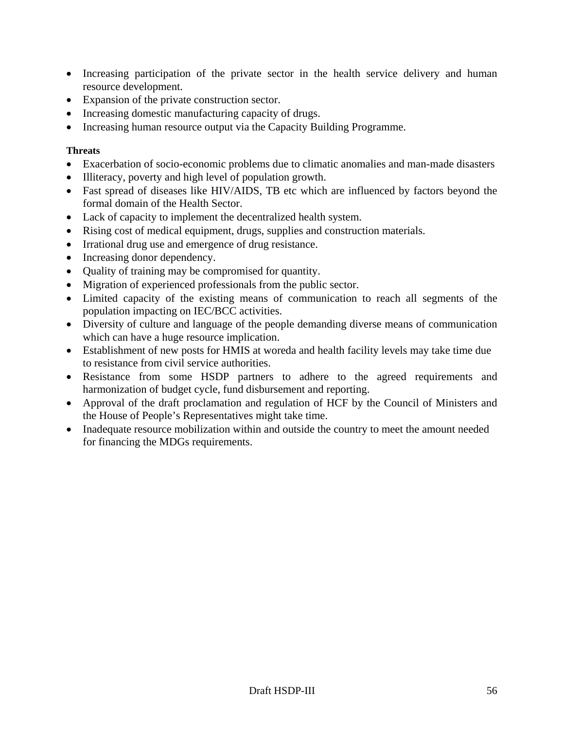- Increasing participation of the private sector in the health service delivery and human resource development.
- Expansion of the private construction sector.
- Increasing domestic manufacturing capacity of drugs.
- Increasing human resource output via the Capacity Building Programme.

**Threats**

- Exacerbation of socio-economic problems due to climatic anomalies and man-made disasters
- Illiteracy, poverty and high level of population growth.
- Fast spread of diseases like HIV/AIDS, TB etc which are influenced by factors beyond the formal domain of the Health Sector.
- Lack of capacity to implement the decentralized health system.
- Rising cost of medical equipment, drugs, supplies and construction materials.
- Irrational drug use and emergence of drug resistance.
- Increasing donor dependency.
- Quality of training may be compromised for quantity.
- Migration of experienced professionals from the public sector.
- Limited capacity of the existing means of communication to reach all segments of the population impacting on IEC/BCC activities.
- Diversity of culture and language of the people demanding diverse means of communication which can have a huge resource implication.
- Establishment of new posts for HMIS at woreda and health facility levels may take time due to resistance from civil service authorities.
- Resistance from some HSDP partners to adhere to the agreed requirements and harmonization of budget cycle, fund disbursement and reporting.
- Approval of the draft proclamation and regulation of HCF by the Council of Ministers and the House of People's Representatives might take time.
- Inadequate resource mobilization within and outside the country to meet the amount needed for financing the MDGs requirements.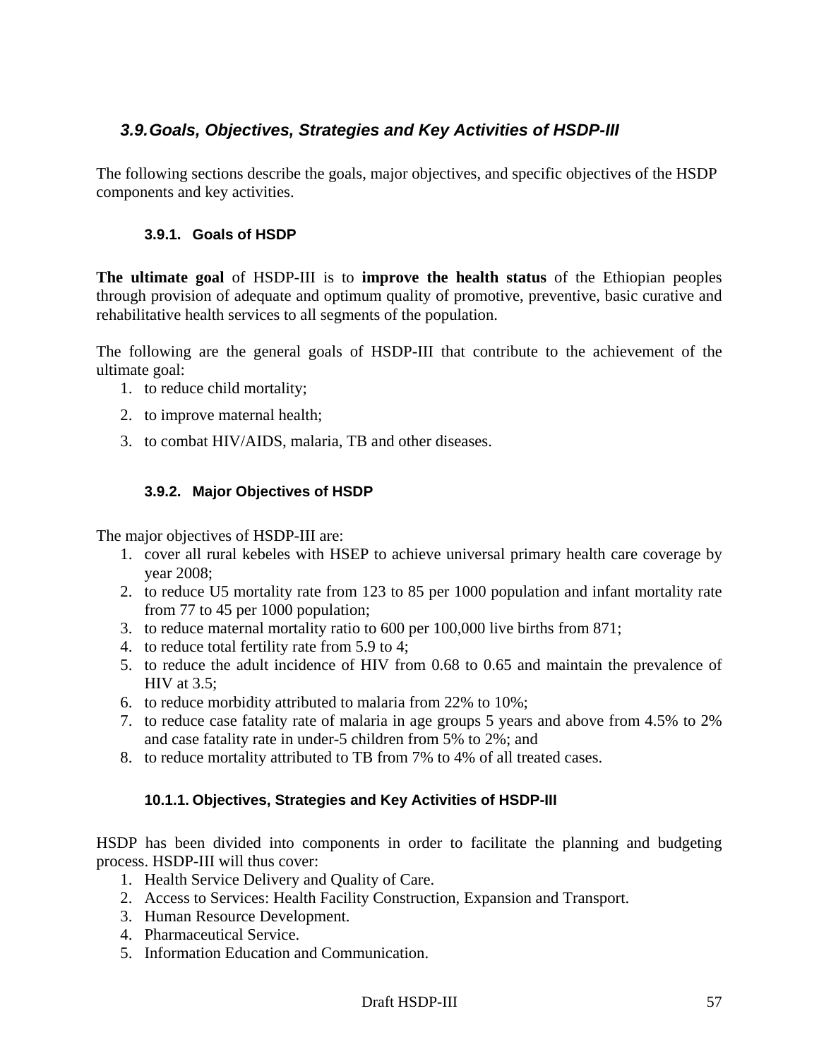## *3.9. Goals, Objectives, Strategies and Key Activities of HSDP-III*

The following sections describe the goals, major objectives, and specific objectives of the HSDP components and key activities.

### 3.9.1. Goals of HSDP

**The ultimate goal** of HSDP-III is to **improve the health status** of the Ethiopian peoples through provision of adequate and optimum quality of promotive, preventive, basic curative and rehabilitative health services to all segments of the population.

The following are the general goals of HSDP-III that contribute to the achievement of the ultimate goal:

1. to reduce child mortality;
2. to improve maternal health;
3. to combat HIV/AIDS, malaria, TB and other diseases.

### 3.9.2. Major Objectives of HSDP

The major objectives of HSDP-III are:

1. cover all rural kebeles with HSEP to achieve universal primary health care coverage by year 2008;
2. to reduce U5 mortality rate from 123 to 85 per 1000 population and infant mortality rate from 77 to 45 per 1000 population;
3. to reduce maternal mortality ratio to 600 per 100,000 live births from 871;
4. to reduce total fertility rate from 5.9 to 4;
5. to reduce the adult incidence of HIV from 0.68 to 0.65 and maintain the prevalence of HIV at 3.5;
6. to reduce morbidity attributed to malaria from 22% to 10%;
7. to reduce case fatality rate of malaria in age groups 5 years and above from 4.5% to 2% and case fatality rate in under-5 children from 5% to 2%; and
8. to reduce mortality attributed to TB from 7% to 4% of all treated cases.

### 10.1.1. Objectives, Strategies and Key Activities of HSDP-III

HSDP has been divided into components in order to facilitate the planning and budgeting process. HSDP-III will thus cover:

1. Health Service Delivery and Quality of Care.
2. Access to Services: Health Facility Construction, Expansion and Transport.
3. Human Resource Development.
4. Pharmaceutical Service.
5. Information Education and Communication.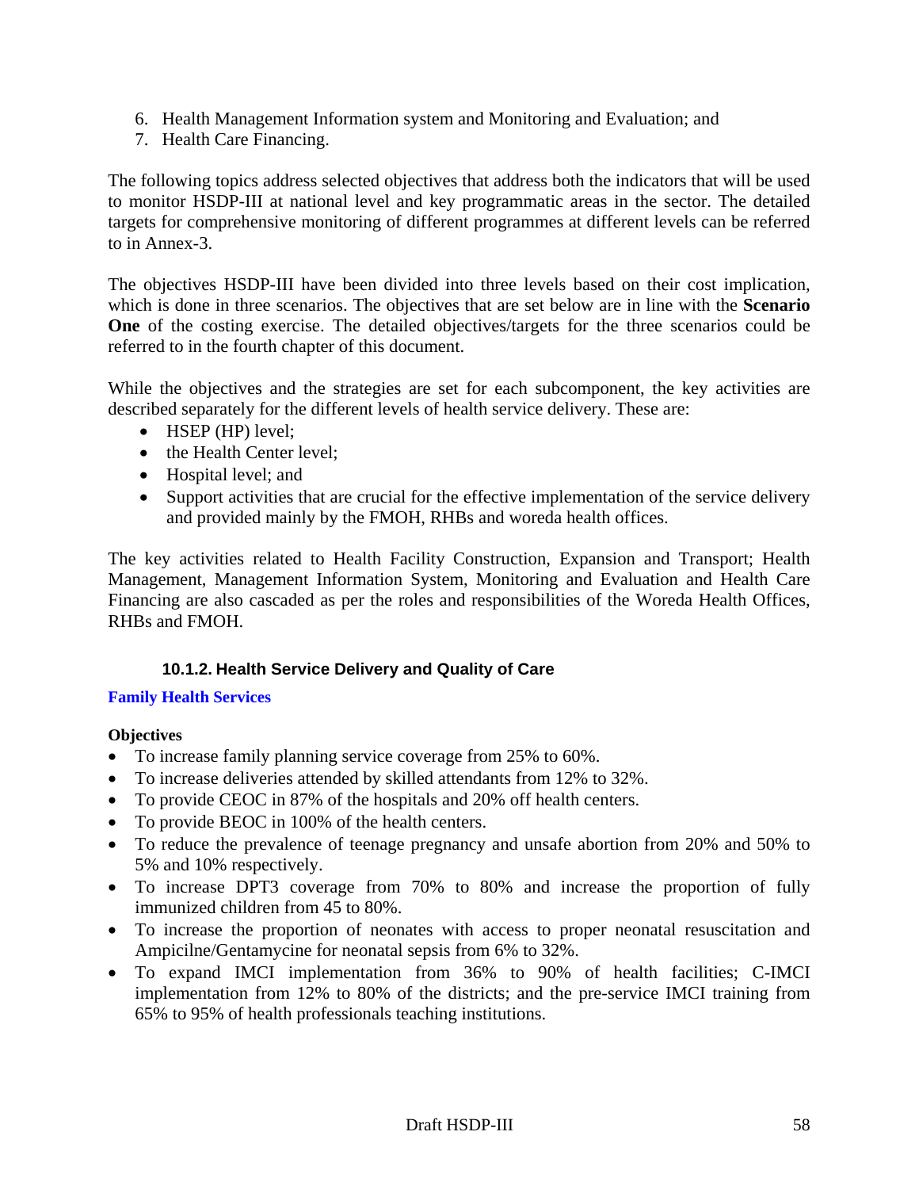6. Health Management Information system and Monitoring and Evaluation; and
7. Health Care Financing.

The following topics address selected objectives that address both the indicators that will be used to monitor HSDP-III at national level and key programmatic areas in the sector. The detailed targets for comprehensive monitoring of different programmes at different levels can be referred to in Annex-3.

The objectives HSDP-III have been divided into three levels based on their cost implication, which is done in three scenarios. The objectives that are set below are in line with the **Scenario One** of the costing exercise. The detailed objectives/targets for the three scenarios could be referred to in the fourth chapter of this document.

While the objectives and the strategies are set for each subcomponent, the key activities are described separately for the different levels of health service delivery. These are:

- HSEP (HP) level;
- the Health Center level;
- Hospital level; and
- Support activities that are crucial for the effective implementation of the service delivery and provided mainly by the FMOH, RHBs and woreda health offices.

The key activities related to Health Facility Construction, Expansion and Transport; Health Management, Management Information System, Monitoring and Evaluation and Health Care Financing are also cascaded as per the roles and responsibilities of the Woreda Health Offices, RHBs and FMOH.

### 10.1.2. Health Service Delivery and Quality of Care

**Family Health Services**

**Objectives**

- To increase family planning service coverage from 25% to 60%.
- To increase deliveries attended by skilled attendants from 12% to 32%.
- To provide CEOC in 87% of the hospitals and 20% off health centers.
- To provide BEOC in 100% of the health centers.
- To reduce the prevalence of teenage pregnancy and unsafe abortion from 20% and 50% to 5% and 10% respectively.
- To increase DPT3 coverage from 70% to 80% and increase the proportion of fully immunized children from 45 to 80%.
- To increase the proportion of neonates with access to proper neonatal resuscitation and Ampicilne/Gentamycine for neonatal sepsis from 6% to 32%.
- To expand IMCI implementation from 36% to 90% of health facilities; C-IMCI implementation from 12% to 80% of the districts; and the pre-service IMCI training from 65% to 95% of health professionals teaching institutions.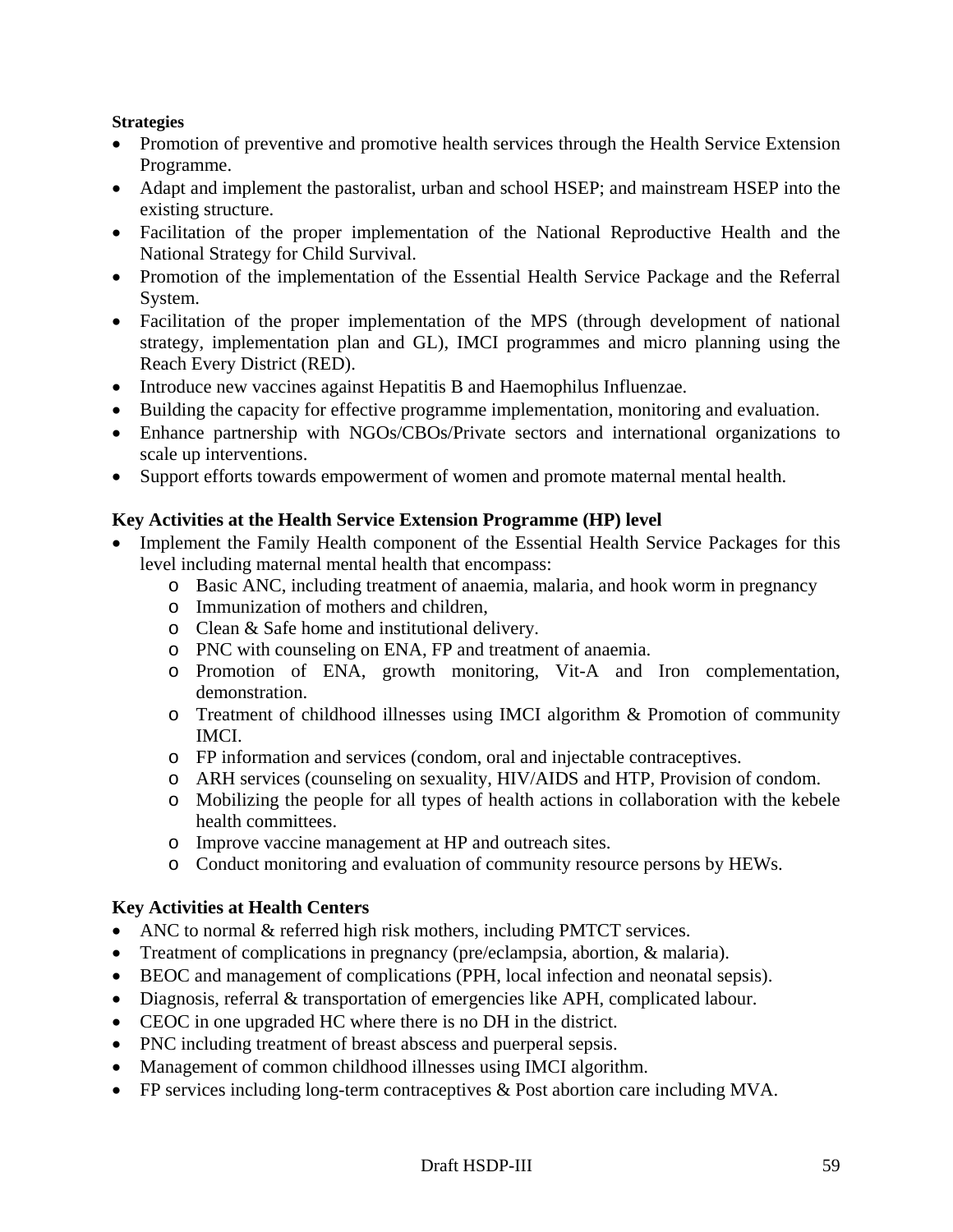**Strategies**

- Promotion of preventive and promotive health services through the Health Service Extension Programme.
- Adapt and implement the pastoralist, urban and school HSEP; and mainstream HSEP into the existing structure.
- Facilitation of the proper implementation of the National Reproductive Health and the National Strategy for Child Survival.
- Promotion of the implementation of the Essential Health Service Package and the Referral System.
- Facilitation of the proper implementation of the MPS (through development of national strategy, implementation plan and GL), IMCI programmes and micro planning using the Reach Every District (RED).
- Introduce new vaccines against Hepatitis B and Haemophilus Influenzae.
- Building the capacity for effective programme implementation, monitoring and evaluation.
- Enhance partnership with NGOs/CBOs/Private sectors and international organizations to scale up interventions.
- Support efforts towards empowerment of women and promote maternal mental health.

**Key Activities at the Health Service Extension Programme (HP) level**

- Implement the Family Health component of the Essential Health Service Packages for this level including maternal mental health that encompass:
  - Basic ANC, including treatment of anaemia, malaria, and hook worm in pregnancy
  - Immunization of mothers and children,
  - Clean & Safe home and institutional delivery.
  - PNC with counseling on ENA, FP and treatment of anaemia.
  - Promotion of ENA, growth monitoring, Vit-A and Iron complementation, demonstration.
  - Treatment of childhood illnesses using IMCI algorithm & Promotion of community IMCI.
  - FP information and services (condom, oral and injectable contraceptives.
  - ARH services (counseling on sexuality, HIV/AIDS and HTP, Provision of condom.
  - Mobilizing the people for all types of health actions in collaboration with the kebele health committees.
  - Improve vaccine management at HP and outreach sites.
  - Conduct monitoring and evaluation of community resource persons by HEWs.

**Key Activities at Health Centers**

- ANC to normal & referred high risk mothers, including PMTCT services.
- Treatment of complications in pregnancy (pre/eclampsia, abortion, & malaria).
- BEOC and management of complications (PPH, local infection and neonatal sepsis).
- Diagnosis, referral & transportation of emergencies like APH, complicated labour.
- CEOC in one upgraded HC where there is no DH in the district.
- PNC including treatment of breast abscess and puerperal sepsis.
- Management of common childhood illnesses using IMCI algorithm.
- FP services including long-term contraceptives & Post abortion care including MVA.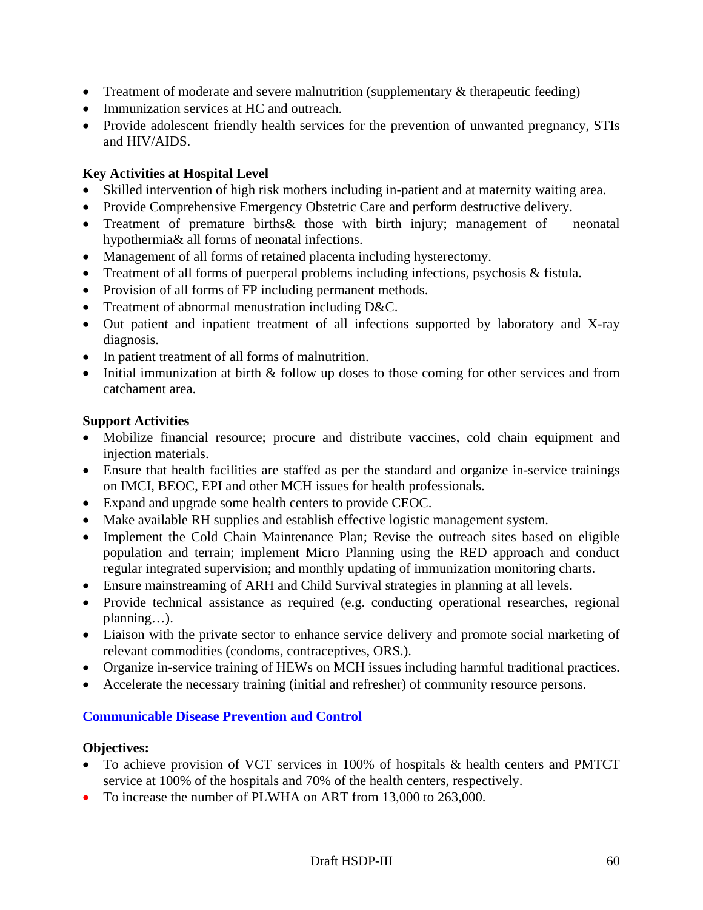- Treatment of moderate and severe malnutrition (supplementary & therapeutic feeding)
- Immunization services at HC and outreach.
- Provide adolescent friendly health services for the prevention of unwanted pregnancy, STIs and HIV/AIDS.

**Key Activities at Hospital Level**

- Skilled intervention of high risk mothers including in-patient and at maternity waiting area.
- Provide Comprehensive Emergency Obstetric Care and perform destructive delivery.
- Treatment of premature births& those with birth injury; management of neonatal hypothermia& all forms of neonatal infections.
- Management of all forms of retained placenta including hysterectomy.
- Treatment of all forms of puerperal problems including infections, psychosis & fistula.
- Provision of all forms of FP including permanent methods.
- Treatment of abnormal menustration including D&C.
- Out patient and inpatient treatment of all infections supported by laboratory and X-ray diagnosis.
- In patient treatment of all forms of malnutrition.
- Initial immunization at birth & follow up doses to those coming for other services and from catchament area.

**Support Activities**

- Mobilize financial resource; procure and distribute vaccines, cold chain equipment and injection materials.
- Ensure that health facilities are staffed as per the standard and organize in-service trainings on IMCI, BEOC, EPI and other MCH issues for health professionals.
- Expand and upgrade some health centers to provide CEOC.
- Make available RH supplies and establish effective logistic management system.
- Implement the Cold Chain Maintenance Plan; Revise the outreach sites based on eligible population and terrain; implement Micro Planning using the RED approach and conduct regular integrated supervision; and monthly updating of immunization monitoring charts.
- Ensure mainstreaming of ARH and Child Survival strategies in planning at all levels.
- Provide technical assistance as required (e.g. conducting operational researches, regional planning…).
- Liaison with the private sector to enhance service delivery and promote social marketing of relevant commodities (condoms, contraceptives, ORS.).
- Organize in-service training of HEWs on MCH issues including harmful traditional practices.
- Accelerate the necessary training (initial and refresher) of community resource persons.

### Communicable Disease Prevention and Control

**Objectives:**

- To achieve provision of VCT services in 100% of hospitals & health centers and PMTCT service at 100% of the hospitals and 70% of the health centers, respectively.
- To increase the number of PLWHA on ART from 13,000 to 263,000.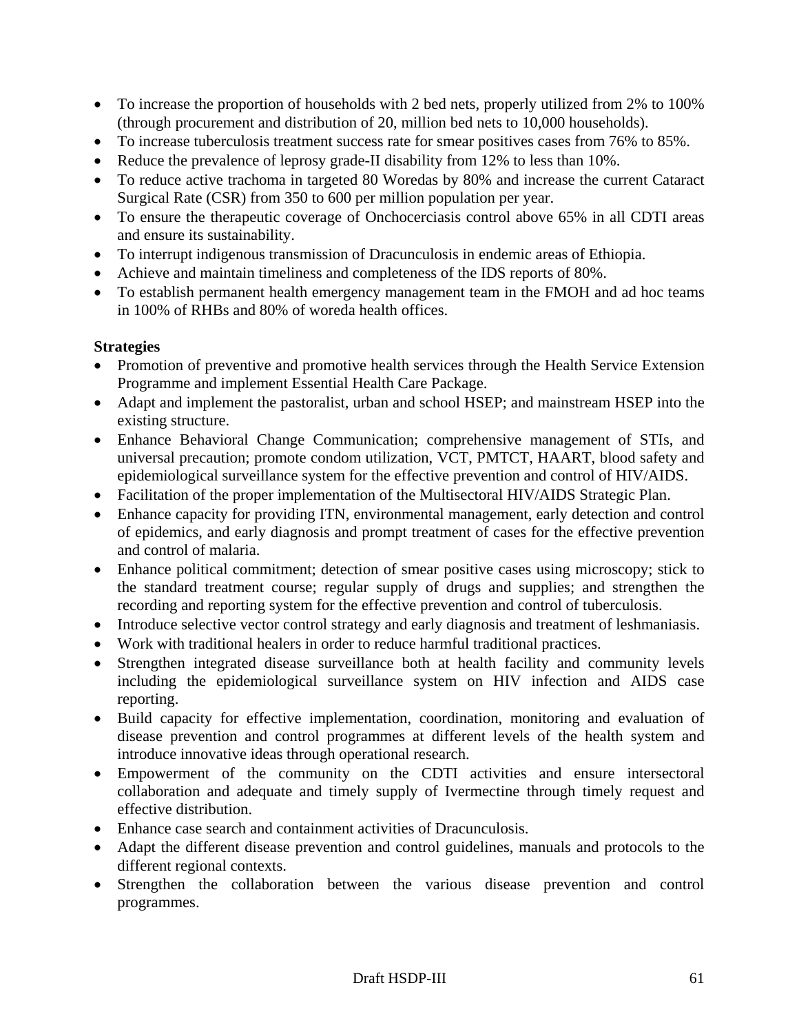- To increase the proportion of households with 2 bed nets, properly utilized from 2% to 100% (through procurement and distribution of 20, million bed nets to 10,000 households).
- To increase tuberculosis treatment success rate for smear positives cases from 76% to 85%.
- Reduce the prevalence of leprosy grade-II disability from 12% to less than 10%.
- To reduce active trachoma in targeted 80 Woredas by 80% and increase the current Cataract Surgical Rate (CSR) from 350 to 600 per million population per year.
- To ensure the therapeutic coverage of Onchocerciasis control above 65% in all CDTI areas and ensure its sustainability.
- To interrupt indigenous transmission of Dracunculosis in endemic areas of Ethiopia.
- Achieve and maintain timeliness and completeness of the IDS reports of 80%.
- To establish permanent health emergency management team in the FMOH and ad hoc teams in 100% of RHBs and 80% of woreda health offices.

**Strategies**

- Promotion of preventive and promotive health services through the Health Service Extension Programme and implement Essential Health Care Package.
- Adapt and implement the pastoralist, urban and school HSEP; and mainstream HSEP into the existing structure.
- Enhance Behavioral Change Communication; comprehensive management of STIs, and universal precaution; promote condom utilization, VCT, PMTCT, HAART, blood safety and epidemiological surveillance system for the effective prevention and control of HIV/AIDS.
- Facilitation of the proper implementation of the Multisectoral HIV/AIDS Strategic Plan.
- Enhance capacity for providing ITN, environmental management, early detection and control of epidemics, and early diagnosis and prompt treatment of cases for the effective prevention and control of malaria.
- Enhance political commitment; detection of smear positive cases using microscopy; stick to the standard treatment course; regular supply of drugs and supplies; and strengthen the recording and reporting system for the effective prevention and control of tuberculosis.
- Introduce selective vector control strategy and early diagnosis and treatment of leshmaniasis.
- Work with traditional healers in order to reduce harmful traditional practices.
- Strengthen integrated disease surveillance both at health facility and community levels including the epidemiological surveillance system on HIV infection and AIDS case reporting.
- Build capacity for effective implementation, coordination, monitoring and evaluation of disease prevention and control programmes at different levels of the health system and introduce innovative ideas through operational research.
- Empowerment of the community on the CDTI activities and ensure intersectoral collaboration and adequate and timely supply of Ivermectine through timely request and effective distribution.
- Enhance case search and containment activities of Dracunculosis.
- Adapt the different disease prevention and control guidelines, manuals and protocols to the different regional contexts.
- Strengthen the collaboration between the various disease prevention and control programmes.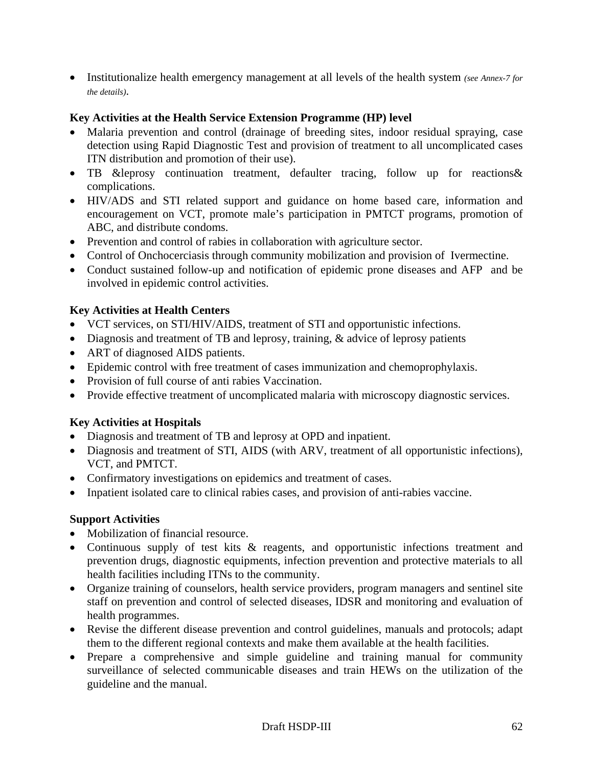- Institutionalize health emergency management at all levels of the health system *(see Annex-7 for the details)*.

**Key Activities at the Health Service Extension Programme (HP) level**

- Malaria prevention and control (drainage of breeding sites, indoor residual spraying, case detection using Rapid Diagnostic Test and provision of treatment to all uncomplicated cases ITN distribution and promotion of their use).
- TB &leprosy continuation treatment, defaulter tracing, follow up for reactions& complications.
- HIV/ADS and STI related support and guidance on home based care, information and encouragement on VCT, promote male's participation in PMTCT programs, promotion of ABC, and distribute condoms.
- Prevention and control of rabies in collaboration with agriculture sector.
- Control of Onchocerciasis through community mobilization and provision of Ivermectine.
- Conduct sustained follow-up and notification of epidemic prone diseases and AFP and be involved in epidemic control activities.

**Key Activities at Health Centers**

- VCT services, on STI/HIV/AIDS, treatment of STI and opportunistic infections.
- Diagnosis and treatment of TB and leprosy, training, & advice of leprosy patients
- ART of diagnosed AIDS patients.
- Epidemic control with free treatment of cases immunization and chemoprophylaxis.
- Provision of full course of anti rabies Vaccination.
- Provide effective treatment of uncomplicated malaria with microscopy diagnostic services.

**Key Activities at Hospitals**

- Diagnosis and treatment of TB and leprosy at OPD and inpatient.
- Diagnosis and treatment of STI, AIDS (with ARV, treatment of all opportunistic infections), VCT, and PMTCT.
- Confirmatory investigations on epidemics and treatment of cases.
- Inpatient isolated care to clinical rabies cases, and provision of anti-rabies vaccine.

**Support Activities**

- Mobilization of financial resource.
- Continuous supply of test kits & reagents, and opportunistic infections treatment and prevention drugs, diagnostic equipments, infection prevention and protective materials to all health facilities including ITNs to the community.
- Organize training of counselors, health service providers, program managers and sentinel site staff on prevention and control of selected diseases, IDSR and monitoring and evaluation of health programmes.
- Revise the different disease prevention and control guidelines, manuals and protocols; adapt them to the different regional contexts and make them available at the health facilities.
- Prepare a comprehensive and simple guideline and training manual for community surveillance of selected communicable diseases and train HEWs on the utilization of the guideline and the manual.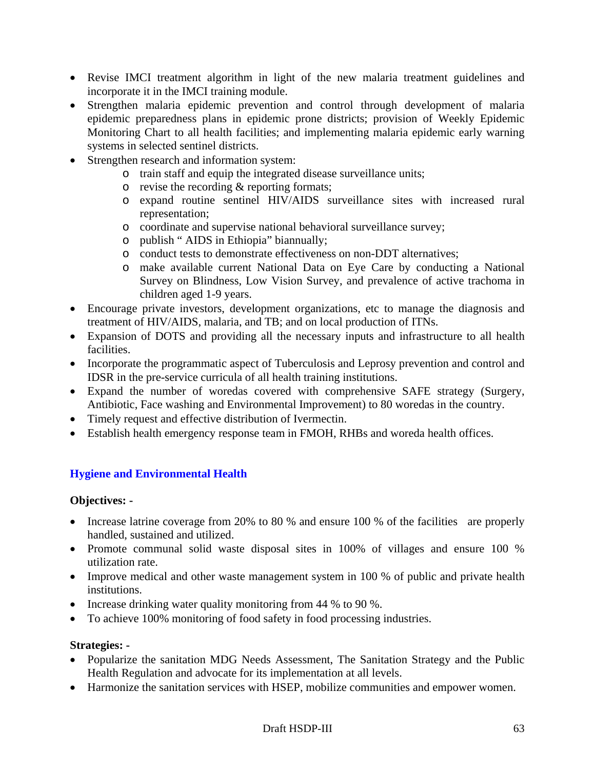- Revise IMCI treatment algorithm in light of the new malaria treatment guidelines and incorporate it in the IMCI training module.
- Strengthen malaria epidemic prevention and control through development of malaria epidemic preparedness plans in epidemic prone districts; provision of Weekly Epidemic Monitoring Chart to all health facilities; and implementing malaria epidemic early warning systems in selected sentinel districts.
- Strengthen research and information system:
  - train staff and equip the integrated disease surveillance units;
  - revise the recording & reporting formats;
  - expand routine sentinel HIV/AIDS surveillance sites with increased rural representation;
  - coordinate and supervise national behavioral surveillance survey;
  - publish " AIDS in Ethiopia" biannually;
  - conduct tests to demonstrate effectiveness on non-DDT alternatives;
  - make available current National Data on Eye Care by conducting a National Survey on Blindness, Low Vision Survey, and prevalence of active trachoma in children aged 1-9 years.
- Encourage private investors, development organizations, etc to manage the diagnosis and treatment of HIV/AIDS, malaria, and TB; and on local production of ITNs.
- Expansion of DOTS and providing all the necessary inputs and infrastructure to all health facilities.
- Incorporate the programmatic aspect of Tuberculosis and Leprosy prevention and control and IDSR in the pre-service curricula of all health training institutions.
- Expand the number of woredas covered with comprehensive SAFE strategy (Surgery, Antibiotic, Face washing and Environmental Improvement) to 80 woredas in the country.
- Timely request and effective distribution of Ivermectin.
- Establish health emergency response team in FMOH, RHBs and woreda health offices.

### Hygiene and Environmental Health

**Objectives: -**

- Increase latrine coverage from 20% to 80 % and ensure 100 % of the facilities are properly handled, sustained and utilized.
- Promote communal solid waste disposal sites in 100% of villages and ensure 100 % utilization rate.
- Improve medical and other waste management system in 100 % of public and private health institutions.
- Increase drinking water quality monitoring from 44 % to 90 %.
- To achieve 100% monitoring of food safety in food processing industries.

**Strategies: -**

- Popularize the sanitation MDG Needs Assessment, The Sanitation Strategy and the Public Health Regulation and advocate for its implementation at all levels.
- Harmonize the sanitation services with HSEP, mobilize communities and empower women.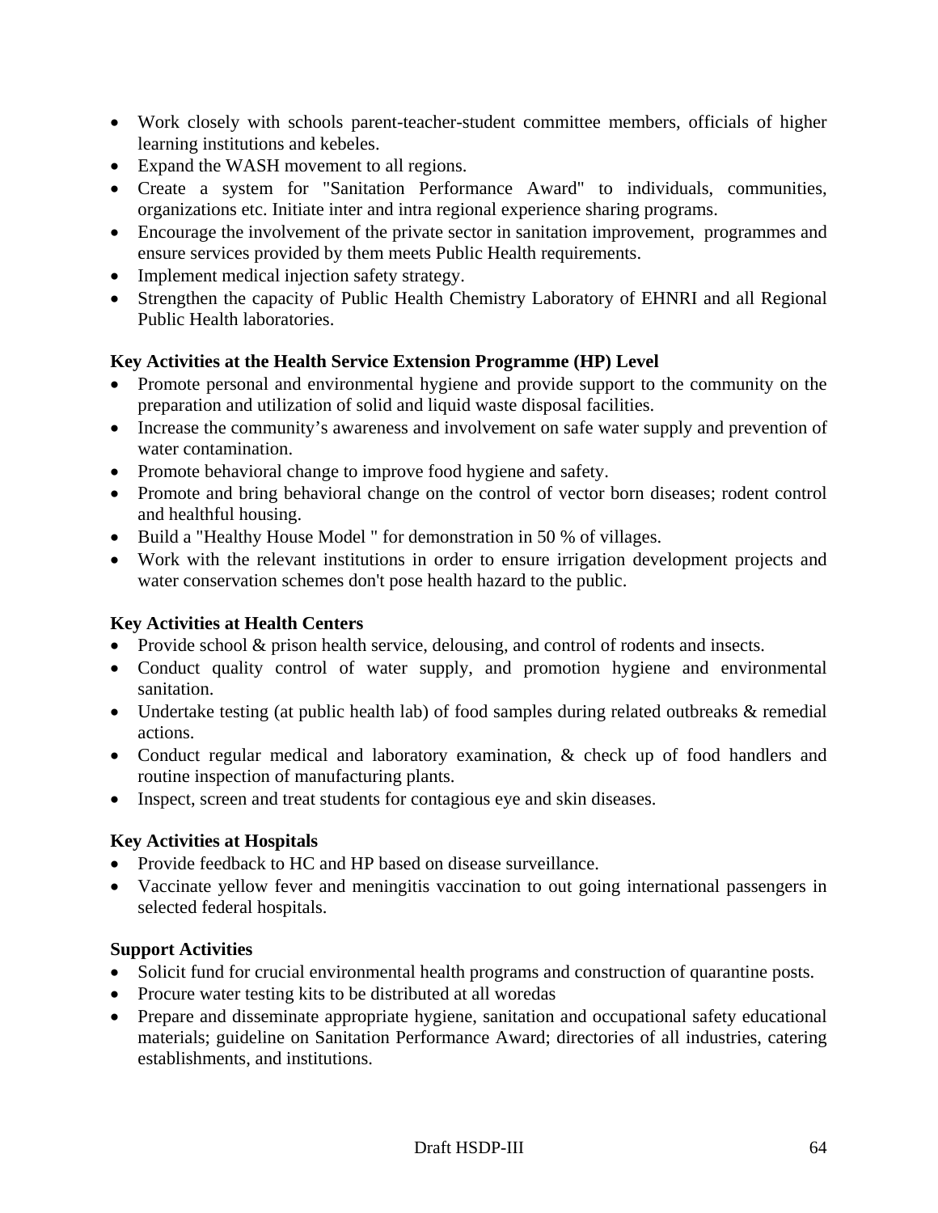- Work closely with schools parent-teacher-student committee members, officials of higher learning institutions and kebeles.
- Expand the WASH movement to all regions.
- Create a system for "Sanitation Performance Award" to individuals, communities, organizations etc. Initiate inter and intra regional experience sharing programs.
- Encourage the involvement of the private sector in sanitation improvement, programmes and ensure services provided by them meets Public Health requirements.
- Implement medical injection safety strategy.
- Strengthen the capacity of Public Health Chemistry Laboratory of EHNRI and all Regional Public Health laboratories.

**Key Activities at the Health Service Extension Programme (HP) Level**

- Promote personal and environmental hygiene and provide support to the community on the preparation and utilization of solid and liquid waste disposal facilities.
- Increase the community's awareness and involvement on safe water supply and prevention of water contamination.
- Promote behavioral change to improve food hygiene and safety.
- Promote and bring behavioral change on the control of vector born diseases; rodent control and healthful housing.
- Build a "Healthy House Model " for demonstration in 50 % of villages.
- Work with the relevant institutions in order to ensure irrigation development projects and water conservation schemes don't pose health hazard to the public.

**Key Activities at Health Centers**

- Provide school & prison health service, delousing, and control of rodents and insects.
- Conduct quality control of water supply, and promotion hygiene and environmental sanitation.
- Undertake testing (at public health lab) of food samples during related outbreaks & remedial actions.
- Conduct regular medical and laboratory examination, & check up of food handlers and routine inspection of manufacturing plants.
- Inspect, screen and treat students for contagious eye and skin diseases.

**Key Activities at Hospitals**

- Provide feedback to HC and HP based on disease surveillance.
- Vaccinate yellow fever and meningitis vaccination to out going international passengers in selected federal hospitals.

**Support Activities**

- Solicit fund for crucial environmental health programs and construction of quarantine posts.
- Procure water testing kits to be distributed at all woredas
- Prepare and disseminate appropriate hygiene, sanitation and occupational safety educational materials; guideline on Sanitation Performance Award; directories of all industries, catering establishments, and institutions.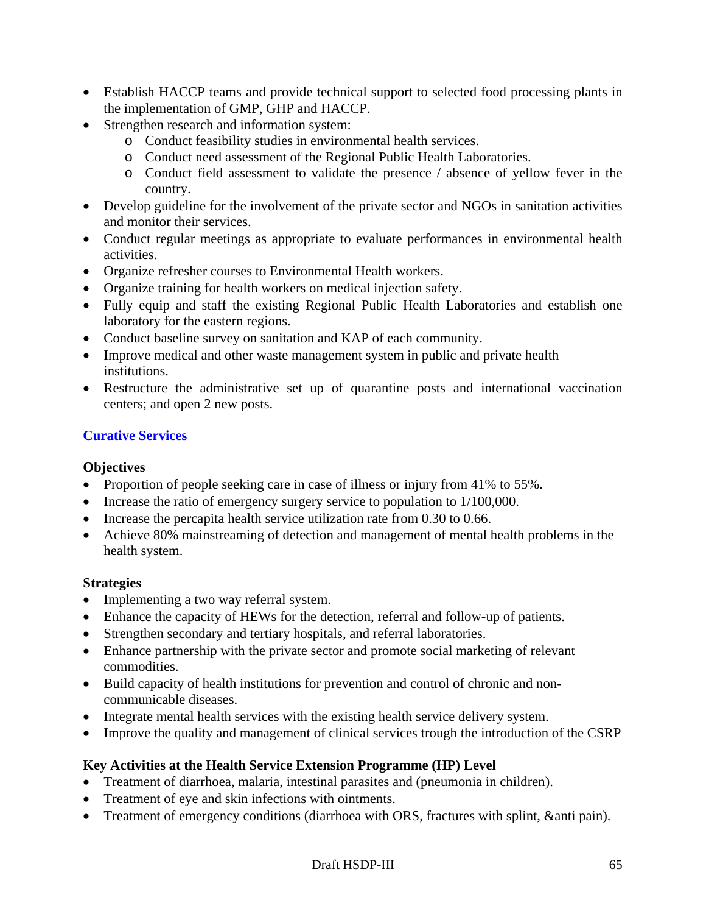- Establish HACCP teams and provide technical support to selected food processing plants in the implementation of GMP, GHP and HACCP.
- Strengthen research and information system:
  - Conduct feasibility studies in environmental health services.
  - Conduct need assessment of the Regional Public Health Laboratories.
  - Conduct field assessment to validate the presence / absence of yellow fever in the country.
- Develop guideline for the involvement of the private sector and NGOs in sanitation activities and monitor their services.
- Conduct regular meetings as appropriate to evaluate performances in environmental health activities.
- Organize refresher courses to Environmental Health workers.
- Organize training for health workers on medical injection safety.
- Fully equip and staff the existing Regional Public Health Laboratories and establish one laboratory for the eastern regions.
- Conduct baseline survey on sanitation and KAP of each community.
- Improve medical and other waste management system in public and private health institutions.
- Restructure the administrative set up of quarantine posts and international vaccination centers; and open 2 new posts.

## Curative Services

### Objectives

- Proportion of people seeking care in case of illness or injury from 41% to 55%.
- Increase the ratio of emergency surgery service to population to 1/100,000.
- Increase the percapita health service utilization rate from 0.30 to 0.66.
- Achieve 80% mainstreaming of detection and management of mental health problems in the health system.

### Strategies

- Implementing a two way referral system.
- Enhance the capacity of HEWs for the detection, referral and follow-up of patients.
- Strengthen secondary and tertiary hospitals, and referral laboratories.
- Enhance partnership with the private sector and promote social marketing of relevant commodities.
- Build capacity of health institutions for prevention and control of chronic and non-communicable diseases.
- Integrate mental health services with the existing health service delivery system.
- Improve the quality and management of clinical services trough the introduction of the CSRP

### Key Activities at the Health Service Extension Programme (HP) Level

- Treatment of diarrhoea, malaria, intestinal parasites and (pneumonia in children).
- Treatment of eye and skin infections with ointments.
- Treatment of emergency conditions (diarrhoea with ORS, fractures with splint, &anti pain).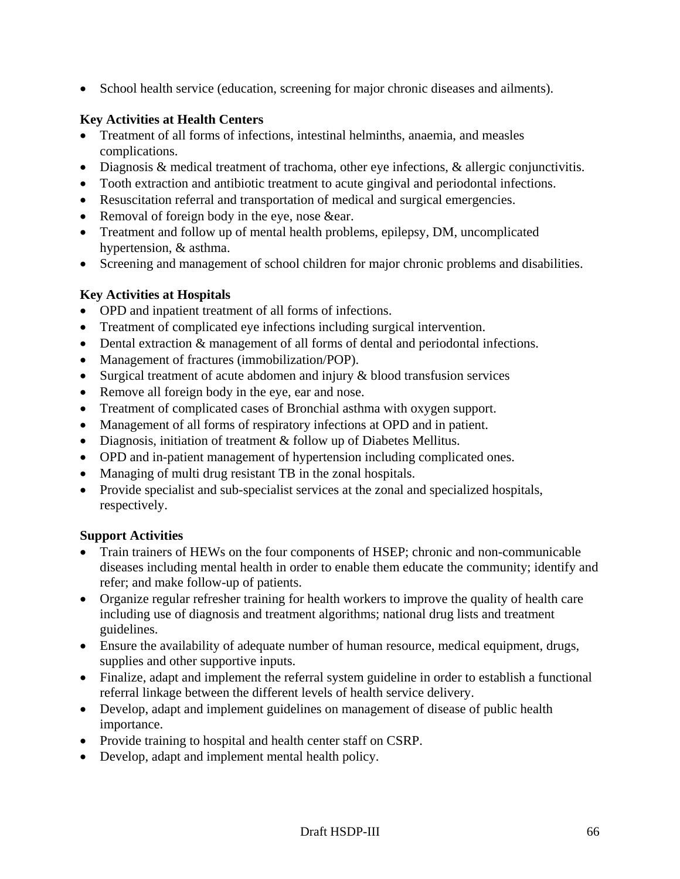- School health service (education, screening for major chronic diseases and ailments).

**Key Activities at Health Centers**

- Treatment of all forms of infections, intestinal helminths, anaemia, and measles complications.
- Diagnosis & medical treatment of trachoma, other eye infections, & allergic conjunctivitis.
- Tooth extraction and antibiotic treatment to acute gingival and periodontal infections.
- Resuscitation referral and transportation of medical and surgical emergencies.
- Removal of foreign body in the eye, nose &ear.
- Treatment and follow up of mental health problems, epilepsy, DM, uncomplicated hypertension, & asthma.
- Screening and management of school children for major chronic problems and disabilities.

**Key Activities at Hospitals**

- OPD and inpatient treatment of all forms of infections.
- Treatment of complicated eye infections including surgical intervention.
- Dental extraction & management of all forms of dental and periodontal infections.
- Management of fractures (immobilization/POP).
- Surgical treatment of acute abdomen and injury & blood transfusion services
- Remove all foreign body in the eye, ear and nose.
- Treatment of complicated cases of Bronchial asthma with oxygen support.
- Management of all forms of respiratory infections at OPD and in patient.
- Diagnosis, initiation of treatment & follow up of Diabetes Mellitus.
- OPD and in-patient management of hypertension including complicated ones.
- Managing of multi drug resistant TB in the zonal hospitals.
- Provide specialist and sub-specialist services at the zonal and specialized hospitals, respectively.

**Support Activities**

- Train trainers of HEWs on the four components of HSEP; chronic and non-communicable diseases including mental health in order to enable them educate the community; identify and refer; and make follow-up of patients.
- Organize regular refresher training for health workers to improve the quality of health care including use of diagnosis and treatment algorithms; national drug lists and treatment guidelines.
- Ensure the availability of adequate number of human resource, medical equipment, drugs, supplies and other supportive inputs.
- Finalize, adapt and implement the referral system guideline in order to establish a functional referral linkage between the different levels of health service delivery.
- Develop, adapt and implement guidelines on management of disease of public health importance.
- Provide training to hospital and health center staff on CSRP.
- Develop, adapt and implement mental health policy.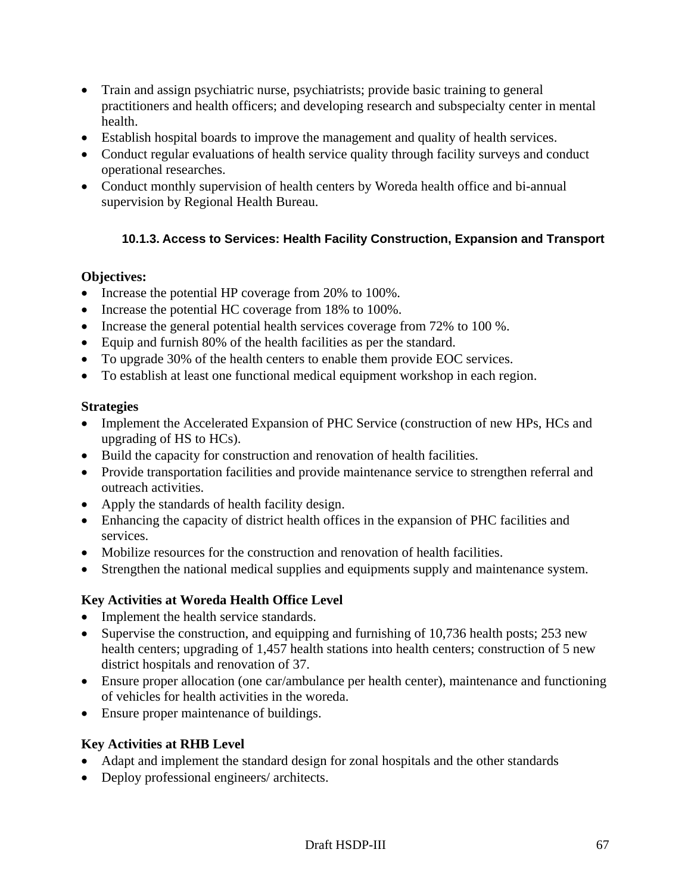- Train and assign psychiatric nurse, psychiatrists; provide basic training to general practitioners and health officers; and developing research and subspecialty center in mental health.
- Establish hospital boards to improve the management and quality of health services.
- Conduct regular evaluations of health service quality through facility surveys and conduct operational researches.
- Conduct monthly supervision of health centers by Woreda health office and bi-annual supervision by Regional Health Bureau.

#### 10.1.3. Access to Services: Health Facility Construction, Expansion and Transport

**Objectives:**

- Increase the potential HP coverage from 20% to 100%.
- Increase the potential HC coverage from 18% to 100%.
- Increase the general potential health services coverage from 72% to 100 %.
- Equip and furnish 80% of the health facilities as per the standard.
- To upgrade 30% of the health centers to enable them provide EOC services.
- To establish at least one functional medical equipment workshop in each region.

**Strategies**

- Implement the Accelerated Expansion of PHC Service (construction of new HPs, HCs and upgrading of HS to HCs).
- Build the capacity for construction and renovation of health facilities.
- Provide transportation facilities and provide maintenance service to strengthen referral and outreach activities.
- Apply the standards of health facility design.
- Enhancing the capacity of district health offices in the expansion of PHC facilities and services.
- Mobilize resources for the construction and renovation of health facilities.
- Strengthen the national medical supplies and equipments supply and maintenance system.

**Key Activities at Woreda Health Office Level**

- Implement the health service standards.
- Supervise the construction, and equipping and furnishing of 10,736 health posts; 253 new health centers; upgrading of 1,457 health stations into health centers; construction of 5 new district hospitals and renovation of 37.
- Ensure proper allocation (one car/ambulance per health center), maintenance and functioning of vehicles for health activities in the woreda.
- Ensure proper maintenance of buildings.

**Key Activities at RHB Level**

- Adapt and implement the standard design for zonal hospitals and the other standards
- Deploy professional engineers/ architects.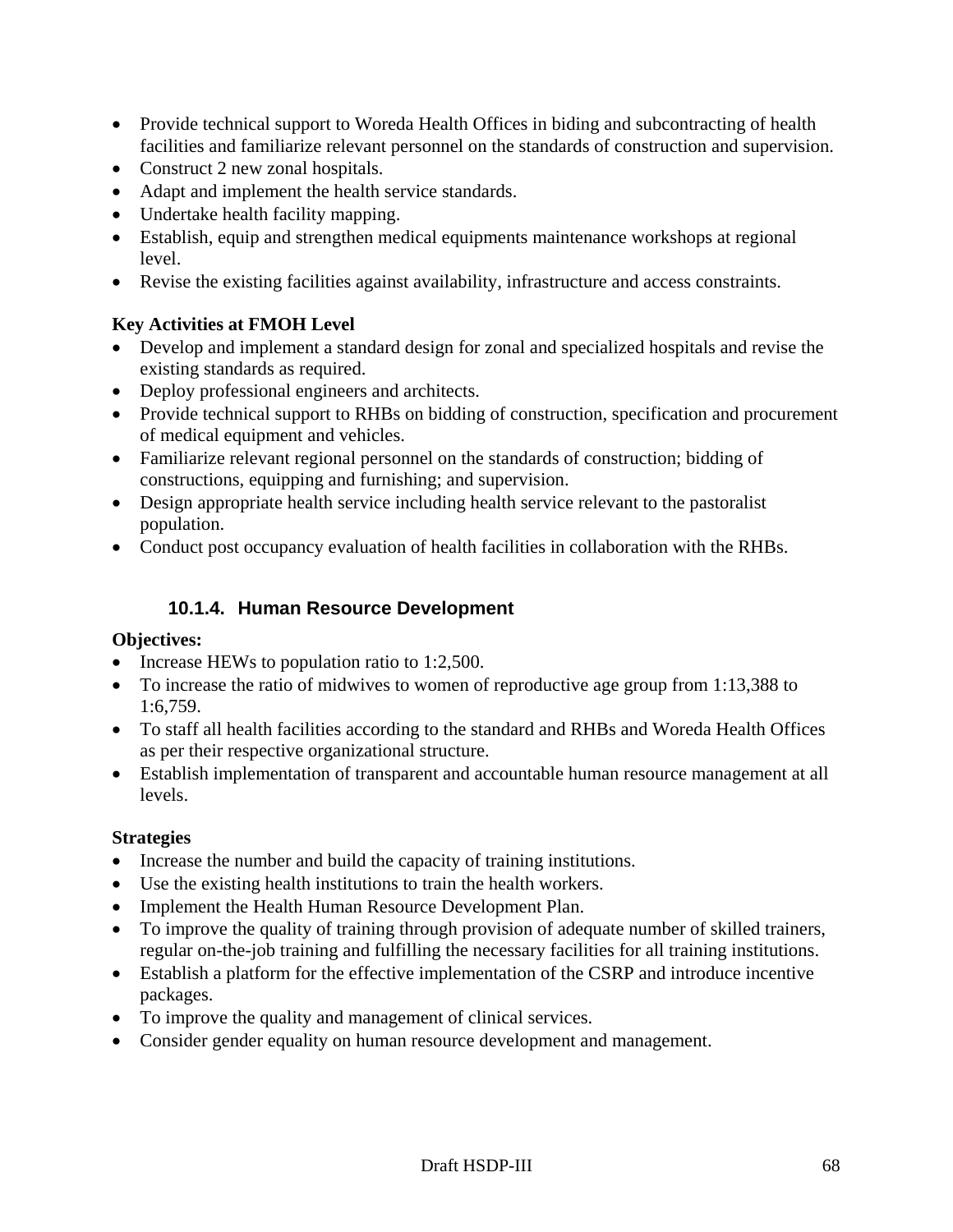- Provide technical support to Woreda Health Offices in biding and subcontracting of health facilities and familiarize relevant personnel on the standards of construction and supervision.
- Construct 2 new zonal hospitals.
- Adapt and implement the health service standards.
- Undertake health facility mapping.
- Establish, equip and strengthen medical equipments maintenance workshops at regional level.
- Revise the existing facilities against availability, infrastructure and access constraints.

**Key Activities at FMOH Level**

- Develop and implement a standard design for zonal and specialized hospitals and revise the existing standards as required.
- Deploy professional engineers and architects.
- Provide technical support to RHBs on bidding of construction, specification and procurement of medical equipment and vehicles.
- Familiarize relevant regional personnel on the standards of construction; bidding of constructions, equipping and furnishing; and supervision.
- Design appropriate health service including health service relevant to the pastoralist population.
- Conduct post occupancy evaluation of health facilities in collaboration with the RHBs.

### 10.1.4. Human Resource Development

**Objectives:**

- Increase HEWs to population ratio to 1:2,500.
- To increase the ratio of midwives to women of reproductive age group from 1:13,388 to 1:6,759.
- To staff all health facilities according to the standard and RHBs and Woreda Health Offices as per their respective organizational structure.
- Establish implementation of transparent and accountable human resource management at all levels.

**Strategies**

- Increase the number and build the capacity of training institutions.
- Use the existing health institutions to train the health workers.
- Implement the Health Human Resource Development Plan.
- To improve the quality of training through provision of adequate number of skilled trainers, regular on-the-job training and fulfilling the necessary facilities for all training institutions.
- Establish a platform for the effective implementation of the CSRP and introduce incentive packages.
- To improve the quality and management of clinical services.
- Consider gender equality on human resource development and management.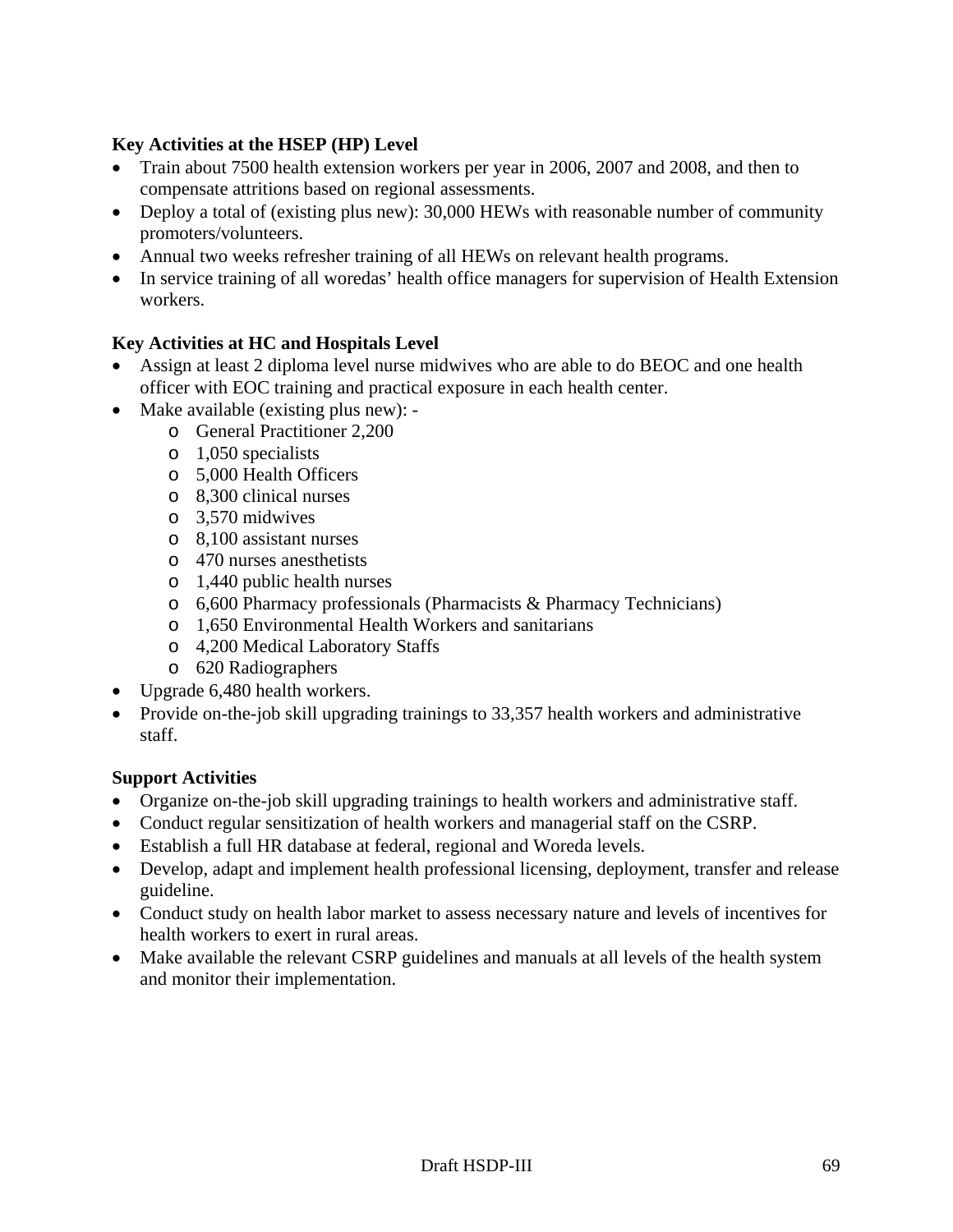**Key Activities at the HSEP (HP) Level**

- Train about 7500 health extension workers per year in 2006, 2007 and 2008, and then to compensate attritions based on regional assessments.
- Deploy a total of (existing plus new): 30,000 HEWs with reasonable number of community promoters/volunteers.
- Annual two weeks refresher training of all HEWs on relevant health programs.
- In service training of all woredas' health office managers for supervision of Health Extension workers.

**Key Activities at HC and Hospitals Level**

- Assign at least 2 diploma level nurse midwives who are able to do BEOC and one health officer with EOC training and practical exposure in each health center.
- Make available (existing plus new): -
    - General Practitioner 2,200
    - 1,050 specialists
    - 5,000 Health Officers
    - 8,300 clinical nurses
    - 3,570 midwives
    - 8,100 assistant nurses
    - 470 nurses anesthetists
    - 1,440 public health nurses
    - 6,600 Pharmacy professionals (Pharmacists & Pharmacy Technicians)
    - 1,650 Environmental Health Workers and sanitarians
    - 4,200 Medical Laboratory Staffs
    - 620 Radiographers
- Upgrade 6,480 health workers.
- Provide on-the-job skill upgrading trainings to 33,357 health workers and administrative staff.

**Support Activities**

- Organize on-the-job skill upgrading trainings to health workers and administrative staff.
- Conduct regular sensitization of health workers and managerial staff on the CSRP.
- Establish a full HR database at federal, regional and Woreda levels.
- Develop, adapt and implement health professional licensing, deployment, transfer and release guideline.
- Conduct study on health labor market to assess necessary nature and levels of incentives for health workers to exert in rural areas.
- Make available the relevant CSRP guidelines and manuals at all levels of the health system and monitor their implementation.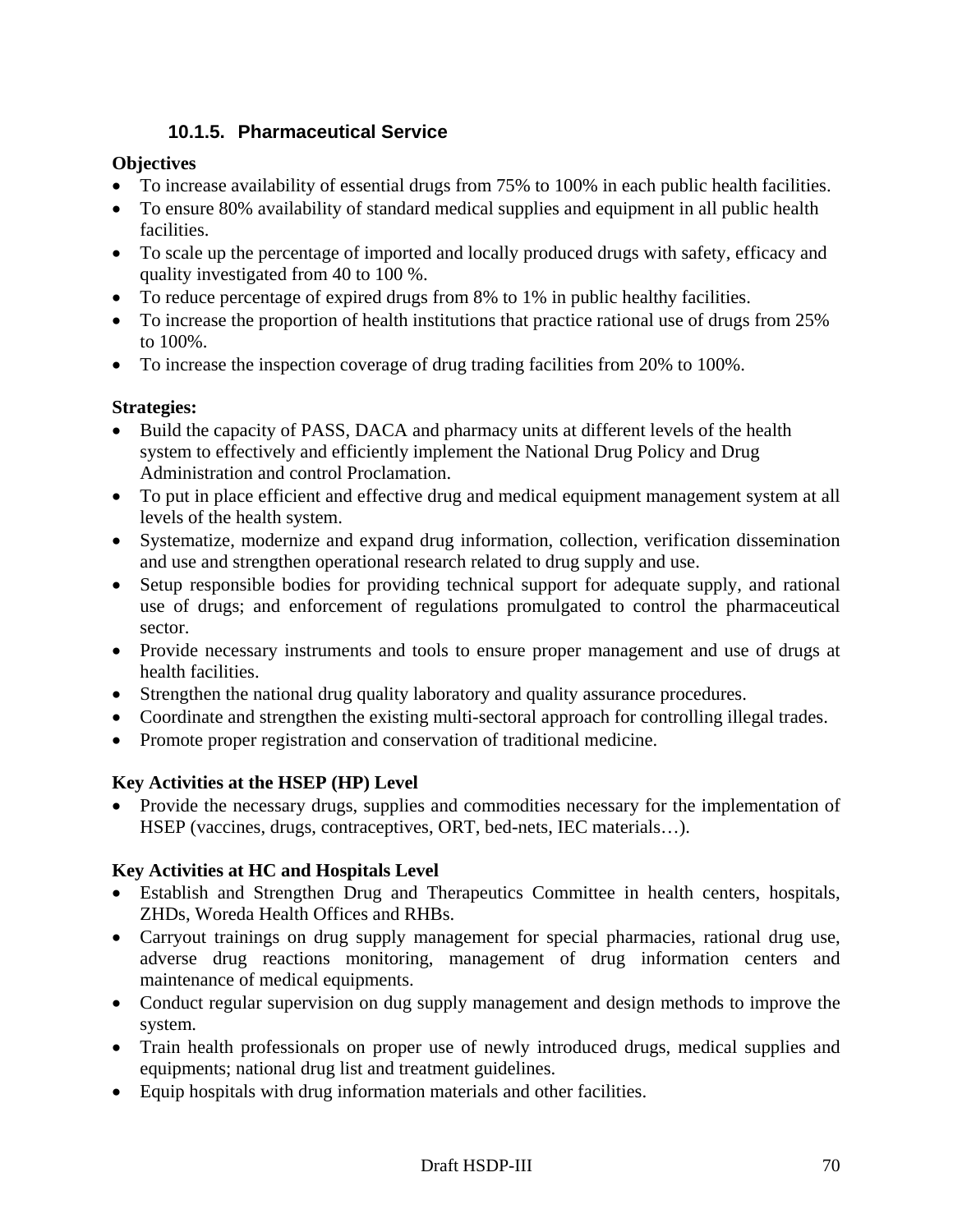### 10.1.5. Pharmaceutical Service

**Objectives**

- To increase availability of essential drugs from 75% to 100% in each public health facilities.
- To ensure 80% availability of standard medical supplies and equipment in all public health facilities.
- To scale up the percentage of imported and locally produced drugs with safety, efficacy and quality investigated from 40 to 100 %.
- To reduce percentage of expired drugs from 8% to 1% in public healthy facilities.
- To increase the proportion of health institutions that practice rational use of drugs from 25% to 100%.
- To increase the inspection coverage of drug trading facilities from 20% to 100%.

**Strategies:**

- Build the capacity of PASS, DACA and pharmacy units at different levels of the health system to effectively and efficiently implement the National Drug Policy and Drug Administration and control Proclamation.
- To put in place efficient and effective drug and medical equipment management system at all levels of the health system.
- Systematize, modernize and expand drug information, collection, verification dissemination and use and strengthen operational research related to drug supply and use.
- Setup responsible bodies for providing technical support for adequate supply, and rational use of drugs; and enforcement of regulations promulgated to control the pharmaceutical sector.
- Provide necessary instruments and tools to ensure proper management and use of drugs at health facilities.
- Strengthen the national drug quality laboratory and quality assurance procedures.
- Coordinate and strengthen the existing multi-sectoral approach for controlling illegal trades.
- Promote proper registration and conservation of traditional medicine.

**Key Activities at the HSEP (HP) Level**

- Provide the necessary drugs, supplies and commodities necessary for the implementation of HSEP (vaccines, drugs, contraceptives, ORT, bed-nets, IEC materials…).

**Key Activities at HC and Hospitals Level**

- Establish and Strengthen Drug and Therapeutics Committee in health centers, hospitals, ZHDs, Woreda Health Offices and RHBs.
- Carryout trainings on drug supply management for special pharmacies, rational drug use, adverse drug reactions monitoring, management of drug information centers and maintenance of medical equipments.
- Conduct regular supervision on dug supply management and design methods to improve the system.
- Train health professionals on proper use of newly introduced drugs, medical supplies and equipments; national drug list and treatment guidelines.
- Equip hospitals with drug information materials and other facilities.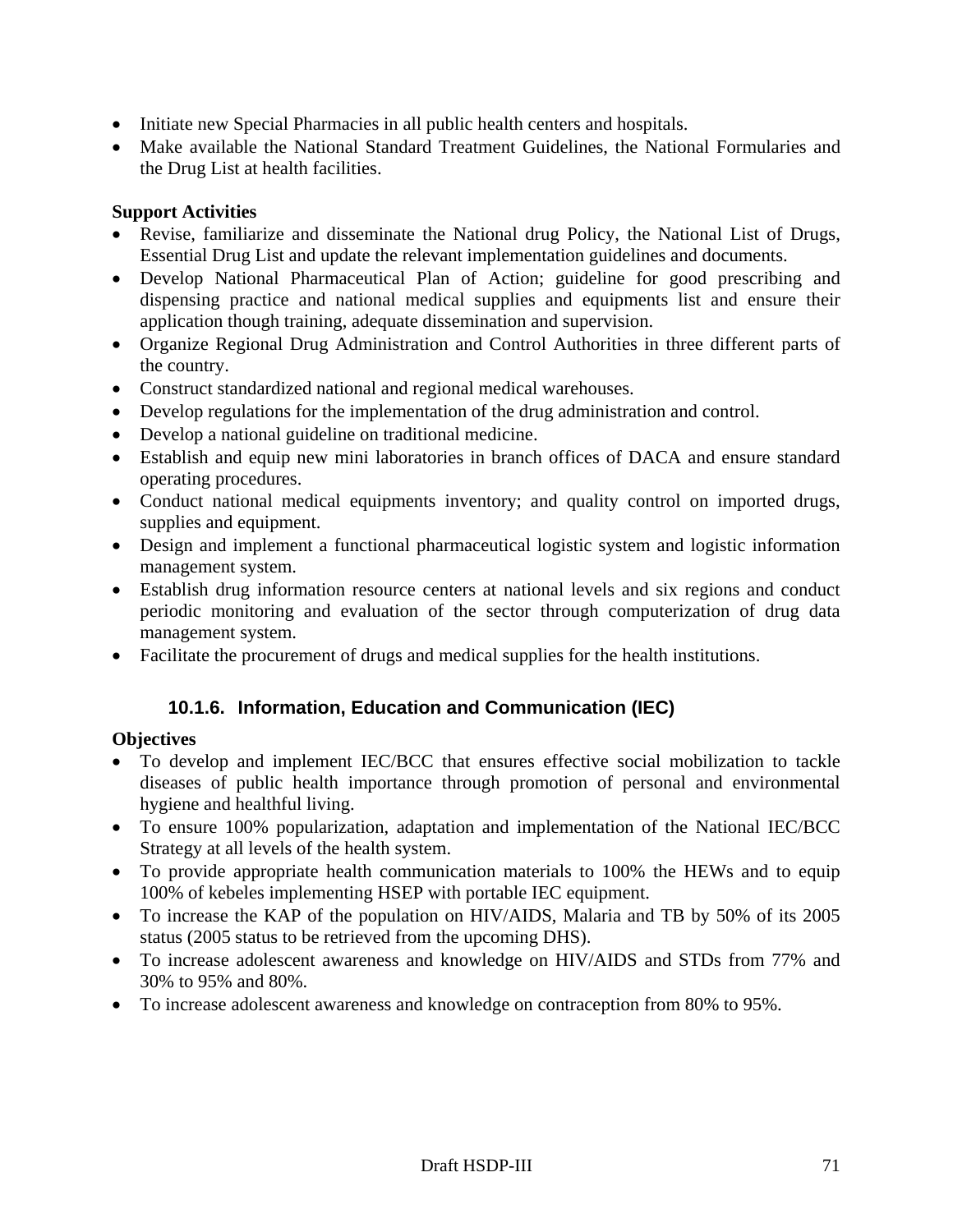- Initiate new Special Pharmacies in all public health centers and hospitals.
- Make available the National Standard Treatment Guidelines, the National Formularies and the Drug List at health facilities.

**Support Activities**

- Revise, familiarize and disseminate the National drug Policy, the National List of Drugs, Essential Drug List and update the relevant implementation guidelines and documents.
- Develop National Pharmaceutical Plan of Action; guideline for good prescribing and dispensing practice and national medical supplies and equipments list and ensure their application though training, adequate dissemination and supervision.
- Organize Regional Drug Administration and Control Authorities in three different parts of the country.
- Construct standardized national and regional medical warehouses.
- Develop regulations for the implementation of the drug administration and control.
- Develop a national guideline on traditional medicine.
- Establish and equip new mini laboratories in branch offices of DACA and ensure standard operating procedures.
- Conduct national medical equipments inventory; and quality control on imported drugs, supplies and equipment.
- Design and implement a functional pharmaceutical logistic system and logistic information management system.
- Establish drug information resource centers at national levels and six regions and conduct periodic monitoring and evaluation of the sector through computerization of drug data management system.
- Facilitate the procurement of drugs and medical supplies for the health institutions.

#### 10.1.6. Information, Education and Communication (IEC)

**Objectives**

- To develop and implement IEC/BCC that ensures effective social mobilization to tackle diseases of public health importance through promotion of personal and environmental hygiene and healthful living.
- To ensure 100% popularization, adaptation and implementation of the National IEC/BCC Strategy at all levels of the health system.
- To provide appropriate health communication materials to 100% the HEWs and to equip 100% of kebeles implementing HSEP with portable IEC equipment.
- To increase the KAP of the population on HIV/AIDS, Malaria and TB by 50% of its 2005 status (2005 status to be retrieved from the upcoming DHS).
- To increase adolescent awareness and knowledge on HIV/AIDS and STDs from 77% and 30% to 95% and 80%.
- To increase adolescent awareness and knowledge on contraception from 80% to 95%.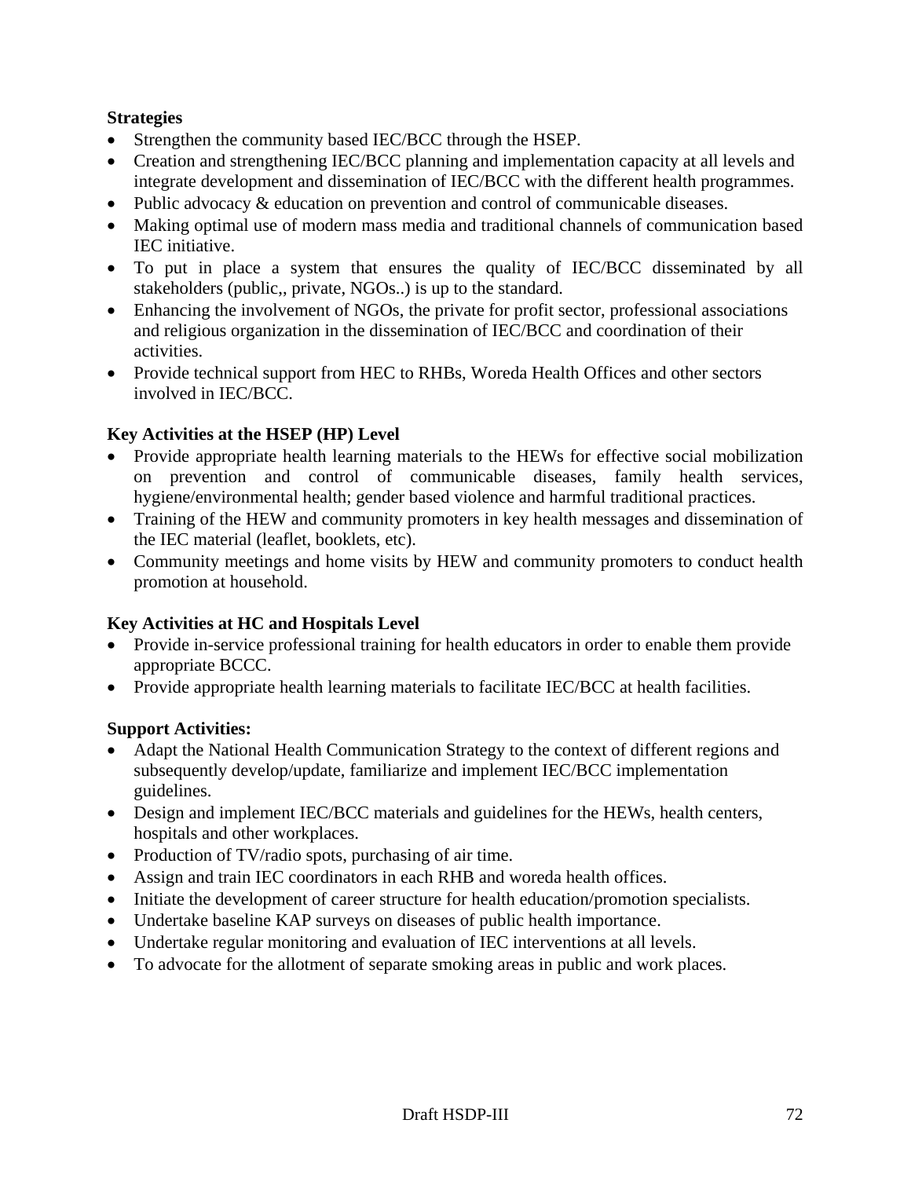**Strategies**

- Strengthen the community based IEC/BCC through the HSEP.
- Creation and strengthening IEC/BCC planning and implementation capacity at all levels and integrate development and dissemination of IEC/BCC with the different health programmes.
- Public advocacy & education on prevention and control of communicable diseases.
- Making optimal use of modern mass media and traditional channels of communication based IEC initiative.
- To put in place a system that ensures the quality of IEC/BCC disseminated by all stakeholders (public,, private, NGOs..) is up to the standard.
- Enhancing the involvement of NGOs, the private for profit sector, professional associations and religious organization in the dissemination of IEC/BCC and coordination of their activities.
- Provide technical support from HEC to RHBs, Woreda Health Offices and other sectors involved in IEC/BCC.

**Key Activities at the HSEP (HP) Level**

- Provide appropriate health learning materials to the HEWs for effective social mobilization on prevention and control of communicable diseases, family health services, hygiene/environmental health; gender based violence and harmful traditional practices.
- Training of the HEW and community promoters in key health messages and dissemination of the IEC material (leaflet, booklets, etc).
- Community meetings and home visits by HEW and community promoters to conduct health promotion at household.

**Key Activities at HC and Hospitals Level**

- Provide in-service professional training for health educators in order to enable them provide appropriate BCCC.
- Provide appropriate health learning materials to facilitate IEC/BCC at health facilities.

**Support Activities:**

- Adapt the National Health Communication Strategy to the context of different regions and subsequently develop/update, familiarize and implement IEC/BCC implementation guidelines.
- Design and implement IEC/BCC materials and guidelines for the HEWs, health centers, hospitals and other workplaces.
- Production of TV/radio spots, purchasing of air time.
- Assign and train IEC coordinators in each RHB and woreda health offices.
- Initiate the development of career structure for health education/promotion specialists.
- Undertake baseline KAP surveys on diseases of public health importance.
- Undertake regular monitoring and evaluation of IEC interventions at all levels.
- To advocate for the allotment of separate smoking areas in public and work places.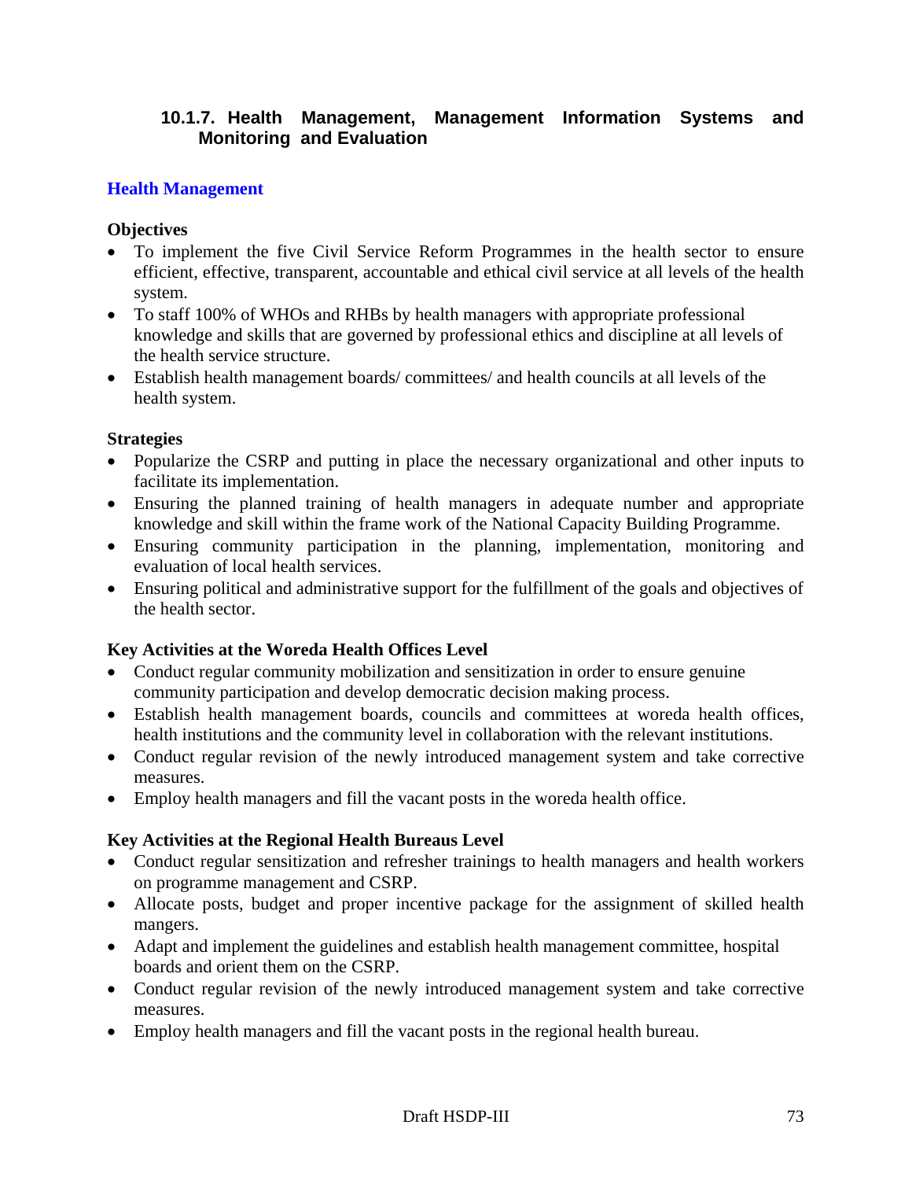### 10.1.7. Health Management, Management Information Systems and Monitoring and Evaluation

#### Health Management

**Objectives**

- To implement the five Civil Service Reform Programmes in the health sector to ensure efficient, effective, transparent, accountable and ethical civil service at all levels of the health system.
- To staff 100% of WHOs and RHBs by health managers with appropriate professional knowledge and skills that are governed by professional ethics and discipline at all levels of the health service structure.
- Establish health management boards/ committees/ and health councils at all levels of the health system.

**Strategies**

- Popularize the CSRP and putting in place the necessary organizational and other inputs to facilitate its implementation.
- Ensuring the planned training of health managers in adequate number and appropriate knowledge and skill within the frame work of the National Capacity Building Programme.
- Ensuring community participation in the planning, implementation, monitoring and evaluation of local health services.
- Ensuring political and administrative support for the fulfillment of the goals and objectives of the health sector.

**Key Activities at the Woreda Health Offices Level**

- Conduct regular community mobilization and sensitization in order to ensure genuine community participation and develop democratic decision making process.
- Establish health management boards, councils and committees at woreda health offices, health institutions and the community level in collaboration with the relevant institutions.
- Conduct regular revision of the newly introduced management system and take corrective measures.
- Employ health managers and fill the vacant posts in the woreda health office.

**Key Activities at the Regional Health Bureaus Level**

- Conduct regular sensitization and refresher trainings to health managers and health workers on programme management and CSRP.
- Allocate posts, budget and proper incentive package for the assignment of skilled health mangers.
- Adapt and implement the guidelines and establish health management committee, hospital boards and orient them on the CSRP.
- Conduct regular revision of the newly introduced management system and take corrective measures.
- Employ health managers and fill the vacant posts in the regional health bureau.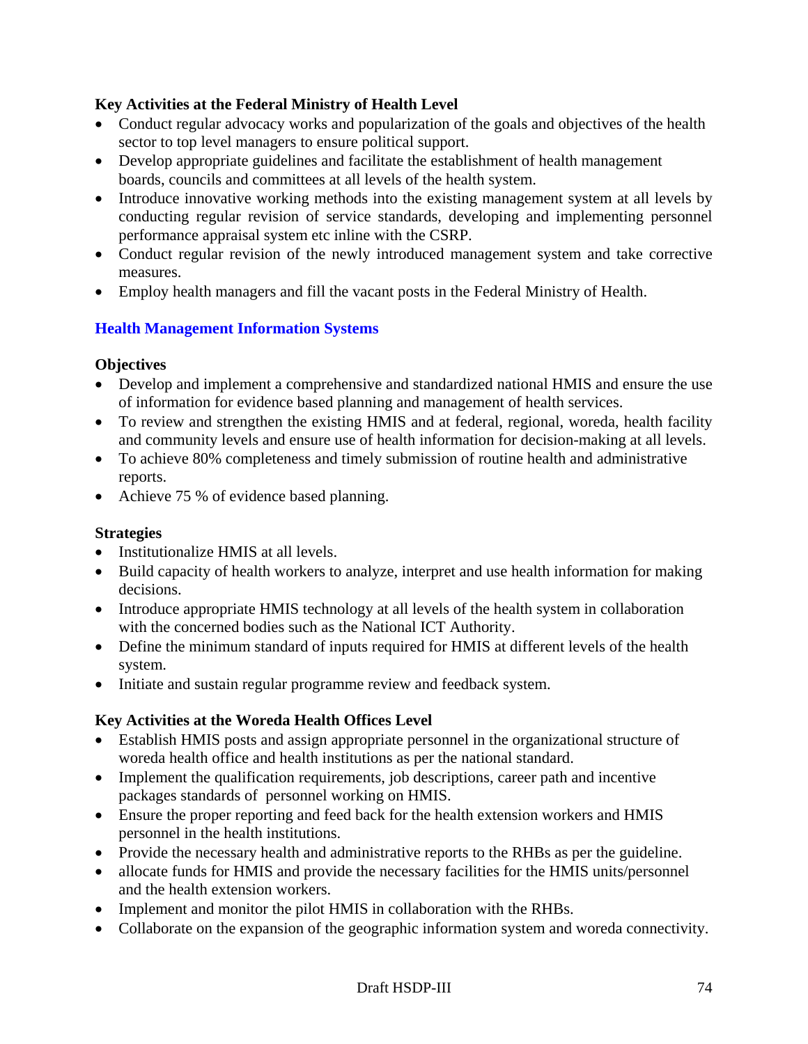**Key Activities at the Federal Ministry of Health Level**

- Conduct regular advocacy works and popularization of the goals and objectives of the health sector to top level managers to ensure political support.
- Develop appropriate guidelines and facilitate the establishment of health management boards, councils and committees at all levels of the health system.
- Introduce innovative working methods into the existing management system at all levels by conducting regular revision of service standards, developing and implementing personnel performance appraisal system etc inline with the CSRP.
- Conduct regular revision of the newly introduced management system and take corrective measures.
- Employ health managers and fill the vacant posts in the Federal Ministry of Health.

### Health Management Information Systems

**Objectives**

- Develop and implement a comprehensive and standardized national HMIS and ensure the use of information for evidence based planning and management of health services.
- To review and strengthen the existing HMIS and at federal, regional, woreda, health facility and community levels and ensure use of health information for decision-making at all levels.
- To achieve 80% completeness and timely submission of routine health and administrative reports.
- Achieve 75 % of evidence based planning.

**Strategies**

- Institutionalize HMIS at all levels.
- Build capacity of health workers to analyze, interpret and use health information for making decisions.
- Introduce appropriate HMIS technology at all levels of the health system in collaboration with the concerned bodies such as the National ICT Authority.
- Define the minimum standard of inputs required for HMIS at different levels of the health system.
- Initiate and sustain regular programme review and feedback system.

**Key Activities at the Woreda Health Offices Level**

- Establish HMIS posts and assign appropriate personnel in the organizational structure of woreda health office and health institutions as per the national standard.
- Implement the qualification requirements, job descriptions, career path and incentive packages standards of personnel working on HMIS.
- Ensure the proper reporting and feed back for the health extension workers and HMIS personnel in the health institutions.
- Provide the necessary health and administrative reports to the RHBs as per the guideline.
- allocate funds for HMIS and provide the necessary facilities for the HMIS units/personnel and the health extension workers.
- Implement and monitor the pilot HMIS in collaboration with the RHBs.
- Collaborate on the expansion of the geographic information system and woreda connectivity.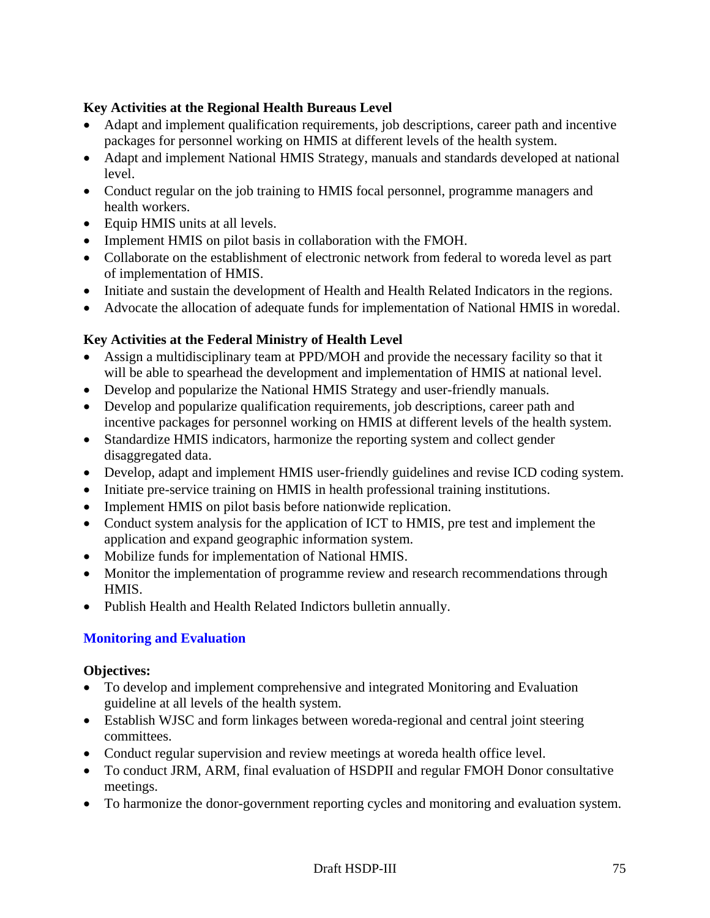**Key Activities at the Regional Health Bureaus Level**

- Adapt and implement qualification requirements, job descriptions, career path and incentive packages for personnel working on HMIS at different levels of the health system.
- Adapt and implement National HMIS Strategy, manuals and standards developed at national level.
- Conduct regular on the job training to HMIS focal personnel, programme managers and health workers.
- Equip HMIS units at all levels.
- Implement HMIS on pilot basis in collaboration with the FMOH.
- Collaborate on the establishment of electronic network from federal to woreda level as part of implementation of HMIS.
- Initiate and sustain the development of Health and Health Related Indicators in the regions.
- Advocate the allocation of adequate funds for implementation of National HMIS in woredal.

**Key Activities at the Federal Ministry of Health Level**

- Assign a multidisciplinary team at PPD/MOH and provide the necessary facility so that it will be able to spearhead the development and implementation of HMIS at national level.
- Develop and popularize the National HMIS Strategy and user-friendly manuals.
- Develop and popularize qualification requirements, job descriptions, career path and incentive packages for personnel working on HMIS at different levels of the health system.
- Standardize HMIS indicators, harmonize the reporting system and collect gender disaggregated data.
- Develop, adapt and implement HMIS user-friendly guidelines and revise ICD coding system.
- Initiate pre-service training on HMIS in health professional training institutions.
- Implement HMIS on pilot basis before nationwide replication.
- Conduct system analysis for the application of ICT to HMIS, pre test and implement the application and expand geographic information system.
- Mobilize funds for implementation of National HMIS.
- Monitor the implementation of programme review and research recommendations through HMIS.
- Publish Health and Health Related Indictors bulletin annually.

## Monitoring and Evaluation

**Objectives:**

- To develop and implement comprehensive and integrated Monitoring and Evaluation guideline at all levels of the health system.
- Establish WJSC and form linkages between woreda-regional and central joint steering committees.
- Conduct regular supervision and review meetings at woreda health office level.
- To conduct JRM, ARM, final evaluation of HSDPII and regular FMOH Donor consultative meetings.
- To harmonize the donor-government reporting cycles and monitoring and evaluation system.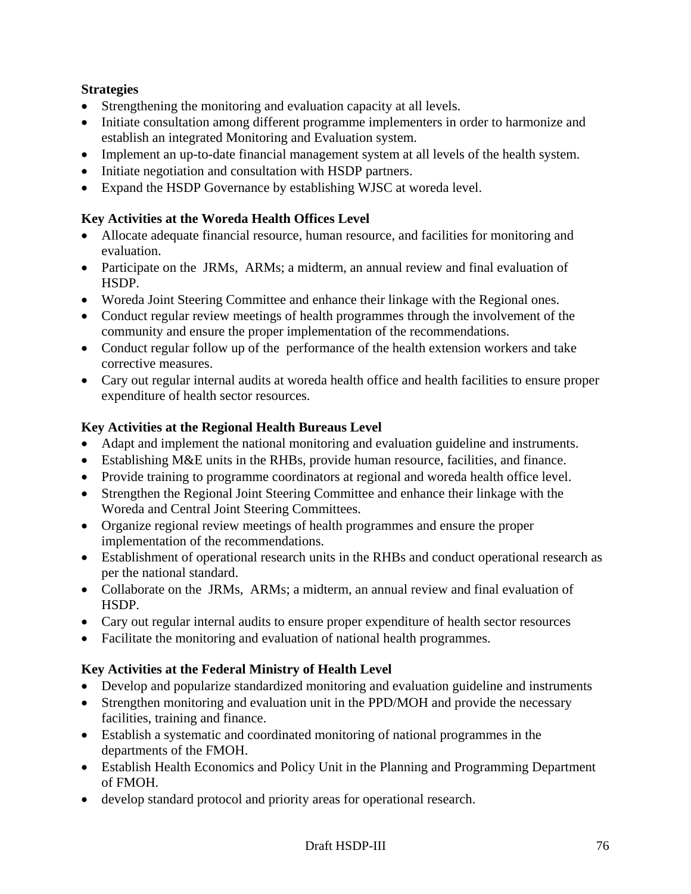**Strategies**

- Strengthening the monitoring and evaluation capacity at all levels.
- Initiate consultation among different programme implementers in order to harmonize and establish an integrated Monitoring and Evaluation system.
- Implement an up-to-date financial management system at all levels of the health system.
- Initiate negotiation and consultation with HSDP partners.
- Expand the HSDP Governance by establishing WJSC at woreda level.

**Key Activities at the Woreda Health Offices Level**

- Allocate adequate financial resource, human resource, and facilities for monitoring and evaluation.
- Participate on the JRMs, ARMs; a midterm, an annual review and final evaluation of HSDP.
- Woreda Joint Steering Committee and enhance their linkage with the Regional ones.
- Conduct regular review meetings of health programmes through the involvement of the community and ensure the proper implementation of the recommendations.
- Conduct regular follow up of the performance of the health extension workers and take corrective measures.
- Cary out regular internal audits at woreda health office and health facilities to ensure proper expenditure of health sector resources.

**Key Activities at the Regional Health Bureaus Level**

- Adapt and implement the national monitoring and evaluation guideline and instruments.
- Establishing M&E units in the RHBs, provide human resource, facilities, and finance.
- Provide training to programme coordinators at regional and woreda health office level.
- Strengthen the Regional Joint Steering Committee and enhance their linkage with the Woreda and Central Joint Steering Committees.
- Organize regional review meetings of health programmes and ensure the proper implementation of the recommendations.
- Establishment of operational research units in the RHBs and conduct operational research as per the national standard.
- Collaborate on the JRMs, ARMs; a midterm, an annual review and final evaluation of HSDP.
- Cary out regular internal audits to ensure proper expenditure of health sector resources
- Facilitate the monitoring and evaluation of national health programmes.

**Key Activities at the Federal Ministry of Health Level**

- Develop and popularize standardized monitoring and evaluation guideline and instruments
- Strengthen monitoring and evaluation unit in the PPD/MOH and provide the necessary facilities, training and finance.
- Establish a systematic and coordinated monitoring of national programmes in the departments of the FMOH.
- Establish Health Economics and Policy Unit in the Planning and Programming Department of FMOH.
- develop standard protocol and priority areas for operational research.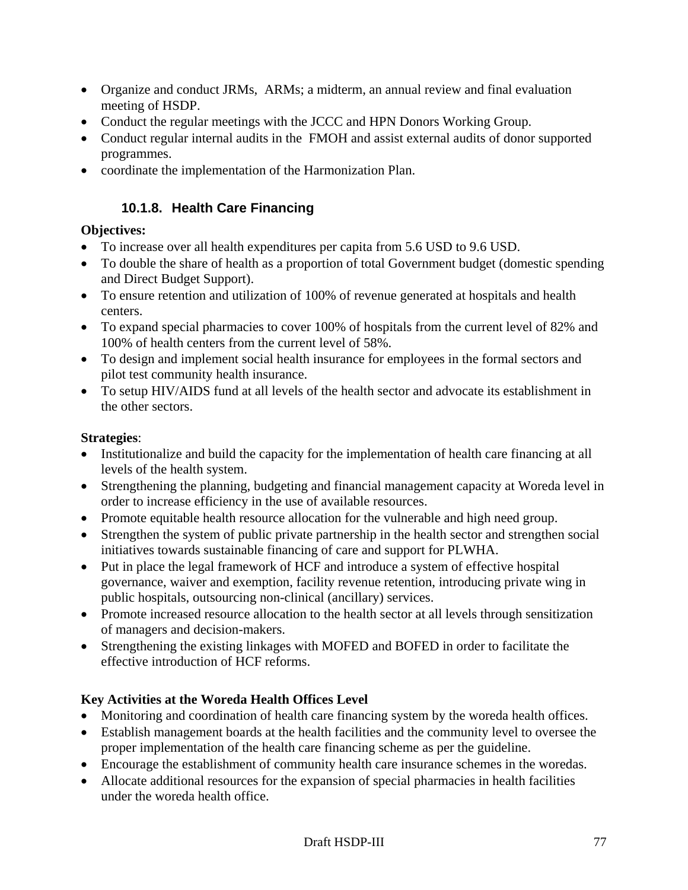- Organize and conduct JRMs, ARMs; a midterm, an annual review and final evaluation meeting of HSDP.
- Conduct the regular meetings with the JCCC and HPN Donors Working Group.
- Conduct regular internal audits in the FMOH and assist external audits of donor supported programmes.
- coordinate the implementation of the Harmonization Plan.

### 10.1.8. Health Care Financing

**Objectives:**

- To increase over all health expenditures per capita from 5.6 USD to 9.6 USD.
- To double the share of health as a proportion of total Government budget (domestic spending and Direct Budget Support).
- To ensure retention and utilization of 100% of revenue generated at hospitals and health centers.
- To expand special pharmacies to cover 100% of hospitals from the current level of 82% and 100% of health centers from the current level of 58%.
- To design and implement social health insurance for employees in the formal sectors and pilot test community health insurance.
- To setup HIV/AIDS fund at all levels of the health sector and advocate its establishment in the other sectors.

**Strategies**:

- Institutionalize and build the capacity for the implementation of health care financing at all levels of the health system.
- Strengthening the planning, budgeting and financial management capacity at Woreda level in order to increase efficiency in the use of available resources.
- Promote equitable health resource allocation for the vulnerable and high need group.
- Strengthen the system of public private partnership in the health sector and strengthen social initiatives towards sustainable financing of care and support for PLWHA.
- Put in place the legal framework of HCF and introduce a system of effective hospital governance, waiver and exemption, facility revenue retention, introducing private wing in public hospitals, outsourcing non-clinical (ancillary) services.
- Promote increased resource allocation to the health sector at all levels through sensitization of managers and decision-makers.
- Strengthening the existing linkages with MOFED and BOFED in order to facilitate the effective introduction of HCF reforms.

**Key Activities at the Woreda Health Offices Level**

- Monitoring and coordination of health care financing system by the woreda health offices.
- Establish management boards at the health facilities and the community level to oversee the proper implementation of the health care financing scheme as per the guideline.
- Encourage the establishment of community health care insurance schemes in the woredas.
- Allocate additional resources for the expansion of special pharmacies in health facilities under the woreda health office.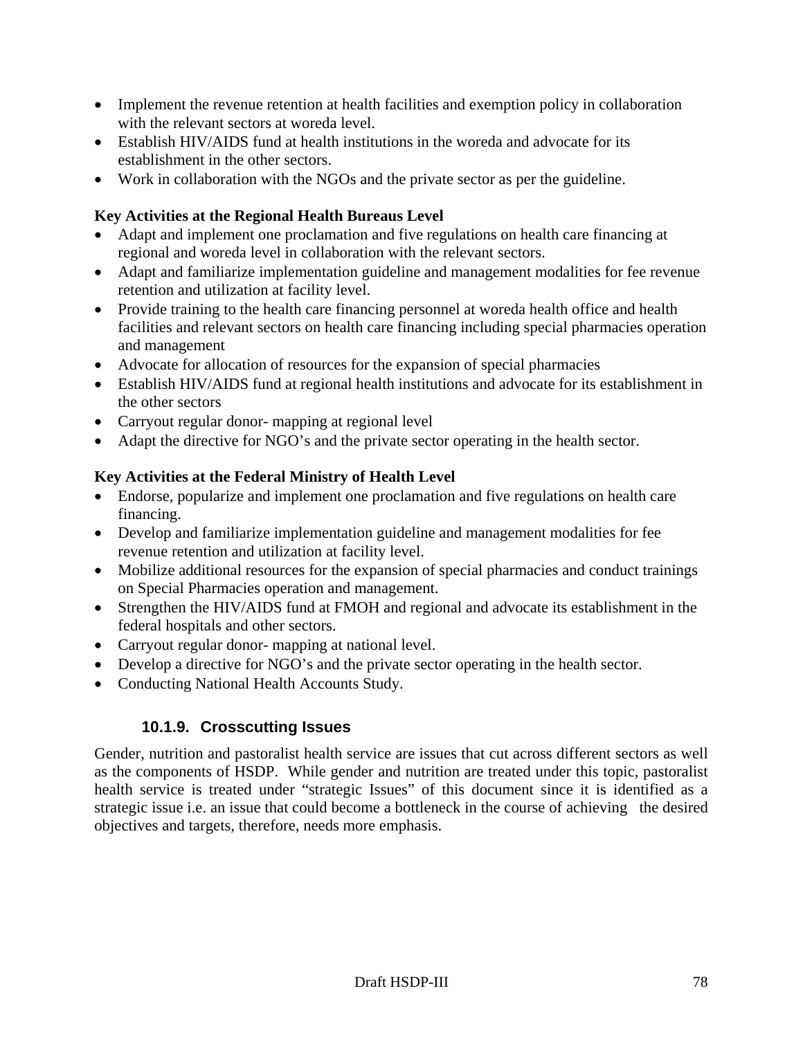- Implement the revenue retention at health facilities and exemption policy in collaboration with the relevant sectors at woreda level.
- Establish HIV/AIDS fund at health institutions in the woreda and advocate for its establishment in the other sectors.
- Work in collaboration with the NGOs and the private sector as per the guideline.

**Key Activities at the Regional Health Bureaus Level**

- Adapt and implement one proclamation and five regulations on health care financing at regional and woreda level in collaboration with the relevant sectors.
- Adapt and familiarize implementation guideline and management modalities for fee revenue retention and utilization at facility level.
- Provide training to the health care financing personnel at woreda health office and health facilities and relevant sectors on health care financing including special pharmacies operation and management
- Advocate for allocation of resources for the expansion of special pharmacies
- Establish HIV/AIDS fund at regional health institutions and advocate for its establishment in the other sectors
- Carryout regular donor- mapping at regional level
- Adapt the directive for NGO's and the private sector operating in the health sector.

**Key Activities at the Federal Ministry of Health Level**

- Endorse, popularize and implement one proclamation and five regulations on health care financing.
- Develop and familiarize implementation guideline and management modalities for fee revenue retention and utilization at facility level.
- Mobilize additional resources for the expansion of special pharmacies and conduct trainings on Special Pharmacies operation and management.
- Strengthen the HIV/AIDS fund at FMOH and regional and advocate its establishment in the federal hospitals and other sectors.
- Carryout regular donor- mapping at national level.
- Develop a directive for NGO's and the private sector operating in the health sector.
- Conducting National Health Accounts Study.

### 10.1.9. Crosscutting Issues

Gender, nutrition and pastoralist health service are issues that cut across different sectors as well as the components of HSDP. While gender and nutrition are treated under this topic, pastoralist health service is treated under "strategic Issues" of this document since it is identified as a strategic issue i.e. an issue that could become a bottleneck in the course of achieving the desired objectives and targets, therefore, needs more emphasis.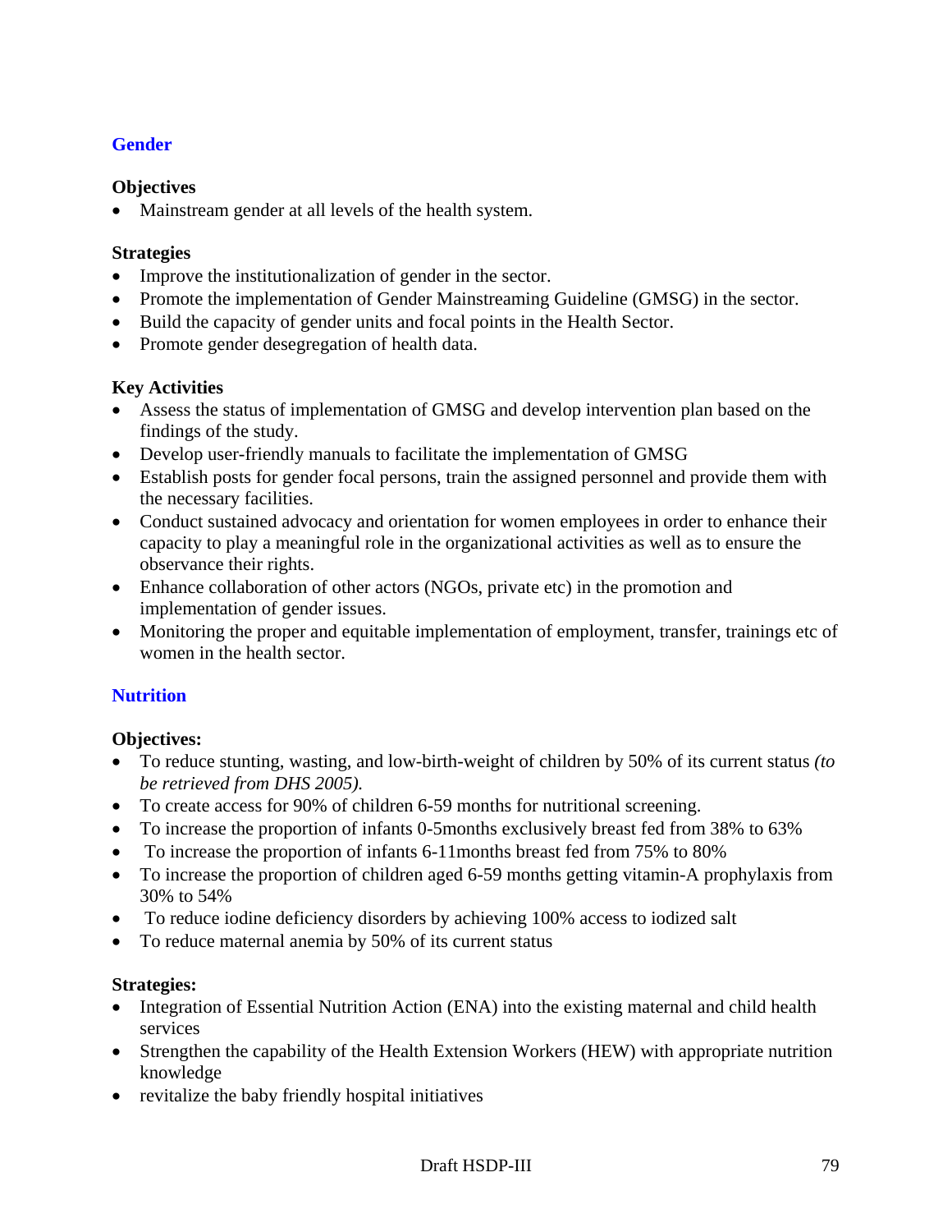## Gender

### Objectives

- Mainstream gender at all levels of the health system.

### Strategies

- Improve the institutionalization of gender in the sector.
- Promote the implementation of Gender Mainstreaming Guideline (GMSG) in the sector.
- Build the capacity of gender units and focal points in the Health Sector.
- Promote gender desegregation of health data.

### Key Activities

- Assess the status of implementation of GMSG and develop intervention plan based on the findings of the study.
- Develop user-friendly manuals to facilitate the implementation of GMSG
- Establish posts for gender focal persons, train the assigned personnel and provide them with the necessary facilities.
- Conduct sustained advocacy and orientation for women employees in order to enhance their capacity to play a meaningful role in the organizational activities as well as to ensure the observance their rights.
- Enhance collaboration of other actors (NGOs, private etc) in the promotion and implementation of gender issues.
- Monitoring the proper and equitable implementation of employment, transfer, trainings etc of women in the health sector.

## Nutrition

### Objectives:

- To reduce stunting, wasting, and low-birth-weight of children by 50% of its current status *(to be retrieved from DHS 2005).*
- To create access for 90% of children 6-59 months for nutritional screening.
- To increase the proportion of infants 0-5months exclusively breast fed from 38% to 63%
- To increase the proportion of infants 6-11months breast fed from 75% to 80%
- To increase the proportion of children aged 6-59 months getting vitamin-A prophylaxis from 30% to 54%
- To reduce iodine deficiency disorders by achieving 100% access to iodized salt
- To reduce maternal anemia by 50% of its current status

### Strategies:

- Integration of Essential Nutrition Action (ENA) into the existing maternal and child health services
- Strengthen the capability of the Health Extension Workers (HEW) with appropriate nutrition knowledge
- revitalize the baby friendly hospital initiatives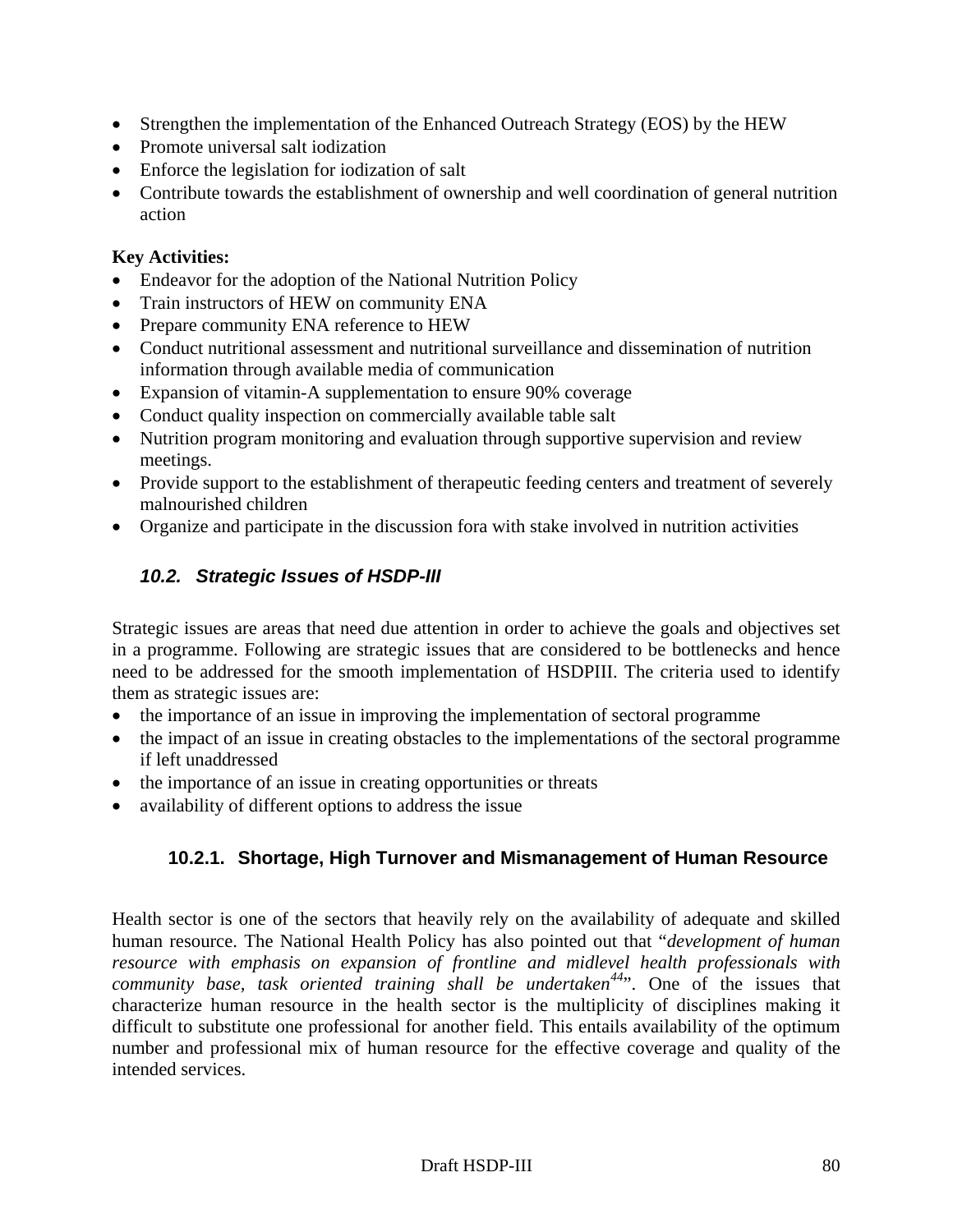- Strengthen the implementation of the Enhanced Outreach Strategy (EOS) by the HEW
- Promote universal salt iodization
- Enforce the legislation for iodization of salt
- Contribute towards the establishment of ownership and well coordination of general nutrition action

**Key Activities:**

- Endeavor for the adoption of the National Nutrition Policy
- Train instructors of HEW on community ENA
- Prepare community ENA reference to HEW
- Conduct nutritional assessment and nutritional surveillance and dissemination of nutrition information through available media of communication
- Expansion of vitamin-A supplementation to ensure 90% coverage
- Conduct quality inspection on commercially available table salt
- Nutrition program monitoring and evaluation through supportive supervision and review meetings.
- Provide support to the establishment of therapeutic feeding centers and treatment of severely malnourished children
- Organize and participate in the discussion fora with stake involved in nutrition activities

## *10.2. Strategic Issues of HSDP-III*

Strategic issues are areas that need due attention in order to achieve the goals and objectives set in a programme. Following are strategic issues that are considered to be bottlenecks and hence need to be addressed for the smooth implementation of HSDPIII. The criteria used to identify them as strategic issues are:

- the importance of an issue in improving the implementation of sectoral programme
- the impact of an issue in creating obstacles to the implementations of the sectoral programme if left unaddressed
- the importance of an issue in creating opportunities or threats
- availability of different options to address the issue

### 10.2.1. Shortage, High Turnover and Mismanagement of Human Resource

Health sector is one of the sectors that heavily rely on the availability of adequate and skilled human resource. The National Health Policy has also pointed out that "*development of human resource with emphasis on expansion of frontline and midlevel health professionals with community base, task oriented training shall be undertaken*[44]". One of the issues that characterize human resource in the health sector is the multiplicity of disciplines making it difficult to substitute one professional for another field. This entails availability of the optimum number and professional mix of human resource for the effective coverage and quality of the intended services.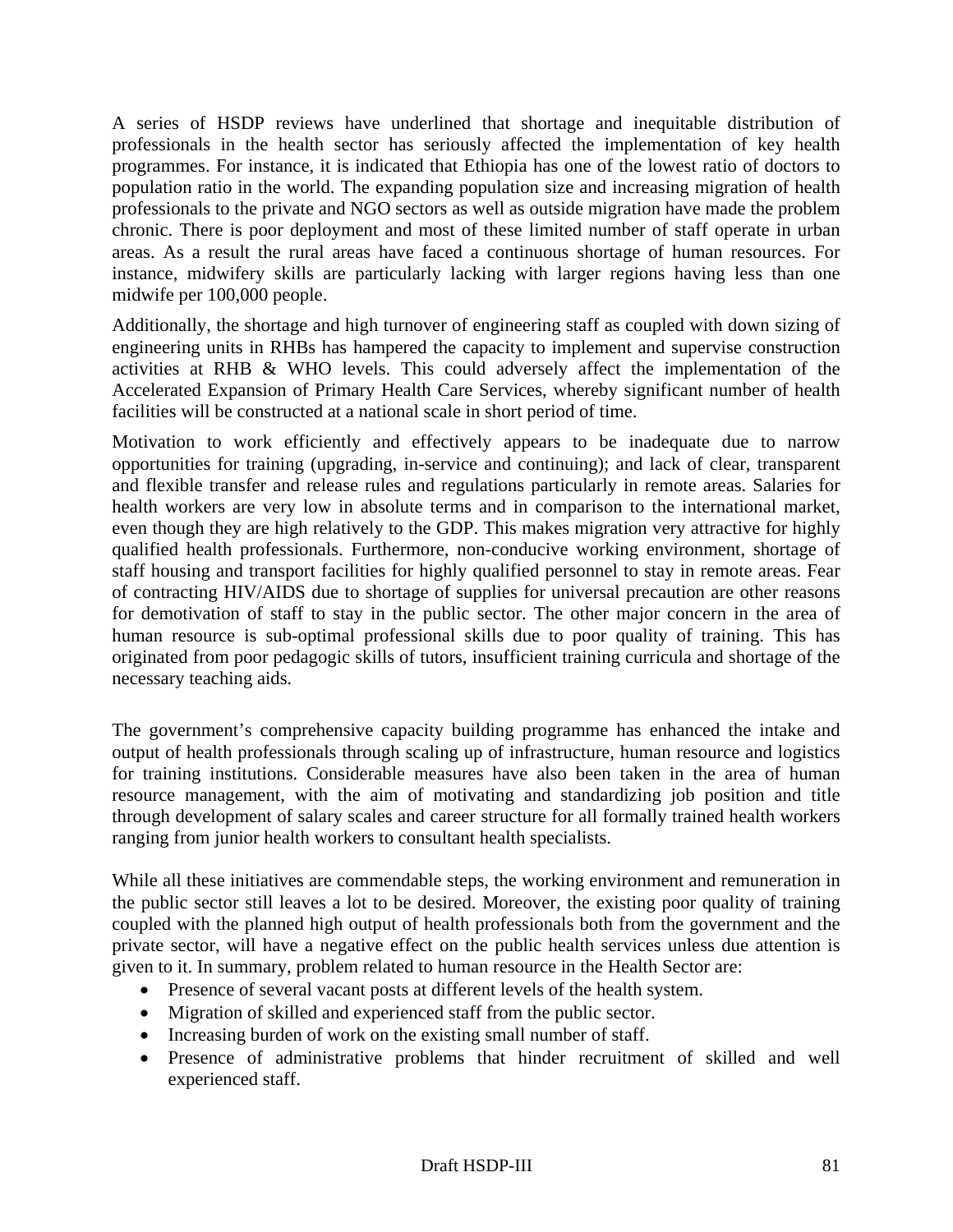A series of HSDP reviews have underlined that shortage and inequitable distribution of professionals in the health sector has seriously affected the implementation of key health programmes. For instance, it is indicated that Ethiopia has one of the lowest ratio of doctors to population ratio in the world. The expanding population size and increasing migration of health professionals to the private and NGO sectors as well as outside migration have made the problem chronic. There is poor deployment and most of these limited number of staff operate in urban areas. As a result the rural areas have faced a continuous shortage of human resources. For instance, midwifery skills are particularly lacking with larger regions having less than one midwife per 100,000 people.

Additionally, the shortage and high turnover of engineering staff as coupled with down sizing of engineering units in RHBs has hampered the capacity to implement and supervise construction activities at RHB & WHO levels. This could adversely affect the implementation of the Accelerated Expansion of Primary Health Care Services, whereby significant number of health facilities will be constructed at a national scale in short period of time.

Motivation to work efficiently and effectively appears to be inadequate due to narrow opportunities for training (upgrading, in-service and continuing); and lack of clear, transparent and flexible transfer and release rules and regulations particularly in remote areas. Salaries for health workers are very low in absolute terms and in comparison to the international market, even though they are high relatively to the GDP. This makes migration very attractive for highly qualified health professionals. Furthermore, non-conducive working environment, shortage of staff housing and transport facilities for highly qualified personnel to stay in remote areas. Fear of contracting HIV/AIDS due to shortage of supplies for universal precaution are other reasons for demotivation of staff to stay in the public sector. The other major concern in the area of human resource is sub-optimal professional skills due to poor quality of training. This has originated from poor pedagogic skills of tutors, insufficient training curricula and shortage of the necessary teaching aids.

The government's comprehensive capacity building programme has enhanced the intake and output of health professionals through scaling up of infrastructure, human resource and logistics for training institutions. Considerable measures have also been taken in the area of human resource management, with the aim of motivating and standardizing job position and title through development of salary scales and career structure for all formally trained health workers ranging from junior health workers to consultant health specialists.

While all these initiatives are commendable steps, the working environment and remuneration in the public sector still leaves a lot to be desired. Moreover, the existing poor quality of training coupled with the planned high output of health professionals both from the government and the private sector, will have a negative effect on the public health services unless due attention is given to it. In summary, problem related to human resource in the Health Sector are:

- Presence of several vacant posts at different levels of the health system.
- Migration of skilled and experienced staff from the public sector.
- Increasing burden of work on the existing small number of staff.
- Presence of administrative problems that hinder recruitment of skilled and well experienced staff.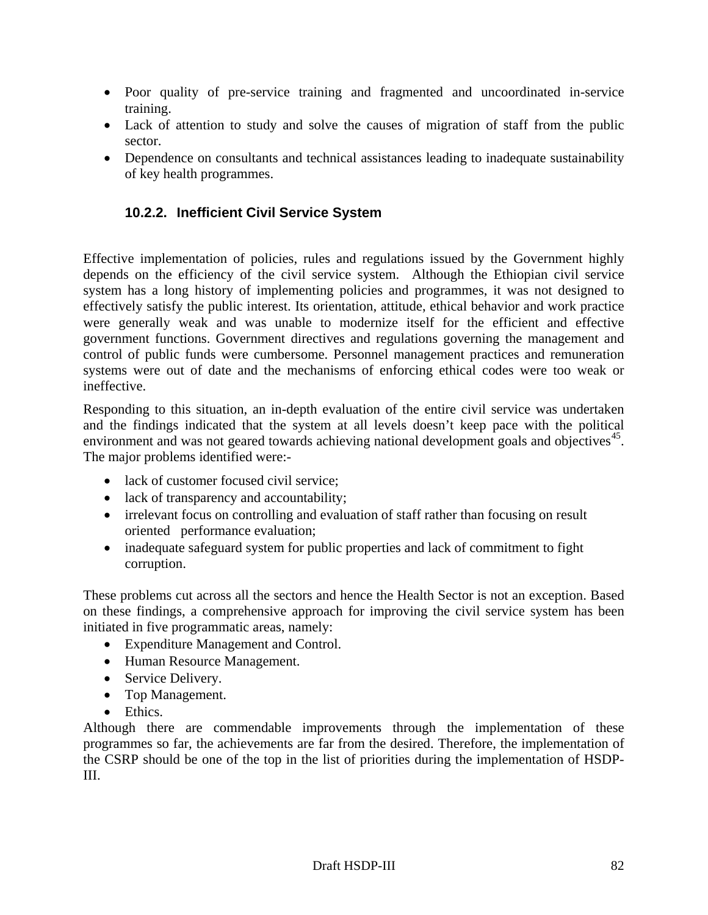- Poor quality of pre-service training and fragmented and uncoordinated in-service training.
- Lack of attention to study and solve the causes of migration of staff from the public sector.
- Dependence on consultants and technical assistances leading to inadequate sustainability of key health programmes.

#### 10.2.2. Inefficient Civil Service System

Effective implementation of policies, rules and regulations issued by the Government highly depends on the efficiency of the civil service system. Although the Ethiopian civil service system has a long history of implementing policies and programmes, it was not designed to effectively satisfy the public interest. Its orientation, attitude, ethical behavior and work practice were generally weak and was unable to modernize itself for the efficient and effective government functions. Government directives and regulations governing the management and control of public funds were cumbersome. Personnel management practices and remuneration systems were out of date and the mechanisms of enforcing ethical codes were too weak or ineffective.

Responding to this situation, an in-depth evaluation of the entire civil service was undertaken and the findings indicated that the system at all levels doesn't keep pace with the political environment and was not geared towards achieving national development goals and objectives[45]. The major problems identified were:-

- lack of customer focused civil service;
- lack of transparency and accountability;
- irrelevant focus on controlling and evaluation of staff rather than focusing on result oriented performance evaluation;
- inadequate safeguard system for public properties and lack of commitment to fight corruption.

These problems cut across all the sectors and hence the Health Sector is not an exception. Based on these findings, a comprehensive approach for improving the civil service system has been initiated in five programmatic areas, namely:

- Expenditure Management and Control.
- Human Resource Management.
- Service Delivery.
- Top Management.
- Ethics.

Although there are commendable improvements through the implementation of these programmes so far, the achievements are far from the desired. Therefore, the implementation of the CSRP should be one of the top in the list of priorities during the implementation of HSDP-III.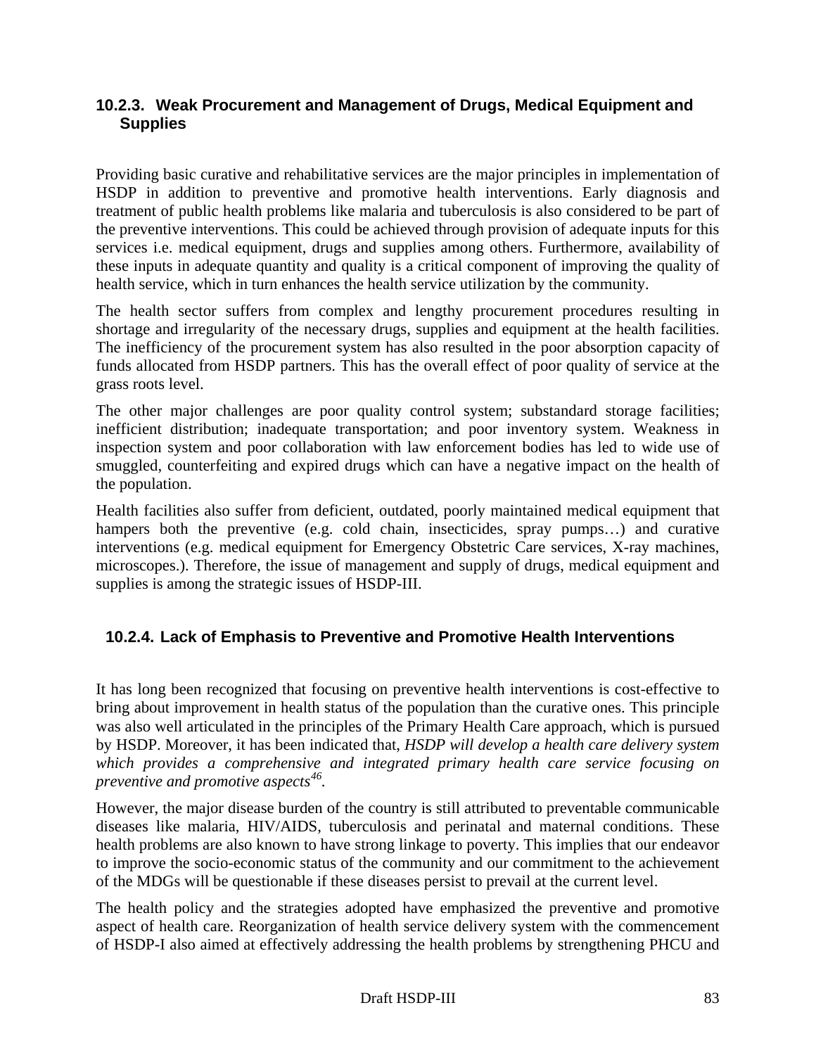### 10.2.3. Weak Procurement and Management of Drugs, Medical Equipment and Supplies

Providing basic curative and rehabilitative services are the major principles in implementation of HSDP in addition to preventive and promotive health interventions. Early diagnosis and treatment of public health problems like malaria and tuberculosis is also considered to be part of the preventive interventions. This could be achieved through provision of adequate inputs for this services i.e. medical equipment, drugs and supplies among others. Furthermore, availability of these inputs in adequate quantity and quality is a critical component of improving the quality of health service, which in turn enhances the health service utilization by the community.

The health sector suffers from complex and lengthy procurement procedures resulting in shortage and irregularity of the necessary drugs, supplies and equipment at the health facilities. The inefficiency of the procurement system has also resulted in the poor absorption capacity of funds allocated from HSDP partners. This has the overall effect of poor quality of service at the grass roots level.

The other major challenges are poor quality control system; substandard storage facilities; inefficient distribution; inadequate transportation; and poor inventory system. Weakness in inspection system and poor collaboration with law enforcement bodies has led to wide use of smuggled, counterfeiting and expired drugs which can have a negative impact on the health of the population.

Health facilities also suffer from deficient, outdated, poorly maintained medical equipment that hampers both the preventive (e.g. cold chain, insecticides, spray pumps…) and curative interventions (e.g. medical equipment for Emergency Obstetric Care services, X-ray machines, microscopes.). Therefore, the issue of management and supply of drugs, medical equipment and supplies is among the strategic issues of HSDP-III.

### 10.2.4. Lack of Emphasis to Preventive and Promotive Health Interventions

It has long been recognized that focusing on preventive health interventions is cost-effective to bring about improvement in health status of the population than the curative ones. This principle was also well articulated in the principles of the Primary Health Care approach, which is pursued by HSDP. Moreover, it has been indicated that, *HSDP will develop a health care delivery system which provides a comprehensive and integrated primary health care service focusing on preventive and promotive aspects*[46].

However, the major disease burden of the country is still attributed to preventable communicable diseases like malaria, HIV/AIDS, tuberculosis and perinatal and maternal conditions. These health problems are also known to have strong linkage to poverty. This implies that our endeavor to improve the socio-economic status of the community and our commitment to the achievement of the MDGs will be questionable if these diseases persist to prevail at the current level.

The health policy and the strategies adopted have emphasized the preventive and promotive aspect of health care. Reorganization of health service delivery system with the commencement of HSDP-I also aimed at effectively addressing the health problems by strengthening PHCU and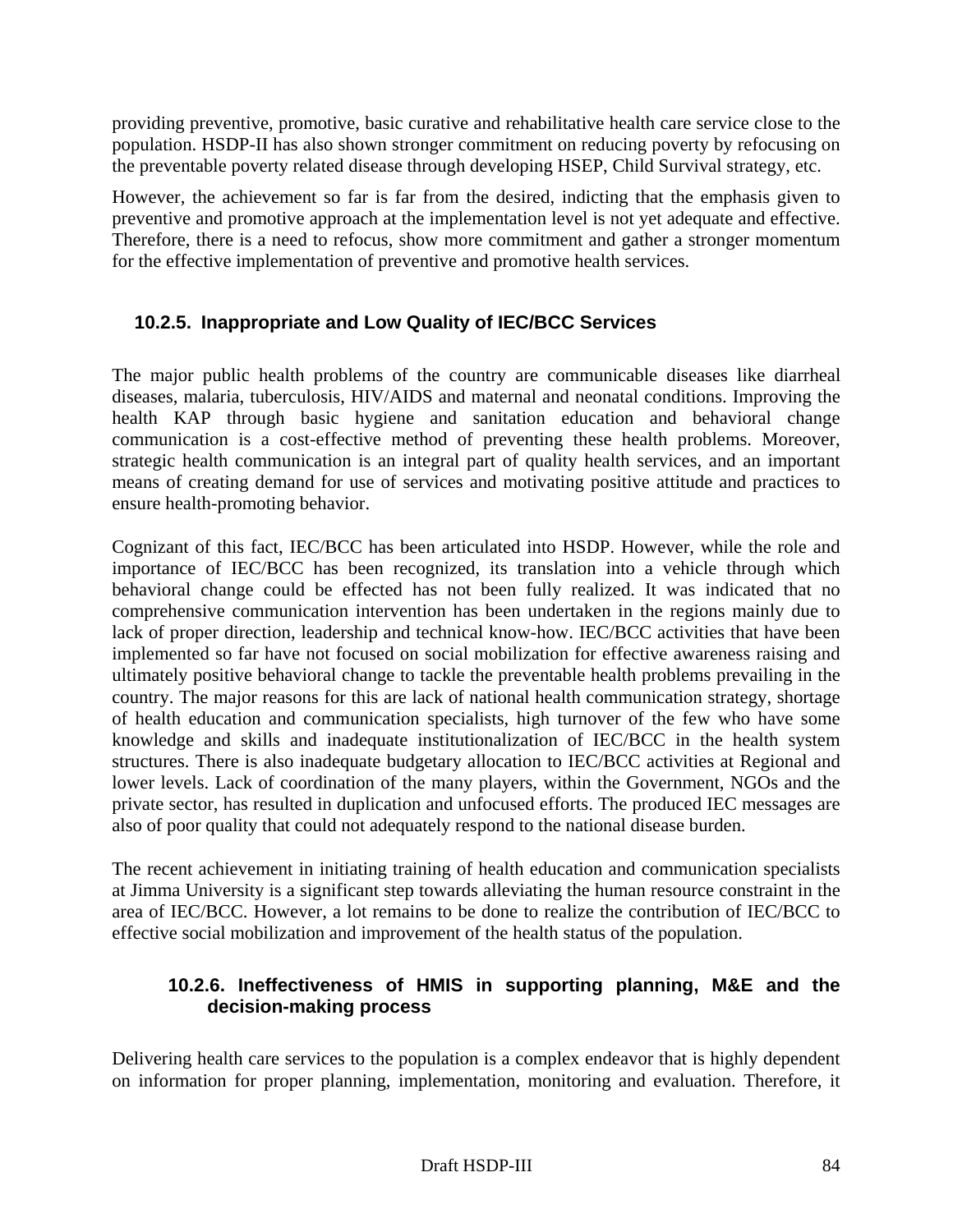providing preventive, promotive, basic curative and rehabilitative health care service close to the population. HSDP-II has also shown stronger commitment on reducing poverty by refocusing on the preventable poverty related disease through developing HSEP, Child Survival strategy, etc.

However, the achievement so far is far from the desired, indicting that the emphasis given to preventive and promotive approach at the implementation level is not yet adequate and effective. Therefore, there is a need to refocus, show more commitment and gather a stronger momentum for the effective implementation of preventive and promotive health services.

### 10.2.5. Inappropriate and Low Quality of IEC/BCC Services

The major public health problems of the country are communicable diseases like diarrheal diseases, malaria, tuberculosis, HIV/AIDS and maternal and neonatal conditions. Improving the health KAP through basic hygiene and sanitation education and behavioral change communication is a cost-effective method of preventing these health problems. Moreover, strategic health communication is an integral part of quality health services, and an important means of creating demand for use of services and motivating positive attitude and practices to ensure health-promoting behavior.

Cognizant of this fact, IEC/BCC has been articulated into HSDP. However, while the role and importance of IEC/BCC has been recognized, its translation into a vehicle through which behavioral change could be effected has not been fully realized. It was indicated that no comprehensive communication intervention has been undertaken in the regions mainly due to lack of proper direction, leadership and technical know-how. IEC/BCC activities that have been implemented so far have not focused on social mobilization for effective awareness raising and ultimately positive behavioral change to tackle the preventable health problems prevailing in the country. The major reasons for this are lack of national health communication strategy, shortage of health education and communication specialists, high turnover of the few who have some knowledge and skills and inadequate institutionalization of IEC/BCC in the health system structures. There is also inadequate budgetary allocation to IEC/BCC activities at Regional and lower levels. Lack of coordination of the many players, within the Government, NGOs and the private sector, has resulted in duplication and unfocused efforts. The produced IEC messages are also of poor quality that could not adequately respond to the national disease burden.

The recent achievement in initiating training of health education and communication specialists at Jimma University is a significant step towards alleviating the human resource constraint in the area of IEC/BCC. However, a lot remains to be done to realize the contribution of IEC/BCC to effective social mobilization and improvement of the health status of the population.

### 10.2.6. Ineffectiveness of HMIS in supporting planning, M&E and the decision-making process

Delivering health care services to the population is a complex endeavor that is highly dependent on information for proper planning, implementation, monitoring and evaluation. Therefore, it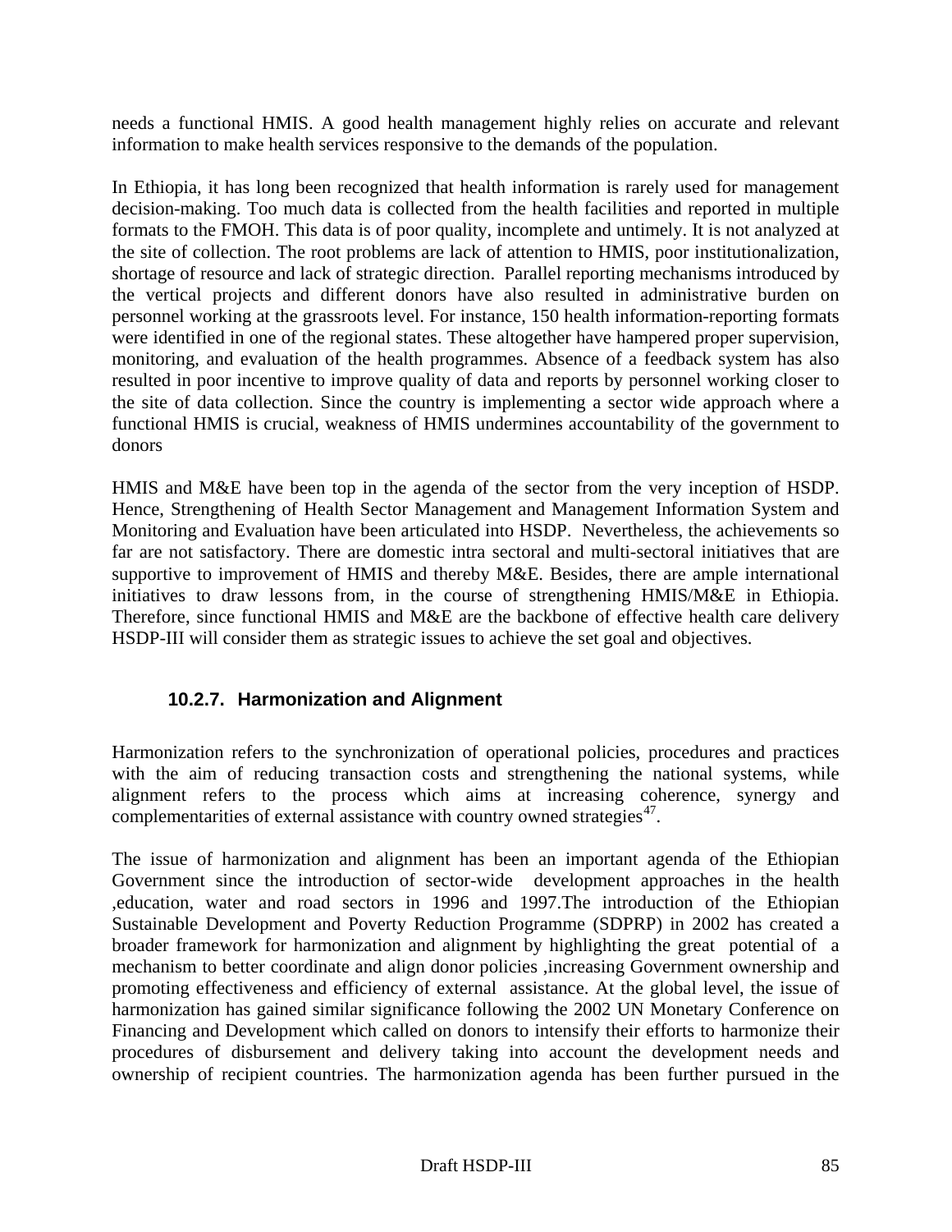needs a functional HMIS. A good health management highly relies on accurate and relevant information to make health services responsive to the demands of the population.

In Ethiopia, it has long been recognized that health information is rarely used for management decision-making. Too much data is collected from the health facilities and reported in multiple formats to the FMOH. This data is of poor quality, incomplete and untimely. It is not analyzed at the site of collection. The root problems are lack of attention to HMIS, poor institutionalization, shortage of resource and lack of strategic direction. Parallel reporting mechanisms introduced by the vertical projects and different donors have also resulted in administrative burden on personnel working at the grassroots level. For instance, 150 health information-reporting formats were identified in one of the regional states. These altogether have hampered proper supervision, monitoring, and evaluation of the health programmes. Absence of a feedback system has also resulted in poor incentive to improve quality of data and reports by personnel working closer to the site of data collection. Since the country is implementing a sector wide approach where a functional HMIS is crucial, weakness of HMIS undermines accountability of the government to donors

HMIS and M&E have been top in the agenda of the sector from the very inception of HSDP. Hence, Strengthening of Health Sector Management and Management Information System and Monitoring and Evaluation have been articulated into HSDP. Nevertheless, the achievements so far are not satisfactory. There are domestic intra sectoral and multi-sectoral initiatives that are supportive to improvement of HMIS and thereby M&E. Besides, there are ample international initiatives to draw lessons from, in the course of strengthening HMIS/M&E in Ethiopia. Therefore, since functional HMIS and M&E are the backbone of effective health care delivery HSDP-III will consider them as strategic issues to achieve the set goal and objectives.

#### 10.2.7. Harmonization and Alignment

Harmonization refers to the synchronization of operational policies, procedures and practices with the aim of reducing transaction costs and strengthening the national systems, while alignment refers to the process which aims at increasing coherence, synergy and complementarities of external assistance with country owned strategies[47].

The issue of harmonization and alignment has been an important agenda of the Ethiopian Government since the introduction of sector-wide development approaches in the health ,education, water and road sectors in 1996 and 1997.The introduction of the Ethiopian Sustainable Development and Poverty Reduction Programme (SDPRP) in 2002 has created a broader framework for harmonization and alignment by highlighting the great potential of a mechanism to better coordinate and align donor policies ,increasing Government ownership and promoting effectiveness and efficiency of external assistance. At the global level, the issue of harmonization has gained similar significance following the 2002 UN Monetary Conference on Financing and Development which called on donors to intensify their efforts to harmonize their procedures of disbursement and delivery taking into account the development needs and ownership of recipient countries. The harmonization agenda has been further pursued in the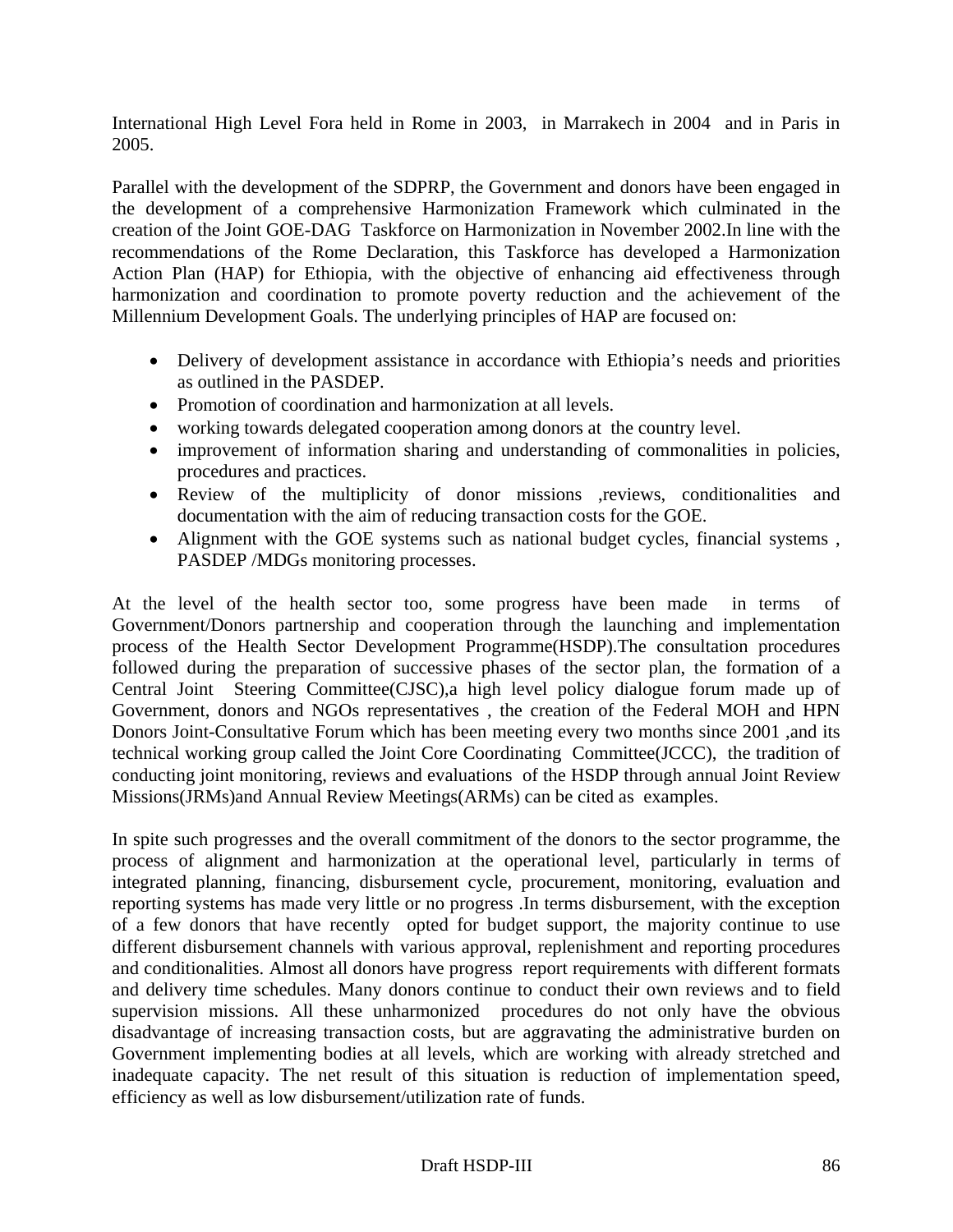International High Level Fora held in Rome in 2003, in Marrakech in 2004 and in Paris in 2005.

Parallel with the development of the SDPRP, the Government and donors have been engaged in the development of a comprehensive Harmonization Framework which culminated in the creation of the Joint GOE-DAG Taskforce on Harmonization in November 2002.In line with the recommendations of the Rome Declaration, this Taskforce has developed a Harmonization Action Plan (HAP) for Ethiopia, with the objective of enhancing aid effectiveness through harmonization and coordination to promote poverty reduction and the achievement of the Millennium Development Goals. The underlying principles of HAP are focused on:

- Delivery of development assistance in accordance with Ethiopia's needs and priorities as outlined in the PASDEP.
- Promotion of coordination and harmonization at all levels.
- working towards delegated cooperation among donors at the country level.
- improvement of information sharing and understanding of commonalities in policies, procedures and practices.
- Review of the multiplicity of donor missions ,reviews, conditionalities and documentation with the aim of reducing transaction costs for the GOE.
- Alignment with the GOE systems such as national budget cycles, financial systems , PASDEP /MDGs monitoring processes.

At the level of the health sector too, some progress have been made in terms of Government/Donors partnership and cooperation through the launching and implementation process of the Health Sector Development Programme(HSDP).The consultation procedures followed during the preparation of successive phases of the sector plan, the formation of a Central Joint Steering Committee(CJSC),a high level policy dialogue forum made up of Government, donors and NGOs representatives , the creation of the Federal MOH and HPN Donors Joint-Consultative Forum which has been meeting every two months since 2001 ,and its technical working group called the Joint Core Coordinating Committee(JCCC), the tradition of conducting joint monitoring, reviews and evaluations of the HSDP through annual Joint Review Missions(JRMs)and Annual Review Meetings(ARMs) can be cited as examples.

In spite such progresses and the overall commitment of the donors to the sector programme, the process of alignment and harmonization at the operational level, particularly in terms of integrated planning, financing, disbursement cycle, procurement, monitoring, evaluation and reporting systems has made very little or no progress .In terms disbursement, with the exception of a few donors that have recently opted for budget support, the majority continue to use different disbursement channels with various approval, replenishment and reporting procedures and conditionalities. Almost all donors have progress report requirements with different formats and delivery time schedules. Many donors continue to conduct their own reviews and to field supervision missions. All these unharmonized procedures do not only have the obvious disadvantage of increasing transaction costs, but are aggravating the administrative burden on Government implementing bodies at all levels, which are working with already stretched and inadequate capacity. The net result of this situation is reduction of implementation speed, efficiency as well as low disbursement/utilization rate of funds.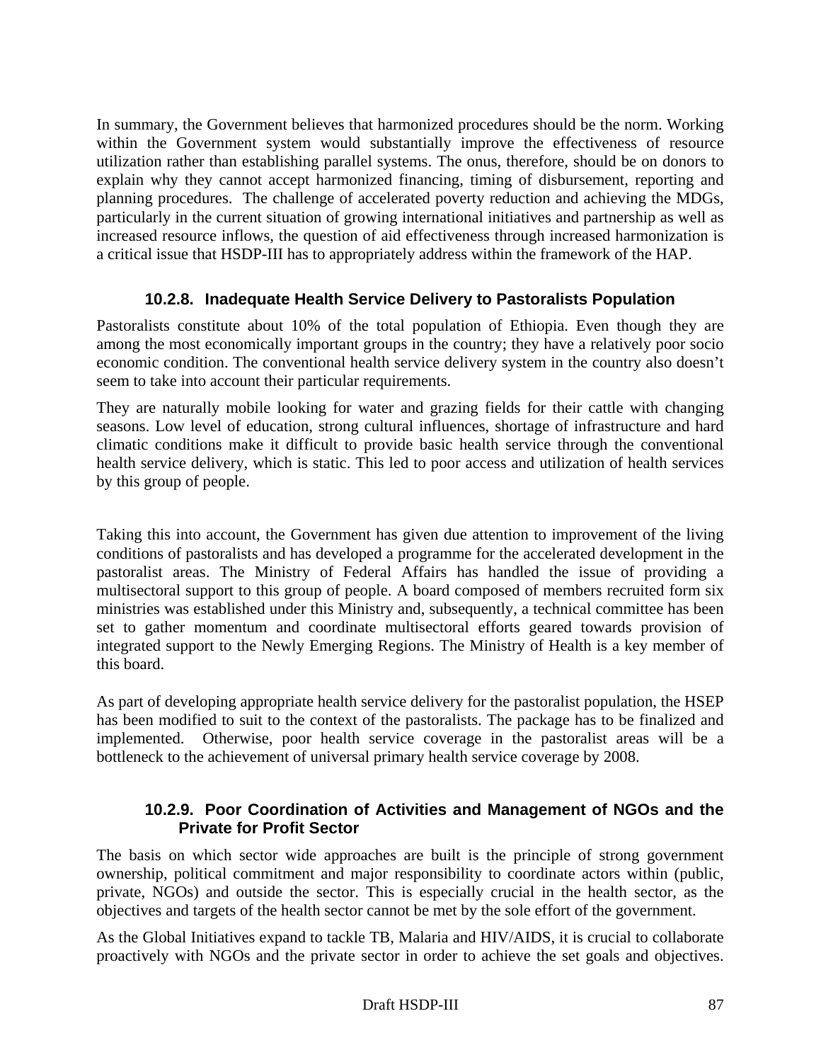In summary, the Government believes that harmonized procedures should be the norm. Working within the Government system would substantially improve the effectiveness of resource utilization rather than establishing parallel systems. The onus, therefore, should be on donors to explain why they cannot accept harmonized financing, timing of disbursement, reporting and planning procedures. The challenge of accelerated poverty reduction and achieving the MDGs, particularly in the current situation of growing international initiatives and partnership as well as increased resource inflows, the question of aid effectiveness through increased harmonization is a critical issue that HSDP-III has to appropriately address within the framework of the HAP.

#### 10.2.8. Inadequate Health Service Delivery to Pastoralists Population

Pastoralists constitute about 10% of the total population of Ethiopia. Even though they are among the most economically important groups in the country; they have a relatively poor socio economic condition. The conventional health service delivery system in the country also doesn't seem to take into account their particular requirements.

They are naturally mobile looking for water and grazing fields for their cattle with changing seasons. Low level of education, strong cultural influences, shortage of infrastructure and hard climatic conditions make it difficult to provide basic health service through the conventional health service delivery, which is static. This led to poor access and utilization of health services by this group of people.

Taking this into account, the Government has given due attention to improvement of the living conditions of pastoralists and has developed a programme for the accelerated development in the pastoralist areas. The Ministry of Federal Affairs has handled the issue of providing a multisectoral support to this group of people. A board composed of members recruited form six ministries was established under this Ministry and, subsequently, a technical committee has been set to gather momentum and coordinate multisectoral efforts geared towards provision of integrated support to the Newly Emerging Regions. The Ministry of Health is a key member of this board.

As part of developing appropriate health service delivery for the pastoralist population, the HSEP has been modified to suit to the context of the pastoralists. The package has to be finalized and implemented. Otherwise, poor health service coverage in the pastoralist areas will be a bottleneck to the achievement of universal primary health service coverage by 2008.

#### 10.2.9. Poor Coordination of Activities and Management of NGOs and the Private for Profit Sector

The basis on which sector wide approaches are built is the principle of strong government ownership, political commitment and major responsibility to coordinate actors within (public, private, NGOs) and outside the sector. This is especially crucial in the health sector, as the objectives and targets of the health sector cannot be met by the sole effort of the government.

As the Global Initiatives expand to tackle TB, Malaria and HIV/AIDS, it is crucial to collaborate proactively with NGOs and the private sector in order to achieve the set goals and objectives.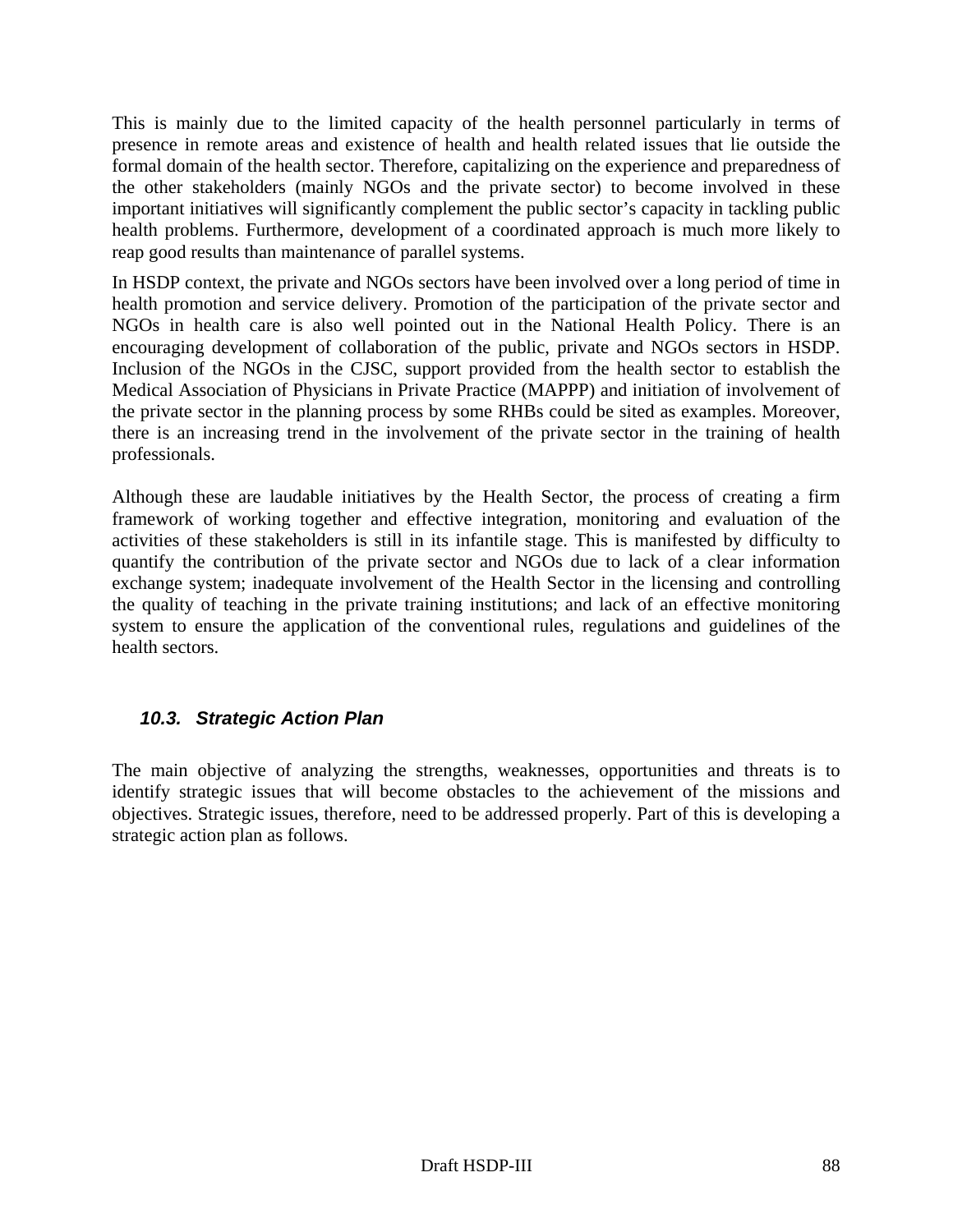This is mainly due to the limited capacity of the health personnel particularly in terms of presence in remote areas and existence of health and health related issues that lie outside the formal domain of the health sector. Therefore, capitalizing on the experience and preparedness of the other stakeholders (mainly NGOs and the private sector) to become involved in these important initiatives will significantly complement the public sector's capacity in tackling public health problems. Furthermore, development of a coordinated approach is much more likely to reap good results than maintenance of parallel systems.

In HSDP context, the private and NGOs sectors have been involved over a long period of time in health promotion and service delivery. Promotion of the participation of the private sector and NGOs in health care is also well pointed out in the National Health Policy. There is an encouraging development of collaboration of the public, private and NGOs sectors in HSDP. Inclusion of the NGOs in the CJSC, support provided from the health sector to establish the Medical Association of Physicians in Private Practice (MAPPP) and initiation of involvement of the private sector in the planning process by some RHBs could be sited as examples. Moreover, there is an increasing trend in the involvement of the private sector in the training of health professionals.

Although these are laudable initiatives by the Health Sector, the process of creating a firm framework of working together and effective integration, monitoring and evaluation of the activities of these stakeholders is still in its infantile stage. This is manifested by difficulty to quantify the contribution of the private sector and NGOs due to lack of a clear information exchange system; inadequate involvement of the Health Sector in the licensing and controlling the quality of teaching in the private training institutions; and lack of an effective monitoring system to ensure the application of the conventional rules, regulations and guidelines of the health sectors.

### *10.3. Strategic Action Plan*

The main objective of analyzing the strengths, weaknesses, opportunities and threats is to identify strategic issues that will become obstacles to the achievement of the missions and objectives. Strategic issues, therefore, need to be addressed properly. Part of this is developing a strategic action plan as follows.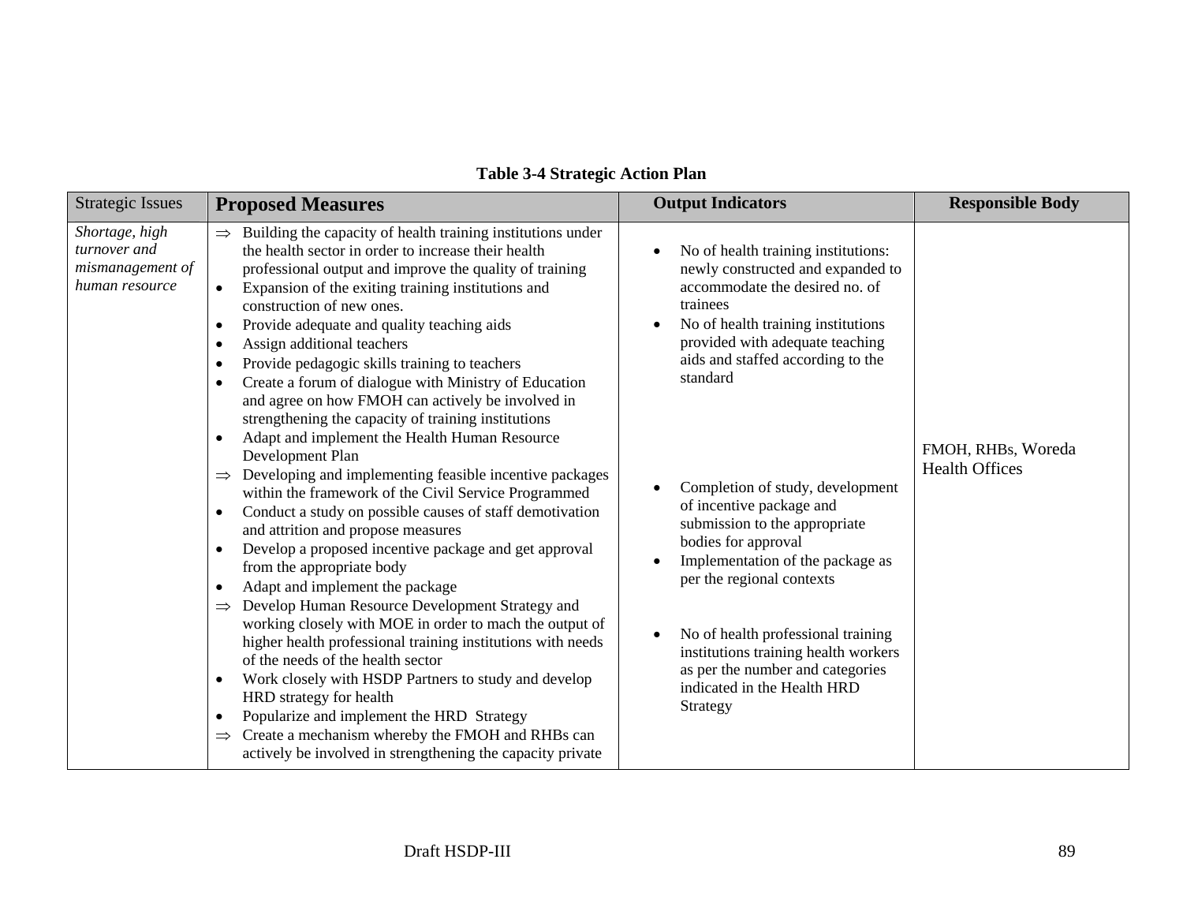**Table 3-4 Strategic Action Plan**

| Strategic Issues | Proposed Measures | Output Indicators | Responsible Body |
|---|---|---|---|
| *Shortage, high turnover and mismanagement of human resource* | ⇒ Building the capacity of health training institutions under the health sector in order to increase their health professional output and improve the quality of training<br>• Expansion of the exiting training institutions and construction of new ones.<br>• Provide adequate and quality teaching aids<br>• Assign additional teachers<br>• Provide pedagogic skills training to teachers<br>• Create a forum of dialogue with Ministry of Education and agree on how FMOH can actively be involved in strengthening the capacity of training institutions<br>• Adapt and implement the Health Human Resource Development Plan<br>⇒ Developing and implementing feasible incentive packages within the framework of the Civil Service Programmed<br>• Conduct a study on possible causes of staff demotivation and attrition and propose measures<br>• Develop a proposed incentive package and get approval from the appropriate body<br>• Adapt and implement the package<br>⇒ Develop Human Resource Development Strategy and working closely with MOE in order to mach the output of higher health professional training institutions with needs of the needs of the health sector<br>• Work closely with HSDP Partners to study and develop HRD strategy for health<br>• Popularize and implement the HRD Strategy<br>⇒ Create a mechanism whereby the FMOH and RHBs can actively be involved in strengthening the capacity private | • No of health training institutions: newly constructed and expanded to accommodate the desired no. of trainees<br>• No of health training institutions provided with adequate teaching aids and staffed according to the standard<br>• Completion of study, development of incentive package and submission to the appropriate bodies for approval<br>• Implementation of the package as per the regional contexts<br>• No of health professional training institutions training health workers as per the number and categories indicated in the Health HRD Strategy | FMOH, RHBs, Woreda Health Offices |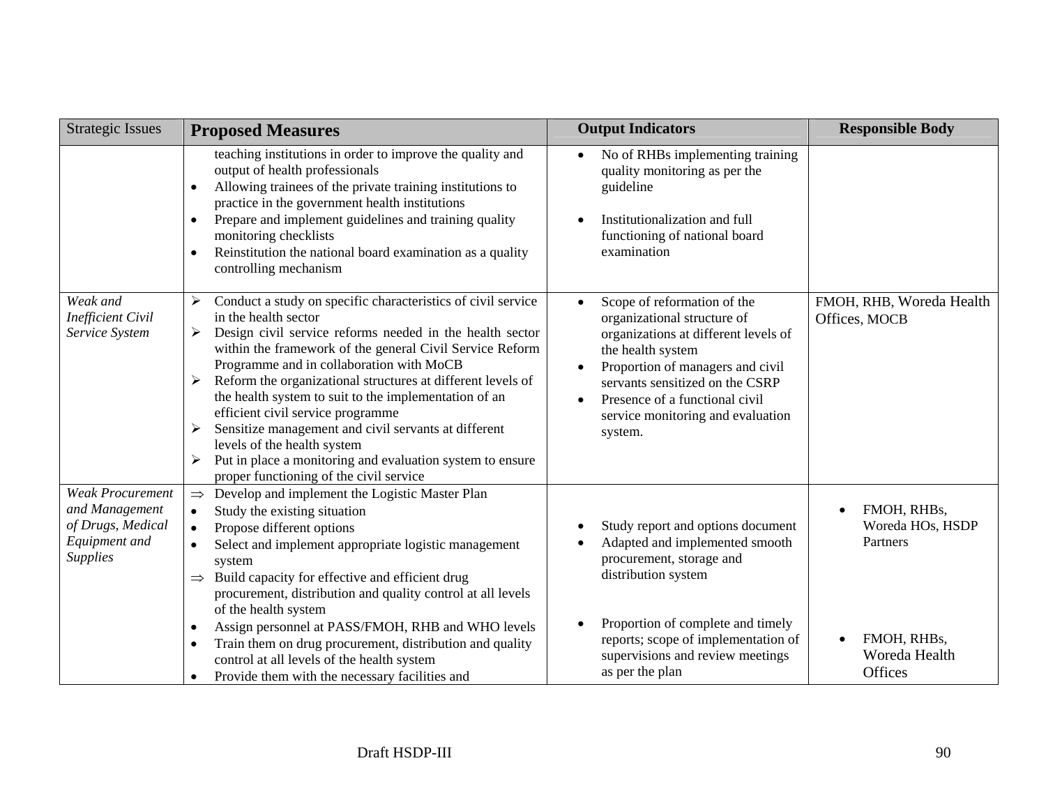| Strategic Issues | **Proposed Measures** | **Output Indicators** | **Responsible Body** |
|---|---|---|---|
| | teaching institutions in order to improve the quality and output of health professionals<br>• Allowing trainees of the private training institutions to practice in the government health institutions<br>• Prepare and implement guidelines and training quality monitoring checklists<br>• Reinstitution the national board examination as a quality controlling mechanism | • No of RHBs implementing training quality monitoring as per the guideline<br>• Institutionalization and full functioning of national board examination | |
| *Weak and Inefficient Civil Service System* | ➢ Conduct a study on specific characteristics of civil service in the health sector<br>➢ Design civil service reforms needed in the health sector within the framework of the general Civil Service Reform Programme and in collaboration with MoCB<br>➢ Reform the organizational structures at different levels of the health system to suit to the implementation of an efficient civil service programme<br>➢ Sensitize management and civil servants at different levels of the health system<br>➢ Put in place a monitoring and evaluation system to ensure proper functioning of the civil service | • Scope of reformation of the organizational structure of organizations at different levels of the health system<br>• Proportion of managers and civil servants sensitized on the CSRP<br>• Presence of a functional civil service monitoring and evaluation system. | FMOH, RHB, Woreda Health Offices, MOCB |
| *Weak Procurement and Management of Drugs, Medical Equipment and Supplies* | ⇒ Develop and implement the Logistic Master Plan<br>• Study the existing situation<br>• Propose different options<br>• Select and implement appropriate logistic management system<br>⇒ Build capacity for effective and efficient drug procurement, distribution and quality control at all levels of the health system<br>• Assign personnel at PASS/FMOH, RHB and WHO levels<br>• Train them on drug procurement, distribution and quality control at all levels of the health system<br>• Provide them with the necessary facilities and | • Study report and options document<br>• Adapted and implemented smooth procurement, storage and distribution system<br>• Proportion of complete and timely reports; scope of implementation of supervisions and review meetings as per the plan | • FMOH, RHBs, Woreda HOs, HSDP Partners<br>• FMOH, RHBs, Woreda Health Offices |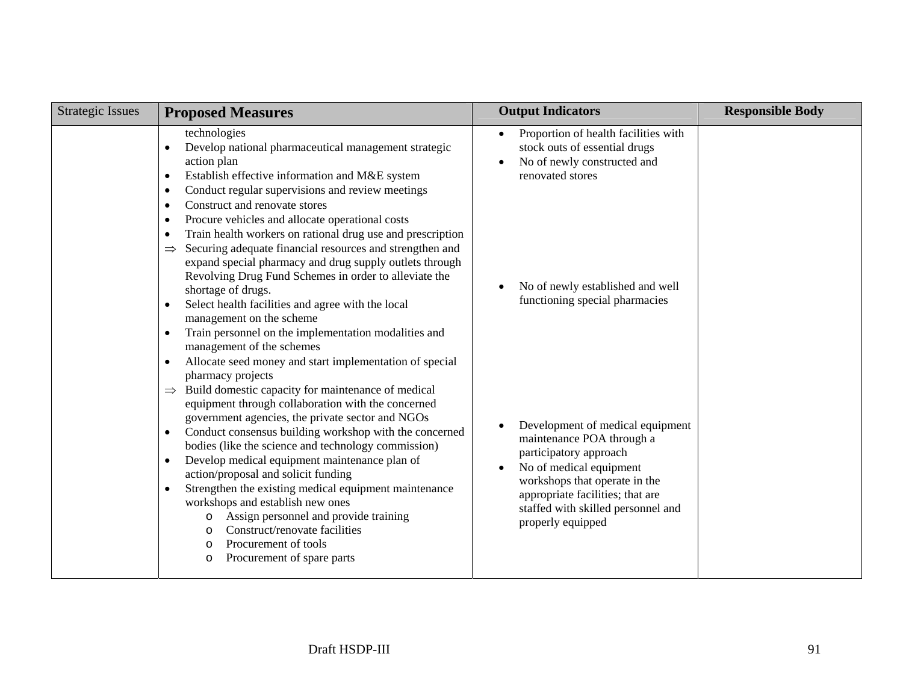| Strategic Issues | Proposed Measures | Output Indicators | Responsible Body |
|---|---|---|---|
| | technologies<br>• Develop national pharmaceutical management strategic action plan<br>• Establish effective information and M&E system<br>• Conduct regular supervisions and review meetings<br>• Construct and renovate stores<br>• Procure vehicles and allocate operational costs<br>• Train health workers on rational drug use and prescription | • Proportion of health facilities with stock outs of essential drugs<br>• No of newly constructed and renovated stores | |
| | ⇒ Securing adequate financial resources and strengthen and expand special pharmacy and drug supply outlets through Revolving Drug Fund Schemes in order to alleviate the shortage of drugs.<br>• Select health facilities and agree with the local management on the scheme<br>• Train personnel on the implementation modalities and management of the schemes<br>• Allocate seed money and start implementation of special pharmacy projects | • No of newly established and well functioning special pharmacies | |
| | ⇒ Build domestic capacity for maintenance of medical equipment through collaboration with the concerned government agencies, the private sector and NGOs<br>• Conduct consensus building workshop with the concerned bodies (like the science and technology commission)<br>• Develop medical equipment maintenance plan of action/proposal and solicit funding<br>• Strengthen the existing medical equipment maintenance workshops and establish new ones<br>  o Assign personnel and provide training<br>  o Construct/renovate facilities<br>  o Procurement of tools<br>  o Procurement of spare parts | • Development of medical equipment maintenance POA through a participatory approach<br>• No of medical equipment workshops that operate in the appropriate facilities; that are staffed with skilled personnel and properly equipped | |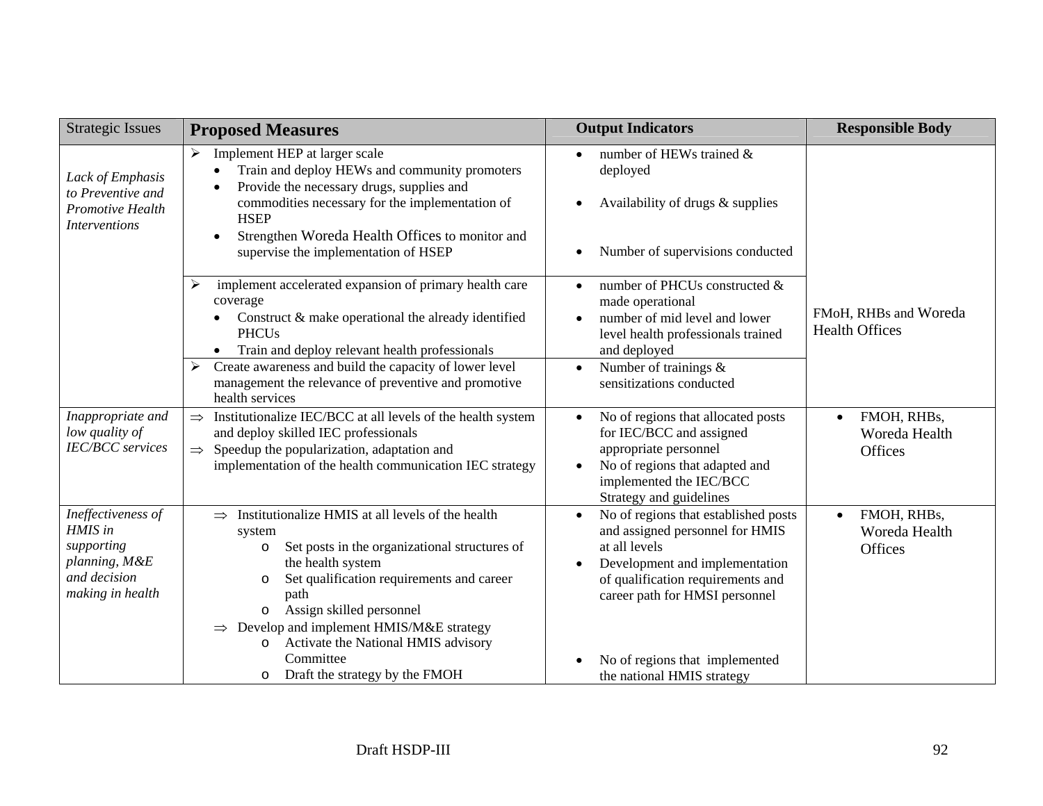| Strategic Issues | **Proposed Measures** | **Output Indicators** | **Responsible Body** |
|---|---|---|---|
| *Lack of Emphasis to Preventive and Promotive Health Interventions* | ➢ Implement HEP at larger scale<br>• Train and deploy HEWs and community promoters<br>• Provide the necessary drugs, supplies and commodities necessary for the implementation of HSEP<br>• Strengthen Woreda Health Offices to monitor and supervise the implementation of HSEP | • number of HEWs trained & deployed<br>• Availability of drugs & supplies<br>• Number of supervisions conducted | FMoH, RHBs and Woreda Health Offices |
| | ➢ implement accelerated expansion of primary health care coverage<br>• Construct & make operational the already identified PHCUs<br>• Train and deploy relevant health professionals | • number of PHCUs constructed & made operational<br>• number of mid level and lower level health professionals trained and deployed | |
| | ➢ Create awareness and build the capacity of lower level management the relevance of preventive and promotive health services | • Number of trainings & sensitizations conducted | |
| *Inappropriate and low quality of IEC/BCC services* | ⇒ Institutionalize IEC/BCC at all levels of the health system and deploy skilled IEC professionals<br>⇒ Speedup the popularization, adaptation and implementation of the health communication IEC strategy | • No of regions that allocated posts for IEC/BCC and assigned appropriate personnel<br>• No of regions that adapted and implemented the IEC/BCC Strategy and guidelines | • FMOH, RHBs, Woreda Health Offices |
| *Ineffectiveness of HMIS in supporting planning, M&E and decision making in health* | ⇒ Institutionalize HMIS at all levels of the health system<br>o Set posts in the organizational structures of the health system<br>o Set qualification requirements and career path<br>o Assign skilled personnel<br>⇒ Develop and implement HMIS/M&E strategy<br>o Activate the National HMIS advisory Committee<br>o Draft the strategy by the FMOH | • No of regions that established posts and assigned personnel for HMIS at all levels<br>• Development and implementation of qualification requirements and career path for HMSI personnel<br>• No of regions that implemented the national HMIS strategy | • FMOH, RHBs, Woreda Health Offices |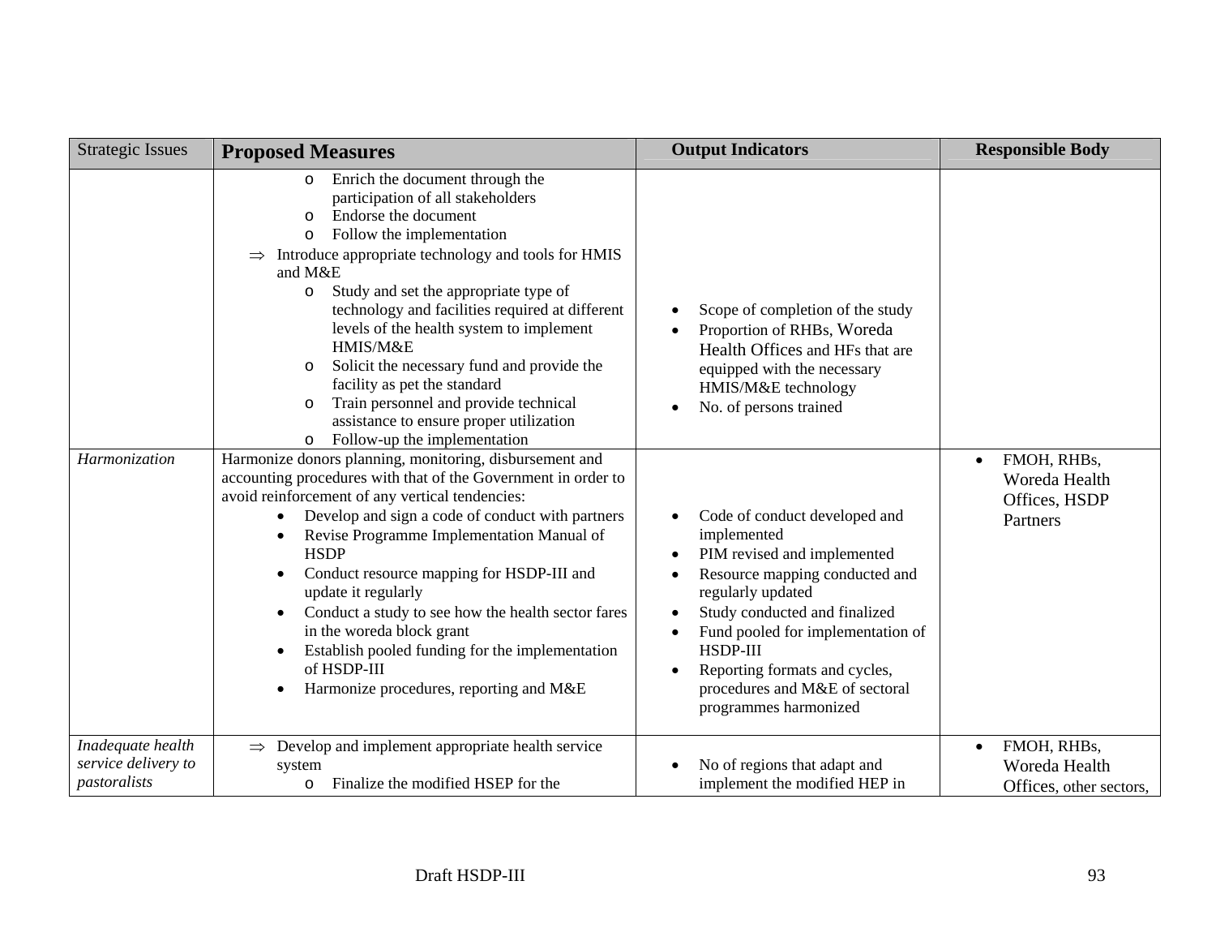| Strategic Issues | **Proposed Measures** | **Output Indicators** | **Responsible Body** |
|---|---|---|---|
| | o Enrich the document through the participation of all stakeholders<br>o Endorse the document<br>o Follow the implementation<br>⇒ Introduce appropriate technology and tools for HMIS and M&E<br>o Study and set the appropriate type of technology and facilities required at different levels of the health system to implement HMIS/M&E<br>o Solicit the necessary fund and provide the facility as pet the standard<br>o Train personnel and provide technical assistance to ensure proper utilization<br>o Follow-up the implementation | • Scope of completion of the study<br>• Proportion of RHBs, Woreda Health Offices and HFs that are equipped with the necessary HMIS/M&E technology<br>• No. of persons trained | |
| *Harmonization* | Harmonize donors planning, monitoring, disbursement and accounting procedures with that of the Government in order to avoid reinforcement of any vertical tendencies:<br>• Develop and sign a code of conduct with partners<br>• Revise Programme Implementation Manual of HSDP<br>• Conduct resource mapping for HSDP-III and update it regularly<br>• Conduct a study to see how the health sector fares in the woreda block grant<br>• Establish pooled funding for the implementation of HSDP-III<br>• Harmonize procedures, reporting and M&E | • Code of conduct developed and implemented<br>• PIM revised and implemented<br>• Resource mapping conducted and regularly updated<br>• Study conducted and finalized<br>• Fund pooled for implementation of HSDP-III<br>• Reporting formats and cycles, procedures and M&E of sectoral programmes harmonized | • FMOH, RHBs, Woreda Health Offices, HSDP Partners |
| *Inadequate health service delivery to pastoralists* | ⇒ Develop and implement appropriate health service system<br>o Finalize the modified HSEP for the | • No of regions that adapt and implement the modified HEP in | • FMOH, RHBs, Woreda Health Offices, other sectors, |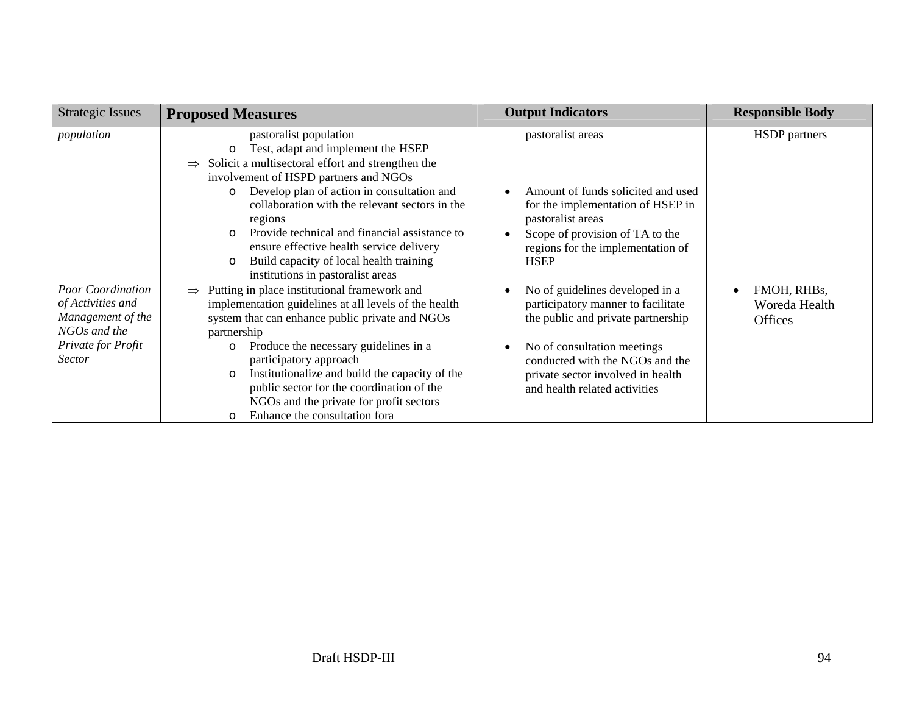| Strategic Issues | **Proposed Measures** | **Output Indicators** | **Responsible Body** |
|---|---|---|---|
| *population* | pastoralist population<br>o Test, adapt and implement the HSEP<br>⇒ Solicit a multisectoral effort and strengthen the involvement of HSPD partners and NGOs<br>o Develop plan of action in consultation and collaboration with the relevant sectors in the regions<br>o Provide technical and financial assistance to ensure effective health service delivery<br>o Build capacity of local health training institutions in pastoralist areas | pastoralist areas<br>• Amount of funds solicited and used for the implementation of HSEP in pastoralist areas<br>• Scope of provision of TA to the regions for the implementation of HSEP | HSDP partners |
| *Poor Coordination of Activities and Management of the NGOs and the Private for Profit Sector* | ⇒ Putting in place institutional framework and implementation guidelines at all levels of the health system that can enhance public private and NGOs partnership<br>o Produce the necessary guidelines in a participatory approach<br>o Institutionalize and build the capacity of the public sector for the coordination of the NGOs and the private for profit sectors<br>o Enhance the consultation fora | • No of guidelines developed in a participatory manner to facilitate the public and private partnership<br>• No of consultation meetings conducted with the NGOs and the private sector involved in health and health related activities | • FMOH, RHBs, Woreda Health Offices |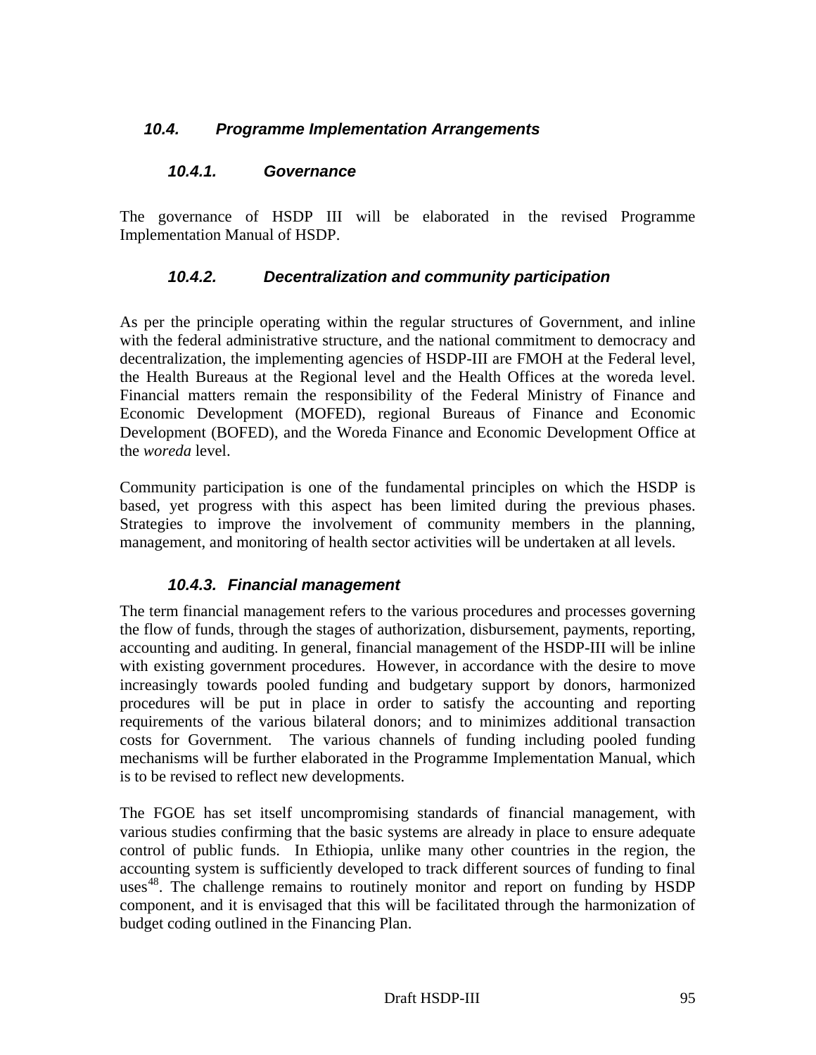### *10.4. Programme Implementation Arrangements*

#### *10.4.1. Governance*

The governance of HSDP III will be elaborated in the revised Programme Implementation Manual of HSDP.

#### *10.4.2. Decentralization and community participation*

As per the principle operating within the regular structures of Government, and inline with the federal administrative structure, and the national commitment to democracy and decentralization, the implementing agencies of HSDP-III are FMOH at the Federal level, the Health Bureaus at the Regional level and the Health Offices at the woreda level. Financial matters remain the responsibility of the Federal Ministry of Finance and Economic Development (MOFED), regional Bureaus of Finance and Economic Development (BOFED), and the Woreda Finance and Economic Development Office at the *woreda* level.

Community participation is one of the fundamental principles on which the HSDP is based, yet progress with this aspect has been limited during the previous phases. Strategies to improve the involvement of community members in the planning, management, and monitoring of health sector activities will be undertaken at all levels.

#### *10.4.3. Financial management*

The term financial management refers to the various procedures and processes governing the flow of funds, through the stages of authorization, disbursement, payments, reporting, accounting and auditing. In general, financial management of the HSDP-III will be inline with existing government procedures. However, in accordance with the desire to move increasingly towards pooled funding and budgetary support by donors, harmonized procedures will be put in place in order to satisfy the accounting and reporting requirements of the various bilateral donors; and to minimizes additional transaction costs for Government. The various channels of funding including pooled funding mechanisms will be further elaborated in the Programme Implementation Manual, which is to be revised to reflect new developments.

The FGOE has set itself uncompromising standards of financial management, with various studies confirming that the basic systems are already in place to ensure adequate control of public funds. In Ethiopia, unlike many other countries in the region, the accounting system is sufficiently developed to track different sources of funding to final uses[48]. The challenge remains to routinely monitor and report on funding by HSDP component, and it is envisaged that this will be facilitated through the harmonization of budget coding outlined in the Financing Plan.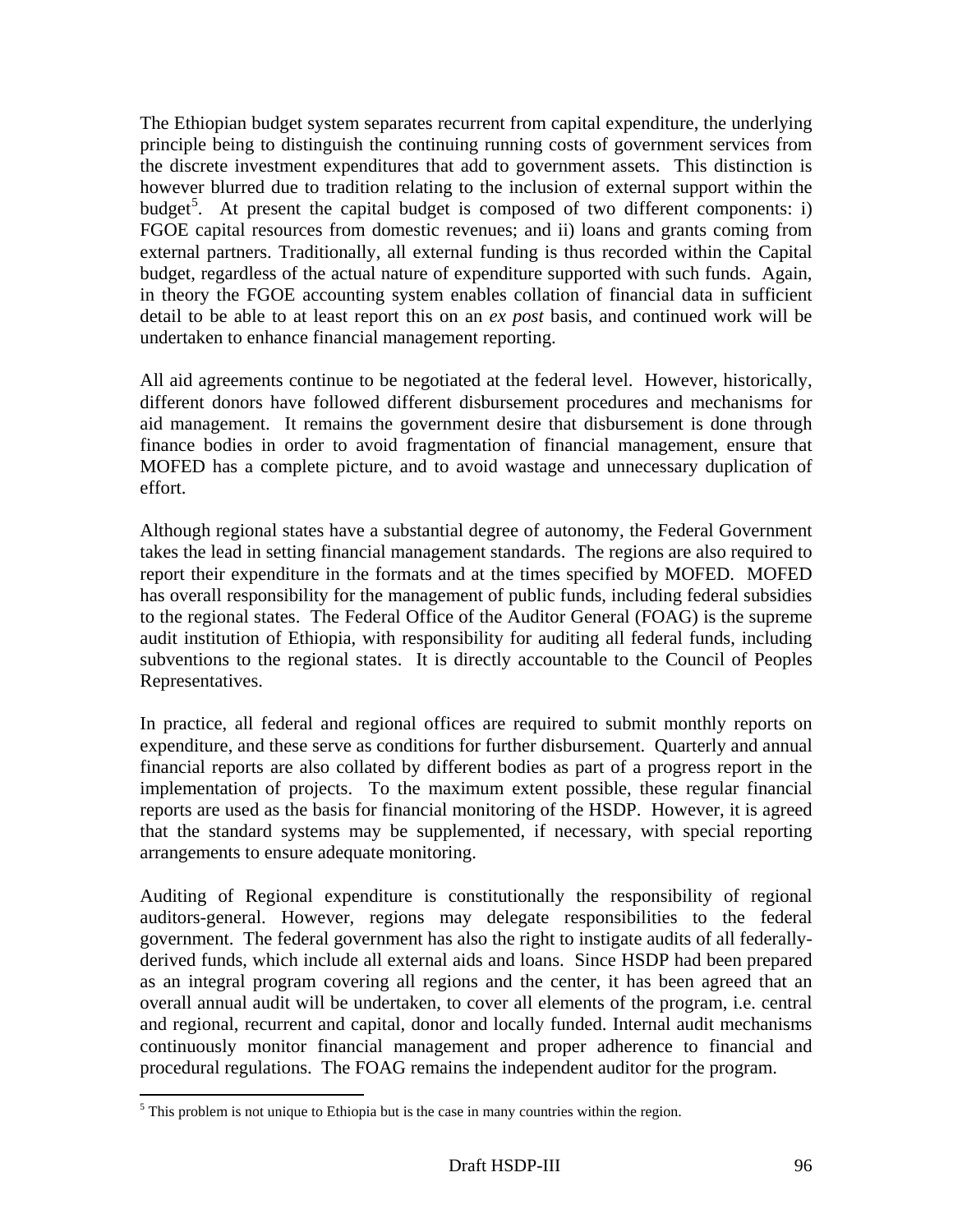The Ethiopian budget system separates recurrent from capital expenditure, the underlying principle being to distinguish the continuing running costs of government services from the discrete investment expenditures that add to government assets. This distinction is however blurred due to tradition relating to the inclusion of external support within the budget[5]. At present the capital budget is composed of two different components: i) FGOE capital resources from domestic revenues; and ii) loans and grants coming from external partners. Traditionally, all external funding is thus recorded within the Capital budget, regardless of the actual nature of expenditure supported with such funds. Again, in theory the FGOE accounting system enables collation of financial data in sufficient detail to be able to at least report this on an *ex post* basis, and continued work will be undertaken to enhance financial management reporting.

All aid agreements continue to be negotiated at the federal level. However, historically, different donors have followed different disbursement procedures and mechanisms for aid management. It remains the government desire that disbursement is done through finance bodies in order to avoid fragmentation of financial management, ensure that MOFED has a complete picture, and to avoid wastage and unnecessary duplication of effort.

Although regional states have a substantial degree of autonomy, the Federal Government takes the lead in setting financial management standards. The regions are also required to report their expenditure in the formats and at the times specified by MOFED. MOFED has overall responsibility for the management of public funds, including federal subsidies to the regional states. The Federal Office of the Auditor General (FOAG) is the supreme audit institution of Ethiopia, with responsibility for auditing all federal funds, including subventions to the regional states. It is directly accountable to the Council of Peoples Representatives.

In practice, all federal and regional offices are required to submit monthly reports on expenditure, and these serve as conditions for further disbursement. Quarterly and annual financial reports are also collated by different bodies as part of a progress report in the implementation of projects. To the maximum extent possible, these regular financial reports are used as the basis for financial monitoring of the HSDP. However, it is agreed that the standard systems may be supplemented, if necessary, with special reporting arrangements to ensure adequate monitoring.

Auditing of Regional expenditure is constitutionally the responsibility of regional auditors-general. However, regions may delegate responsibilities to the federal government. The federal government has also the right to instigate audits of all federally-derived funds, which include all external aids and loans. Since HSDP had been prepared as an integral program covering all regions and the center, it has been agreed that an overall annual audit will be undertaken, to cover all elements of the program, i.e. central and regional, recurrent and capital, donor and locally funded. Internal audit mechanisms continuously monitor financial management and proper adherence to financial and procedural regulations. The FOAG remains the independent auditor for the program.

[5] This problem is not unique to Ethiopia but is the case in many countries within the region.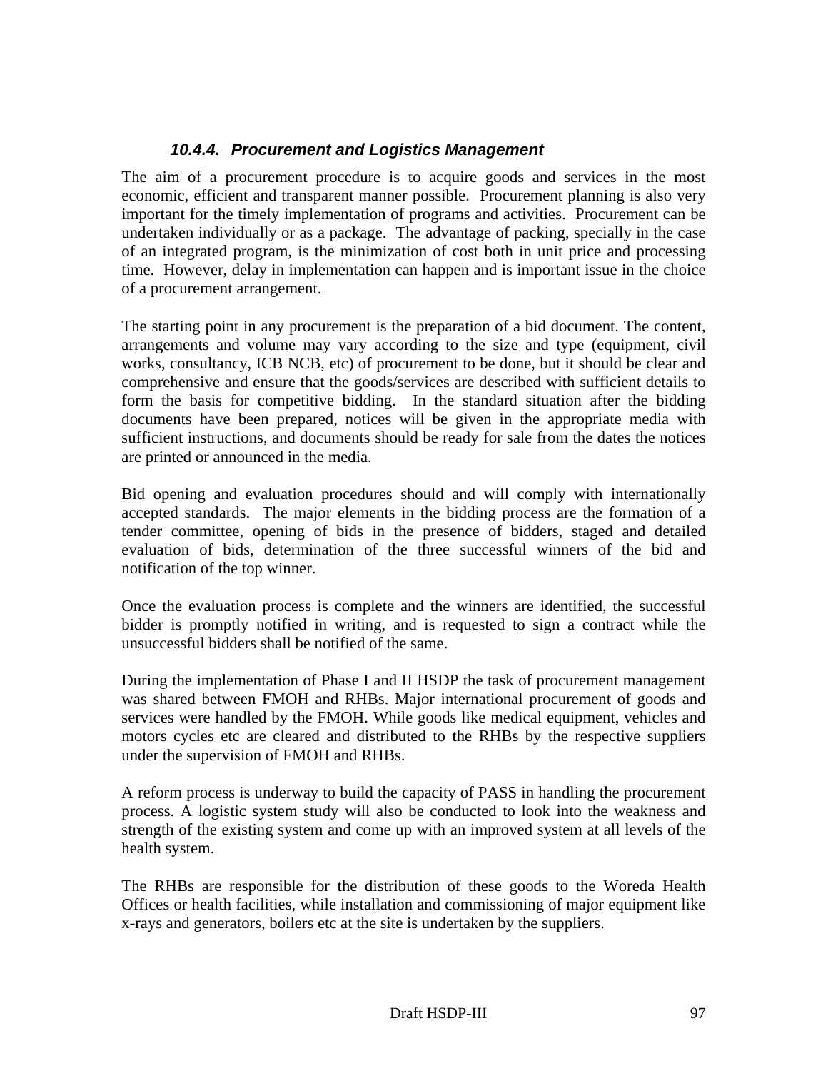#### *10.4.4. Procurement and Logistics Management*

The aim of a procurement procedure is to acquire goods and services in the most economic, efficient and transparent manner possible. Procurement planning is also very important for the timely implementation of programs and activities. Procurement can be undertaken individually or as a package. The advantage of packing, specially in the case of an integrated program, is the minimization of cost both in unit price and processing time. However, delay in implementation can happen and is important issue in the choice of a procurement arrangement.

The starting point in any procurement is the preparation of a bid document. The content, arrangements and volume may vary according to the size and type (equipment, civil works, consultancy, ICB NCB, etc) of procurement to be done, but it should be clear and comprehensive and ensure that the goods/services are described with sufficient details to form the basis for competitive bidding. In the standard situation after the bidding documents have been prepared, notices will be given in the appropriate media with sufficient instructions, and documents should be ready for sale from the dates the notices are printed or announced in the media.

Bid opening and evaluation procedures should and will comply with internationally accepted standards. The major elements in the bidding process are the formation of a tender committee, opening of bids in the presence of bidders, staged and detailed evaluation of bids, determination of the three successful winners of the bid and notification of the top winner.

Once the evaluation process is complete and the winners are identified, the successful bidder is promptly notified in writing, and is requested to sign a contract while the unsuccessful bidders shall be notified of the same.

During the implementation of Phase I and II HSDP the task of procurement management was shared between FMOH and RHBs. Major international procurement of goods and services were handled by the FMOH. While goods like medical equipment, vehicles and motors cycles etc are cleared and distributed to the RHBs by the respective suppliers under the supervision of FMOH and RHBs.

A reform process is underway to build the capacity of PASS in handling the procurement process. A logistic system study will also be conducted to look into the weakness and strength of the existing system and come up with an improved system at all levels of the health system.

The RHBs are responsible for the distribution of these goods to the Woreda Health Offices or health facilities, while installation and commissioning of major equipment like x-rays and generators, boilers etc at the site is undertaken by the suppliers.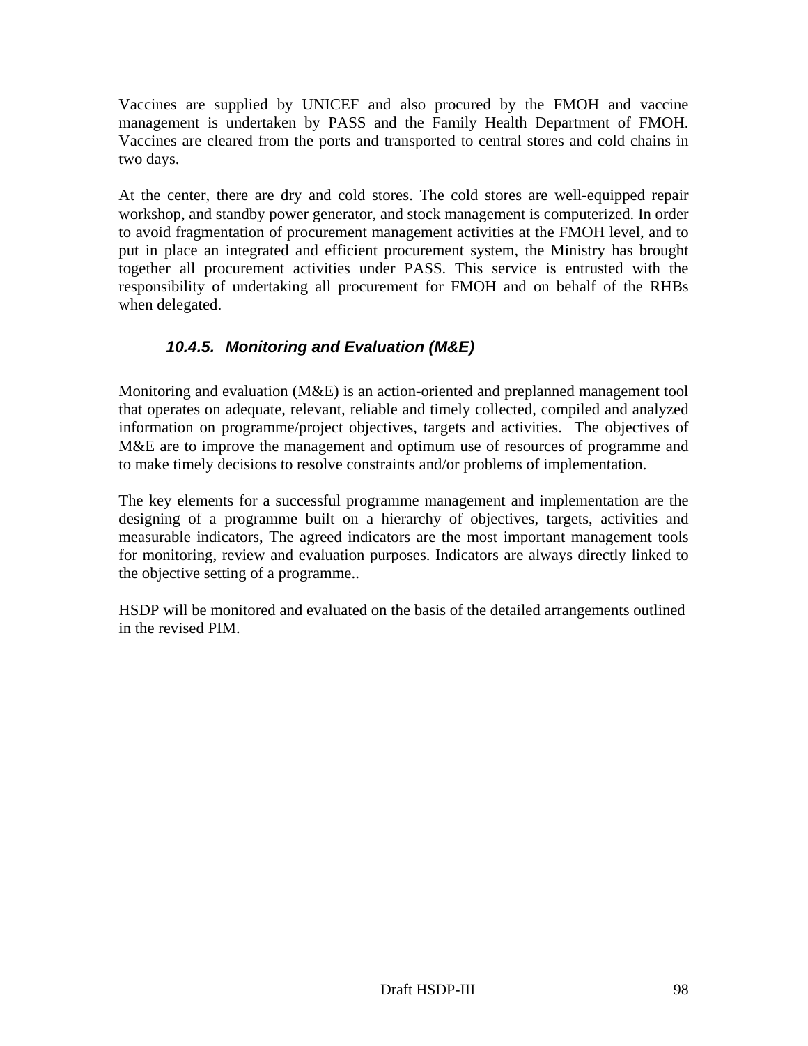Vaccines are supplied by UNICEF and also procured by the FMOH and vaccine management is undertaken by PASS and the Family Health Department of FMOH. Vaccines are cleared from the ports and transported to central stores and cold chains in two days.

At the center, there are dry and cold stores. The cold stores are well-equipped repair workshop, and standby power generator, and stock management is computerized. In order to avoid fragmentation of procurement management activities at the FMOH level, and to put in place an integrated and efficient procurement system, the Ministry has brought together all procurement activities under PASS. This service is entrusted with the responsibility of undertaking all procurement for FMOH and on behalf of the RHBs when delegated.

#### *10.4.5. Monitoring and Evaluation (M&E)*

Monitoring and evaluation (M&E) is an action-oriented and preplanned management tool that operates on adequate, relevant, reliable and timely collected, compiled and analyzed information on programme/project objectives, targets and activities. The objectives of M&E are to improve the management and optimum use of resources of programme and to make timely decisions to resolve constraints and/or problems of implementation.

The key elements for a successful programme management and implementation are the designing of a programme built on a hierarchy of objectives, targets, activities and measurable indicators, The agreed indicators are the most important management tools for monitoring, review and evaluation purposes. Indicators are always directly linked to the objective setting of a programme..

HSDP will be monitored and evaluated on the basis of the detailed arrangements outlined in the revised PIM.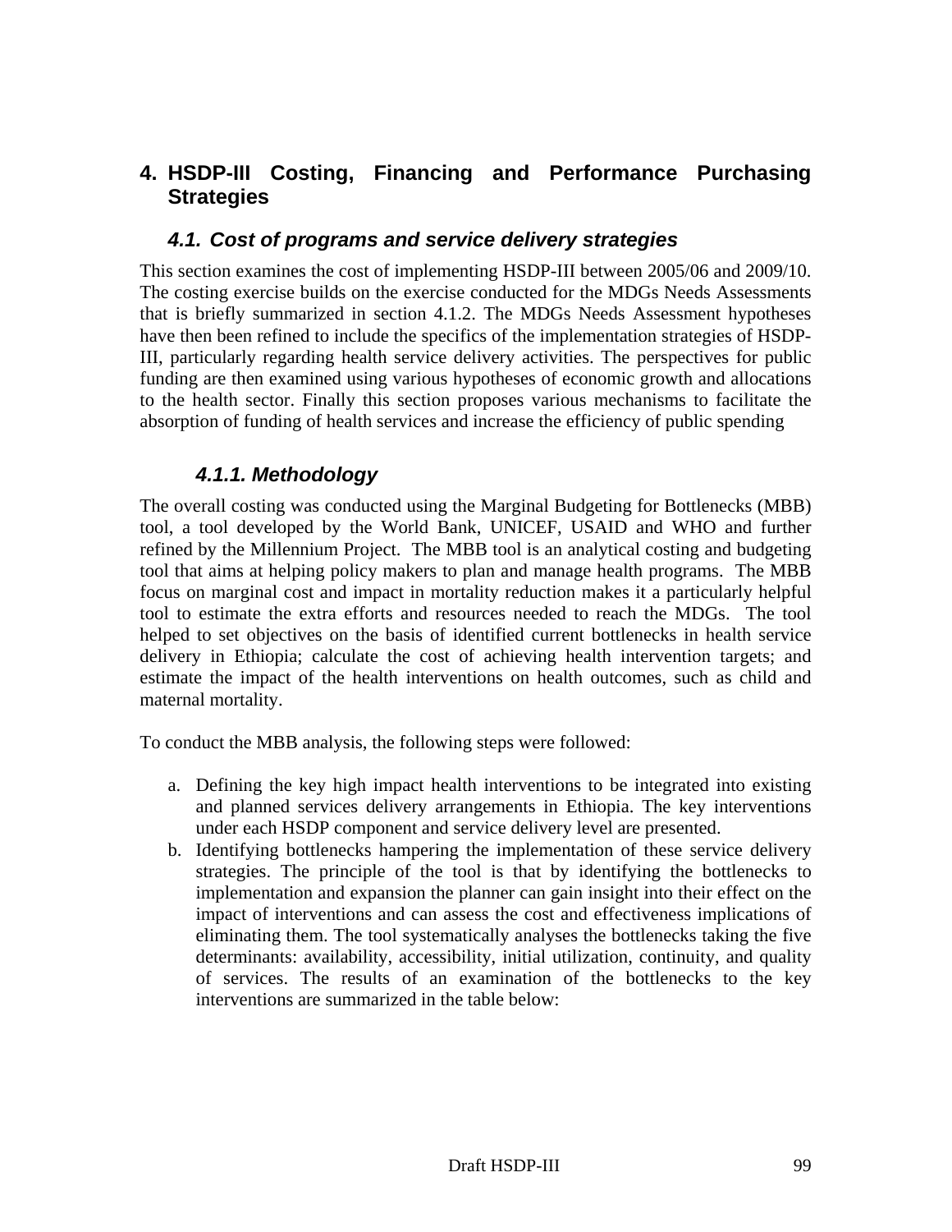# 4. HSDP-III Costing, Financing and Performance Purchasing Strategies

## *4.1. Cost of programs and service delivery strategies*

This section examines the cost of implementing HSDP-III between 2005/06 and 2009/10. The costing exercise builds on the exercise conducted for the MDGs Needs Assessments that is briefly summarized in section 4.1.2. The MDGs Needs Assessment hypotheses have then been refined to include the specifics of the implementation strategies of HSDP-III, particularly regarding health service delivery activities. The perspectives for public funding are then examined using various hypotheses of economic growth and allocations to the health sector. Finally this section proposes various mechanisms to facilitate the absorption of funding of health services and increase the efficiency of public spending

### *4.1.1. Methodology*

The overall costing was conducted using the Marginal Budgeting for Bottlenecks (MBB) tool, a tool developed by the World Bank, UNICEF, USAID and WHO and further refined by the Millennium Project. The MBB tool is an analytical costing and budgeting tool that aims at helping policy makers to plan and manage health programs. The MBB focus on marginal cost and impact in mortality reduction makes it a particularly helpful tool to estimate the extra efforts and resources needed to reach the MDGs. The tool helped to set objectives on the basis of identified current bottlenecks in health service delivery in Ethiopia; calculate the cost of achieving health intervention targets; and estimate the impact of the health interventions on health outcomes, such as child and maternal mortality.

To conduct the MBB analysis, the following steps were followed:

a. Defining the key high impact health interventions to be integrated into existing and planned services delivery arrangements in Ethiopia. The key interventions under each HSDP component and service delivery level are presented.
b. Identifying bottlenecks hampering the implementation of these service delivery strategies. The principle of the tool is that by identifying the bottlenecks to implementation and expansion the planner can gain insight into their effect on the impact of interventions and can assess the cost and effectiveness implications of eliminating them. The tool systematically analyses the bottlenecks taking the five determinants: availability, accessibility, initial utilization, continuity, and quality of services. The results of an examination of the bottlenecks to the key interventions are summarized in the table below: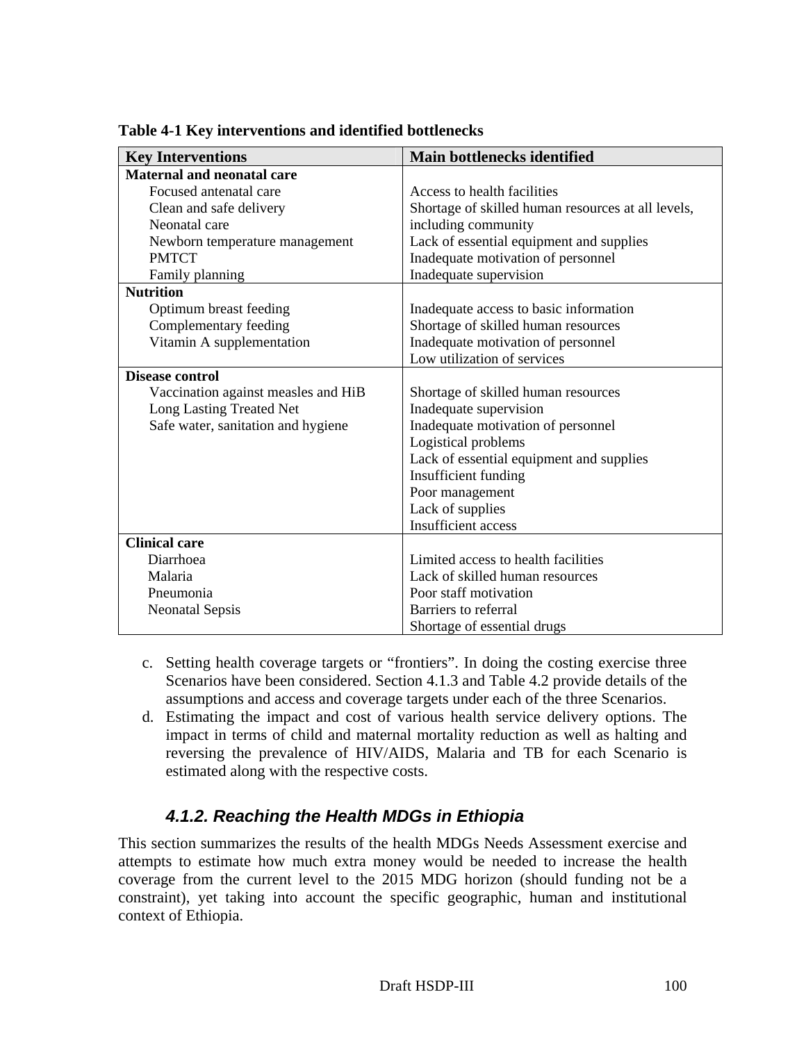**Table 4-1 Key interventions and identified bottlenecks**

| Key Interventions | Main bottlenecks identified |
|---|---|
| **Maternal and neonatal care** | |
| Focused antenatal care<br>Clean and safe delivery<br>Neonatal care<br>Newborn temperature management<br>PMTCT<br>Family planning | Access to health facilities<br>Shortage of skilled human resources at all levels, including community<br>Lack of essential equipment and supplies<br>Inadequate motivation of personnel<br>Inadequate supervision |
| **Nutrition** | |
| Optimum breast feeding<br>Complementary feeding<br>Vitamin A supplementation | Inadequate access to basic information<br>Shortage of skilled human resources<br>Inadequate motivation of personnel<br>Low utilization of services |
| **Disease control** | |
| Vaccination against measles and HiB<br>Long Lasting Treated Net<br>Safe water, sanitation and hygiene | Shortage of skilled human resources<br>Inadequate supervision<br>Inadequate motivation of personnel<br>Logistical problems<br>Lack of essential equipment and supplies<br>Insufficient funding<br>Poor management<br>Lack of supplies<br>Insufficient access |
| **Clinical care** | |
| Diarrhoea<br>Malaria<br>Pneumonia<br>Neonatal Sepsis | Limited access to health facilities<br>Lack of skilled human resources<br>Poor staff motivation<br>Barriers to referral<br>Shortage of essential drugs |

c. Setting health coverage targets or "frontiers". In doing the costing exercise three Scenarios have been considered. Section 4.1.3 and Table 4.2 provide details of the assumptions and access and coverage targets under each of the three Scenarios.
d. Estimating the impact and cost of various health service delivery options. The impact in terms of child and maternal mortality reduction as well as halting and reversing the prevalence of HIV/AIDS, Malaria and TB for each Scenario is estimated along with the respective costs.

### *4.1.2. Reaching the Health MDGs in Ethiopia*

This section summarizes the results of the health MDGs Needs Assessment exercise and attempts to estimate how much extra money would be needed to increase the health coverage from the current level to the 2015 MDG horizon (should funding not be a constraint), yet taking into account the specific geographic, human and institutional context of Ethiopia.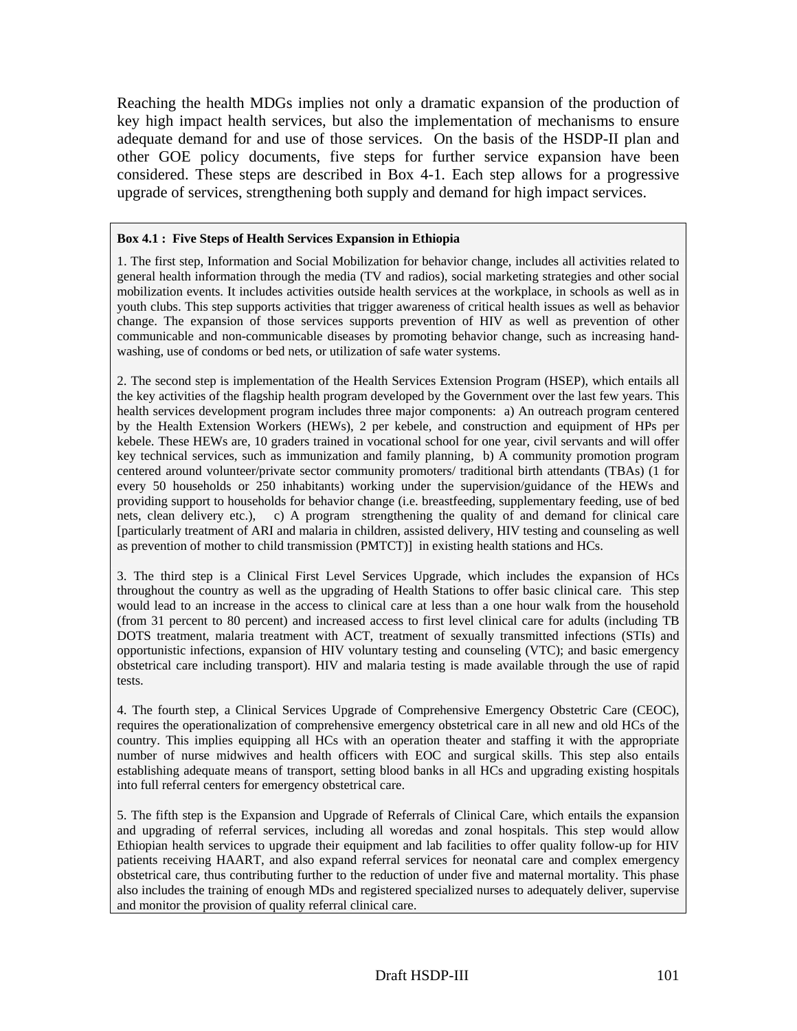Reaching the health MDGs implies not only a dramatic expansion of the production of key high impact health services, but also the implementation of mechanisms to ensure adequate demand for and use of those services. On the basis of the HSDP-II plan and other GOE policy documents, five steps for further service expansion have been considered. These steps are described in Box 4-1. Each step allows for a progressive upgrade of services, strengthening both supply and demand for high impact services.

**Box 4.1 : Five Steps of Health Services Expansion in Ethiopia**

1. The first step, Information and Social Mobilization for behavior change, includes all activities related to general health information through the media (TV and radios), social marketing strategies and other social mobilization events. It includes activities outside health services at the workplace, in schools as well as in youth clubs. This step supports activities that trigger awareness of critical health issues as well as behavior change. The expansion of those services supports prevention of HIV as well as prevention of other communicable and non-communicable diseases by promoting behavior change, such as increasing hand-washing, use of condoms or bed nets, or utilization of safe water systems.

2. The second step is implementation of the Health Services Extension Program (HSEP), which entails all the key activities of the flagship health program developed by the Government over the last few years. This health services development program includes three major components: a) An outreach program centered by the Health Extension Workers (HEWs), 2 per kebele, and construction and equipment of HPs per kebele. These HEWs are, 10 graders trained in vocational school for one year, civil servants and will offer key technical services, such as immunization and family planning, b) A community promotion program centered around volunteer/private sector community promoters/ traditional birth attendants (TBAs) (1 for every 50 households or 250 inhabitants) working under the supervision/guidance of the HEWs and providing support to households for behavior change (i.e. breastfeeding, supplementary feeding, use of bed nets, clean delivery etc.), c) A program strengthening the quality of and demand for clinical care [particularly treatment of ARI and malaria in children, assisted delivery, HIV testing and counseling as well as prevention of mother to child transmission (PMTCT)] in existing health stations and HCs.

3. The third step is a Clinical First Level Services Upgrade, which includes the expansion of HCs throughout the country as well as the upgrading of Health Stations to offer basic clinical care. This step would lead to an increase in the access to clinical care at less than a one hour walk from the household (from 31 percent to 80 percent) and increased access to first level clinical care for adults (including TB DOTS treatment, malaria treatment with ACT, treatment of sexually transmitted infections (STIs) and opportunistic infections, expansion of HIV voluntary testing and counseling (VTC); and basic emergency obstetrical care including transport). HIV and malaria testing is made available through the use of rapid tests.

4. The fourth step, a Clinical Services Upgrade of Comprehensive Emergency Obstetric Care (CEOC), requires the operationalization of comprehensive emergency obstetrical care in all new and old HCs of the country. This implies equipping all HCs with an operation theater and staffing it with the appropriate number of nurse midwives and health officers with EOC and surgical skills. This step also entails establishing adequate means of transport, setting blood banks in all HCs and upgrading existing hospitals into full referral centers for emergency obstetrical care.

5. The fifth step is the Expansion and Upgrade of Referrals of Clinical Care, which entails the expansion and upgrading of referral services, including all woredas and zonal hospitals. This step would allow Ethiopian health services to upgrade their equipment and lab facilities to offer quality follow-up for HIV patients receiving HAART, and also expand referral services for neonatal care and complex emergency obstetrical care, thus contributing further to the reduction of under five and maternal mortality. This phase also includes the training of enough MDs and registered specialized nurses to adequately deliver, supervise and monitor the provision of quality referral clinical care.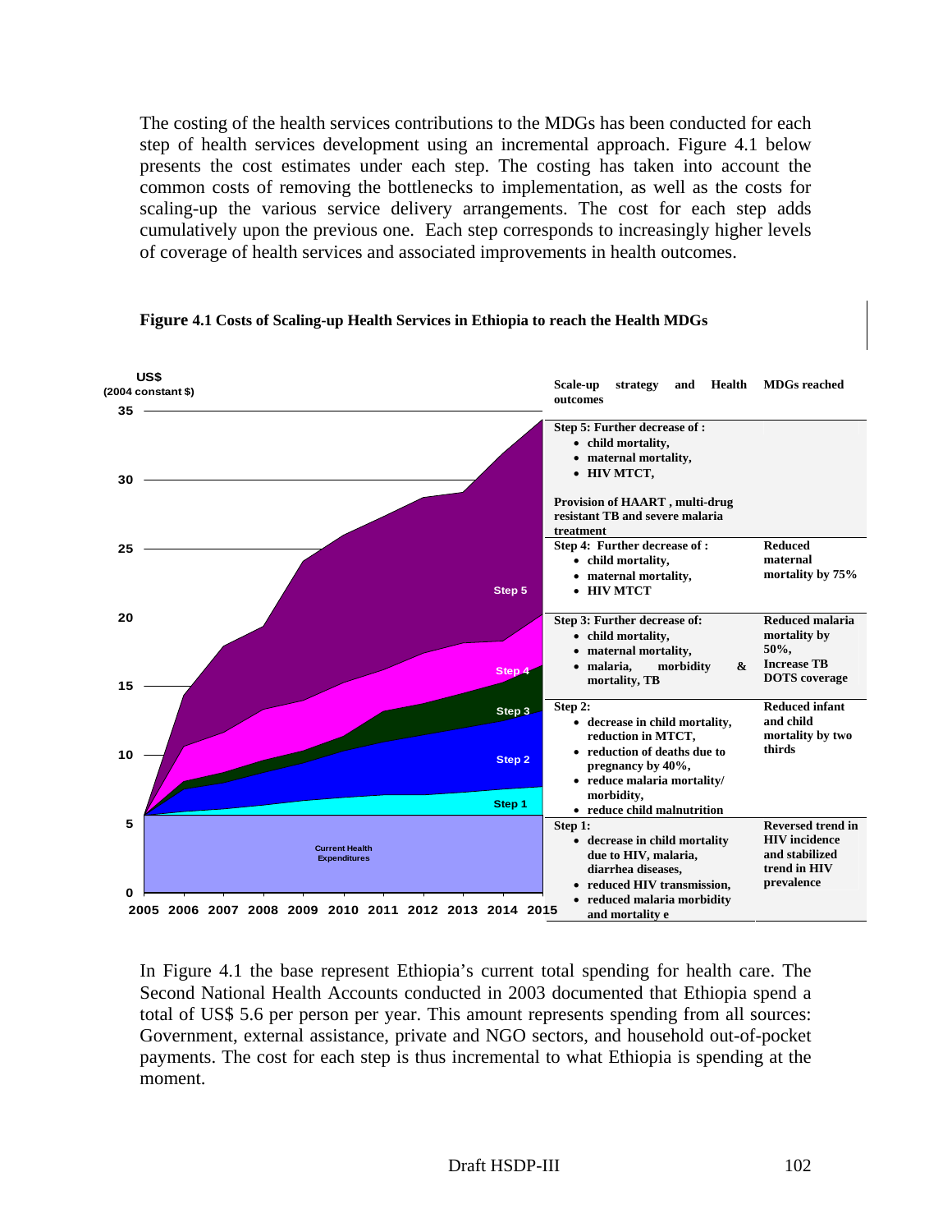The costing of the health services contributions to the MDGs has been conducted for each step of health services development using an incremental approach. Figure 4.1 below presents the cost estimates under each step. The costing has taken into account the common costs of removing the bottlenecks to implementation, as well as the costs for scaling-up the various service delivery arrangements. The cost for each step adds cumulatively upon the previous one. Each step corresponds to increasingly higher levels of coverage of health services and associated improvements in health outcomes.

**Figure 4.1 Costs of Scaling-up Health Services in Ethiopia to reach the Health MDGs**

| Scale-up strategy and Health outcomes | MDGs reached |
|---|---|
| **Step 5: Further decrease of :** <br>• child mortality, <br>• maternal mortality, <br>• HIV MTCT, <br><br>Provision of HAART , multi-drug resistant TB and severe malaria treatment | |
| **Step 4: Further decrease of :** <br>• child mortality, <br>• maternal mortality, <br>• HIV MTCT | Reduced maternal mortality by 75% |
| **Step 3: Further decrease of:** <br>• child mortality, <br>• maternal mortality, <br>• malaria, morbidity & mortality, TB | Reduced malaria mortality by 50%, Increase TB DOTS coverage |
| **Step 2:** <br>• decrease in child mortality, reduction in MTCT, <br>• reduction of deaths due to pregnancy by 40%, <br>• reduce malaria mortality/ morbidity, <br>• reduce child malnutrition | Reduced infant and child mortality by two thirds |
| **Step 1:** <br>• decrease in child mortality due to HIV, malaria, diarrhea diseases, <br>• reduced HIV transmission, <br>• reduced malaria morbidity and mortality e | Reversed trend in HIV incidence and stabilized trend in HIV prevalence |

In Figure 4.1 the base represent Ethiopia's current total spending for health care. The Second National Health Accounts conducted in 2003 documented that Ethiopia spend a total of US$ 5.6 per person per year. This amount represents spending from all sources: Government, external assistance, private and NGO sectors, and household out-of-pocket payments. The cost for each step is thus incremental to what Ethiopia is spending at the moment.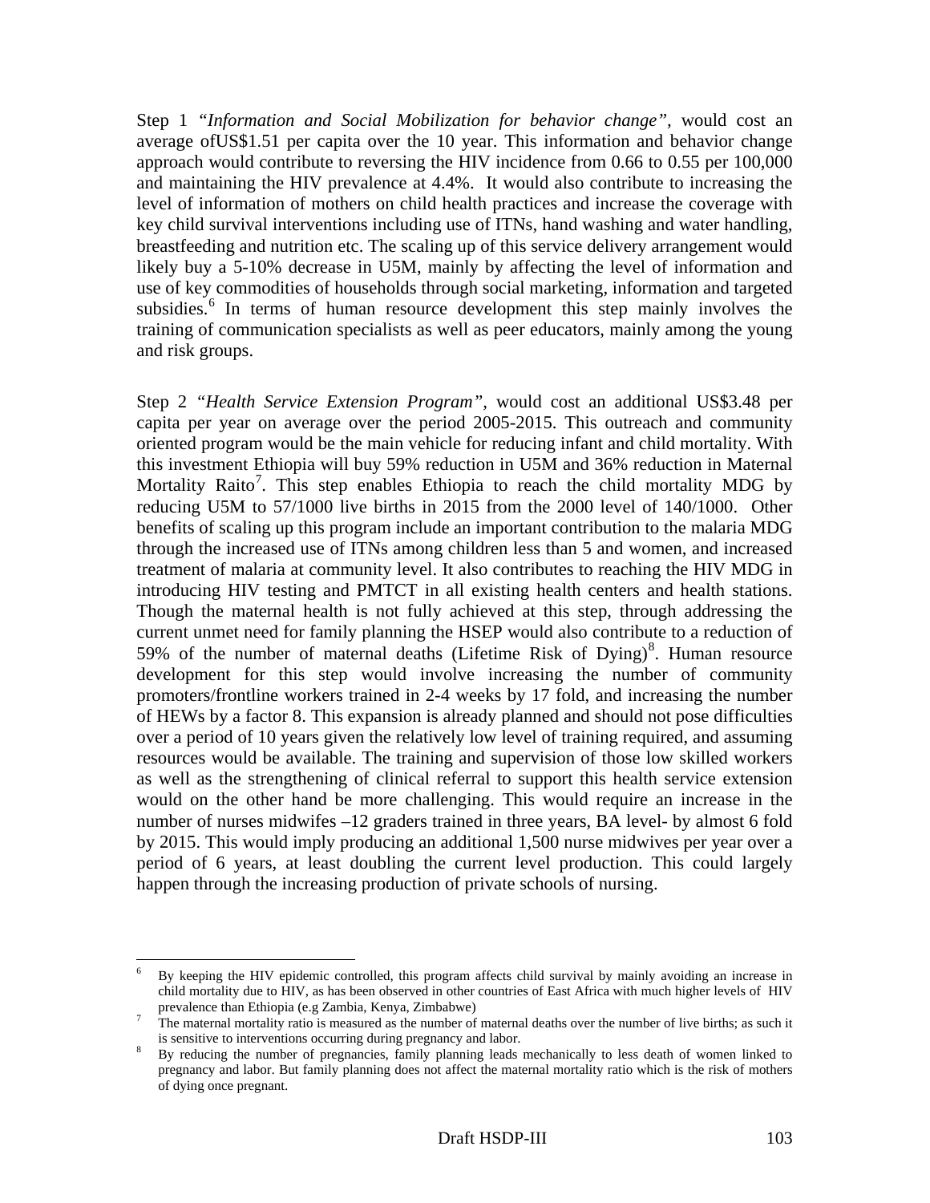Step 1 *"Information and Social Mobilization for behavior change"*, would cost an average ofUS$1.51 per capita over the 10 year. This information and behavior change approach would contribute to reversing the HIV incidence from 0.66 to 0.55 per 100,000 and maintaining the HIV prevalence at 4.4%. It would also contribute to increasing the level of information of mothers on child health practices and increase the coverage with key child survival interventions including use of ITNs, hand washing and water handling, breastfeeding and nutrition etc. The scaling up of this service delivery arrangement would likely buy a 5-10% decrease in U5M, mainly by affecting the level of information and use of key commodities of households through social marketing, information and targeted subsidies.[6] In terms of human resource development this step mainly involves the training of communication specialists as well as peer educators, mainly among the young and risk groups.

Step 2 *"Health Service Extension Program"*, would cost an additional US$3.48 per capita per year on average over the period 2005-2015. This outreach and community oriented program would be the main vehicle for reducing infant and child mortality. With this investment Ethiopia will buy 59% reduction in U5M and 36% reduction in Maternal Mortality Raito[7]. This step enables Ethiopia to reach the child mortality MDG by reducing U5M to 57/1000 live births in 2015 from the 2000 level of 140/1000. Other benefits of scaling up this program include an important contribution to the malaria MDG through the increased use of ITNs among children less than 5 and women, and increased treatment of malaria at community level. It also contributes to reaching the HIV MDG in introducing HIV testing and PMTCT in all existing health centers and health stations. Though the maternal health is not fully achieved at this step, through addressing the current unmet need for family planning the HSEP would also contribute to a reduction of 59% of the number of maternal deaths (Lifetime Risk of Dying)[8]. Human resource development for this step would involve increasing the number of community promoters/frontline workers trained in 2-4 weeks by 17 fold, and increasing the number of HEWs by a factor 8. This expansion is already planned and should not pose difficulties over a period of 10 years given the relatively low level of training required, and assuming resources would be available. The training and supervision of those low skilled workers as well as the strengthening of clinical referral to support this health service extension would on the other hand be more challenging. This would require an increase in the number of nurses midwifes –12 graders trained in three years, BA level- by almost 6 fold by 2015. This would imply producing an additional 1,500 nurse midwives per year over a period of 6 years, at least doubling the current level production. This could largely happen through the increasing production of private schools of nursing.

---

[6] By keeping the HIV epidemic controlled, this program affects child survival by mainly avoiding an increase in child mortality due to HIV, as has been observed in other countries of East Africa with much higher levels of HIV prevalence than Ethiopia (e.g Zambia, Kenya, Zimbabwe)

[7] The maternal mortality ratio is measured as the number of maternal deaths over the number of live births; as such it is sensitive to interventions occurring during pregnancy and labor.

[8] By reducing the number of pregnancies, family planning leads mechanically to less death of women linked to pregnancy and labor. But family planning does not affect the maternal mortality ratio which is the risk of mothers of dying once pregnant.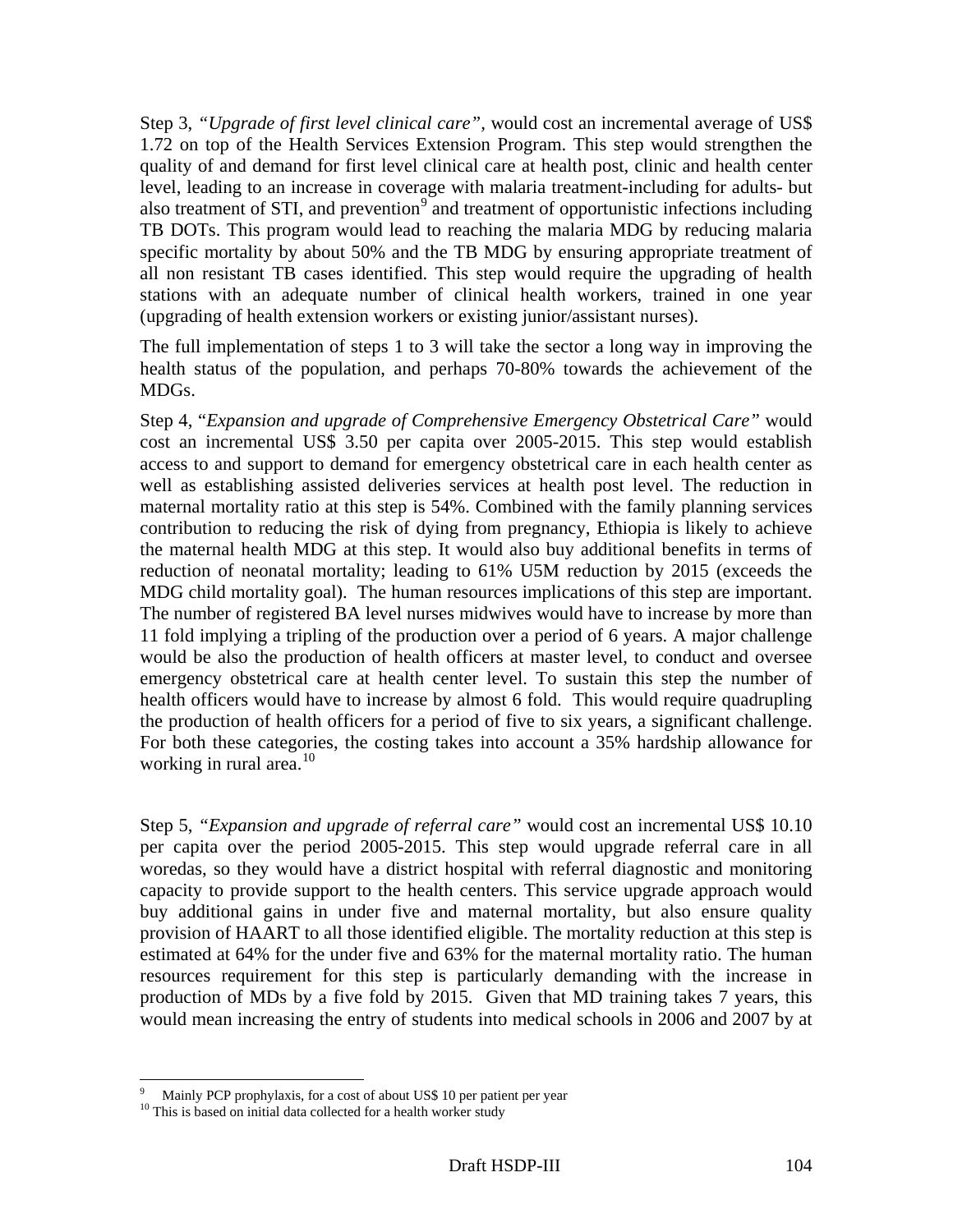Step 3, *"Upgrade of first level clinical care"*, would cost an incremental average of US$ 1.72 on top of the Health Services Extension Program. This step would strengthen the quality of and demand for first level clinical care at health post, clinic and health center level, leading to an increase in coverage with malaria treatment-including for adults- but also treatment of STI, and prevention[9] and treatment of opportunistic infections including TB DOTs. This program would lead to reaching the malaria MDG by reducing malaria specific mortality by about 50% and the TB MDG by ensuring appropriate treatment of all non resistant TB cases identified. This step would require the upgrading of health stations with an adequate number of clinical health workers, trained in one year (upgrading of health extension workers or existing junior/assistant nurses).

The full implementation of steps 1 to 3 will take the sector a long way in improving the health status of the population, and perhaps 70-80% towards the achievement of the MDGs.

Step 4, "*Expansion and upgrade of Comprehensive Emergency Obstetrical Care"* would cost an incremental US$ 3.50 per capita over 2005-2015. This step would establish access to and support to demand for emergency obstetrical care in each health center as well as establishing assisted deliveries services at health post level. The reduction in maternal mortality ratio at this step is 54%. Combined with the family planning services contribution to reducing the risk of dying from pregnancy, Ethiopia is likely to achieve the maternal health MDG at this step. It would also buy additional benefits in terms of reduction of neonatal mortality; leading to 61% U5M reduction by 2015 (exceeds the MDG child mortality goal). The human resources implications of this step are important. The number of registered BA level nurses midwives would have to increase by more than 11 fold implying a tripling of the production over a period of 6 years. A major challenge would be also the production of health officers at master level, to conduct and oversee emergency obstetrical care at health center level. To sustain this step the number of health officers would have to increase by almost 6 fold. This would require quadrupling the production of health officers for a period of five to six years, a significant challenge. For both these categories, the costing takes into account a 35% hardship allowance for working in rural area.[10]

Step 5, *"Expansion and upgrade of referral care"* would cost an incremental US$ 10.10 per capita over the period 2005-2015. This step would upgrade referral care in all woredas, so they would have a district hospital with referral diagnostic and monitoring capacity to provide support to the health centers. This service upgrade approach would buy additional gains in under five and maternal mortality, but also ensure quality provision of HAART to all those identified eligible. The mortality reduction at this step is estimated at 64% for the under five and 63% for the maternal mortality ratio. The human resources requirement for this step is particularly demanding with the increase in production of MDs by a five fold by 2015. Given that MD training takes 7 years, this would mean increasing the entry of students into medical schools in 2006 and 2007 by at

---

[9] Mainly PCP prophylaxis, for a cost of about US$ 10 per patient per year

[10] This is based on initial data collected for a health worker study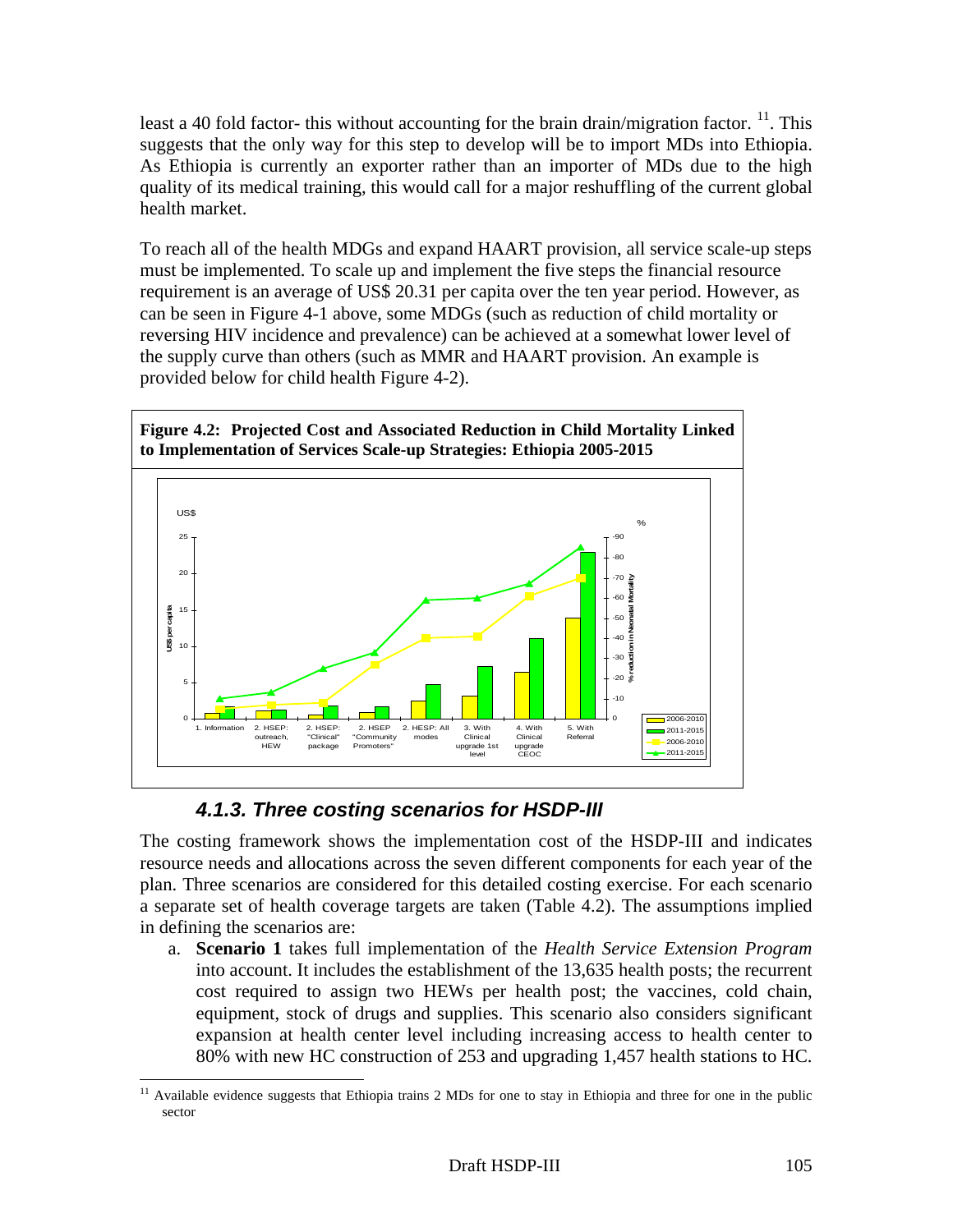least a 40 fold factor- this without accounting for the brain drain/migration factor. [11]. This suggests that the only way for this step to develop will be to import MDs into Ethiopia. As Ethiopia is currently an exporter rather than an importer of MDs due to the high quality of its medical training, this would call for a major reshuffling of the current global health market.

To reach all of the health MDGs and expand HAART provision, all service scale-up steps must be implemented. To scale up and implement the five steps the financial resource requirement is an average of US$ 20.31 per capita over the ten year period. However, as can be seen in Figure 4-1 above, some MDGs (such as reduction of child mortality or reversing HIV incidence and prevalence) can be achieved at a somewhat lower level of the supply curve than others (such as MMR and HAART provision. An example is provided below for child health Figure 4-2).

**Figure 4.2: Projected Cost and Associated Reduction in Child Mortality Linked to Implementation of Services Scale-up Strategies: Ethiopia 2005-2015**

### *4.1.3. Three costing scenarios for HSDP-III*

The costing framework shows the implementation cost of the HSDP-III and indicates resource needs and allocations across the seven different components for each year of the plan. Three scenarios are considered for this detailed costing exercise. For each scenario a separate set of health coverage targets are taken (Table 4.2). The assumptions implied in defining the scenarios are:

a. **Scenario 1** takes full implementation of the *Health Service Extension Program* into account. It includes the establishment of the 13,635 health posts; the recurrent cost required to assign two HEWs per health post; the vaccines, cold chain, equipment, stock of drugs and supplies. This scenario also considers significant expansion at health center level including increasing access to health center to 80% with new HC construction of 253 and upgrading 1,457 health stations to HC.

---

[11] Available evidence suggests that Ethiopia trains 2 MDs for one to stay in Ethiopia and three for one in the public sector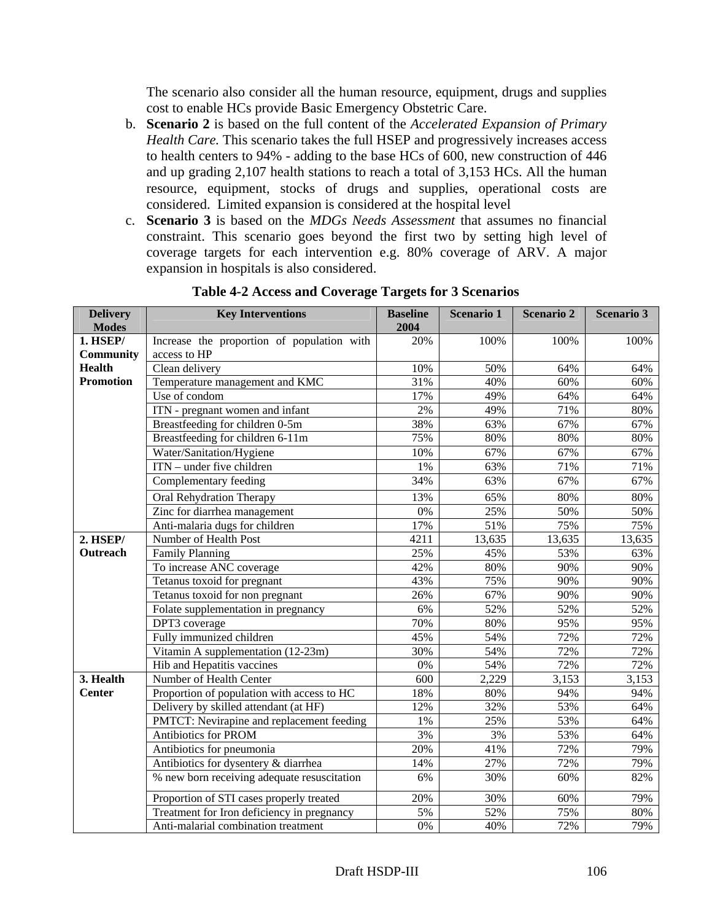The scenario also consider all the human resource, equipment, drugs and supplies cost to enable HCs provide Basic Emergency Obstetric Care.

b. **Scenario 2** is based on the full content of the *Accelerated Expansion of Primary Health Care.* This scenario takes the full HSEP and progressively increases access to health centers to 94% - adding to the base HCs of 600, new construction of 446 and up grading 2,107 health stations to reach a total of 3,153 HCs. All the human resource, equipment, stocks of drugs and supplies, operational costs are considered. Limited expansion is considered at the hospital level

c. **Scenario 3** is based on the *MDGs Needs Assessment* that assumes no financial constraint. This scenario goes beyond the first two by setting high level of coverage targets for each intervention e.g. 80% coverage of ARV. A major expansion in hospitals is also considered.

**Table 4-2 Access and Coverage Targets for 3 Scenarios**

| Delivery Modes | Key Interventions | Baseline 2004 | Scenario 1 | Scenario 2 | Scenario 3 |
|---|---|---|---|---|---|
| **1. HSEP/ Community Health Promotion** | Increase the proportion of population with access to HP | 20% | 100% | 100% | 100% |
| | Clean delivery | 10% | 50% | 64% | 64% |
| | Temperature management and KMC | 31% | 40% | 60% | 60% |
| | Use of condom | 17% | 49% | 64% | 64% |
| | ITN - pregnant women and infant | 2% | 49% | 71% | 80% |
| | Breastfeeding for children 0-5m | 38% | 63% | 67% | 67% |
| | Breastfeeding for children 6-11m | 75% | 80% | 80% | 80% |
| | Water/Sanitation/Hygiene | 10% | 67% | 67% | 67% |
| | ITN – under five children | 1% | 63% | 71% | 71% |
| | Complementary feeding | 34% | 63% | 67% | 67% |
| | Oral Rehydration Therapy | 13% | 65% | 80% | 80% |
| | Zinc for diarrhea management | 0% | 25% | 50% | 50% |
| | Anti-malaria dugs for children | 17% | 51% | 75% | 75% |
| **2. HSEP/ Outreach** | Number of Health Post | 4211 | 13,635 | 13,635 | 13,635 |
| | Family Planning | 25% | 45% | 53% | 63% |
| | To increase ANC coverage | 42% | 80% | 90% | 90% |
| | Tetanus toxoid for pregnant | 43% | 75% | 90% | 90% |
| | Tetanus toxoid for non pregnant | 26% | 67% | 90% | 90% |
| | Folate supplementation in pregnancy | 6% | 52% | 52% | 52% |
| | DPT3 coverage | 70% | 80% | 95% | 95% |
| | Fully immunized children | 45% | 54% | 72% | 72% |
| | Vitamin A supplementation (12-23m) | 30% | 54% | 72% | 72% |
| | Hib and Hepatitis vaccines | 0% | 54% | 72% | 72% |
| **3. Health Center** | Number of Health Center | 600 | 2,229 | 3,153 | 3,153 |
| | Proportion of population with access to HC | 18% | 80% | 94% | 94% |
| | Delivery by skilled attendant (at HF) | 12% | 32% | 53% | 64% |
| | PMTCT: Nevirapine and replacement feeding | 1% | 25% | 53% | 64% |
| | Antibiotics for PROM | 3% | 3% | 53% | 64% |
| | Antibiotics for pneumonia | 20% | 41% | 72% | 79% |
| | Antibiotics for dysentery & diarrhea | 14% | 27% | 72% | 79% |
| | % new born receiving adequate resuscitation | 6% | 30% | 60% | 82% |
| | Proportion of STI cases properly treated | 20% | 30% | 60% | 79% |
| | Treatment for Iron deficiency in pregnancy | 5% | 52% | 75% | 80% |
| | Anti-malarial combination treatment | 0% | 40% | 72% | 79% |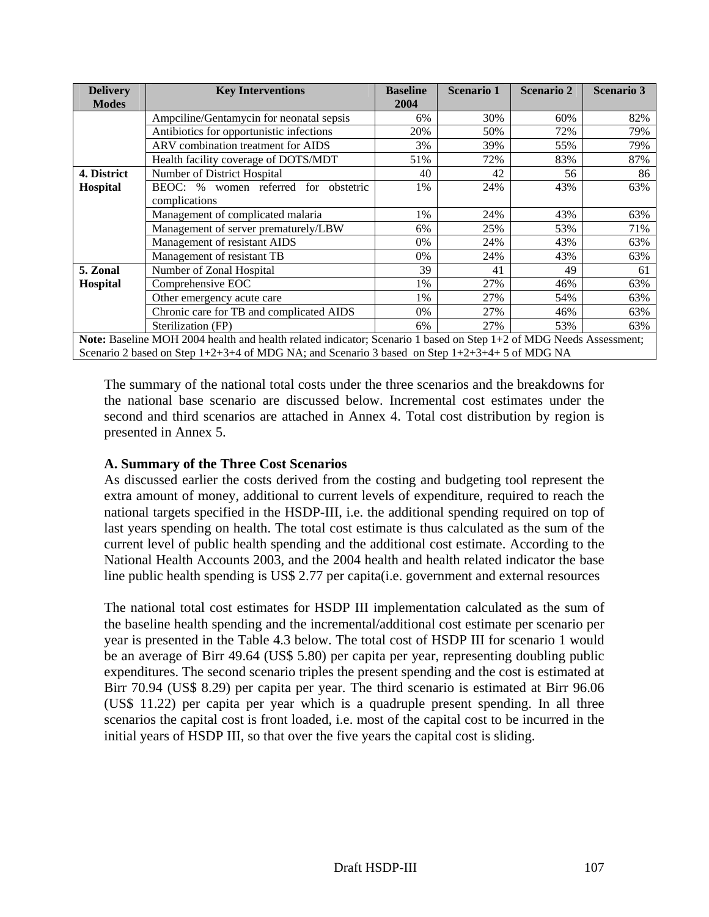| Delivery Modes | Key Interventions | Baseline 2004 | Scenario 1 | Scenario 2 | Scenario 3 |
|---|---|---|---|---|---|
| | Ampciline/Gentamycin for neonatal sepsis | 6% | 30% | 60% | 82% |
| | Antibiotics for opportunistic infections | 20% | 50% | 72% | 79% |
| | ARV combination treatment for AIDS | 3% | 39% | 55% | 79% |
| | Health facility coverage of DOTS/MDT | 51% | 72% | 83% | 87% |
| **4. District Hospital** | Number of District Hospital | 40 | 42 | 56 | 86 |
| | BEOC: % women referred for obstetric complications | 1% | 24% | 43% | 63% |
| | Management of complicated malaria | 1% | 24% | 43% | 63% |
| | Management of server prematurely/LBW | 6% | 25% | 53% | 71% |
| | Management of resistant AIDS | 0% | 24% | 43% | 63% |
| | Management of resistant TB | 0% | 24% | 43% | 63% |
| **5. Zonal Hospital** | Number of Zonal Hospital | 39 | 41 | 49 | 61 |
| | Comprehensive EOC | 1% | 27% | 46% | 63% |
| | Other emergency acute care | 1% | 27% | 54% | 63% |
| | Chronic care for TB and complicated AIDS | 0% | 27% | 46% | 63% |
| | Sterilization (FP) | 6% | 27% | 53% | 63% |

**Note:** Baseline MOH 2004 health and health related indicator; Scenario 1 based on Step 1+2 of MDG Needs Assessment; Scenario 2 based on Step 1+2+3+4 of MDG NA; and Scenario 3 based on Step 1+2+3+4+ 5 of MDG NA

The summary of the national total costs under the three scenarios and the breakdowns for the national base scenario are discussed below. Incremental cost estimates under the second and third scenarios are attached in Annex 4. Total cost distribution by region is presented in Annex 5.

**A. Summary of the Three Cost Scenarios**

As discussed earlier the costs derived from the costing and budgeting tool represent the extra amount of money, additional to current levels of expenditure, required to reach the national targets specified in the HSDP-III, i.e. the additional spending required on top of last years spending on health. The total cost estimate is thus calculated as the sum of the current level of public health spending and the additional cost estimate. According to the National Health Accounts 2003, and the 2004 health and health related indicator the base line public health spending is US$ 2.77 per capita(i.e. government and external resources

The national total cost estimates for HSDP III implementation calculated as the sum of the baseline health spending and the incremental/additional cost estimate per scenario per year is presented in the Table 4.3 below. The total cost of HSDP III for scenario 1 would be an average of Birr 49.64 (US$ 5.80) per capita per year, representing doubling public expenditures. The second scenario triples the present spending and the cost is estimated at Birr 70.94 (US$ 8.29) per capita per year. The third scenario is estimated at Birr 96.06 (US$ 11.22) per capita per year which is a quadruple present spending. In all three scenarios the capital cost is front loaded, i.e. most of the capital cost to be incurred in the initial years of HSDP III, so that over the five years the capital cost is sliding.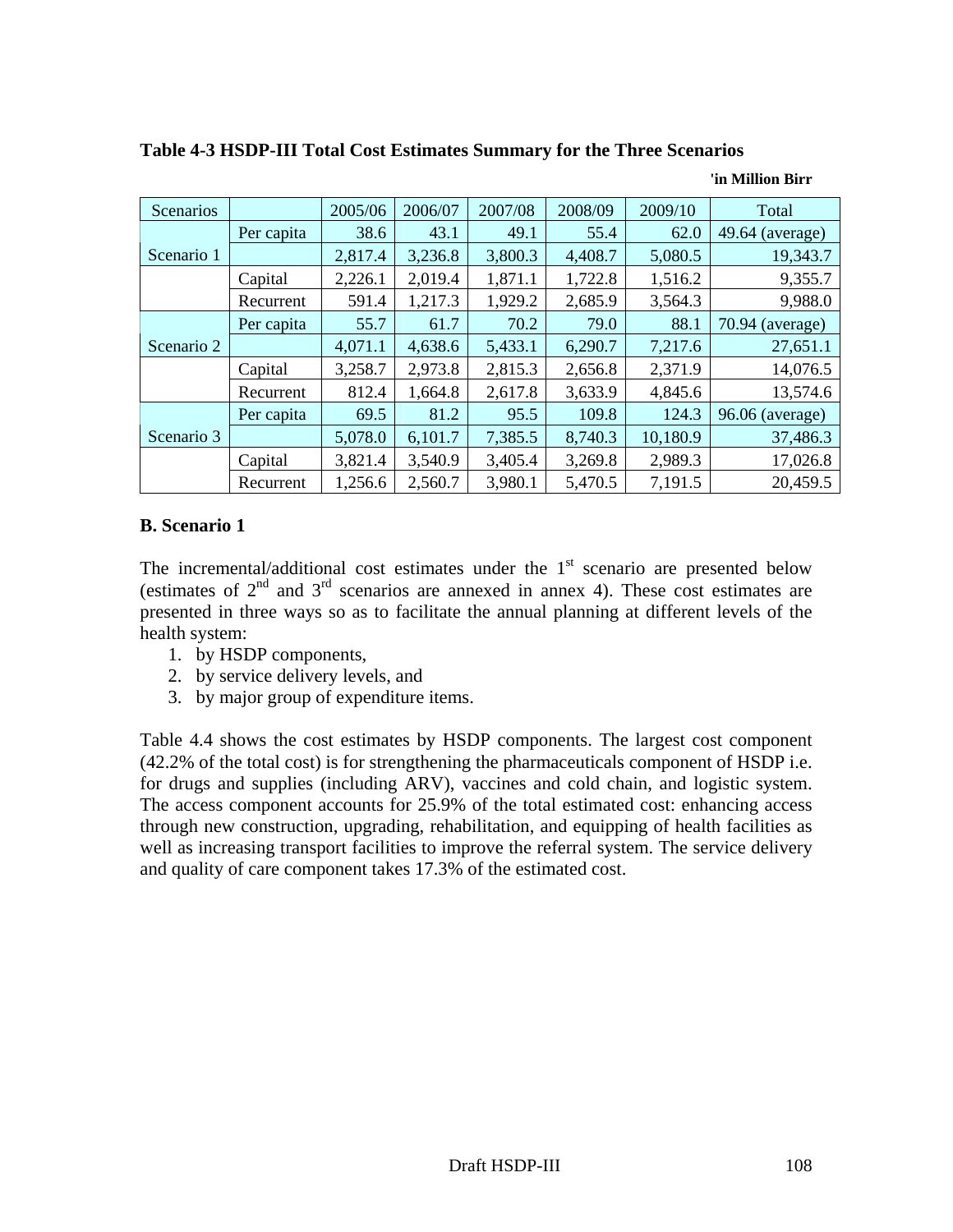**Table 4-3 HSDP-III Total Cost Estimates Summary for the Three Scenarios**

'in Million Birr

| Scenarios | | 2005/06 | 2006/07 | 2007/08 | 2008/09 | 2009/10 | Total |
|---|---|---|---|---|---|---|---|
| Scenario 1 | Per capita | 38.6 | 43.1 | 49.1 | 55.4 | 62.0 | 49.64 (average) |
| | | 2,817.4 | 3,236.8 | 3,800.3 | 4,408.7 | 5,080.5 | 19,343.7 |
| | Capital | 2,226.1 | 2,019.4 | 1,871.1 | 1,722.8 | 1,516.2 | 9,355.7 |
| | Recurrent | 591.4 | 1,217.3 | 1,929.2 | 2,685.9 | 3,564.3 | 9,988.0 |
| Scenario 2 | Per capita | 55.7 | 61.7 | 70.2 | 79.0 | 88.1 | 70.94 (average) |
| | | 4,071.1 | 4,638.6 | 5,433.1 | 6,290.7 | 7,217.6 | 27,651.1 |
| | Capital | 3,258.7 | 2,973.8 | 2,815.3 | 2,656.8 | 2,371.9 | 14,076.5 |
| | Recurrent | 812.4 | 1,664.8 | 2,617.8 | 3,633.9 | 4,845.6 | 13,574.6 |
| Scenario 3 | Per capita | 69.5 | 81.2 | 95.5 | 109.8 | 124.3 | 96.06 (average) |
| | | 5,078.0 | 6,101.7 | 7,385.5 | 8,740.3 | 10,180.9 | 37,486.3 |
| | Capital | 3,821.4 | 3,540.9 | 3,405.4 | 3,269.8 | 2,989.3 | 17,026.8 |
| | Recurrent | 1,256.6 | 2,560.7 | 3,980.1 | 5,470.5 | 7,191.5 | 20,459.5 |

### B. Scenario 1

The incremental/additional cost estimates under the 1st scenario are presented below (estimates of 2nd and 3rd scenarios are annexed in annex 4). These cost estimates are presented in three ways so as to facilitate the annual planning at different levels of the health system:

1. by HSDP components,
2. by service delivery levels, and
3. by major group of expenditure items.

Table 4.4 shows the cost estimates by HSDP components. The largest cost component (42.2% of the total cost) is for strengthening the pharmaceuticals component of HSDP i.e. for drugs and supplies (including ARV), vaccines and cold chain, and logistic system. The access component accounts for 25.9% of the total estimated cost: enhancing access through new construction, upgrading, rehabilitation, and equipping of health facilities as well as increasing transport facilities to improve the referral system. The service delivery and quality of care component takes 17.3% of the estimated cost.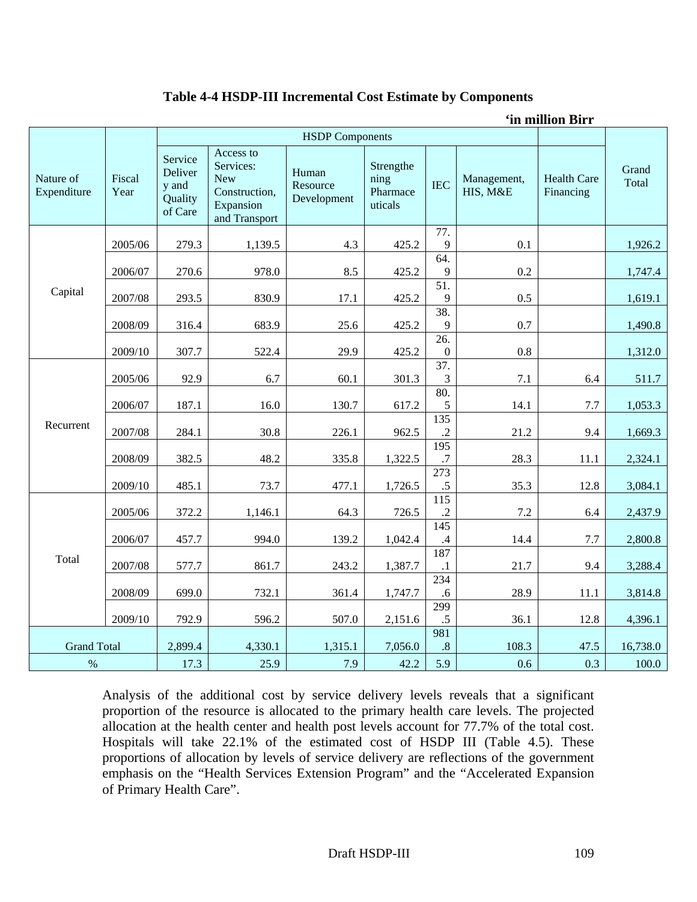**Table 4-4 HSDP-III Incremental Cost Estimate by Components**

**'in million Birr**

| Nature of Expenditure | Fiscal Year | HSDP Components | | | | | | | Grand Total |
|---|---|---|---|---|---|---|---|---|---|
| | | Service Delivery and Quality of Care | Access to Services: New Construction, Expansion and Transport | Human Resource Development | Strengthening Pharmaceuticals | IEC | Management, HIS, M&E | Health Care Financing | |
| Capital | 2005/06 | 279.3 | 1,139.5 | 4.3 | 425.2 | 77.9 | 0.1 | | 1,926.2 |
| | 2006/07 | 270.6 | 978.0 | 8.5 | 425.2 | 64.9 | 0.2 | | 1,747.4 |
| | 2007/08 | 293.5 | 830.9 | 17.1 | 425.2 | 51.9 | 0.5 | | 1,619.1 |
| | 2008/09 | 316.4 | 683.9 | 25.6 | 425.2 | 38.9 | 0.7 | | 1,490.8 |
| | 2009/10 | 307.7 | 522.4 | 29.9 | 425.2 | 26.0 | 0.8 | | 1,312.0 |
| Recurrent | 2005/06 | 92.9 | 6.7 | 60.1 | 301.3 | 37.3 | 7.1 | 6.4 | 511.7 |
| | 2006/07 | 187.1 | 16.0 | 130.7 | 617.2 | 80.5 | 14.1 | 7.7 | 1,053.3 |
| | 2007/08 | 284.1 | 30.8 | 226.1 | 962.5 | 135.2 | 21.2 | 9.4 | 1,669.3 |
| | 2008/09 | 382.5 | 48.2 | 335.8 | 1,322.5 | 195.7 | 28.3 | 11.1 | 2,324.1 |
| | 2009/10 | 485.1 | 73.7 | 477.1 | 1,726.5 | 273.5 | 35.3 | 12.8 | 3,084.1 |
| Total | 2005/06 | 372.2 | 1,146.1 | 64.3 | 726.5 | 115.2 | 7.2 | 6.4 | 2,437.9 |
| | 2006/07 | 457.7 | 994.0 | 139.2 | 1,042.4 | 145.4 | 14.4 | 7.7 | 2,800.8 |
| | 2007/08 | 577.7 | 861.7 | 243.2 | 1,387.7 | 187.1 | 21.7 | 9.4 | 3,288.4 |
| | 2008/09 | 699.0 | 732.1 | 361.4 | 1,747.7 | 234.6 | 28.9 | 11.1 | 3,814.8 |
| | 2009/10 | 792.9 | 596.2 | 507.0 | 2,151.6 | 299.5 | 36.1 | 12.8 | 4,396.1 |
| Grand Total | | 2,899.4 | 4,330.1 | 1,315.1 | 7,056.0 | 981.8 | 108.3 | 47.5 | 16,738.0 |
| % | | 17.3 | 25.9 | 7.9 | 42.2 | 5.9 | 0.6 | 0.3 | 100.0 |

Analysis of the additional cost by service delivery levels reveals that a significant proportion of the resource is allocated to the primary health care levels. The projected allocation at the health center and health post levels account for 77.7% of the total cost. Hospitals will take 22.1% of the estimated cost of HSDP III (Table 4.5). These proportions of allocation by levels of service delivery are reflections of the government emphasis on the "Health Services Extension Program" and the "Accelerated Expansion of Primary Health Care".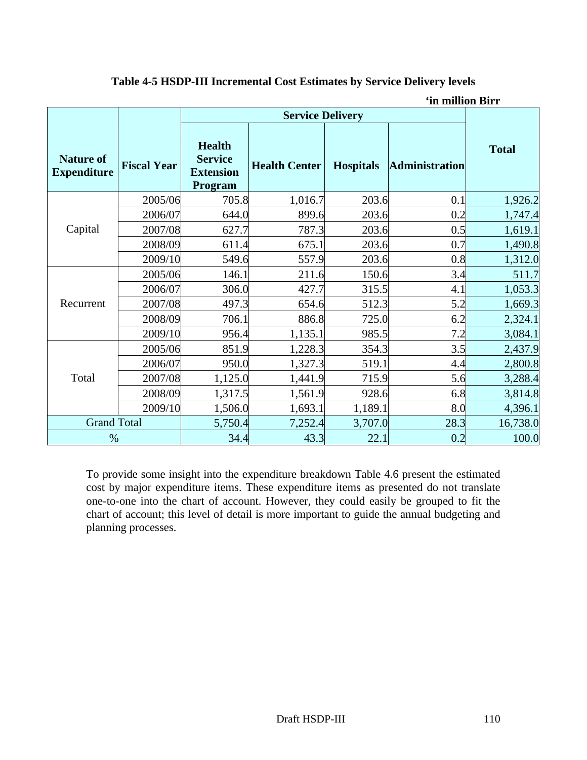**Table 4-5 HSDP-III Incremental Cost Estimates by Service Delivery levels**

'in million Birr

| Nature of Expenditure | Fiscal Year | Service Delivery | | | | Total |
|---|---|---|---|---|---|---|
| | | Health Service Extension Program | Health Center | Hospitals | Administration | |
| Capital | 2005/06 | 705.8 | 1,016.7 | 203.6 | 0.1 | 1,926.2 |
| | 2006/07 | 644.0 | 899.6 | 203.6 | 0.2 | 1,747.4 |
| | 2007/08 | 627.7 | 787.3 | 203.6 | 0.5 | 1,619.1 |
| | 2008/09 | 611.4 | 675.1 | 203.6 | 0.7 | 1,490.8 |
| | 2009/10 | 549.6 | 557.9 | 203.6 | 0.8 | 1,312.0 |
| Recurrent | 2005/06 | 146.1 | 211.6 | 150.6 | 3.4 | 511.7 |
| | 2006/07 | 306.0 | 427.7 | 315.5 | 4.1 | 1,053.3 |
| | 2007/08 | 497.3 | 654.6 | 512.3 | 5.2 | 1,669.3 |
| | 2008/09 | 706.1 | 886.8 | 725.0 | 6.2 | 2,324.1 |
| | 2009/10 | 956.4 | 1,135.1 | 985.5 | 7.2 | 3,084.1 |
| Total | 2005/06 | 851.9 | 1,228.3 | 354.3 | 3.5 | 2,437.9 |
| | 2006/07 | 950.0 | 1,327.3 | 519.1 | 4.4 | 2,800.8 |
| | 2007/08 | 1,125.0 | 1,441.9 | 715.9 | 5.6 | 3,288.4 |
| | 2008/09 | 1,317.5 | 1,561.9 | 928.6 | 6.8 | 3,814.8 |
| | 2009/10 | 1,506.0 | 1,693.1 | 1,189.1 | 8.0 | 4,396.1 |
| Grand Total | | 5,750.4 | 7,252.4 | 3,707.0 | 28.3 | 16,738.0 |
| % | | 34.4 | 43.3 | 22.1 | 0.2 | 100.0 |

To provide some insight into the expenditure breakdown Table 4.6 present the estimated cost by major expenditure items. These expenditure items as presented do not translate one-to-one into the chart of account. However, they could easily be grouped to fit the chart of account; this level of detail is more important to guide the annual budgeting and planning processes.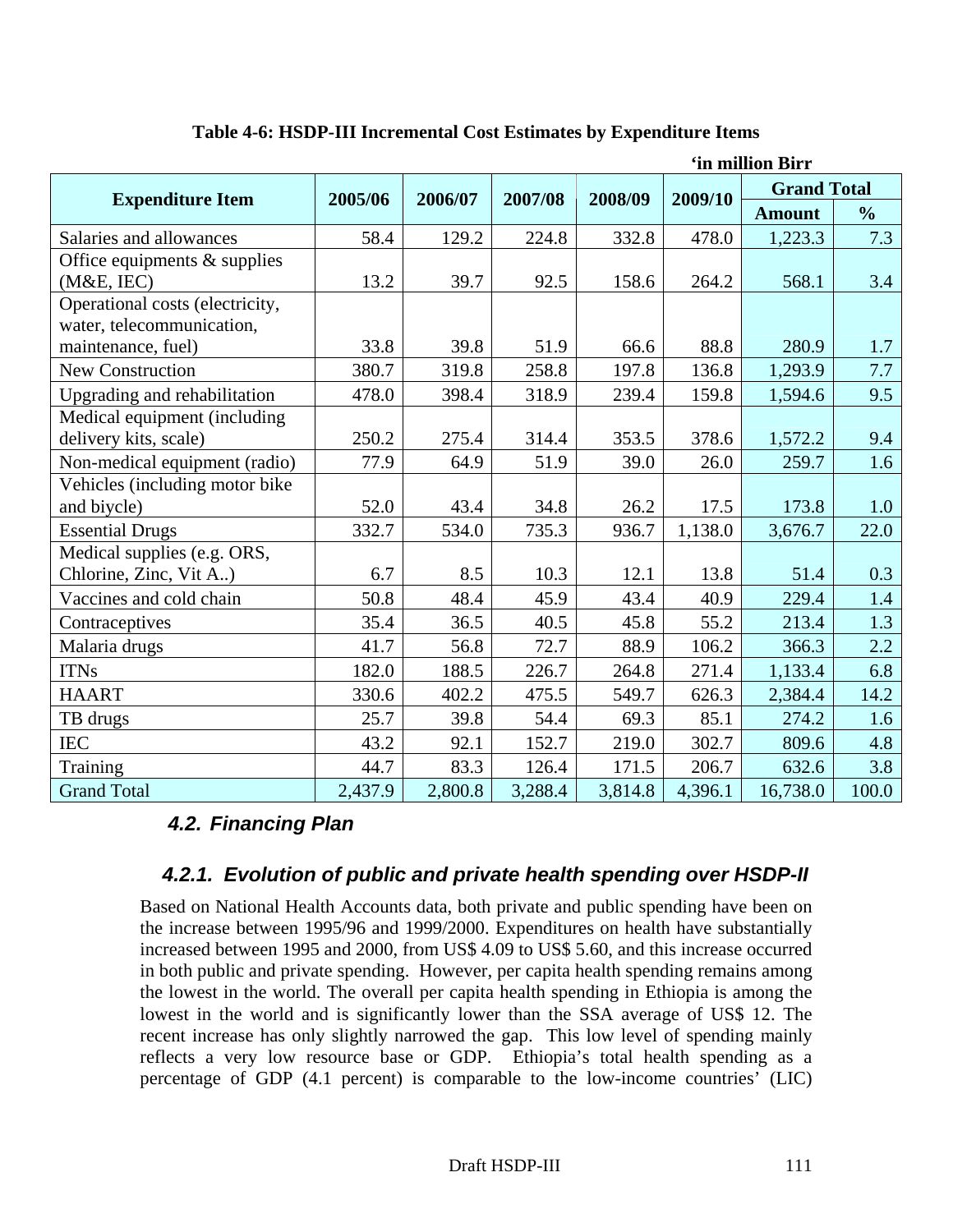**Table 4-6: HSDP-III Incremental Cost Estimates by Expenditure Items**

'in million Birr

| Expenditure Item | 2005/06 | 2006/07 | 2007/08 | 2008/09 | 2009/10 | Grand Total | |
|---|---|---|---|---|---|---|---|
| | | | | | | Amount | % |
| Salaries and allowances | 58.4 | 129.2 | 224.8 | 332.8 | 478.0 | 1,223.3 | 7.3 |
| Office equipments & supplies (M&E, IEC) | 13.2 | 39.7 | 92.5 | 158.6 | 264.2 | 568.1 | 3.4 |
| Operational costs (electricity, water, telecommunication, maintenance, fuel) | 33.8 | 39.8 | 51.9 | 66.6 | 88.8 | 280.9 | 1.7 |
| New Construction | 380.7 | 319.8 | 258.8 | 197.8 | 136.8 | 1,293.9 | 7.7 |
| Upgrading and rehabilitation | 478.0 | 398.4 | 318.9 | 239.4 | 159.8 | 1,594.6 | 9.5 |
| Medical equipment (including delivery kits, scale) | 250.2 | 275.4 | 314.4 | 353.5 | 378.6 | 1,572.2 | 9.4 |
| Non-medical equipment (radio) | 77.9 | 64.9 | 51.9 | 39.0 | 26.0 | 259.7 | 1.6 |
| Vehicles (including motor bike and biycle) | 52.0 | 43.4 | 34.8 | 26.2 | 17.5 | 173.8 | 1.0 |
| Essential Drugs | 332.7 | 534.0 | 735.3 | 936.7 | 1,138.0 | 3,676.7 | 22.0 |
| Medical supplies (e.g. ORS, Chlorine, Zinc, Vit A..) | 6.7 | 8.5 | 10.3 | 12.1 | 13.8 | 51.4 | 0.3 |
| Vaccines and cold chain | 50.8 | 48.4 | 45.9 | 43.4 | 40.9 | 229.4 | 1.4 |
| Contraceptives | 35.4 | 36.5 | 40.5 | 45.8 | 55.2 | 213.4 | 1.3 |
| Malaria drugs | 41.7 | 56.8 | 72.7 | 88.9 | 106.2 | 366.3 | 2.2 |
| ITNs | 182.0 | 188.5 | 226.7 | 264.8 | 271.4 | 1,133.4 | 6.8 |
| HAART | 330.6 | 402.2 | 475.5 | 549.7 | 626.3 | 2,384.4 | 14.2 |
| TB drugs | 25.7 | 39.8 | 54.4 | 69.3 | 85.1 | 274.2 | 1.6 |
| IEC | 43.2 | 92.1 | 152.7 | 219.0 | 302.7 | 809.6 | 4.8 |
| Training | 44.7 | 83.3 | 126.4 | 171.5 | 206.7 | 632.6 | 3.8 |
| Grand Total | 2,437.9 | 2,800.8 | 3,288.4 | 3,814.8 | 4,396.1 | 16,738.0 | 100.0 |

## 4.2. Financing Plan

### 4.2.1. Evolution of public and private health spending over HSDP-II

Based on National Health Accounts data, both private and public spending have been on the increase between 1995/96 and 1999/2000. Expenditures on health have substantially increased between 1995 and 2000, from US$ 4.09 to US$ 5.60, and this increase occurred in both public and private spending. However, per capita health spending remains among the lowest in the world. The overall per capita health spending in Ethiopia is among the lowest in the world and is significantly lower than the SSA average of US$ 12. The recent increase has only slightly narrowed the gap. This low level of spending mainly reflects a very low resource base or GDP. Ethiopia's total health spending as a percentage of GDP (4.1 percent) is comparable to the low-income countries' (LIC)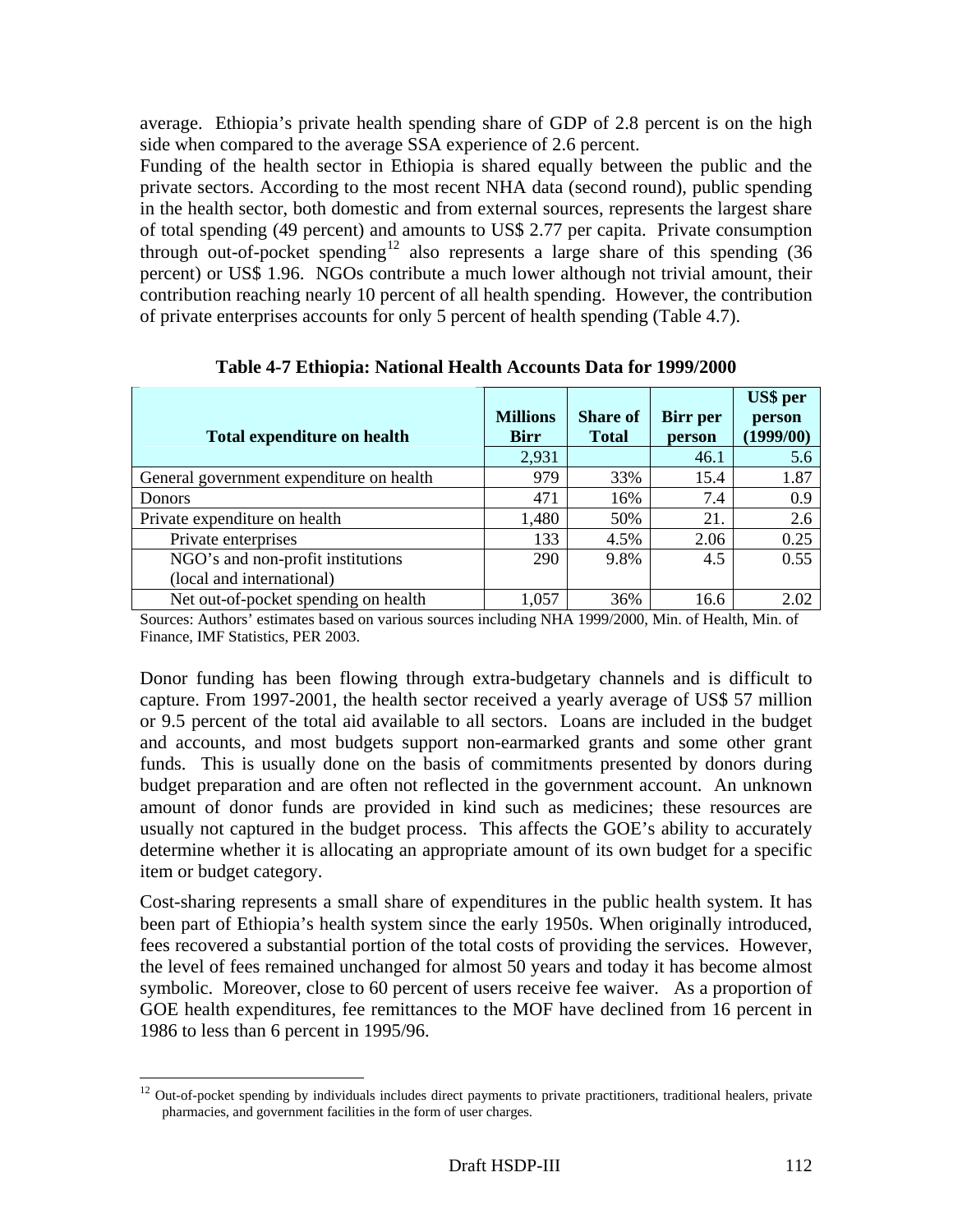average. Ethiopia's private health spending share of GDP of 2.8 percent is on the high side when compared to the average SSA experience of 2.6 percent.

Funding of the health sector in Ethiopia is shared equally between the public and the private sectors. According to the most recent NHA data (second round), public spending in the health sector, both domestic and from external sources, represents the largest share of total spending (49 percent) and amounts to US$ 2.77 per capita. Private consumption through out-of-pocket spending[12] also represents a large share of this spending (36 percent) or US$ 1.96. NGOs contribute a much lower although not trivial amount, their contribution reaching nearly 10 percent of all health spending. However, the contribution of private enterprises accounts for only 5 percent of health spending (Table 4.7).

**Table 4-7 Ethiopia: National Health Accounts Data for 1999/2000**

| Total expenditure on health | Millions Birr | Share of Total | Birr per person | US$ per person (1999/00) |
|---|---|---|---|---|
| | 2,931 | | 46.1 | 5.6 |
| General government expenditure on health | 979 | 33% | 15.4 | 1.87 |
| Donors | 471 | 16% | 7.4 | 0.9 |
| Private expenditure on health | 1,480 | 50% | 21. | 2.6 |
| Private enterprises | 133 | 4.5% | 2.06 | 0.25 |
| NGO's and non-profit institutions (local and international) | 290 | 9.8% | 4.5 | 0.55 |
| Net out-of-pocket spending on health | 1,057 | 36% | 16.6 | 2.02 |

Sources: Authors' estimates based on various sources including NHA 1999/2000, Min. of Health, Min. of Finance, IMF Statistics, PER 2003.

Donor funding has been flowing through extra-budgetary channels and is difficult to capture. From 1997-2001, the health sector received a yearly average of US$ 57 million or 9.5 percent of the total aid available to all sectors. Loans are included in the budget and accounts, and most budgets support non-earmarked grants and some other grant funds. This is usually done on the basis of commitments presented by donors during budget preparation and are often not reflected in the government account. An unknown amount of donor funds are provided in kind such as medicines; these resources are usually not captured in the budget process. This affects the GOE's ability to accurately determine whether it is allocating an appropriate amount of its own budget for a specific item or budget category.

Cost-sharing represents a small share of expenditures in the public health system. It has been part of Ethiopia's health system since the early 1950s. When originally introduced, fees recovered a substantial portion of the total costs of providing the services. However, the level of fees remained unchanged for almost 50 years and today it has become almost symbolic. Moreover, close to 60 percent of users receive fee waiver. As a proportion of GOE health expenditures, fee remittances to the MOF have declined from 16 percent in 1986 to less than 6 percent in 1995/96.

[12] Out-of-pocket spending by individuals includes direct payments to private practitioners, traditional healers, private pharmacies, and government facilities in the form of user charges.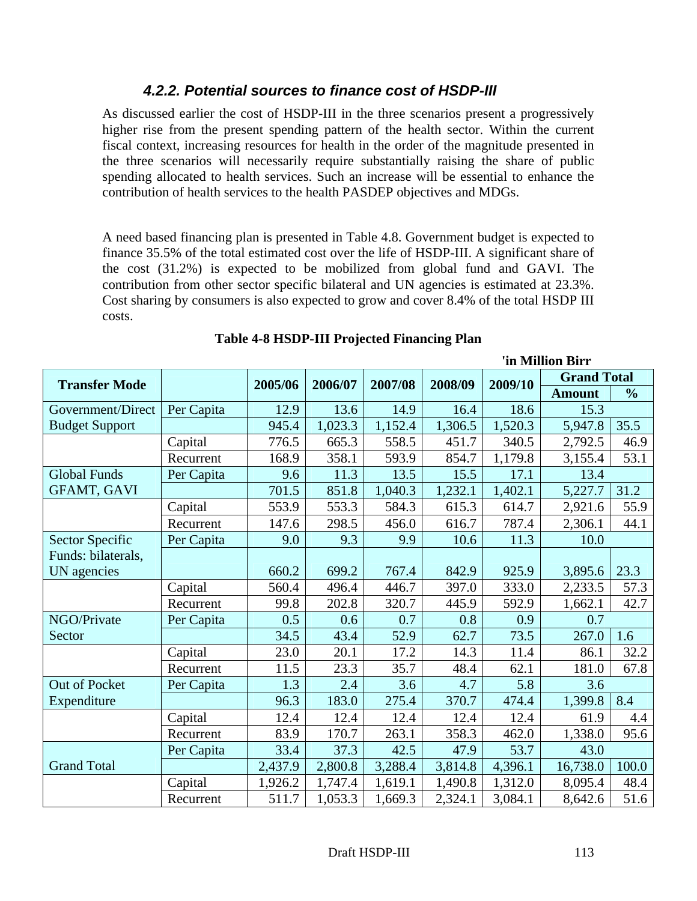### *4.2.2. Potential sources to finance cost of HSDP-III*

As discussed earlier the cost of HSDP-III in the three scenarios present a progressively higher rise from the present spending pattern of the health sector. Within the current fiscal context, increasing resources for health in the order of the magnitude presented in the three scenarios will necessarily require substantially raising the share of public spending allocated to health services. Such an increase will be essential to enhance the contribution of health services to the health PASDEP objectives and MDGs.

A need based financing plan is presented in Table 4.8. Government budget is expected to finance 35.5% of the total estimated cost over the life of HSDP-III. A significant share of the cost (31.2%) is expected to be mobilized from global fund and GAVI. The contribution from other sector specific bilateral and UN agencies is estimated at 23.3%. Cost sharing by consumers is also expected to grow and cover 8.4% of the total HSDP III costs.

**Table 4-8 HSDP-III Projected Financing Plan**

**'in Million Birr**

| Transfer Mode | | 2005/06 | 2006/07 | 2007/08 | 2008/09 | 2009/10 | Grand Total | |
|---|---|---|---|---|---|---|---|---|
| | | | | | | | **Amount** | **%** |
| Government/Direct | Per Capita | 12.9 | 13.6 | 14.9 | 16.4 | 18.6 | 15.3 | |
| Budget Support | | 945.4 | 1,023.3 | 1,152.4 | 1,306.5 | 1,520.3 | 5,947.8 | 35.5 |
| | Capital | 776.5 | 665.3 | 558.5 | 451.7 | 340.5 | 2,792.5 | 46.9 |
| | Recurrent | 168.9 | 358.1 | 593.9 | 854.7 | 1,179.8 | 3,155.4 | 53.1 |
| Global Funds | Per Capita | 9.6 | 11.3 | 13.5 | 15.5 | 17.1 | 13.4 | |
| GFAMT, GAVI | | 701.5 | 851.8 | 1,040.3 | 1,232.1 | 1,402.1 | 5,227.7 | 31.2 |
| | Capital | 553.9 | 553.3 | 584.3 | 615.3 | 614.7 | 2,921.6 | 55.9 |
| | Recurrent | 147.6 | 298.5 | 456.0 | 616.7 | 787.4 | 2,306.1 | 44.1 |
| Sector Specific | Per Capita | 9.0 | 9.3 | 9.9 | 10.6 | 11.3 | 10.0 | |
| Funds: bilaterals, UN agencies | | 660.2 | 699.2 | 767.4 | 842.9 | 925.9 | 3,895.6 | 23.3 |
| | Capital | 560.4 | 496.4 | 446.7 | 397.0 | 333.0 | 2,233.5 | 57.3 |
| | Recurrent | 99.8 | 202.8 | 320.7 | 445.9 | 592.9 | 1,662.1 | 42.7 |
| NGO/Private | Per Capita | 0.5 | 0.6 | 0.7 | 0.8 | 0.9 | 0.7 | |
| Sector | | 34.5 | 43.4 | 52.9 | 62.7 | 73.5 | 267.0 | 1.6 |
| | Capital | 23.0 | 20.1 | 17.2 | 14.3 | 11.4 | 86.1 | 32.2 |
| | Recurrent | 11.5 | 23.3 | 35.7 | 48.4 | 62.1 | 181.0 | 67.8 |
| Out of Pocket | Per Capita | 1.3 | 2.4 | 3.6 | 4.7 | 5.8 | 3.6 | |
| Expenditure | | 96.3 | 183.0 | 275.4 | 370.7 | 474.4 | 1,399.8 | 8.4 |
| | Capital | 12.4 | 12.4 | 12.4 | 12.4 | 12.4 | 61.9 | 4.4 |
| | Recurrent | 83.9 | 170.7 | 263.1 | 358.3 | 462.0 | 1,338.0 | 95.6 |
| | Per Capita | 33.4 | 37.3 | 42.5 | 47.9 | 53.7 | 43.0 | |
| Grand Total | | 2,437.9 | 2,800.8 | 3,288.4 | 3,814.8 | 4,396.1 | 16,738.0 | 100.0 |
| | Capital | 1,926.2 | 1,747.4 | 1,619.1 | 1,490.8 | 1,312.0 | 8,095.4 | 48.4 |
| | Recurrent | 511.7 | 1,053.3 | 1,669.3 | 2,324.1 | 3,084.1 | 8,642.6 | 51.6 |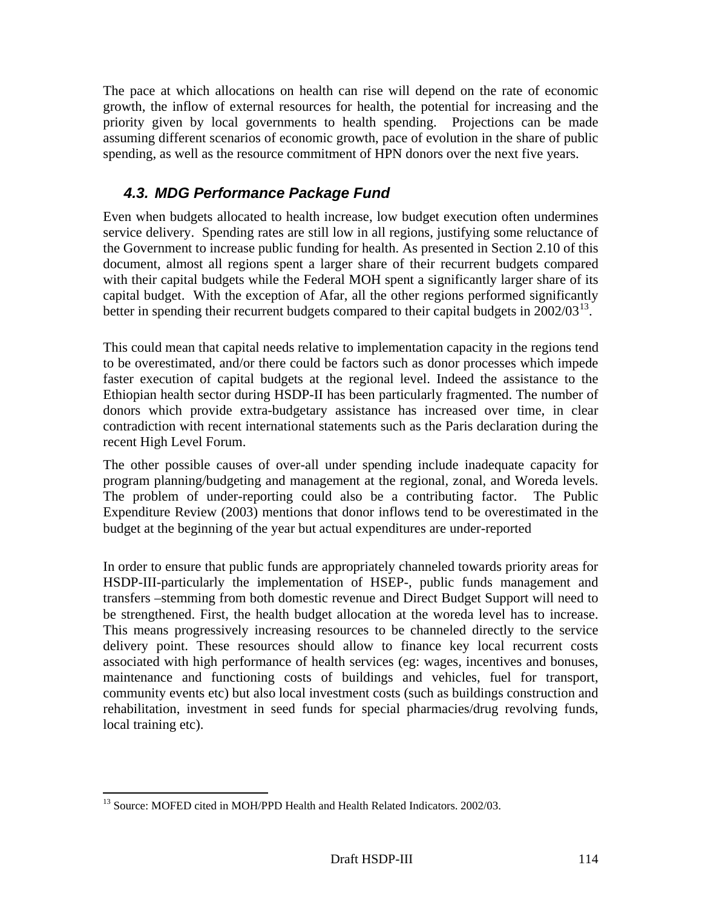The pace at which allocations on health can rise will depend on the rate of economic growth, the inflow of external resources for health, the potential for increasing and the priority given by local governments to health spending. Projections can be made assuming different scenarios of economic growth, pace of evolution in the share of public spending, as well as the resource commitment of HPN donors over the next five years.

### 4.3. MDG Performance Package Fund

Even when budgets allocated to health increase, low budget execution often undermines service delivery. Spending rates are still low in all regions, justifying some reluctance of the Government to increase public funding for health. As presented in Section 2.10 of this document, almost all regions spent a larger share of their recurrent budgets compared with their capital budgets while the Federal MOH spent a significantly larger share of its capital budget. With the exception of Afar, all the other regions performed significantly better in spending their recurrent budgets compared to their capital budgets in 2002/03[13].

This could mean that capital needs relative to implementation capacity in the regions tend to be overestimated, and/or there could be factors such as donor processes which impede faster execution of capital budgets at the regional level. Indeed the assistance to the Ethiopian health sector during HSDP-II has been particularly fragmented. The number of donors which provide extra-budgetary assistance has increased over time, in clear contradiction with recent international statements such as the Paris declaration during the recent High Level Forum.

The other possible causes of over-all under spending include inadequate capacity for program planning/budgeting and management at the regional, zonal, and Woreda levels. The problem of under-reporting could also be a contributing factor. The Public Expenditure Review (2003) mentions that donor inflows tend to be overestimated in the budget at the beginning of the year but actual expenditures are under-reported

In order to ensure that public funds are appropriately channeled towards priority areas for HSDP-III-particularly the implementation of HSEP-, public funds management and transfers –stemming from both domestic revenue and Direct Budget Support will need to be strengthened. First, the health budget allocation at the woreda level has to increase. This means progressively increasing resources to be channeled directly to the service delivery point. These resources should allow to finance key local recurrent costs associated with high performance of health services (eg: wages, incentives and bonuses, maintenance and functioning costs of buildings and vehicles, fuel for transport, community events etc) but also local investment costs (such as buildings construction and rehabilitation, investment in seed funds for special pharmacies/drug revolving funds, local training etc).

[13] Source: MOFED cited in MOH/PPD Health and Health Related Indicators. 2002/03.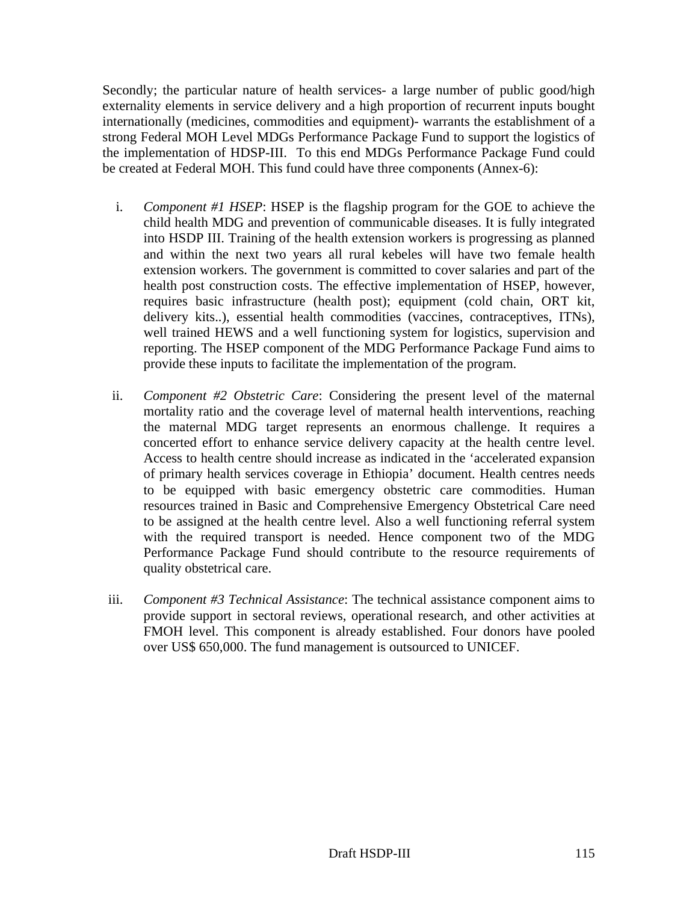Secondly; the particular nature of health services- a large number of public good/high externality elements in service delivery and a high proportion of recurrent inputs bought internationally (medicines, commodities and equipment)- warrants the establishment of a strong Federal MOH Level MDGs Performance Package Fund to support the logistics of the implementation of HDSP-III. To this end MDGs Performance Package Fund could be created at Federal MOH. This fund could have three components (Annex-6):

i. *Component #1 HSEP*: HSEP is the flagship program for the GOE to achieve the child health MDG and prevention of communicable diseases. It is fully integrated into HSDP III. Training of the health extension workers is progressing as planned and within the next two years all rural kebeles will have two female health extension workers. The government is committed to cover salaries and part of the health post construction costs. The effective implementation of HSEP, however, requires basic infrastructure (health post); equipment (cold chain, ORT kit, delivery kits..), essential health commodities (vaccines, contraceptives, ITNs), well trained HEWS and a well functioning system for logistics, supervision and reporting. The HSEP component of the MDG Performance Package Fund aims to provide these inputs to facilitate the implementation of the program.

ii. *Component #2 Obstetric Care*: Considering the present level of the maternal mortality ratio and the coverage level of maternal health interventions, reaching the maternal MDG target represents an enormous challenge. It requires a concerted effort to enhance service delivery capacity at the health centre level. Access to health centre should increase as indicated in the 'accelerated expansion of primary health services coverage in Ethiopia' document. Health centres needs to be equipped with basic emergency obstetric care commodities. Human resources trained in Basic and Comprehensive Emergency Obstetrical Care need to be assigned at the health centre level. Also a well functioning referral system with the required transport is needed. Hence component two of the MDG Performance Package Fund should contribute to the resource requirements of quality obstetrical care.

iii. *Component #3 Technical Assistance*: The technical assistance component aims to provide support in sectoral reviews, operational research, and other activities at FMOH level. This component is already established. Four donors have pooled over US$ 650,000. The fund management is outsourced to UNICEF.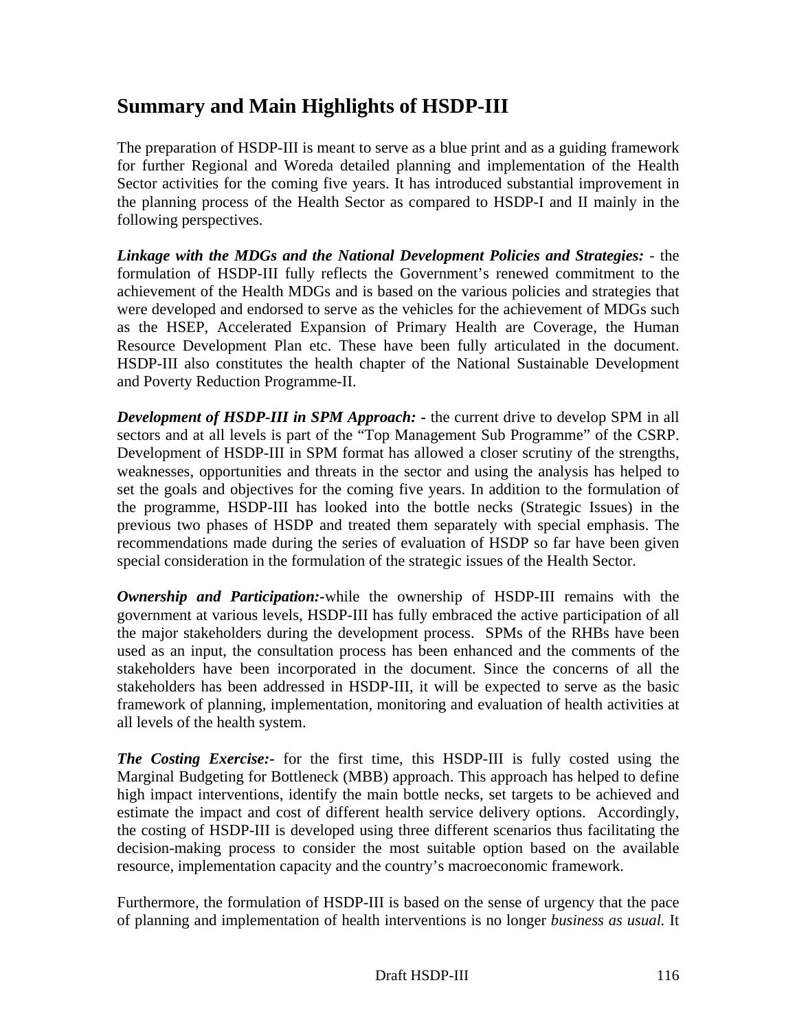## Summary and Main Highlights of HSDP-III

The preparation of HSDP-III is meant to serve as a blue print and as a guiding framework for further Regional and Woreda detailed planning and implementation of the Health Sector activities for the coming five years. It has introduced substantial improvement in the planning process of the Health Sector as compared to HSDP-I and II mainly in the following perspectives.

***Linkage with the MDGs and the National Development Policies and Strategies:*** - the formulation of HSDP-III fully reflects the Government's renewed commitment to the achievement of the Health MDGs and is based on the various policies and strategies that were developed and endorsed to serve as the vehicles for the achievement of MDGs such as the HSEP, Accelerated Expansion of Primary Health are Coverage, the Human Resource Development Plan etc. These have been fully articulated in the document. HSDP-III also constitutes the health chapter of the National Sustainable Development and Poverty Reduction Programme-II.

***Development of HSDP-III in SPM Approach: -*** the current drive to develop SPM in all sectors and at all levels is part of the "Top Management Sub Programme" of the CSRP. Development of HSDP-III in SPM format has allowed a closer scrutiny of the strengths, weaknesses, opportunities and threats in the sector and using the analysis has helped to set the goals and objectives for the coming five years. In addition to the formulation of the programme, HSDP-III has looked into the bottle necks (Strategic Issues) in the previous two phases of HSDP and treated them separately with special emphasis. The recommendations made during the series of evaluation of HSDP so far have been given special consideration in the formulation of the strategic issues of the Health Sector.

***Ownership and Participation:-***while the ownership of HSDP-III remains with the government at various levels, HSDP-III has fully embraced the active participation of all the major stakeholders during the development process. SPMs of the RHBs have been used as an input, the consultation process has been enhanced and the comments of the stakeholders have been incorporated in the document. Since the concerns of all the stakeholders has been addressed in HSDP-III, it will be expected to serve as the basic framework of planning, implementation, monitoring and evaluation of health activities at all levels of the health system.

***The Costing Exercise:-*** for the first time, this HSDP-III is fully costed using the Marginal Budgeting for Bottleneck (MBB) approach. This approach has helped to define high impact interventions, identify the main bottle necks, set targets to be achieved and estimate the impact and cost of different health service delivery options. Accordingly, the costing of HSDP-III is developed using three different scenarios thus facilitating the decision-making process to consider the most suitable option based on the available resource, implementation capacity and the country's macroeconomic framework.

Furthermore, the formulation of HSDP-III is based on the sense of urgency that the pace of planning and implementation of health interventions is no longer *business as usual.* It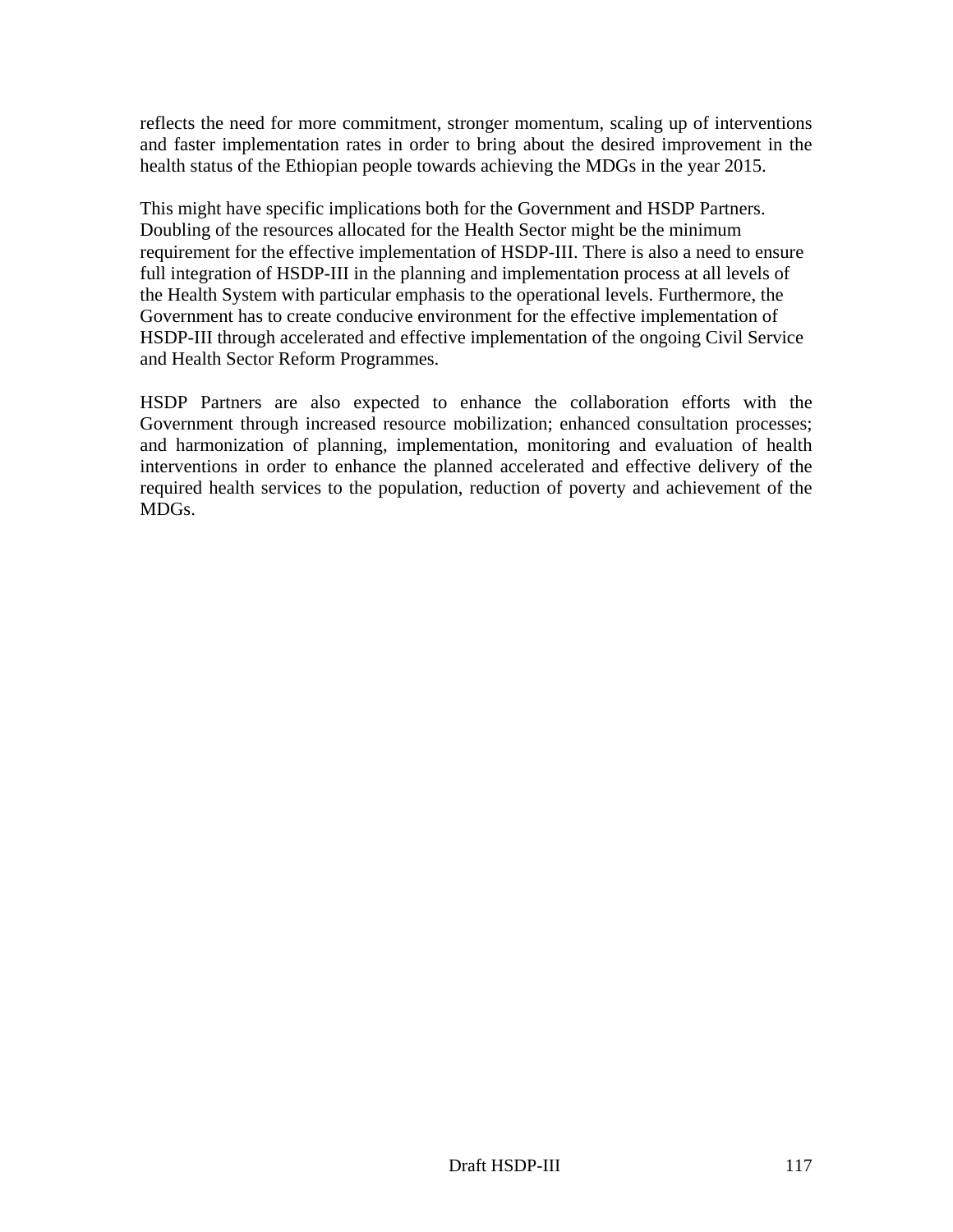reflects the need for more commitment, stronger momentum, scaling up of interventions and faster implementation rates in order to bring about the desired improvement in the health status of the Ethiopian people towards achieving the MDGs in the year 2015.

This might have specific implications both for the Government and HSDP Partners. Doubling of the resources allocated for the Health Sector might be the minimum requirement for the effective implementation of HSDP-III. There is also a need to ensure full integration of HSDP-III in the planning and implementation process at all levels of the Health System with particular emphasis to the operational levels. Furthermore, the Government has to create conducive environment for the effective implementation of HSDP-III through accelerated and effective implementation of the ongoing Civil Service and Health Sector Reform Programmes.

HSDP Partners are also expected to enhance the collaboration efforts with the Government through increased resource mobilization; enhanced consultation processes; and harmonization of planning, implementation, monitoring and evaluation of health interventions in order to enhance the planned accelerated and effective delivery of the required health services to the population, reduction of poverty and achievement of the MDGs.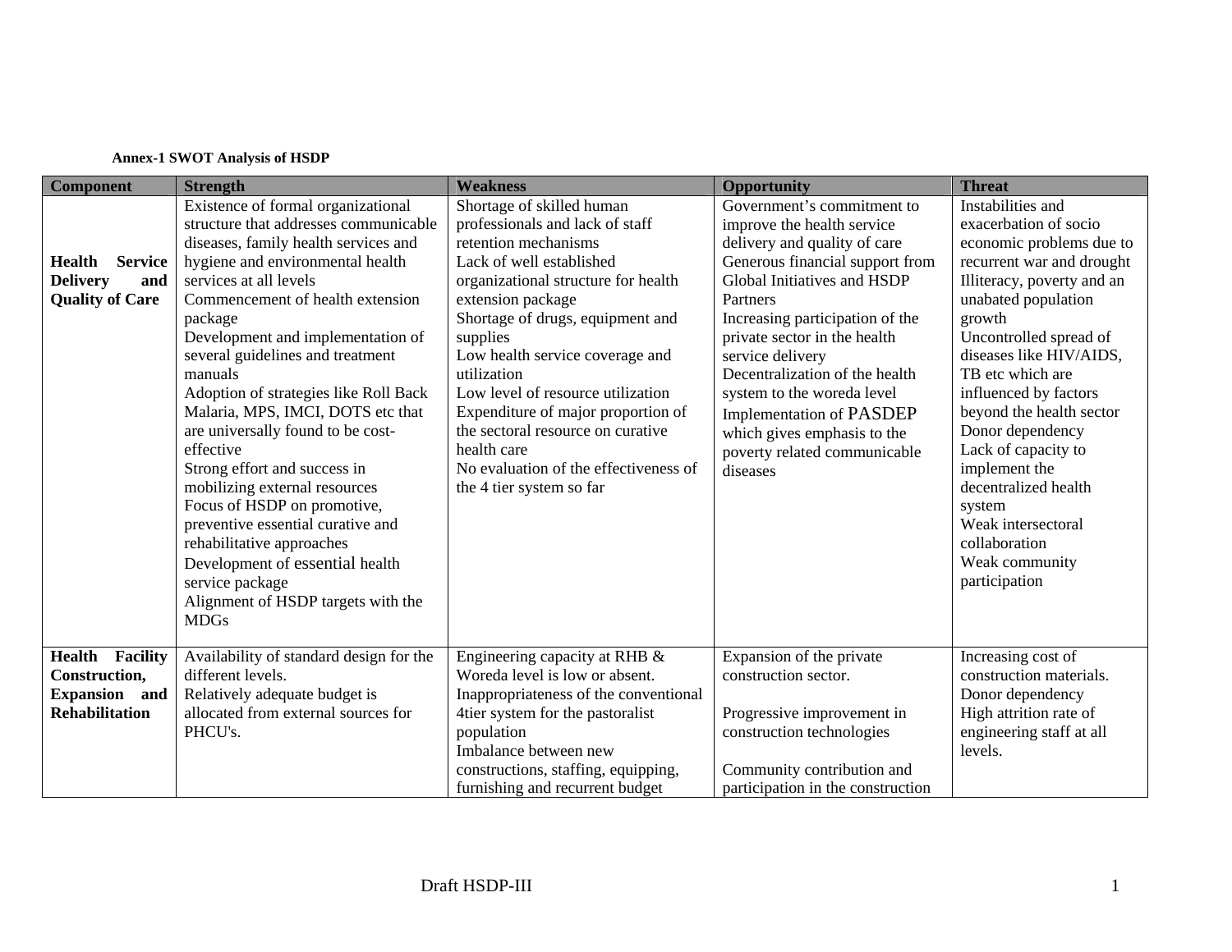**Annex-1 SWOT Analysis of HSDP**

| Component | Strength | Weakness | Opportunity | Threat |
|---|---|---|---|---|
| **Health Service Delivery and Quality of Care** | Existence of formal organizational structure that addresses communicable diseases, family health services and hygiene and environmental health services at all levels<br>Commencement of health extension package<br>Development and implementation of several guidelines and treatment manuals<br>Adoption of strategies like Roll Back Malaria, MPS, IMCI, DOTS etc that are universally found to be cost-effective<br>Strong effort and success in mobilizing external resources<br>Focus of HSDP on promotive, preventive essential curative and rehabilitative approaches<br>Development of essential health service package<br>Alignment of HSDP targets with the MDGs | Shortage of skilled human professionals and lack of staff retention mechanisms<br>Lack of well established organizational structure for health extension package<br>Shortage of drugs, equipment and supplies<br>Low health service coverage and utilization<br>Low level of resource utilization<br>Expenditure of major proportion of the sectoral resource on curative health care<br>No evaluation of the effectiveness of the 4 tier system so far | Government's commitment to improve the health service delivery and quality of care<br>Generous financial support from Global Initiatives and HSDP Partners<br>Increasing participation of the private sector in the health service delivery<br>Decentralization of the health system to the woreda level<br>Implementation of PASDEP which gives emphasis to the poverty related communicable diseases | Instabilities and exacerbation of socio economic problems due to recurrent war and drought<br>Illiteracy, poverty and an unabated population growth<br>Uncontrolled spread of diseases like HIV/AIDS, TB etc which are influenced by factors beyond the health sector<br>Donor dependency<br>Lack of capacity to implement the decentralized health system<br>Weak intersectoral collaboration<br>Weak community participation |
| **Health Facility Construction, Expansion and Rehabilitation** | Availability of standard design for the different levels.<br>Relatively adequate budget is allocated from external sources for PHCU's. | Engineering capacity at RHB & Woreda level is low or absent.<br>Inappropriateness of the conventional 4tier system for the pastoralist population<br>Imbalance between new constructions, staffing, equipping, furnishing and recurrent budget | Expansion of the private construction sector.<br><br>Progressive improvement in construction technologies<br><br>Community contribution and participation in the construction | Increasing cost of construction materials.<br>Donor dependency<br>High attrition rate of engineering staff at all levels. |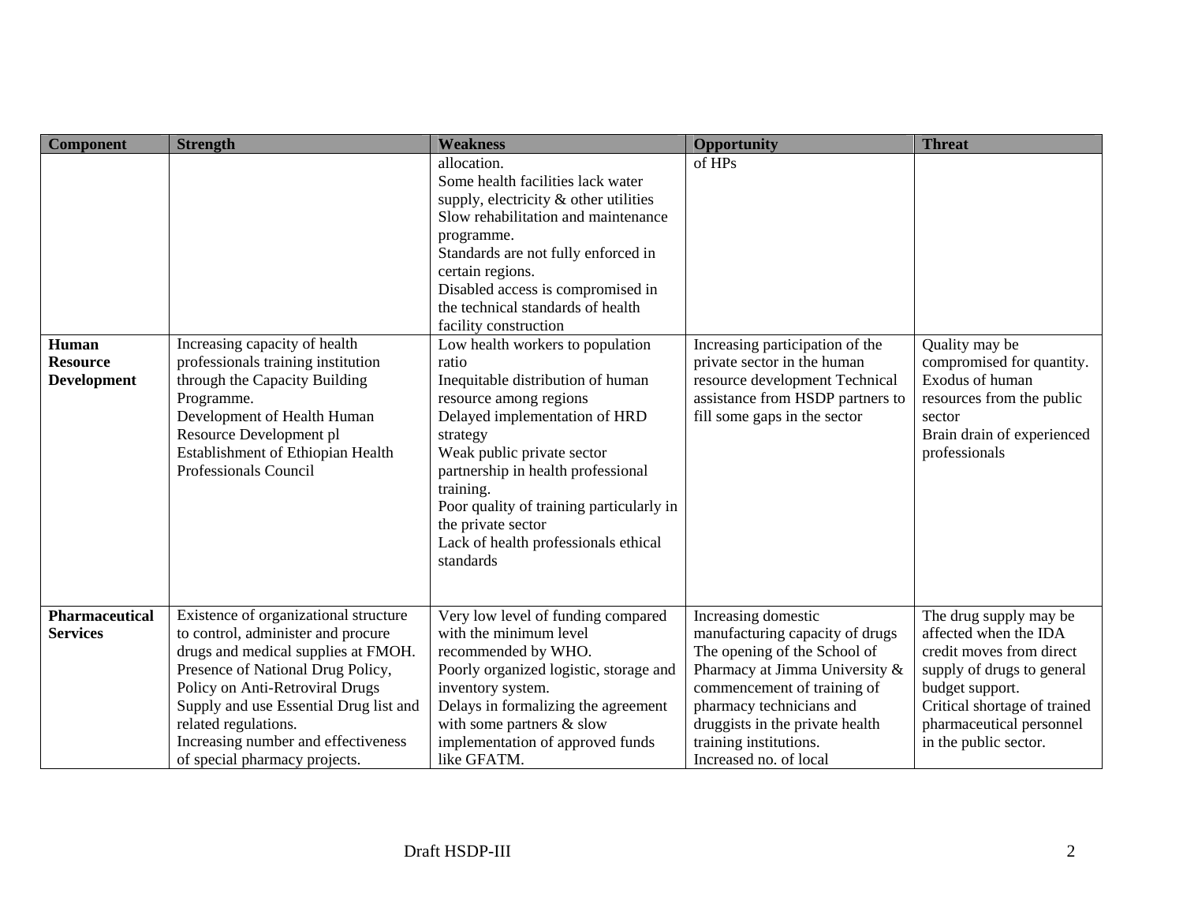| Component | Strength | Weakness | Opportunity | Threat |
|---|---|---|---|---|
| | | allocation. Some health facilities lack water supply, electricity & other utilities Slow rehabilitation and maintenance programme. Standards are not fully enforced in certain regions. Disabled access is compromised in the technical standards of health facility construction | of HPs | |
| **Human Resource Development** | Increasing capacity of health professionals training institution through the Capacity Building Programme. Development of Health Human Resource Development pl Establishment of Ethiopian Health Professionals Council | Low health workers to population ratio Inequitable distribution of human resource among regions Delayed implementation of HRD strategy Weak public private sector partnership in health professional training. Poor quality of training particularly in the private sector Lack of health professionals ethical standards | Increasing participation of the private sector in the human resource development Technical assistance from HSDP partners to fill some gaps in the sector | Quality may be compromised for quantity. Exodus of human resources from the public sector Brain drain of experienced professionals |
| **Pharmaceutical Services** | Existence of organizational structure to control, administer and procure drugs and medical supplies at FMOH. Presence of National Drug Policy, Policy on Anti-Retroviral Drugs Supply and use Essential Drug list and related regulations. Increasing number and effectiveness of special pharmacy projects. | Very low level of funding compared with the minimum level recommended by WHO. Poorly organized logistic, storage and inventory system. Delays in formalizing the agreement with some partners & slow implementation of approved funds like GFATM. | Increasing domestic manufacturing capacity of drugs The opening of the School of Pharmacy at Jimma University & commencement of training of pharmacy technicians and druggists in the private health training institutions. Increased no. of local | The drug supply may be affected when the IDA credit moves from direct supply of drugs to general budget support. Critical shortage of trained pharmaceutical personnel in the public sector. |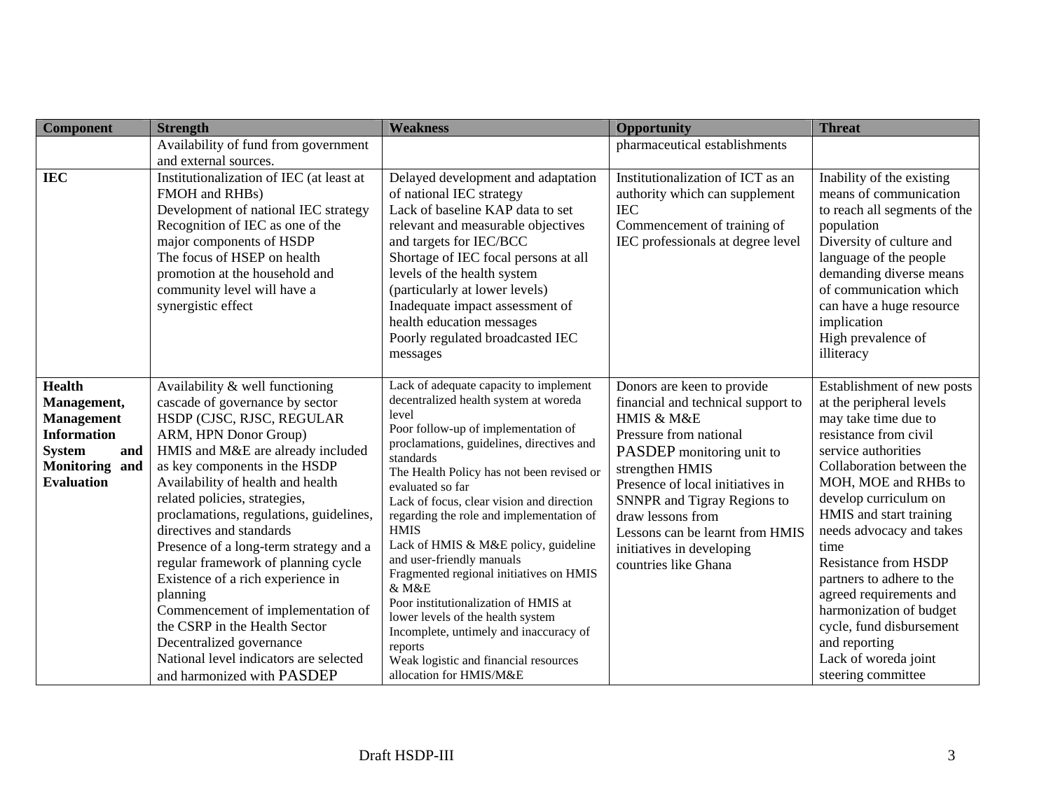| Component | Strength | Weakness | Opportunity | Threat |
|---|---|---|---|---|
| | Availability of fund from government and external sources. | | pharmaceutical establishments | |
| **IEC** | Institutionalization of IEC (at least at FMOH and RHBs)<br>Development of national IEC strategy<br>Recognition of IEC as one of the major components of HSDP<br>The focus of HSEP on health promotion at the household and community level will have a synergistic effect | Delayed development and adaptation of national IEC strategy<br>Lack of baseline KAP data to set relevant and measurable objectives and targets for IEC/BCC<br>Shortage of IEC focal persons at all levels of the health system (particularly at lower levels)<br>Inadequate impact assessment of health education messages<br>Poorly regulated broadcasted IEC messages | Institutionalization of ICT as an authority which can supplement IEC<br>Commencement of training of IEC professionals at degree level | Inability of the existing means of communication to reach all segments of the population<br>Diversity of culture and language of the people demanding diverse means of communication which can have a huge resource implication<br>High prevalence of illiteracy |
| **Health Management, Management Information System and Monitoring and Evaluation** | Availability & well functioning cascade of governance by sector HSDP (CJSC, RJSC, REGULAR ARM, HPN Donor Group)<br>HMIS and M&E are already included as key components in the HSDP<br>Availability of health and health related policies, strategies, proclamations, regulations, guidelines, directives and standards<br>Presence of a long-term strategy and a regular framework of planning cycle<br>Existence of a rich experience in planning<br>Commencement of implementation of the CSRP in the Health Sector<br>Decentralized governance<br>National level indicators are selected and harmonized with PASDEP | Lack of adequate capacity to implement decentralized health system at woreda level<br>Poor follow-up of implementation of proclamations, guidelines, directives and standards<br>The Health Policy has not been revised or evaluated so far<br>Lack of focus, clear vision and direction regarding the role and implementation of HMIS<br>Lack of HMIS & M&E policy, guideline and user-friendly manuals<br>Fragmented regional initiatives on HMIS & M&E<br>Poor institutionalization of HMIS at lower levels of the health system<br>Incomplete, untimely and inaccuracy of reports<br>Weak logistic and financial resources allocation for HMIS/M&E | Donors are keen to provide financial and technical support to HMIS & M&E<br>Pressure from national PASDEP monitoring unit to strengthen HMIS<br>Presence of local initiatives in SNNPR and Tigray Regions to draw lessons from<br>Lessons can be learnt from HMIS initiatives in developing countries like Ghana | Establishment of new posts at the peripheral levels may take time due to resistance from civil service authorities<br>Collaboration between the MOH, MOE and RHBs to develop curriculum on HMIS and start training needs advocacy and takes time<br>Resistance from HSDP partners to adhere to the agreed requirements and harmonization of budget cycle, fund disbursement and reporting<br>Lack of woreda joint steering committee |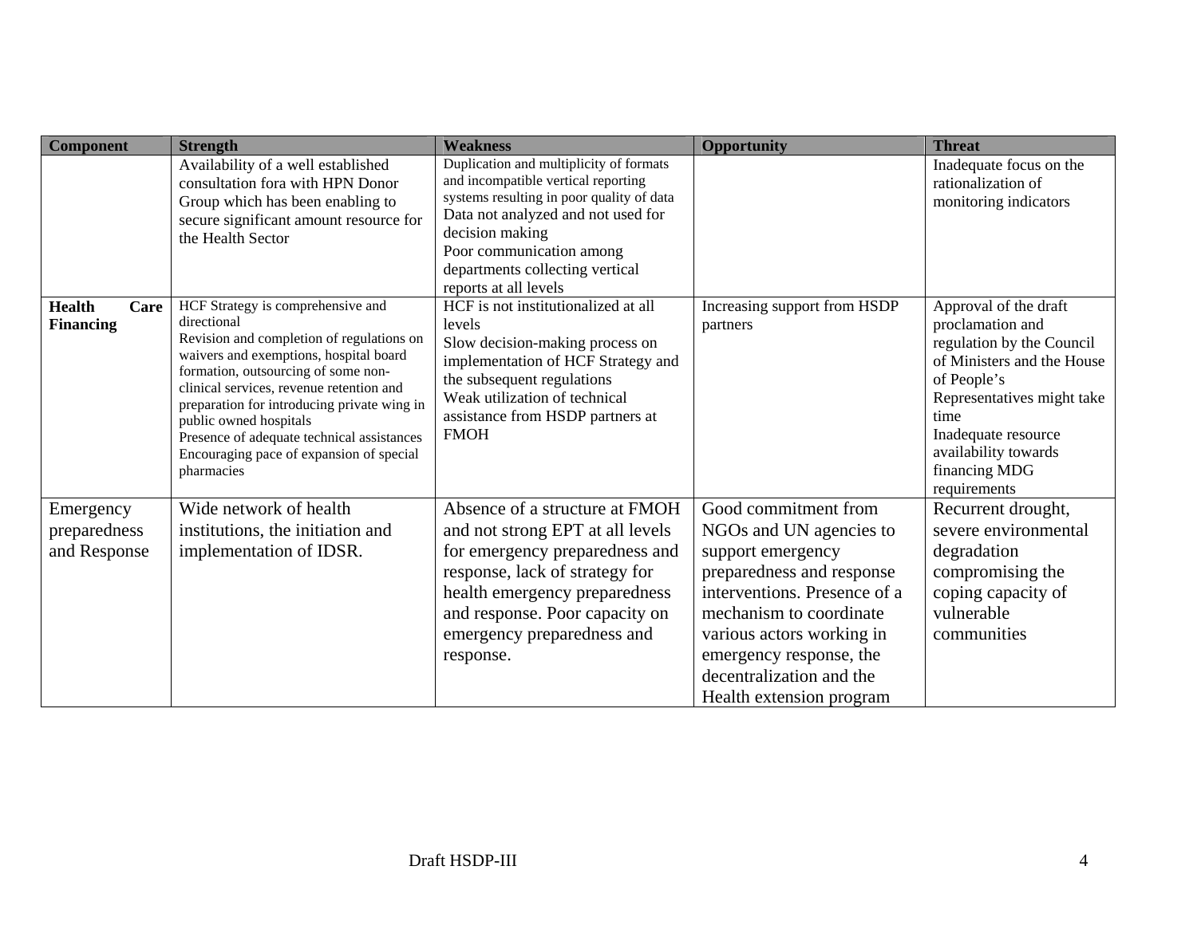| Component | Strength | Weakness | Opportunity | Threat |
|---|---|---|---|---|
| | Availability of a well established consultation fora with HPN Donor Group which has been enabling to secure significant amount resource for the Health Sector | Duplication and multiplicity of formats and incompatible vertical reporting systems resulting in poor quality of data<br>Data not analyzed and not used for decision making<br>Poor communication among departments collecting vertical reports at all levels | | Inadequate focus on the rationalization of monitoring indicators |
| **Health Care Financing** | HCF Strategy is comprehensive and directional<br>Revision and completion of regulations on waivers and exemptions, hospital board formation, outsourcing of some non-clinical services, revenue retention and preparation for introducing private wing in public owned hospitals<br>Presence of adequate technical assistances<br>Encouraging pace of expansion of special pharmacies | HCF is not institutionalized at all levels<br>Slow decision-making process on implementation of HCF Strategy and the subsequent regulations<br>Weak utilization of technical assistance from HSDP partners at FMOH | Increasing support from HSDP partners | Approval of the draft proclamation and regulation by the Council of Ministers and the House of People's Representatives might take time<br>Inadequate resource availability towards financing MDG requirements |
| Emergency preparedness and Response | Wide network of health institutions, the initiation and implementation of IDSR. | Absence of a structure at FMOH and not strong EPT at all levels for emergency preparedness and response, lack of strategy for health emergency preparedness and response. Poor capacity on emergency preparedness and response. | Good commitment from NGOs and UN agencies to support emergency preparedness and response interventions. Presence of a mechanism to coordinate various actors working in emergency response, the decentralization and the Health extension program | Recurrent drought, severe environmental degradation compromising the coping capacity of vulnerable communities |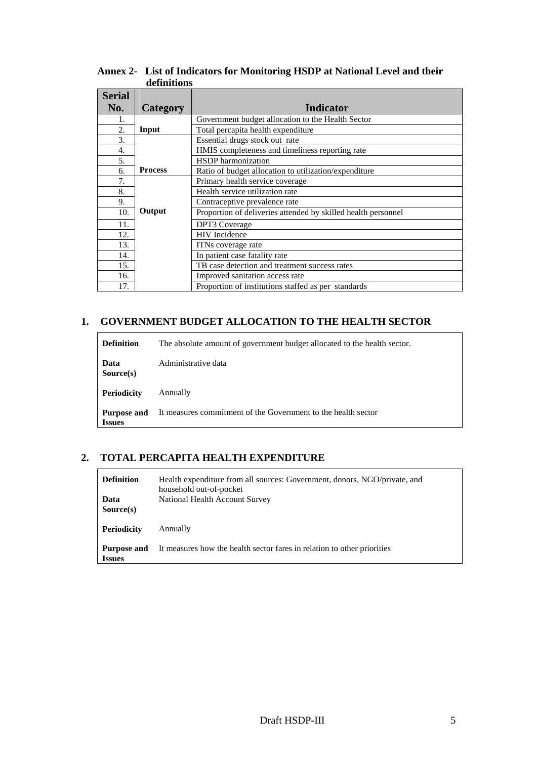## Annex 2- List of Indicators for Monitoring HSDP at National Level and their definitions

| Serial No. | Category | Indicator |
|---|---|---|
| 1. | Input | Government budget allocation to the Health Sector |
| 2. | | Total percapita health expenditure |
| 3. | Process | Essential drugs stock out rate |
| 4. | | HMIS completeness and timeliness reporting rate |
| 5. | | HSDP harmonization |
| 6. | | Ratio of budget allocation to utilization/expenditure |
| 7. | Output | Primary health service coverage |
| 8. | | Health service utilization rate |
| 9. | | Contraceptive prevalence rate |
| 10. | | Proportion of deliveries attended by skilled health personnel |
| 11. | | DPT3 Coverage |
| 12. | | HIV Incidence |
| 13. | | ITNs coverage rate |
| 14. | | In patient case fatality rate |
| 15. | | TB case detection and treatment success rates |
| 16. | | Improved sanitation access rate |
| 17. | | Proportion of institutions staffed as per standards |

## 1. GOVERNMENT BUDGET ALLOCATION TO THE HEALTH SECTOR

| | |
|---|---|
| **Definition** | The absolute amount of government budget allocated to the health sector. |
| **Data Source(s)** | Administrative data |
| **Periodicity** | Annually |
| **Purpose and Issues** | It measures commitment of the Government to the health sector |

## 2. TOTAL PERCAPITA HEALTH EXPENDITURE

| | |
|---|---|
| **Definition** | Health expenditure from all sources: Government, donors, NGO/private, and household out-of-pocket |
| **Data Source(s)** | National Health Account Survey |
| **Periodicity** | Annually |
| **Purpose and Issues** | It measures how the health sector fares in relation to other priorities |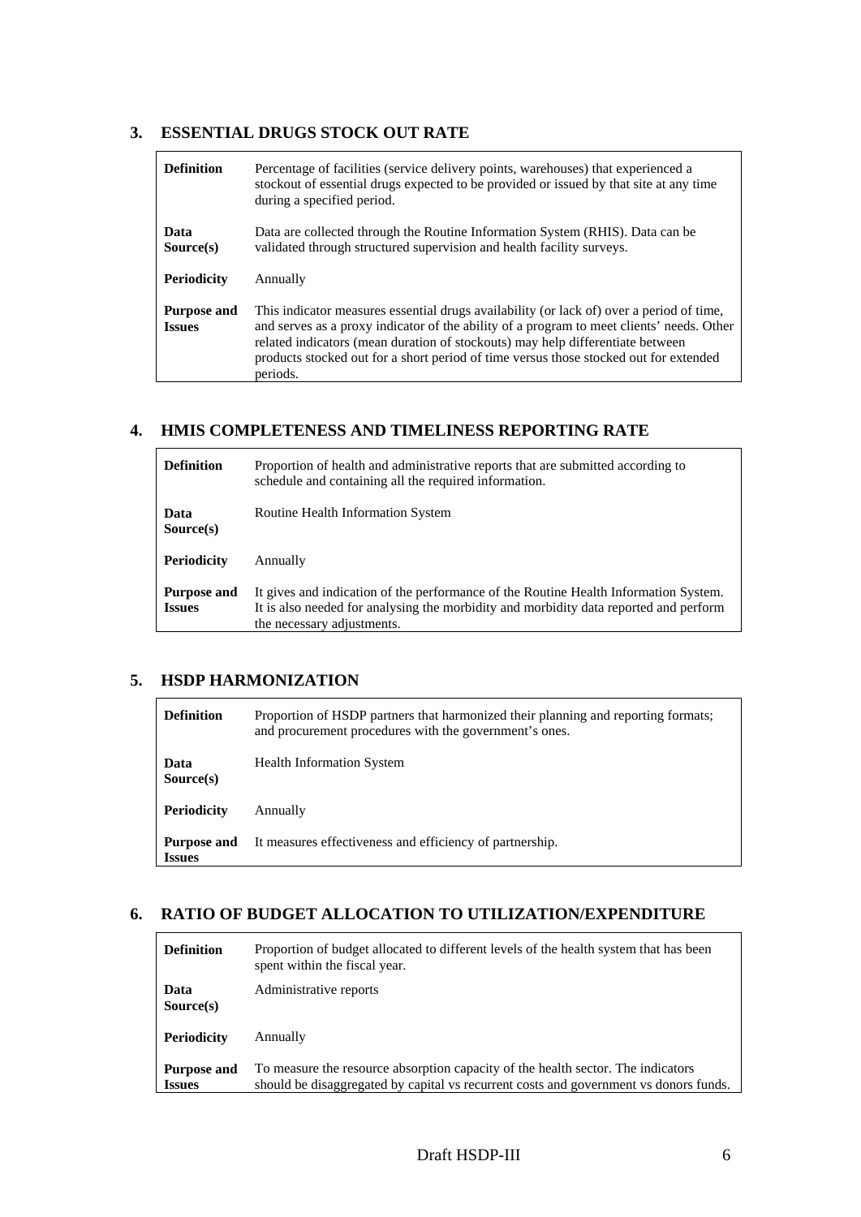## 3. ESSENTIAL DRUGS STOCK OUT RATE

| | |
|---|---|
| **Definition** | Percentage of facilities (service delivery points, warehouses) that experienced a stockout of essential drugs expected to be provided or issued by that site at any time during a specified period. |
| **Data Source(s)** | Data are collected through the Routine Information System (RHIS). Data can be validated through structured supervision and health facility surveys. |
| **Periodicity** | Annually |
| **Purpose and Issues** | This indicator measures essential drugs availability (or lack of) over a period of time, and serves as a proxy indicator of the ability of a program to meet clients' needs. Other related indicators (mean duration of stockouts) may help differentiate between products stocked out for a short period of time versus those stocked out for extended periods. |

## 4. HMIS COMPLETENESS AND TIMELINESS REPORTING RATE

| | |
|---|---|
| **Definition** | Proportion of health and administrative reports that are submitted according to schedule and containing all the required information. |
| **Data Source(s)** | Routine Health Information System |
| **Periodicity** | Annually |
| **Purpose and Issues** | It gives and indication of the performance of the Routine Health Information System. It is also needed for analysing the morbidity and morbidity data reported and perform the necessary adjustments. |

## 5. HSDP HARMONIZATION

| | |
|---|---|
| **Definition** | Proportion of HSDP partners that harmonized their planning and reporting formats; and procurement procedures with the government's ones. |
| **Data Source(s)** | Health Information System |
| **Periodicity** | Annually |
| **Purpose and Issues** | It measures effectiveness and efficiency of partnership. |

## 6. RATIO OF BUDGET ALLOCATION TO UTILIZATION/EXPENDITURE

| | |
|---|---|
| **Definition** | Proportion of budget allocated to different levels of the health system that has been spent within the fiscal year. |
| **Data Source(s)** | Administrative reports |
| **Periodicity** | Annually |
| **Purpose and Issues** | To measure the resource absorption capacity of the health sector. The indicators should be disaggregated by capital vs recurrent costs and government vs donors funds. |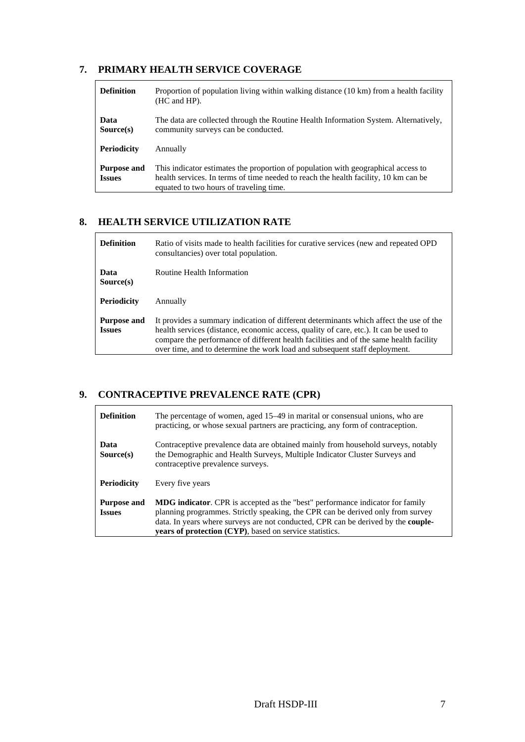## 7. PRIMARY HEALTH SERVICE COVERAGE

| | |
|---|---|
| **Definition** | Proportion of population living within walking distance (10 km) from a health facility (HC and HP). |
| **Data Source(s)** | The data are collected through the Routine Health Information System. Alternatively, community surveys can be conducted. |
| **Periodicity** | Annually |
| **Purpose and Issues** | This indicator estimates the proportion of population with geographical access to health services. In terms of time needed to reach the health facility, 10 km can be equated to two hours of traveling time. |

## 8. HEALTH SERVICE UTILIZATION RATE

| | |
|---|---|
| **Definition** | Ratio of visits made to health facilities for curative services (new and repeated OPD consultancies) over total population. |
| **Data Source(s)** | Routine Health Information |
| **Periodicity** | Annually |
| **Purpose and Issues** | It provides a summary indication of different determinants which affect the use of the health services (distance, economic access, quality of care, etc.). It can be used to compare the performance of different health facilities and of the same health facility over time, and to determine the work load and subsequent staff deployment. |

## 9. CONTRACEPTIVE PREVALENCE RATE (CPR)

| | |
|---|---|
| **Definition** | The percentage of women, aged 15–49 in marital or consensual unions, who are practicing, or whose sexual partners are practicing, any form of contraception. |
| **Data Source(s)** | Contraceptive prevalence data are obtained mainly from household surveys, notably the Demographic and Health Surveys, Multiple Indicator Cluster Surveys and contraceptive prevalence surveys. |
| **Periodicity** | Every five years |
| **Purpose and Issues** | **MDG indicator**. CPR is accepted as the "best" performance indicator for family planning programmes. Strictly speaking, the CPR can be derived only from survey data. In years where surveys are not conducted, CPR can be derived by the **couple-years of protection (CYP)**, based on service statistics. |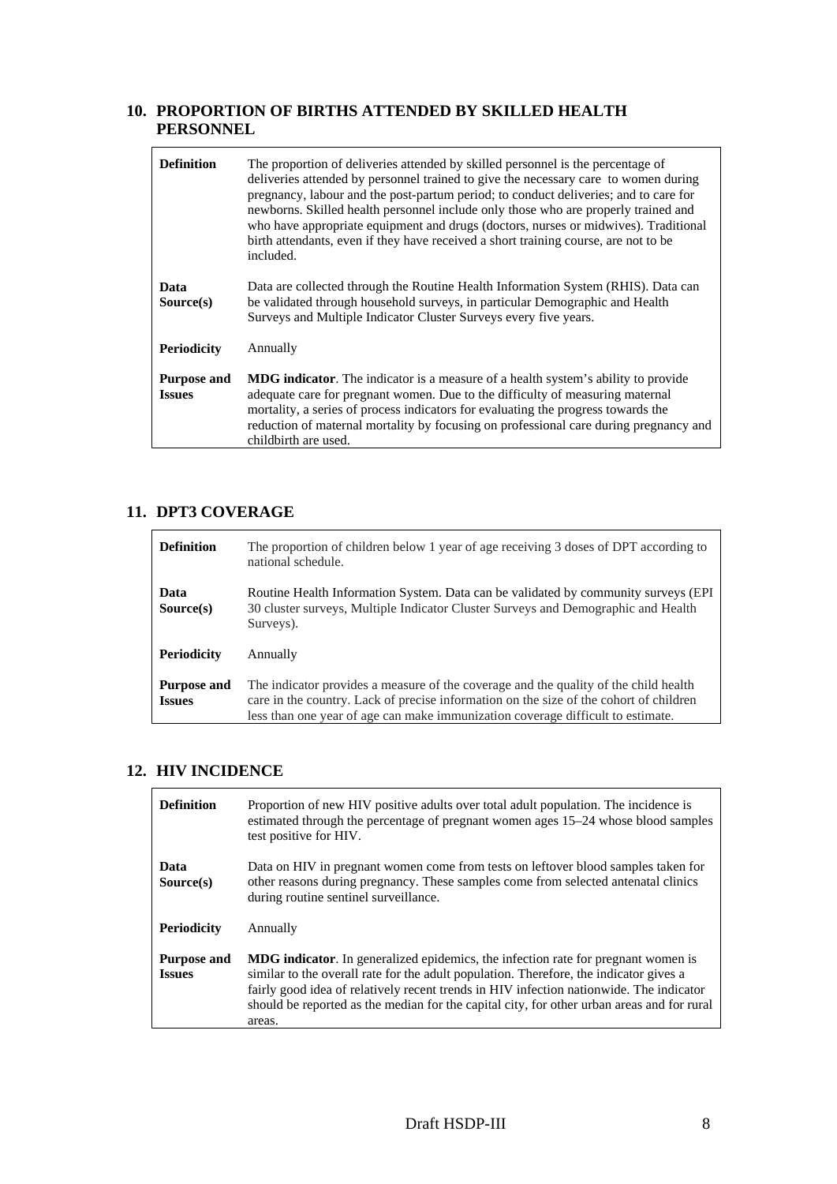## 10. PROPORTION OF BIRTHS ATTENDED BY SKILLED HEALTH PERSONNEL

| | |
|---|---|
| **Definition** | The proportion of deliveries attended by skilled personnel is the percentage of deliveries attended by personnel trained to give the necessary care to women during pregnancy, labour and the post-partum period; to conduct deliveries; and to care for newborns. Skilled health personnel include only those who are properly trained and who have appropriate equipment and drugs (doctors, nurses or midwives). Traditional birth attendants, even if they have received a short training course, are not to be included. |
| **Data Source(s)** | Data are collected through the Routine Health Information System (RHIS). Data can be validated through household surveys, in particular Demographic and Health Surveys and Multiple Indicator Cluster Surveys every five years. |
| **Periodicity** | Annually |
| **Purpose and Issues** | **MDG indicator**. The indicator is a measure of a health system's ability to provide adequate care for pregnant women. Due to the difficulty of measuring maternal mortality, a series of process indicators for evaluating the progress towards the reduction of maternal mortality by focusing on professional care during pregnancy and childbirth are used. |

## 11. DPT3 COVERAGE

| | |
|---|---|
| **Definition** | The proportion of children below 1 year of age receiving 3 doses of DPT according to national schedule. |
| **Data Source(s)** | Routine Health Information System. Data can be validated by community surveys (EPI 30 cluster surveys, Multiple Indicator Cluster Surveys and Demographic and Health Surveys). |
| **Periodicity** | Annually |
| **Purpose and Issues** | The indicator provides a measure of the coverage and the quality of the child health care in the country. Lack of precise information on the size of the cohort of children less than one year of age can make immunization coverage difficult to estimate. |

## 12. HIV INCIDENCE

| | |
|---|---|
| **Definition** | Proportion of new HIV positive adults over total adult population. The incidence is estimated through the percentage of pregnant women ages 15–24 whose blood samples test positive for HIV. |
| **Data Source(s)** | Data on HIV in pregnant women come from tests on leftover blood samples taken for other reasons during pregnancy. These samples come from selected antenatal clinics during routine sentinel surveillance. |
| **Periodicity** | Annually |
| **Purpose and Issues** | **MDG indicator**. In generalized epidemics, the infection rate for pregnant women is similar to the overall rate for the adult population. Therefore, the indicator gives a fairly good idea of relatively recent trends in HIV infection nationwide. The indicator should be reported as the median for the capital city, for other urban areas and for rural areas. |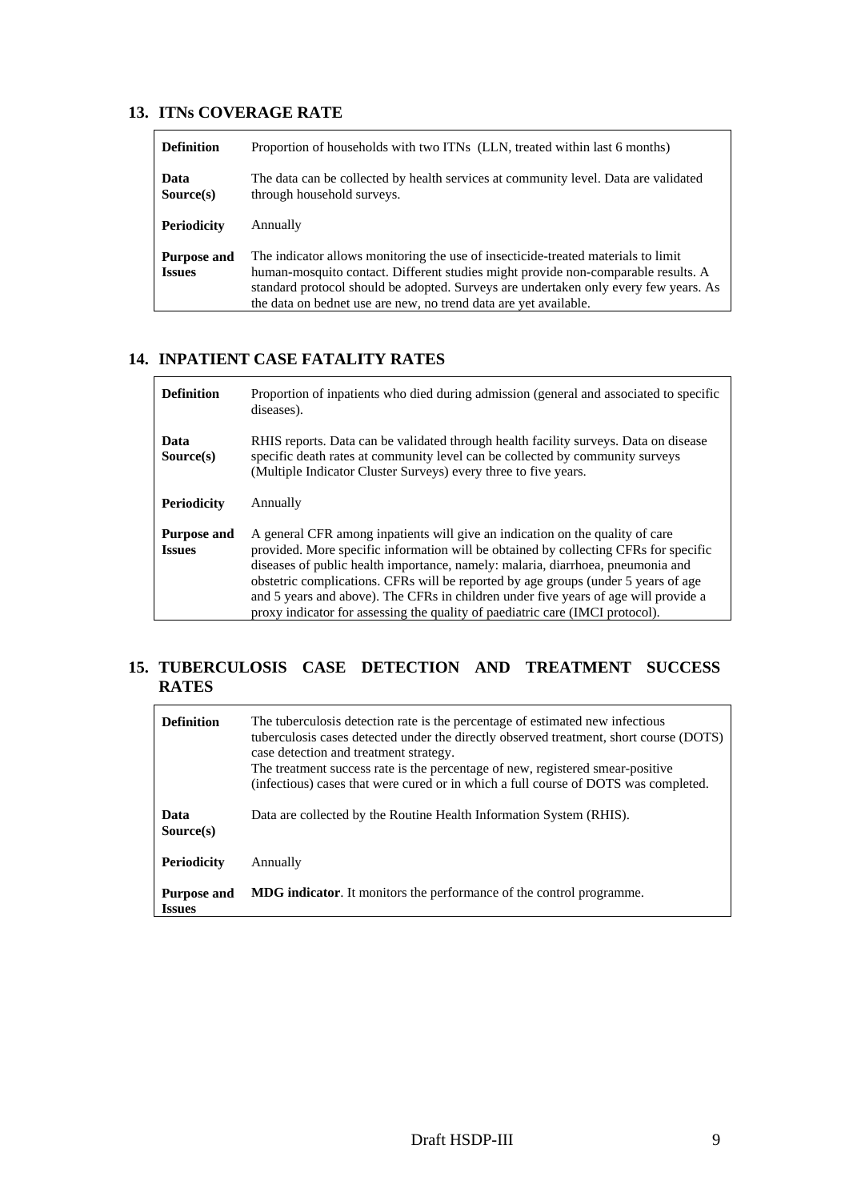## 13. ITNs COVERAGE RATE

| | |
|---|---|
| **Definition** | Proportion of households with two ITNs (LLN, treated within last 6 months) |
| **Data Source(s)** | The data can be collected by health services at community level. Data are validated through household surveys. |
| **Periodicity** | Annually |
| **Purpose and Issues** | The indicator allows monitoring the use of insecticide-treated materials to limit human-mosquito contact. Different studies might provide non-comparable results. A standard protocol should be adopted. Surveys are undertaken only every few years. As the data on bednet use are new, no trend data are yet available. |

## 14. INPATIENT CASE FATALITY RATES

| | |
|---|---|
| **Definition** | Proportion of inpatients who died during admission (general and associated to specific diseases). |
| **Data Source(s)** | RHIS reports. Data can be validated through health facility surveys. Data on disease specific death rates at community level can be collected by community surveys (Multiple Indicator Cluster Surveys) every three to five years. |
| **Periodicity** | Annually |
| **Purpose and Issues** | A general CFR among inpatients will give an indication on the quality of care provided. More specific information will be obtained by collecting CFRs for specific diseases of public health importance, namely: malaria, diarrhoea, pneumonia and obstetric complications. CFRs will be reported by age groups (under 5 years of age and 5 years and above). The CFRs in children under five years of age will provide a proxy indicator for assessing the quality of paediatric care (IMCI protocol). |

## 15. TUBERCULOSIS CASE DETECTION AND TREATMENT SUCCESS RATES

| | |
|---|---|
| **Definition** | The tuberculosis detection rate is the percentage of estimated new infectious tuberculosis cases detected under the directly observed treatment, short course (DOTS) case detection and treatment strategy.<br>The treatment success rate is the percentage of new, registered smear-positive (infectious) cases that were cured or in which a full course of DOTS was completed. |
| **Data Source(s)** | Data are collected by the Routine Health Information System (RHIS). |
| **Periodicity** | Annually |
| **Purpose and Issues** | **MDG indicator**. It monitors the performance of the control programme. |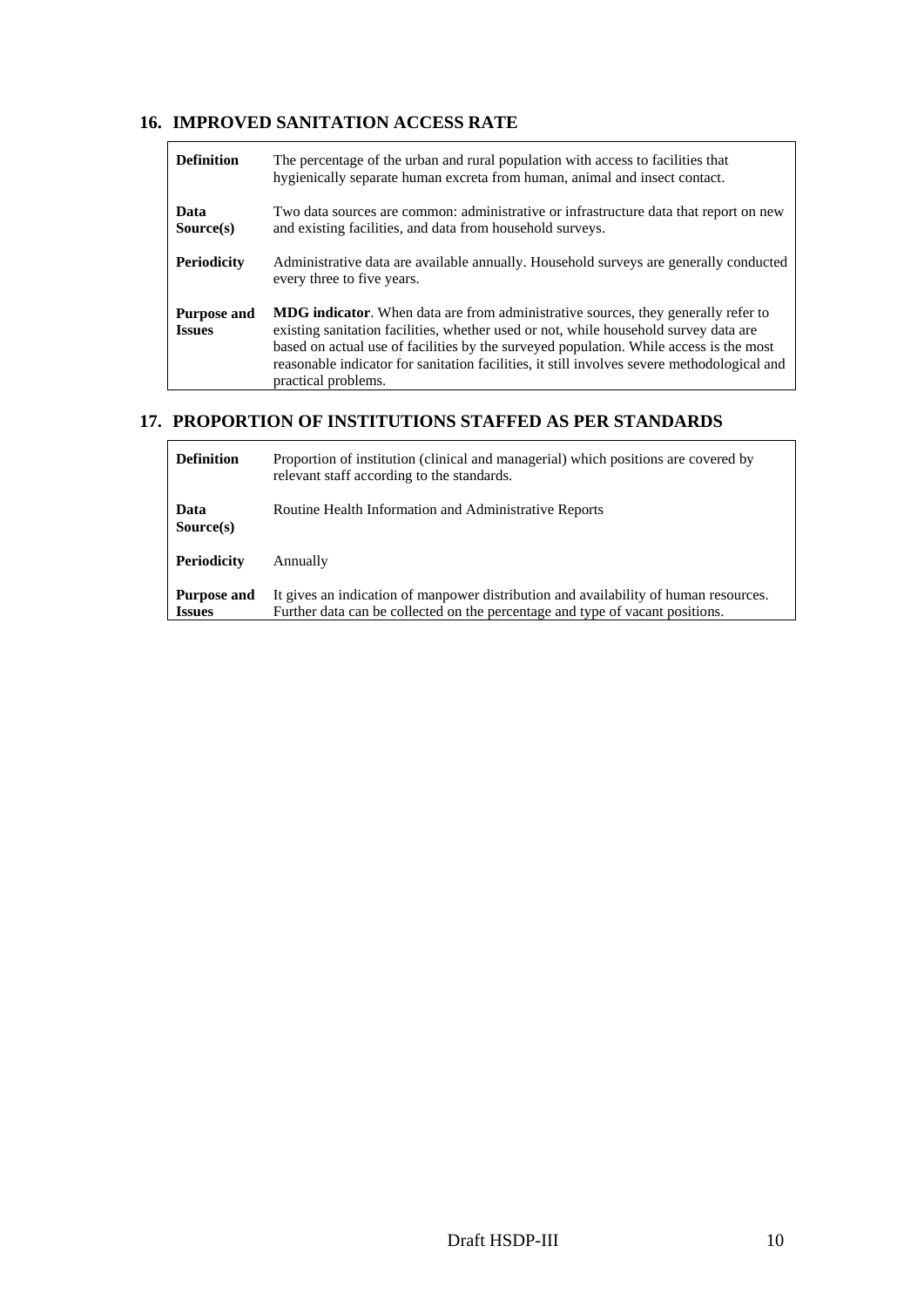## 16. IMPROVED SANITATION ACCESS RATE

| | |
|---|---|
| **Definition** | The percentage of the urban and rural population with access to facilities that hygienically separate human excreta from human, animal and insect contact. |
| **Data Source(s)** | Two data sources are common: administrative or infrastructure data that report on new and existing facilities, and data from household surveys. |
| **Periodicity** | Administrative data are available annually. Household surveys are generally conducted every three to five years. |
| **Purpose and Issues** | **MDG indicator**. When data are from administrative sources, they generally refer to existing sanitation facilities, whether used or not, while household survey data are based on actual use of facilities by the surveyed population. While access is the most reasonable indicator for sanitation facilities, it still involves severe methodological and practical problems. |

## 17. PROPORTION OF INSTITUTIONS STAFFED AS PER STANDARDS

| | |
|---|---|
| **Definition** | Proportion of institution (clinical and managerial) which positions are covered by relevant staff according to the standards. |
| **Data Source(s)** | Routine Health Information and Administrative Reports |
| **Periodicity** | Annually |
| **Purpose and Issues** | It gives an indication of manpower distribution and availability of human resources. Further data can be collected on the percentage and type of vacant positions. |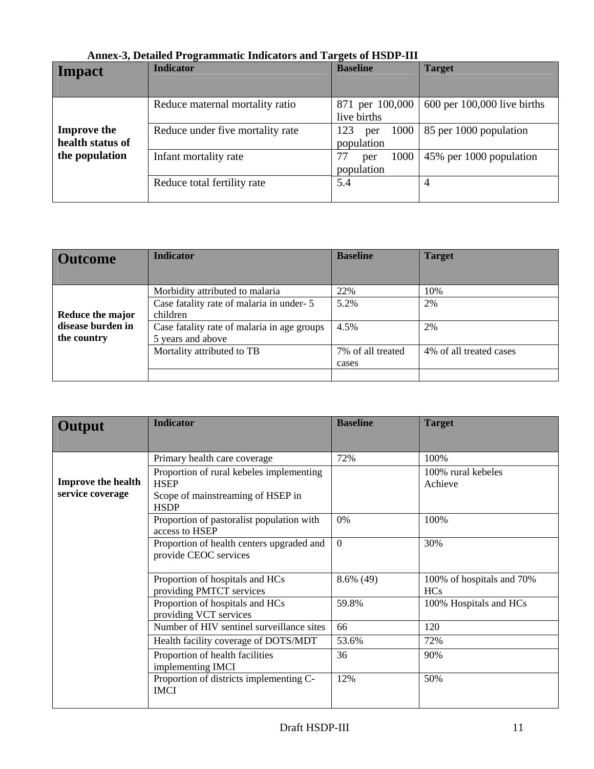**Annex-3, Detailed Programmatic Indicators and Targets of HSDP-III**

| Impact | Indicator | Baseline | Target |
|---|---|---|---|
| Improve the health status of the population | Reduce maternal mortality ratio | 871 per 100,000 live births | 600 per 100,000 live births |
| | Reduce under five mortality rate | 123 per 1000 population | 85 per 1000 population |
| | Infant mortality rate | 77 per 1000 population | 45% per 1000 population |
| | Reduce total fertility rate | 5.4 | 4 |

| Outcome | Indicator | Baseline | Target |
|---|---|---|---|
| Reduce the major disease burden in the country | Morbidity attributed to malaria | 22% | 10% |
| | Case fatality rate of malaria in under- 5 children | 5.2% | 2% |
| | Case fatality rate of malaria in age groups 5 years and above | 4.5% | 2% |
| | Mortality attributed to TB | 7% of all treated cases | 4% of all treated cases |
| | | | |

| Output | Indicator | Baseline | Target |
|---|---|---|---|
| Improve the health service coverage | Primary health care coverage | 72% | 100% |
| | Proportion of rural kebeles implementing HSEP<br>Scope of mainstreaming of HSEP in HSDP | | 100% rural kebeles<br>Achieve |
| | Proportion of pastoralist population with access to HSEP | 0% | 100% |
| | Proportion of health centers upgraded and provide CEOC services | 0 | 30% |
| | Proportion of hospitals and HCs providing PMTCT services | 8.6% (49) | 100% of hospitals and 70% HCs |
| | Proportion of hospitals and HCs providing VCT services | 59.8% | 100% Hospitals and HCs |
| | Number of HIV sentinel surveillance sites | 66 | 120 |
| | Health facility coverage of DOTS/MDT | 53.6% | 72% |
| | Proportion of health facilities implementing IMCI | 36 | 90% |
| | Proportion of districts implementing C-IMCI | 12% | 50% |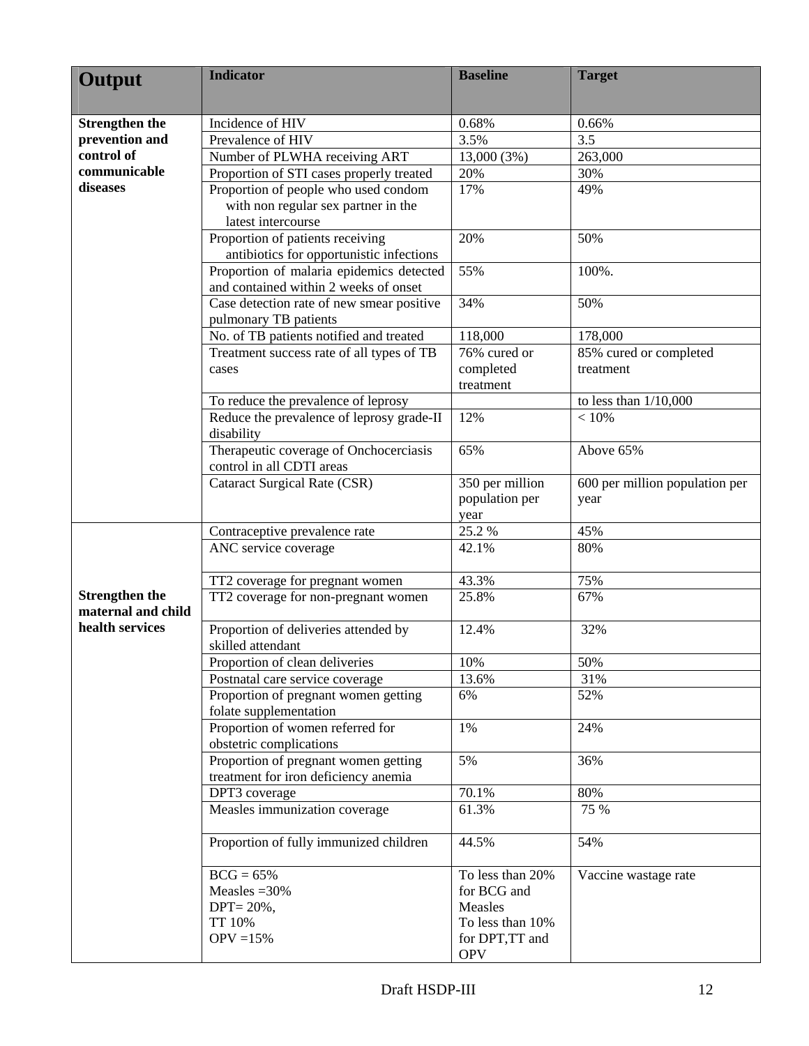| Output | Indicator | Baseline | Target |
|---|---|---|---|
| **Strengthen the prevention and control of communicable diseases** | Incidence of HIV | 0.68% | 0.66% |
| | Prevalence of HIV | 3.5% | 3.5 |
| | Number of PLWHA receiving ART | 13,000 (3%) | 263,000 |
| | Proportion of STI cases properly treated | 20% | 30% |
| | Proportion of people who used condom with non regular sex partner in the latest intercourse | 17% | 49% |
| | Proportion of patients receiving antibiotics for opportunistic infections | 20% | 50% |
| | Proportion of malaria epidemics detected and contained within 2 weeks of onset | 55% | 100%. |
| | Case detection rate of new smear positive pulmonary TB patients | 34% | 50% |
| | No. of TB patients notified and treated | 118,000 | 178,000 |
| | Treatment success rate of all types of TB cases | 76% cured or completed treatment | 85% cured or completed treatment |
| | To reduce the prevalence of leprosy | | to less than 1/10,000 |
| | Reduce the prevalence of leprosy grade-II disability | 12% | < 10% |
| | Therapeutic coverage of Onchocerciasis control in all CDTI areas | 65% | Above 65% |
| | Cataract Surgical Rate (CSR) | 350 per million population per year | 600 per million population per year |
| **Strengthen the maternal and child health services** | Contraceptive prevalence rate | 25.2 % | 45% |
| | ANC service coverage | 42.1% | 80% |
| | TT2 coverage for pregnant women | 43.3% | 75% |
| | TT2 coverage for non-pregnant women | 25.8% | 67% |
| | Proportion of deliveries attended by skilled attendant | 12.4% | 32% |
| | Proportion of clean deliveries | 10% | 50% |
| | Postnatal care service coverage | 13.6% | 31% |
| | Proportion of pregnant women getting folate supplementation | 6% | 52% |
| | Proportion of women referred for obstetric complications | 1% | 24% |
| | Proportion of pregnant women getting treatment for iron deficiency anemia | 5% | 36% |
| | DPT3 coverage | 70.1% | 80% |
| | Measles immunization coverage | 61.3% | 75 % |
| | Proportion of fully immunized children | 44.5% | 54% |
| | BCG = 65%<br>Measles =30%<br>DPT= 20%,<br>TT 10%<br>OPV =15% | To less than 20% for BCG and Measles<br>To less than 10% for DPT,TT and OPV | Vaccine wastage rate |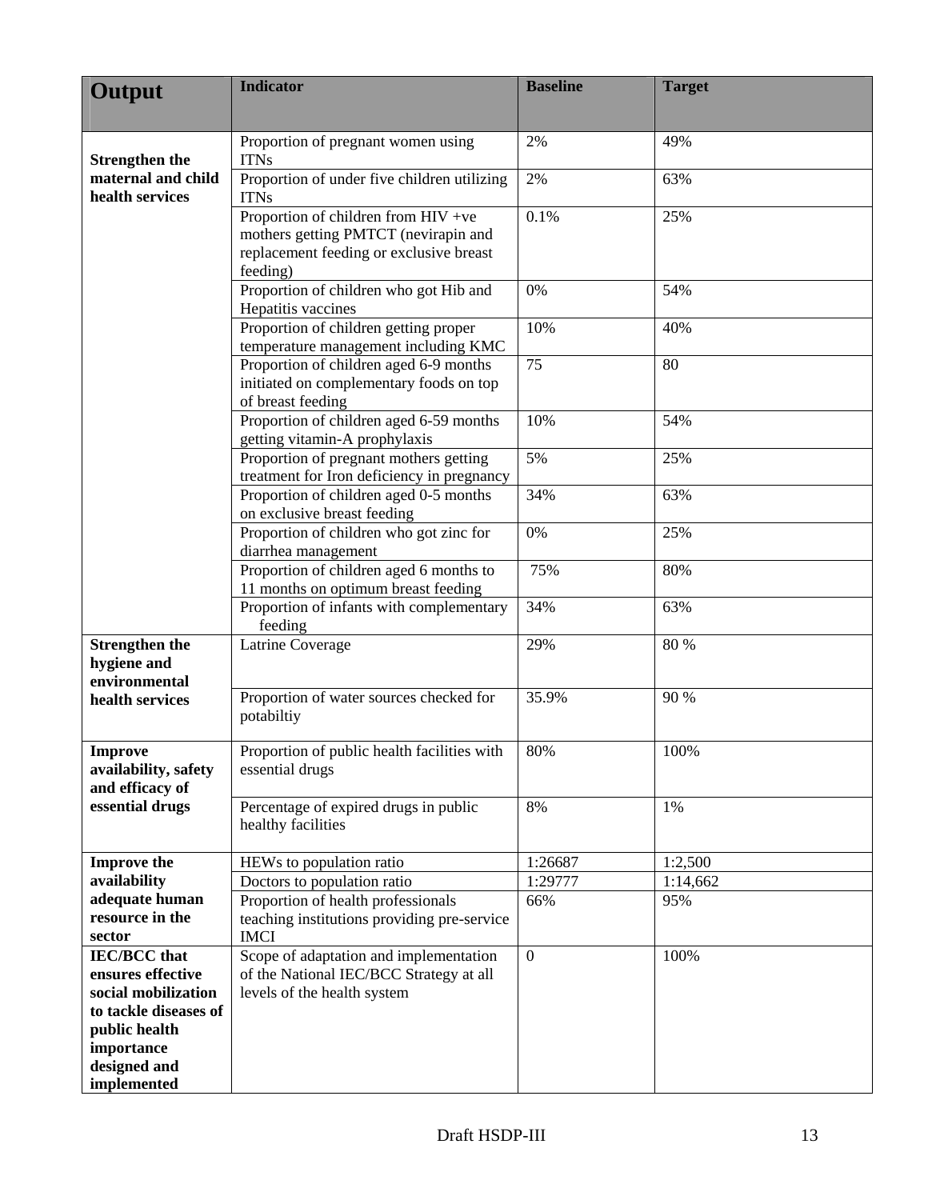| Output | Indicator | Baseline | Target |
|---|---|---|---|
| **Strengthen the maternal and child health services** | Proportion of pregnant women using ITNs | 2% | 49% |
| | Proportion of under five children utilizing ITNs | 2% | 63% |
| | Proportion of children from HIV +ve mothers getting PMTCT (nevirapin and replacement feeding or exclusive breast feeding) | 0.1% | 25% |
| | Proportion of children who got Hib and Hepatitis vaccines | 0% | 54% |
| | Proportion of children getting proper temperature management including KMC | 10% | 40% |
| | Proportion of children aged 6-9 months initiated on complementary foods on top of breast feeding | 75 | 80 |
| | Proportion of children aged 6-59 months getting vitamin-A prophylaxis | 10% | 54% |
| | Proportion of pregnant mothers getting treatment for Iron deficiency in pregnancy | 5% | 25% |
| | Proportion of children aged 0-5 months on exclusive breast feeding | 34% | 63% |
| | Proportion of children who got zinc for diarrhea management | 0% | 25% |
| | Proportion of children aged 6 months to 11 months on optimum breast feeding | 75% | 80% |
| | Proportion of infants with complementary feeding | 34% | 63% |
| **Strengthen the hygiene and environmental health services** | Latrine Coverage | 29% | 80 % |
| | Proportion of water sources checked for potabiltiy | 35.9% | 90 % |
| **Improve availability, safety and efficacy of essential drugs** | Proportion of public health facilities with essential drugs | 80% | 100% |
| | Percentage of expired drugs in public healthy facilities | 8% | 1% |
| **Improve the availability adequate human resource in the sector** | HEWs to population ratio | 1:26687 | 1:2,500 |
| | Doctors to population ratio | 1:29777 | 1:14,662 |
| | Proportion of health professionals teaching institutions providing pre-service IMCI | 66% | 95% |
| **IEC/BCC that ensures effective social mobilization to tackle diseases of public health importance designed and implemented** | Scope of adaptation and implementation of the National IEC/BCC Strategy at all levels of the health system | 0 | 100% |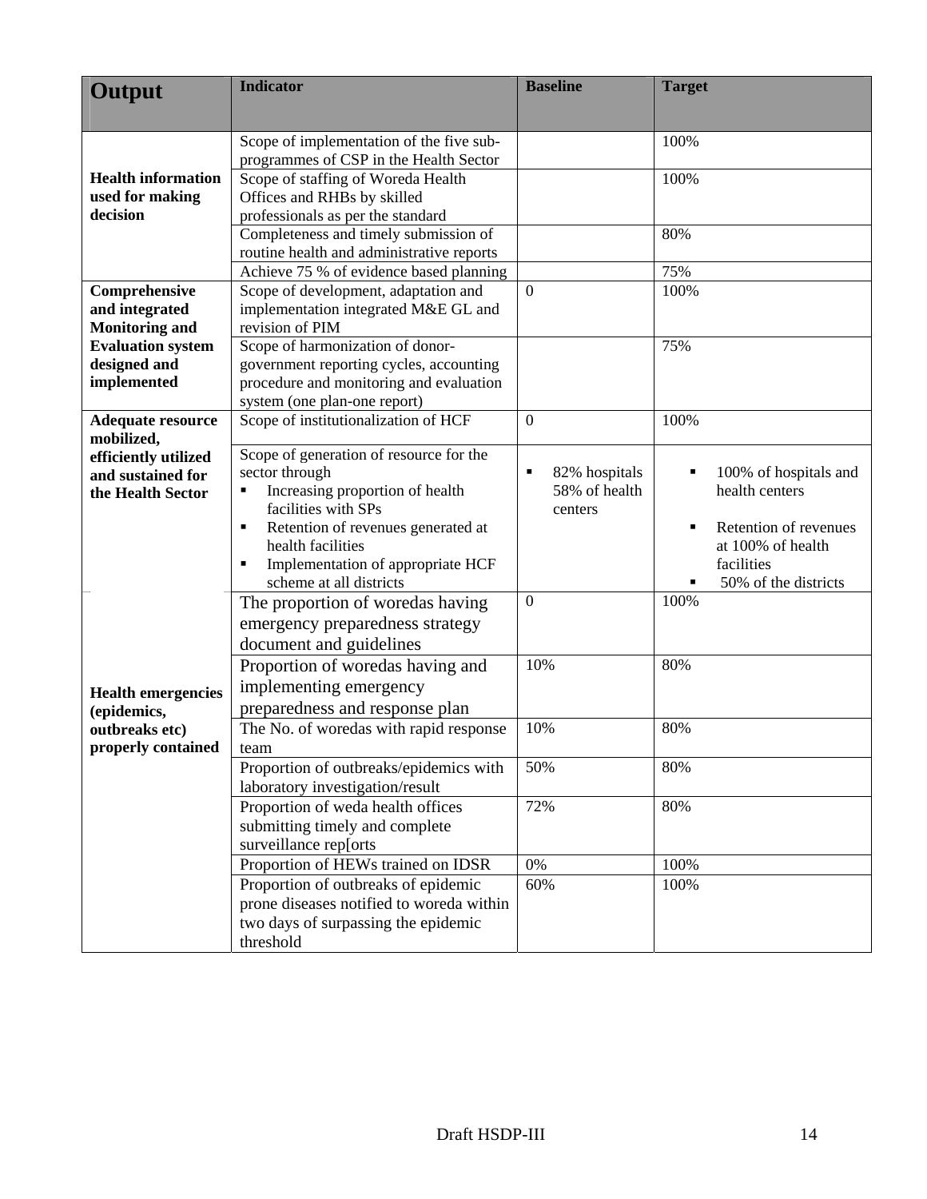| Output | Indicator | Baseline | Target |
|---|---|---|---|
| **Health information used for making decision** | Scope of implementation of the five sub-programmes of CSP in the Health Sector | | 100% |
| | Scope of staffing of Woreda Health Offices and RHBs by skilled professionals as per the standard | | 100% |
| | Completeness and timely submission of routine health and administrative reports | | 80% |
| | Achieve 75 % of evidence based planning | | 75% |
| **Comprehensive and integrated Monitoring and Evaluation system designed and implemented** | Scope of development, adaptation and implementation integrated M&E GL and revision of PIM | 0 | 100% |
| | Scope of harmonization of donor-government reporting cycles, accounting procedure and monitoring and evaluation system (one plan-one report) | | 75% |
| **Adequate resource mobilized, efficiently utilized and sustained for the Health Sector** | Scope of institutionalization of HCF | 0 | 100% |
| | Scope of generation of resource for the sector through <br>▪ Increasing proportion of health facilities with SPs <br>▪ Retention of revenues generated at health facilities <br>▪ Implementation of appropriate HCF scheme at all districts | ▪ 82% hospitals 58% of health centers | ▪ 100% of hospitals and health centers <br>▪ Retention of revenues at 100% of health facilities <br>▪ 50% of the districts |
| **Health emergencies (epidemics, outbreaks etc) properly contained** | The proportion of woredas having emergency preparedness strategy document and guidelines | 0 | 100% |
| | Proportion of woredas having and implementing emergency preparedness and response plan | 10% | 80% |
| | The No. of woredas with rapid response team | 10% | 80% |
| | Proportion of outbreaks/epidemics with laboratory investigation/result | 50% | 80% |
| | Proportion of weda health offices submitting timely and complete surveillance rep[orts | 72% | 80% |
| | Proportion of HEWs trained on IDSR | 0% | 100% |
| | Proportion of outbreaks of epidemic prone diseases notified to woreda within two days of surpassing the epidemic threshold | 60% | 100% |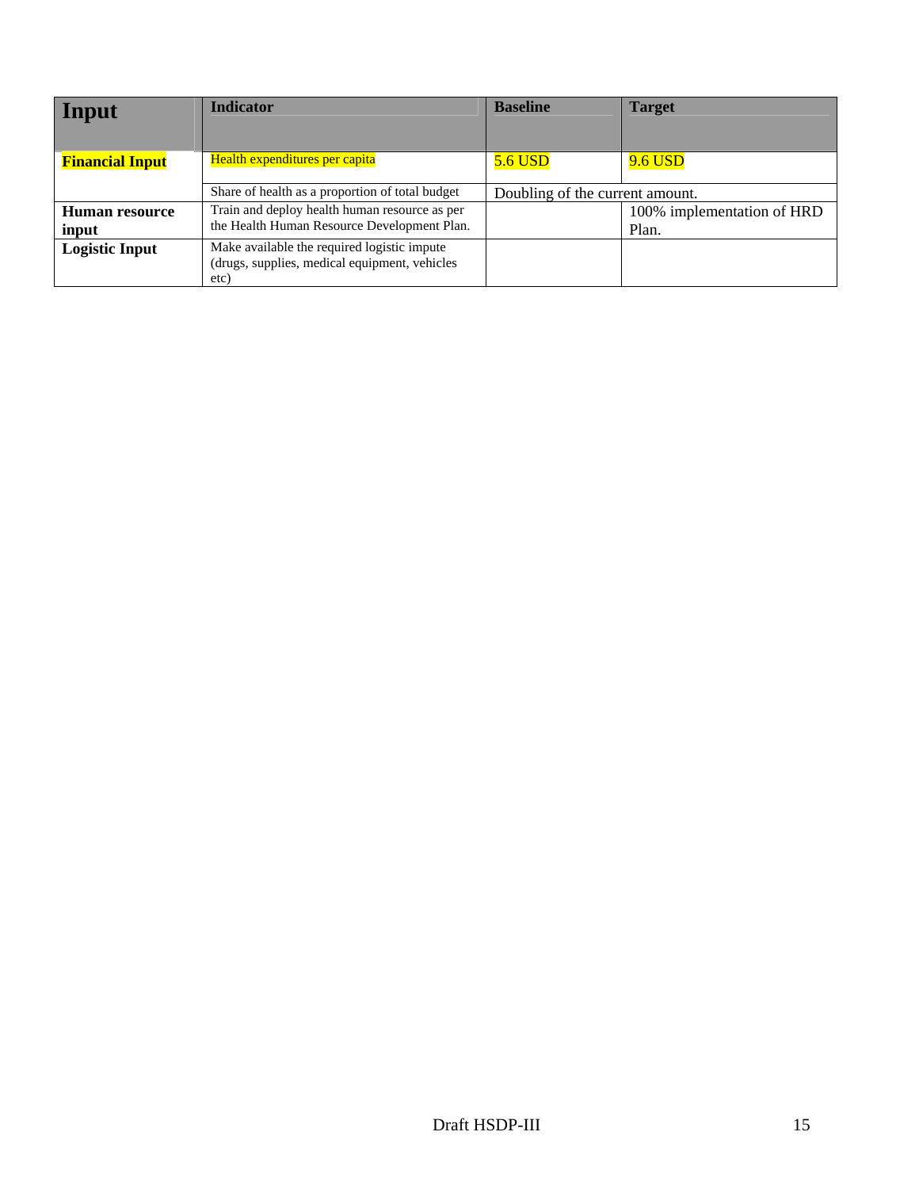| Input | Indicator | Baseline | Target |
|---|---|---|---|
| **Financial Input** | Health expenditures per capita | 5.6 USD | 9.6 USD |
| | Share of health as a proportion of total budget | Doubling of the current amount. | |
| **Human resource input** | Train and deploy health human resource as per the Health Human Resource Development Plan. | | 100% implementation of HRD Plan. |
| **Logistic Input** | Make available the required logistic impute (drugs, supplies, medical equipment, vehicles etc) | | |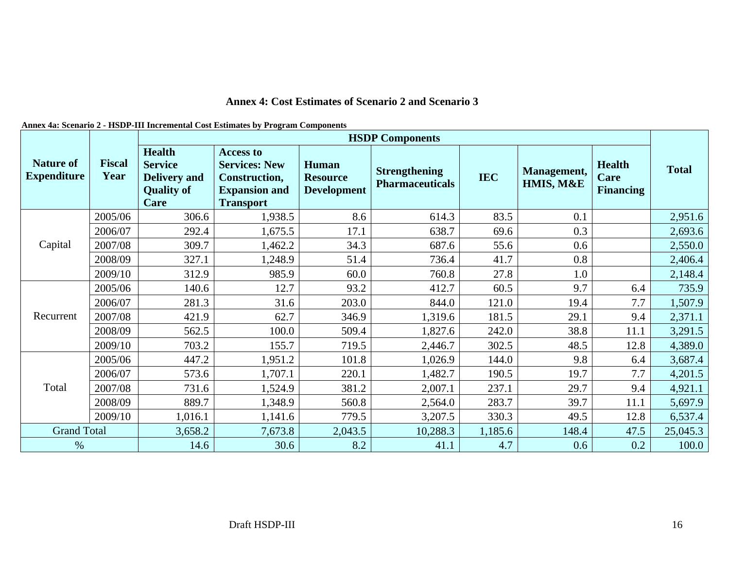# Annex 4: Cost Estimates of Scenario 2 and Scenario 3

**Annex 4a: Scenario 2 - HSDP-III Incremental Cost Estimates by Program Components**

| Nature of Expenditure | Fiscal Year | HSDP Components | | | | | | | Total |
|---|---|---|---|---|---|---|---|---|---|
| | | Health Service Delivery and Quality of Care | Access to Services: New Construction, Expansion and Transport | Human Resource Development | Strengthening Pharmaceuticals | IEC | Management, HMIS, M&E | Health Care Financing | |
| Capital | 2005/06 | 306.6 | 1,938.5 | 8.6 | 614.3 | 83.5 | 0.1 | | 2,951.6 |
| | 2006/07 | 292.4 | 1,675.5 | 17.1 | 638.7 | 69.6 | 0.3 | | 2,693.6 |
| | 2007/08 | 309.7 | 1,462.2 | 34.3 | 687.6 | 55.6 | 0.6 | | 2,550.0 |
| | 2008/09 | 327.1 | 1,248.9 | 51.4 | 736.4 | 41.7 | 0.8 | | 2,406.4 |
| | 2009/10 | 312.9 | 985.9 | 60.0 | 760.8 | 27.8 | 1.0 | | 2,148.4 |
| Recurrent | 2005/06 | 140.6 | 12.7 | 93.2 | 412.7 | 60.5 | 9.7 | 6.4 | 735.9 |
| | 2006/07 | 281.3 | 31.6 | 203.0 | 844.0 | 121.0 | 19.4 | 7.7 | 1,507.9 |
| | 2007/08 | 421.9 | 62.7 | 346.9 | 1,319.6 | 181.5 | 29.1 | 9.4 | 2,371.1 |
| | 2008/09 | 562.5 | 100.0 | 509.4 | 1,827.6 | 242.0 | 38.8 | 11.1 | 3,291.5 |
| | 2009/10 | 703.2 | 155.7 | 719.5 | 2,446.7 | 302.5 | 48.5 | 12.8 | 4,389.0 |
| Total | 2005/06 | 447.2 | 1,951.2 | 101.8 | 1,026.9 | 144.0 | 9.8 | 6.4 | 3,687.4 |
| | 2006/07 | 573.6 | 1,707.1 | 220.1 | 1,482.7 | 190.5 | 19.7 | 7.7 | 4,201.5 |
| | 2007/08 | 731.6 | 1,524.9 | 381.2 | 2,007.1 | 237.1 | 29.7 | 9.4 | 4,921.1 |
| | 2008/09 | 889.7 | 1,348.9 | 560.8 | 2,564.0 | 283.7 | 39.7 | 11.1 | 5,697.9 |
| | 2009/10 | 1,016.1 | 1,141.6 | 779.5 | 3,207.5 | 330.3 | 49.5 | 12.8 | 6,537.4 |
| Grand Total | | 3,658.2 | 7,673.8 | 2,043.5 | 10,288.3 | 1,185.6 | 148.4 | 47.5 | 25,045.3 |
| % | | 14.6 | 30.6 | 8.2 | 41.1 | 4.7 | 0.6 | 0.2 | 100.0 |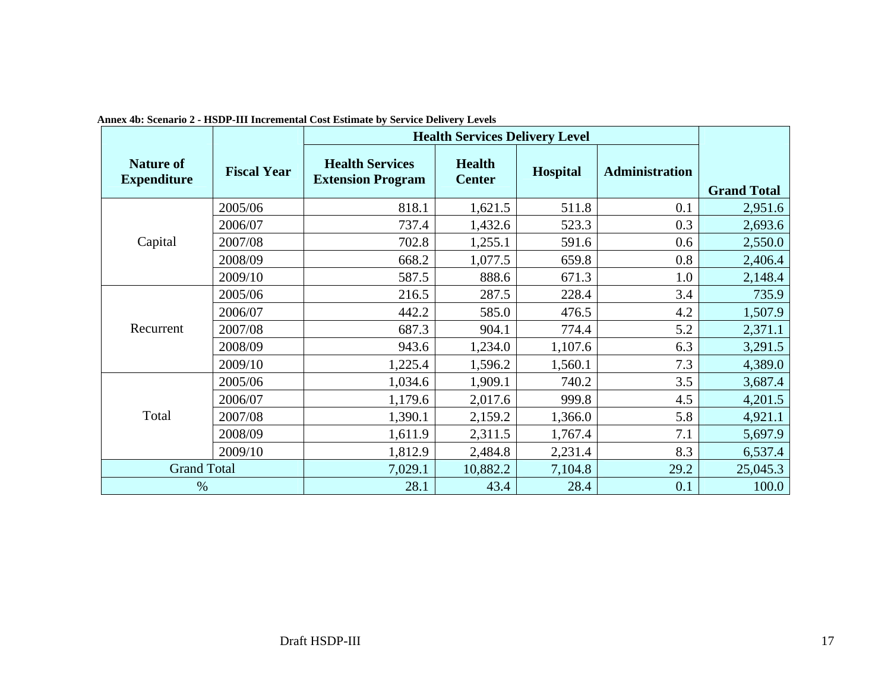**Annex 4b: Scenario 2 - HSDP-III Incremental Cost Estimate by Service Delivery Levels**

| Nature of Expenditure | Fiscal Year | Health Services Delivery Level | | | | Grand Total |
|---|---|---|---|---|---|---|
| | | Health Services Extension Program | Health Center | Hospital | Administration | |
| Capital | 2005/06 | 818.1 | 1,621.5 | 511.8 | 0.1 | 2,951.6 |
| | 2006/07 | 737.4 | 1,432.6 | 523.3 | 0.3 | 2,693.6 |
| | 2007/08 | 702.8 | 1,255.1 | 591.6 | 0.6 | 2,550.0 |
| | 2008/09 | 668.2 | 1,077.5 | 659.8 | 0.8 | 2,406.4 |
| | 2009/10 | 587.5 | 888.6 | 671.3 | 1.0 | 2,148.4 |
| Recurrent | 2005/06 | 216.5 | 287.5 | 228.4 | 3.4 | 735.9 |
| | 2006/07 | 442.2 | 585.0 | 476.5 | 4.2 | 1,507.9 |
| | 2007/08 | 687.3 | 904.1 | 774.4 | 5.2 | 2,371.1 |
| | 2008/09 | 943.6 | 1,234.0 | 1,107.6 | 6.3 | 3,291.5 |
| | 2009/10 | 1,225.4 | 1,596.2 | 1,560.1 | 7.3 | 4,389.0 |
| Total | 2005/06 | 1,034.6 | 1,909.1 | 740.2 | 3.5 | 3,687.4 |
| | 2006/07 | 1,179.6 | 2,017.6 | 999.8 | 4.5 | 4,201.5 |
| | 2007/08 | 1,390.1 | 2,159.2 | 1,366.0 | 5.8 | 4,921.1 |
| | 2008/09 | 1,611.9 | 2,311.5 | 1,767.4 | 7.1 | 5,697.9 |
| | 2009/10 | 1,812.9 | 2,484.8 | 2,231.4 | 8.3 | 6,537.4 |
| Grand Total | | 7,029.1 | 10,882.2 | 7,104.8 | 29.2 | 25,045.3 |
| % | | 28.1 | 43.4 | 28.4 | 0.1 | 100.0 |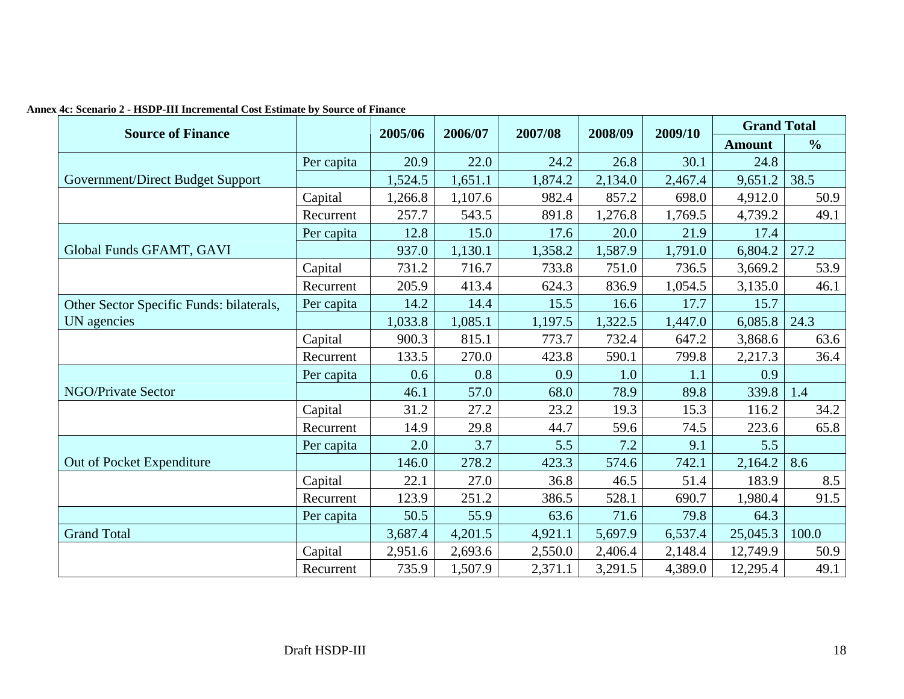**Annex 4c: Scenario 2 - HSDP-III Incremental Cost Estimate by Source of Finance**

| Source of Finance | | 2005/06 | 2006/07 | 2007/08 | 2008/09 | 2009/10 | Grand Total | |
|---|---|---|---|---|---|---|---|---|
| | | | | | | | Amount | % |
| | Per capita | 20.9 | 22.0 | 24.2 | 26.8 | 30.1 | 24.8 | |
| Government/Direct Budget Support | | 1,524.5 | 1,651.1 | 1,874.2 | 2,134.0 | 2,467.4 | 9,651.2 | 38.5 |
| | Capital | 1,266.8 | 1,107.6 | 982.4 | 857.2 | 698.0 | 4,912.0 | 50.9 |
| | Recurrent | 257.7 | 543.5 | 891.8 | 1,276.8 | 1,769.5 | 4,739.2 | 49.1 |
| | Per capita | 12.8 | 15.0 | 17.6 | 20.0 | 21.9 | 17.4 | |
| Global Funds GFAMT, GAVI | | 937.0 | 1,130.1 | 1,358.2 | 1,587.9 | 1,791.0 | 6,804.2 | 27.2 |
| | Capital | 731.2 | 716.7 | 733.8 | 751.0 | 736.5 | 3,669.2 | 53.9 |
| | Recurrent | 205.9 | 413.4 | 624.3 | 836.9 | 1,054.5 | 3,135.0 | 46.1 |
| Other Sector Specific Funds: bilaterals, | Per capita | 14.2 | 14.4 | 15.5 | 16.6 | 17.7 | 15.7 | |
| UN agencies | | 1,033.8 | 1,085.1 | 1,197.5 | 1,322.5 | 1,447.0 | 6,085.8 | 24.3 |
| | Capital | 900.3 | 815.1 | 773.7 | 732.4 | 647.2 | 3,868.6 | 63.6 |
| | Recurrent | 133.5 | 270.0 | 423.8 | 590.1 | 799.8 | 2,217.3 | 36.4 |
| | Per capita | 0.6 | 0.8 | 0.9 | 1.0 | 1.1 | 0.9 | |
| NGO/Private Sector | | 46.1 | 57.0 | 68.0 | 78.9 | 89.8 | 339.8 | 1.4 |
| | Capital | 31.2 | 27.2 | 23.2 | 19.3 | 15.3 | 116.2 | 34.2 |
| | Recurrent | 14.9 | 29.8 | 44.7 | 59.6 | 74.5 | 223.6 | 65.8 |
| | Per capita | 2.0 | 3.7 | 5.5 | 7.2 | 9.1 | 5.5 | |
| Out of Pocket Expenditure | | 146.0 | 278.2 | 423.3 | 574.6 | 742.1 | 2,164.2 | 8.6 |
| | Capital | 22.1 | 27.0 | 36.8 | 46.5 | 51.4 | 183.9 | 8.5 |
| | Recurrent | 123.9 | 251.2 | 386.5 | 528.1 | 690.7 | 1,980.4 | 91.5 |
| | Per capita | 50.5 | 55.9 | 63.6 | 71.6 | 79.8 | 64.3 | |
| Grand Total | | 3,687.4 | 4,201.5 | 4,921.1 | 5,697.9 | 6,537.4 | 25,045.3 | 100.0 |
| | Capital | 2,951.6 | 2,693.6 | 2,550.0 | 2,406.4 | 2,148.4 | 12,749.9 | 50.9 |
| | Recurrent | 735.9 | 1,507.9 | 2,371.1 | 3,291.5 | 4,389.0 | 12,295.4 | 49.1 |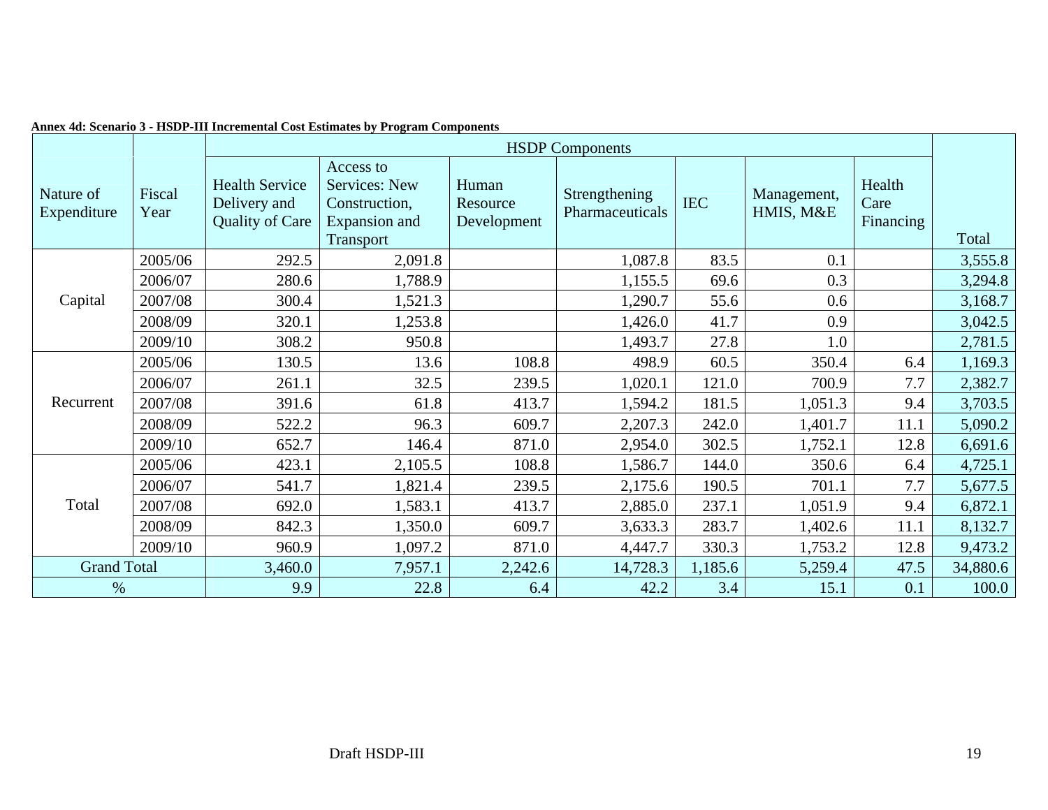**Annex 4d: Scenario 3 - HSDP-III Incremental Cost Estimates by Program Components**

| Nature of Expenditure | Fiscal Year | HSDP Components | | | | | | | Total |
|---|---|---|---|---|---|---|---|---|---|
| | | Health Service Delivery and Quality of Care | Access to Services: New Construction, Expansion and Transport | Human Resource Development | Strengthening Pharmaceuticals | IEC | Management, HMIS, M&E | Health Care Financing | |
| Capital | 2005/06 | 292.5 | 2,091.8 | | 1,087.8 | 83.5 | 0.1 | | 3,555.8 |
| | 2006/07 | 280.6 | 1,788.9 | | 1,155.5 | 69.6 | 0.3 | | 3,294.8 |
| | 2007/08 | 300.4 | 1,521.3 | | 1,290.7 | 55.6 | 0.6 | | 3,168.7 |
| | 2008/09 | 320.1 | 1,253.8 | | 1,426.0 | 41.7 | 0.9 | | 3,042.5 |
| | 2009/10 | 308.2 | 950.8 | | 1,493.7 | 27.8 | 1.0 | | 2,781.5 |
| Recurrent | 2005/06 | 130.5 | 13.6 | 108.8 | 498.9 | 60.5 | 350.4 | 6.4 | 1,169.3 |
| | 2006/07 | 261.1 | 32.5 | 239.5 | 1,020.1 | 121.0 | 700.9 | 7.7 | 2,382.7 |
| | 2007/08 | 391.6 | 61.8 | 413.7 | 1,594.2 | 181.5 | 1,051.3 | 9.4 | 3,703.5 |
| | 2008/09 | 522.2 | 96.3 | 609.7 | 2,207.3 | 242.0 | 1,401.7 | 11.1 | 5,090.2 |
| | 2009/10 | 652.7 | 146.4 | 871.0 | 2,954.0 | 302.5 | 1,752.1 | 12.8 | 6,691.6 |
| Total | 2005/06 | 423.1 | 2,105.5 | 108.8 | 1,586.7 | 144.0 | 350.6 | 6.4 | 4,725.1 |
| | 2006/07 | 541.7 | 1,821.4 | 239.5 | 2,175.6 | 190.5 | 701.1 | 7.7 | 5,677.5 |
| | 2007/08 | 692.0 | 1,583.1 | 413.7 | 2,885.0 | 237.1 | 1,051.9 | 9.4 | 6,872.1 |
| | 2008/09 | 842.3 | 1,350.0 | 609.7 | 3,633.3 | 283.7 | 1,402.6 | 11.1 | 8,132.7 |
| | 2009/10 | 960.9 | 1,097.2 | 871.0 | 4,447.7 | 330.3 | 1,753.2 | 12.8 | 9,473.2 |
| Grand Total | | 3,460.0 | 7,957.1 | 2,242.6 | 14,728.3 | 1,185.6 | 5,259.4 | 47.5 | 34,880.6 |
| % | | 9.9 | 22.8 | 6.4 | 42.2 | 3.4 | 15.1 | 0.1 | 100.0 |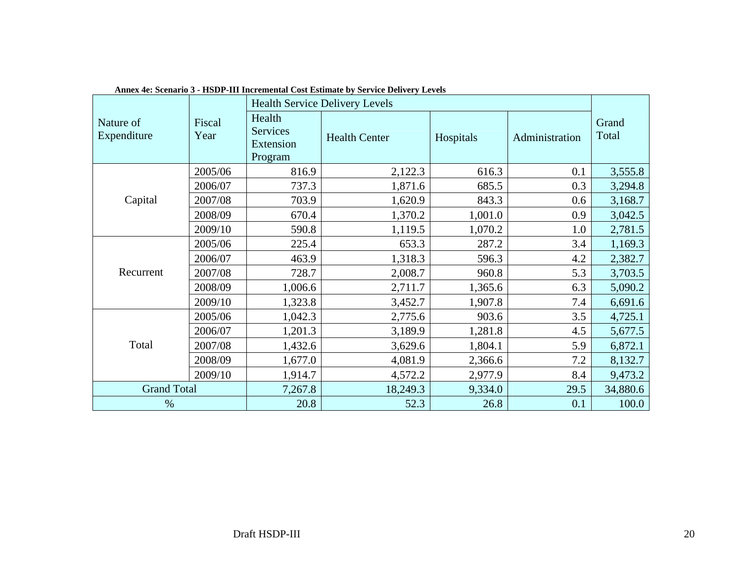**Annex 4e: Scenario 3 - HSDP-III Incremental Cost Estimate by Service Delivery Levels**

| Nature of Expenditure | Fiscal Year | Health Service Delivery Levels | | | | Grand Total |
|---|---|---|---|---|---|---|
| | | Health Services Extension Program | Health Center | Hospitals | Administration | |
| Capital | 2005/06 | 816.9 | 2,122.3 | 616.3 | 0.1 | 3,555.8 |
| | 2006/07 | 737.3 | 1,871.6 | 685.5 | 0.3 | 3,294.8 |
| | 2007/08 | 703.9 | 1,620.9 | 843.3 | 0.6 | 3,168.7 |
| | 2008/09 | 670.4 | 1,370.2 | 1,001.0 | 0.9 | 3,042.5 |
| | 2009/10 | 590.8 | 1,119.5 | 1,070.2 | 1.0 | 2,781.5 |
| Recurrent | 2005/06 | 225.4 | 653.3 | 287.2 | 3.4 | 1,169.3 |
| | 2006/07 | 463.9 | 1,318.3 | 596.3 | 4.2 | 2,382.7 |
| | 2007/08 | 728.7 | 2,008.7 | 960.8 | 5.3 | 3,703.5 |
| | 2008/09 | 1,006.6 | 2,711.7 | 1,365.6 | 6.3 | 5,090.2 |
| | 2009/10 | 1,323.8 | 3,452.7 | 1,907.8 | 7.4 | 6,691.6 |
| Total | 2005/06 | 1,042.3 | 2,775.6 | 903.6 | 3.5 | 4,725.1 |
| | 2006/07 | 1,201.3 | 3,189.9 | 1,281.8 | 4.5 | 5,677.5 |
| | 2007/08 | 1,432.6 | 3,629.6 | 1,804.1 | 5.9 | 6,872.1 |
| | 2008/09 | 1,677.0 | 4,081.9 | 2,366.6 | 7.2 | 8,132.7 |
| | 2009/10 | 1,914.7 | 4,572.2 | 2,977.9 | 8.4 | 9,473.2 |
| Grand Total | | 7,267.8 | 18,249.3 | 9,334.0 | 29.5 | 34,880.6 |
| % | | 20.8 | 52.3 | 26.8 | 0.1 | 100.0 |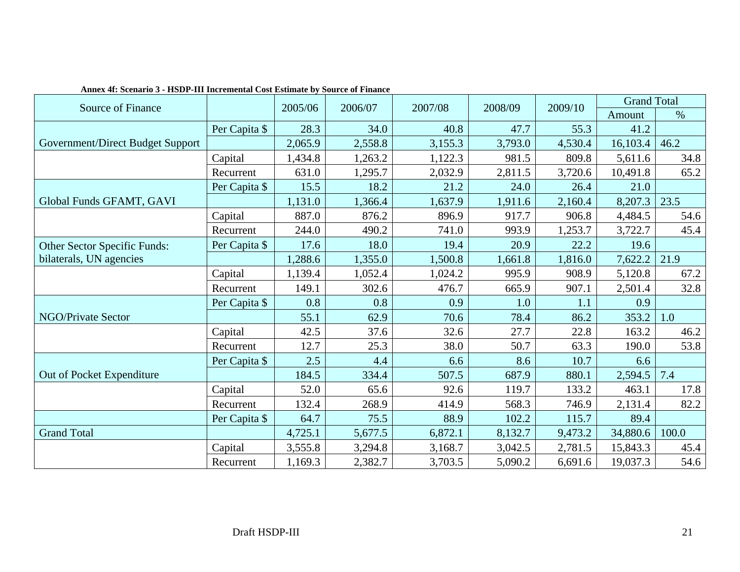**Annex 4f: Scenario 3 - HSDP-III Incremental Cost Estimate by Source of Finance**

| Source of Finance | | 2005/06 | 2006/07 | 2007/08 | 2008/09 | 2009/10 | Grand Total | |
|---|---|---|---|---|---|---|---|---|
| | | | | | | | Amount | % |
| | Per Capita $ | 28.3 | 34.0 | 40.8 | 47.7 | 55.3 | 41.2 | |
| Government/Direct Budget Support | | 2,065.9 | 2,558.8 | 3,155.3 | 3,793.0 | 4,530.4 | 16,103.4 | 46.2 |
| | Capital | 1,434.8 | 1,263.2 | 1,122.3 | 981.5 | 809.8 | 5,611.6 | 34.8 |
| | Recurrent | 631.0 | 1,295.7 | 2,032.9 | 2,811.5 | 3,720.6 | 10,491.8 | 65.2 |
| | Per Capita $ | 15.5 | 18.2 | 21.2 | 24.0 | 26.4 | 21.0 | |
| Global Funds GFAMT, GAVI | | 1,131.0 | 1,366.4 | 1,637.9 | 1,911.6 | 2,160.4 | 8,207.3 | 23.5 |
| | Capital | 887.0 | 876.2 | 896.9 | 917.7 | 906.8 | 4,484.5 | 54.6 |
| | Recurrent | 244.0 | 490.2 | 741.0 | 993.9 | 1,253.7 | 3,722.7 | 45.4 |
| Other Sector Specific Funds: | Per Capita $ | 17.6 | 18.0 | 19.4 | 20.9 | 22.2 | 19.6 | |
| bilaterals, UN agencies | | 1,288.6 | 1,355.0 | 1,500.8 | 1,661.8 | 1,816.0 | 7,622.2 | 21.9 |
| | Capital | 1,139.4 | 1,052.4 | 1,024.2 | 995.9 | 908.9 | 5,120.8 | 67.2 |
| | Recurrent | 149.1 | 302.6 | 476.7 | 665.9 | 907.1 | 2,501.4 | 32.8 |
| | Per Capita $ | 0.8 | 0.8 | 0.9 | 1.0 | 1.1 | 0.9 | |
| NGO/Private Sector | | 55.1 | 62.9 | 70.6 | 78.4 | 86.2 | 353.2 | 1.0 |
| | Capital | 42.5 | 37.6 | 32.6 | 27.7 | 22.8 | 163.2 | 46.2 |
| | Recurrent | 12.7 | 25.3 | 38.0 | 50.7 | 63.3 | 190.0 | 53.8 |
| | Per Capita $ | 2.5 | 4.4 | 6.6 | 8.6 | 10.7 | 6.6 | |
| Out of Pocket Expenditure | | 184.5 | 334.4 | 507.5 | 687.9 | 880.1 | 2,594.5 | 7.4 |
| | Capital | 52.0 | 65.6 | 92.6 | 119.7 | 133.2 | 463.1 | 17.8 |
| | Recurrent | 132.4 | 268.9 | 414.9 | 568.3 | 746.9 | 2,131.4 | 82.2 |
| | Per Capita $ | 64.7 | 75.5 | 88.9 | 102.2 | 115.7 | 89.4 | |
| Grand Total | | 4,725.1 | 5,677.5 | 6,872.1 | 8,132.7 | 9,473.2 | 34,880.6 | 100.0 |
| | Capital | 3,555.8 | 3,294.8 | 3,168.7 | 3,042.5 | 2,781.5 | 15,843.3 | 45.4 |
| | Recurrent | 1,169.3 | 2,382.7 | 3,703.5 | 5,090.2 | 6,691.6 | 19,037.3 | 54.6 |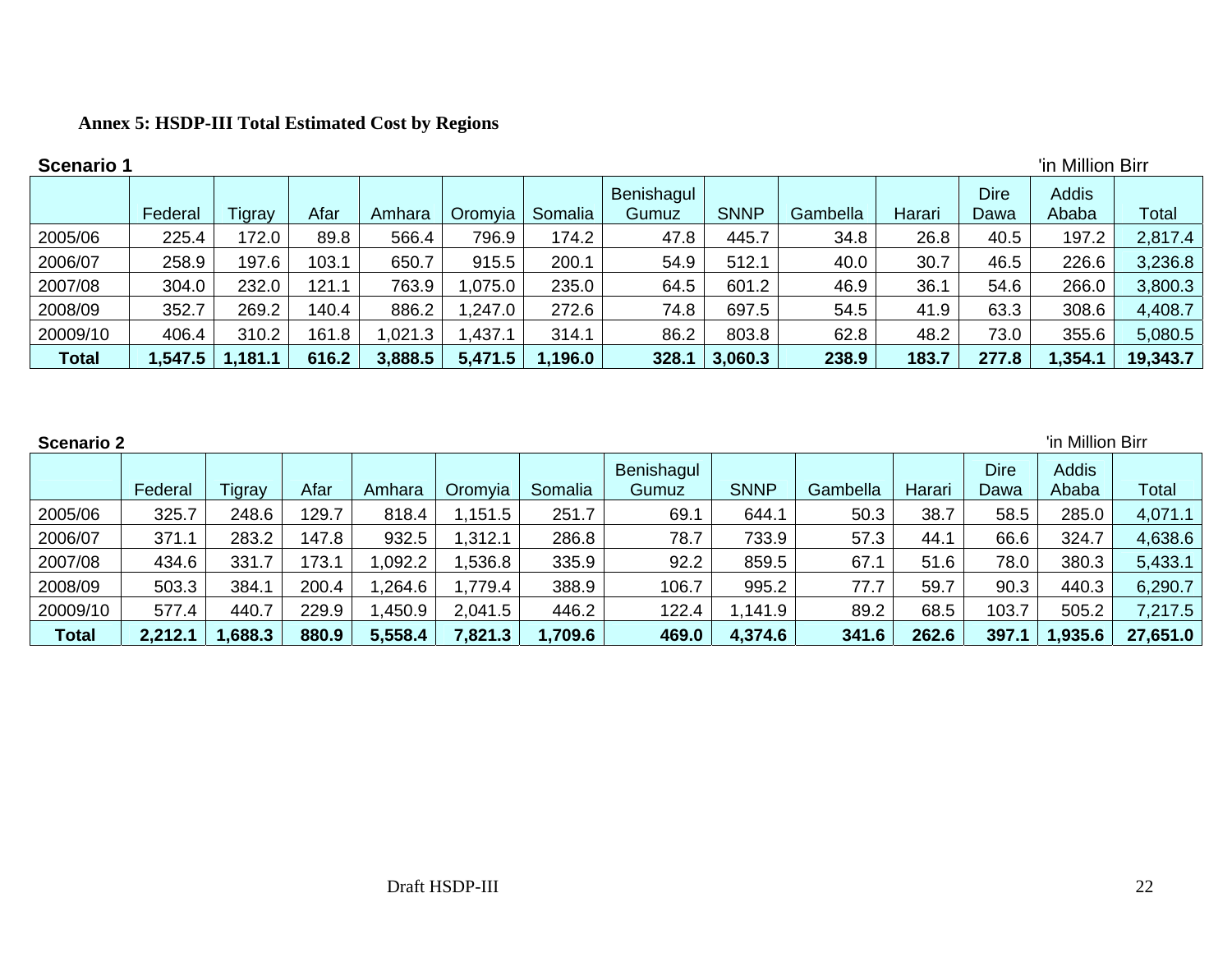**Annex 5: HSDP-III Total Estimated Cost by Regions**

**Scenario 1** 'in Million Birr

| | Federal | Tigray | Afar | Amhara | Oromyia | Somalia | Benishagul Gumuz | SNNP | Gambella | Harari | Dire Dawa | Addis Ababa | Total |
|---|---|---|---|---|---|---|---|---|---|---|---|---|---|
| 2005/06 | 225.4 | 172.0 | 89.8 | 566.4 | 796.9 | 174.2 | 47.8 | 445.7 | 34.8 | 26.8 | 40.5 | 197.2 | 2,817.4 |
| 2006/07 | 258.9 | 197.6 | 103.1 | 650.7 | 915.5 | 200.1 | 54.9 | 512.1 | 40.0 | 30.7 | 46.5 | 226.6 | 3,236.8 |
| 2007/08 | 304.0 | 232.0 | 121.1 | 763.9 | 1,075.0 | 235.0 | 64.5 | 601.2 | 46.9 | 36.1 | 54.6 | 266.0 | 3,800.3 |
| 2008/09 | 352.7 | 269.2 | 140.4 | 886.2 | 1,247.0 | 272.6 | 74.8 | 697.5 | 54.5 | 41.9 | 63.3 | 308.6 | 4,408.7 |
| 20009/10 | 406.4 | 310.2 | 161.8 | 1,021.3 | 1,437.1 | 314.1 | 86.2 | 803.8 | 62.8 | 48.2 | 73.0 | 355.6 | 5,080.5 |
| **Total** | **1,547.5** | **1,181.1** | **616.2** | **3,888.5** | **5,471.5** | **1,196.0** | **328.1** | **3,060.3** | **238.9** | **183.7** | **277.8** | **1,354.1** | **19,343.7** |

**Scenario 2** 'in Million Birr

| | Federal | Tigray | Afar | Amhara | Oromyia | Somalia | Benishagul Gumuz | SNNP | Gambella | Harari | Dire Dawa | Addis Ababa | Total |
|---|---|---|---|---|---|---|---|---|---|---|---|---|---|
| 2005/06 | 325.7 | 248.6 | 129.7 | 818.4 | 1,151.5 | 251.7 | 69.1 | 644.1 | 50.3 | 38.7 | 58.5 | 285.0 | 4,071.1 |
| 2006/07 | 371.1 | 283.2 | 147.8 | 932.5 | 1,312.1 | 286.8 | 78.7 | 733.9 | 57.3 | 44.1 | 66.6 | 324.7 | 4,638.6 |
| 2007/08 | 434.6 | 331.7 | 173.1 | 1,092.2 | 1,536.8 | 335.9 | 92.2 | 859.5 | 67.1 | 51.6 | 78.0 | 380.3 | 5,433.1 |
| 2008/09 | 503.3 | 384.1 | 200.4 | 1,264.6 | 1,779.4 | 388.9 | 106.7 | 995.2 | 77.7 | 59.7 | 90.3 | 440.3 | 6,290.7 |
| 20009/10 | 577.4 | 440.7 | 229.9 | 1,450.9 | 2,041.5 | 446.2 | 122.4 | 1,141.9 | 89.2 | 68.5 | 103.7 | 505.2 | 7,217.5 |
| **Total** | **2,212.1** | **1,688.3** | **880.9** | **5,558.4** | **7,821.3** | **1,709.6** | **469.0** | **4,374.6** | **341.6** | **262.6** | **397.1** | **1,935.6** | **27,651.0** |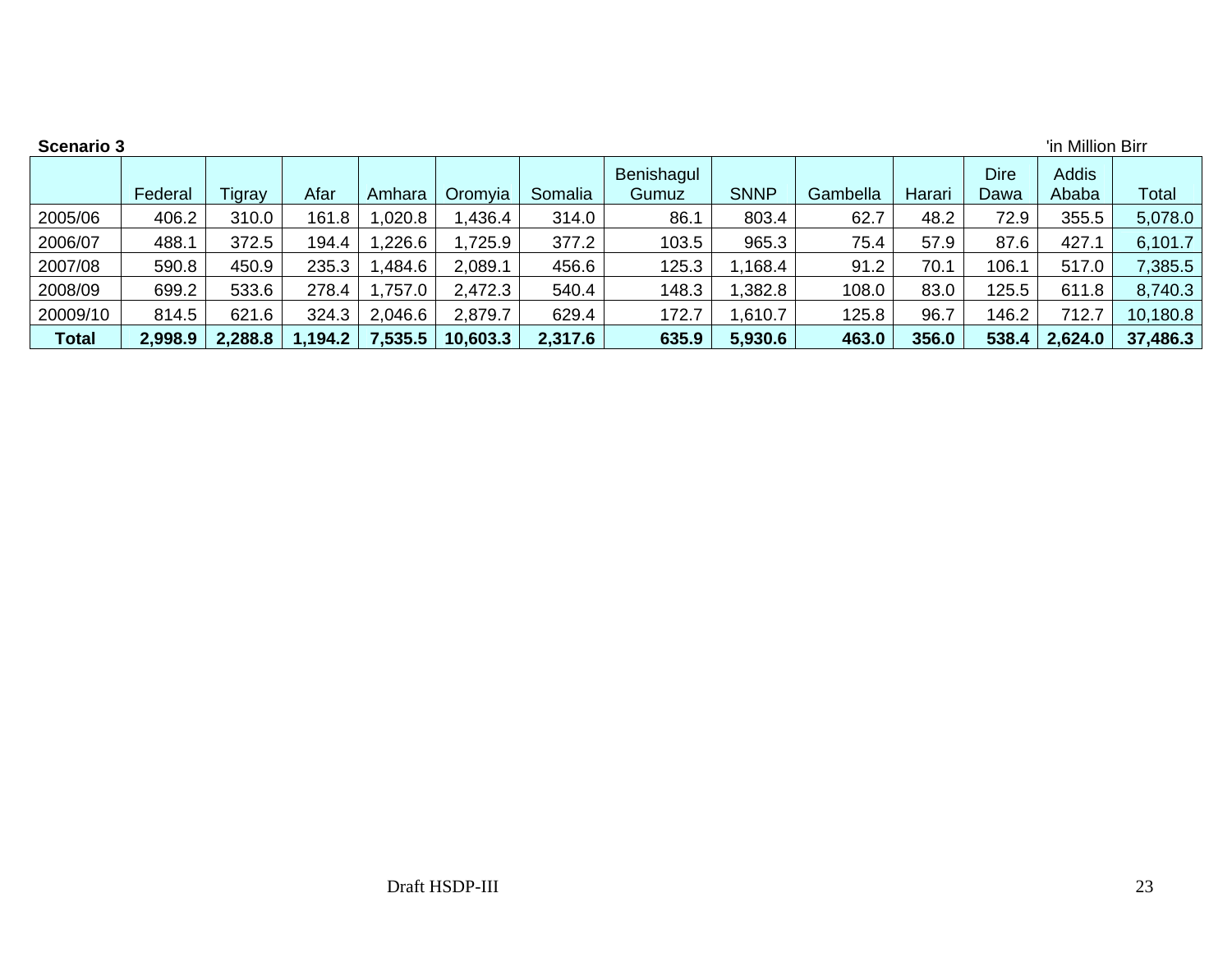**Scenario 3** 'in Million Birr

| | Federal | Tigray | Afar | Amhara | Oromyia | Somalia | Benishagul Gumuz | SNNP | Gambella | Harari | Dire Dawa | Addis Ababa | Total |
|---|---|---|---|---|---|---|---|---|---|---|---|---|---|
| 2005/06 | 406.2 | 310.0 | 161.8 | 1,020.8 | 1,436.4 | 314.0 | 86.1 | 803.4 | 62.7 | 48.2 | 72.9 | 355.5 | 5,078.0 |
| 2006/07 | 488.1 | 372.5 | 194.4 | 1,226.6 | 1,725.9 | 377.2 | 103.5 | 965.3 | 75.4 | 57.9 | 87.6 | 427.1 | 6,101.7 |
| 2007/08 | 590.8 | 450.9 | 235.3 | 1,484.6 | 2,089.1 | 456.6 | 125.3 | 1,168.4 | 91.2 | 70.1 | 106.1 | 517.0 | 7,385.5 |
| 2008/09 | 699.2 | 533.6 | 278.4 | 1,757.0 | 2,472.3 | 540.4 | 148.3 | 1,382.8 | 108.0 | 83.0 | 125.5 | 611.8 | 8,740.3 |
| 20009/10 | 814.5 | 621.6 | 324.3 | 2,046.6 | 2,879.7 | 629.4 | 172.7 | 1,610.7 | 125.8 | 96.7 | 146.2 | 712.7 | 10,180.8 |
| **Total** | **2,998.9** | **2,288.8** | **1,194.2** | **7,535.5** | **10,603.3** | **2,317.6** | **635.9** | **5,930.6** | **463.0** | **356.0** | **538.4** | **2,624.0** | **37,486.3** |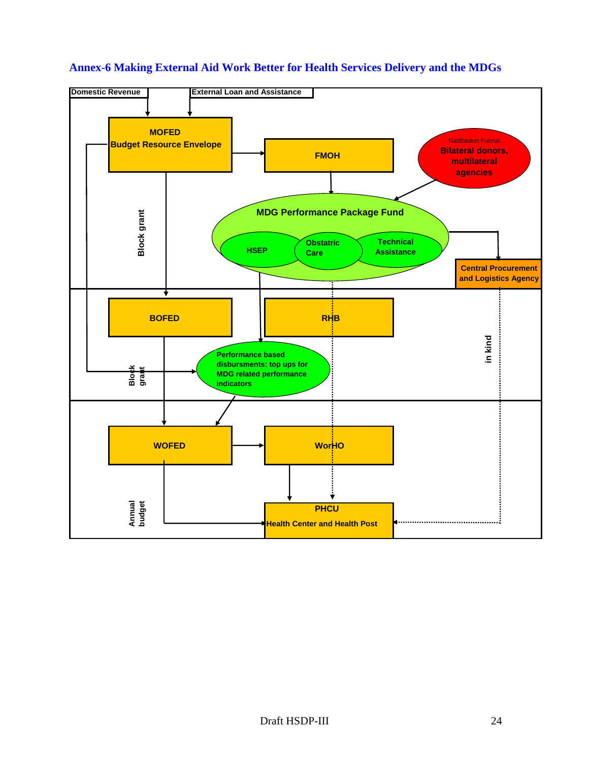# Annex-6 Making External Aid Work Better for Health Services Delivery and the MDGs

Domestic Revenue

External Loan and Assistance

MOFED
Budget Resource Envelope

FMOH

NatiBasket Fuond
Bilateral donors, multilateral agencies

MDG Performance Package Fund

HSEP

Obstatric Care

Technical Assistance

Central Procurement and Logistics Agency

Block grant

BOFED

RHB

Performance based disbursments: top ups for MDG related performance indicators

Block grant

in kind

WOFED

WorHO

Annual budget

PHCU
Health Center and Health Post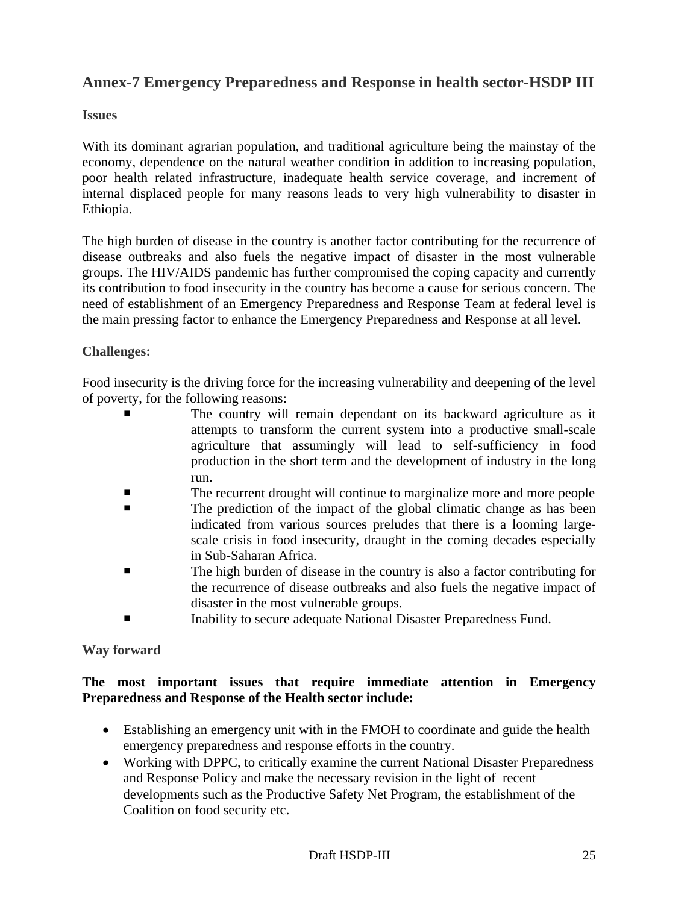## Annex-7 Emergency Preparedness and Response in health sector-HSDP III

**Issues**

With its dominant agrarian population, and traditional agriculture being the mainstay of the economy, dependence on the natural weather condition in addition to increasing population, poor health related infrastructure, inadequate health service coverage, and increment of internal displaced people for many reasons leads to very high vulnerability to disaster in Ethiopia.

The high burden of disease in the country is another factor contributing for the recurrence of disease outbreaks and also fuels the negative impact of disaster in the most vulnerable groups. The HIV/AIDS pandemic has further compromised the coping capacity and currently its contribution to food insecurity in the country has become a cause for serious concern. The need of establishment of an Emergency Preparedness and Response Team at federal level is the main pressing factor to enhance the Emergency Preparedness and Response at all level.

**Challenges:**

Food insecurity is the driving force for the increasing vulnerability and deepening of the level of poverty, for the following reasons:

- The country will remain dependant on its backward agriculture as it attempts to transform the current system into a productive small-scale agriculture that assumingly will lead to self-sufficiency in food production in the short term and the development of industry in the long run.
- The recurrent drought will continue to marginalize more and more people
- The prediction of the impact of the global climatic change as has been indicated from various sources preludes that there is a looming large-scale crisis in food insecurity, draught in the coming decades especially in Sub-Saharan Africa.
- The high burden of disease in the country is also a factor contributing for the recurrence of disease outbreaks and also fuels the negative impact of disaster in the most vulnerable groups.
- Inability to secure adequate National Disaster Preparedness Fund.

**Way forward**

**The most important issues that require immediate attention in Emergency Preparedness and Response of the Health sector include:**

- Establishing an emergency unit with in the FMOH to coordinate and guide the health emergency preparedness and response efforts in the country.
- Working with DPPC, to critically examine the current National Disaster Preparedness and Response Policy and make the necessary revision in the light of recent developments such as the Productive Safety Net Program, the establishment of the Coalition on food security etc.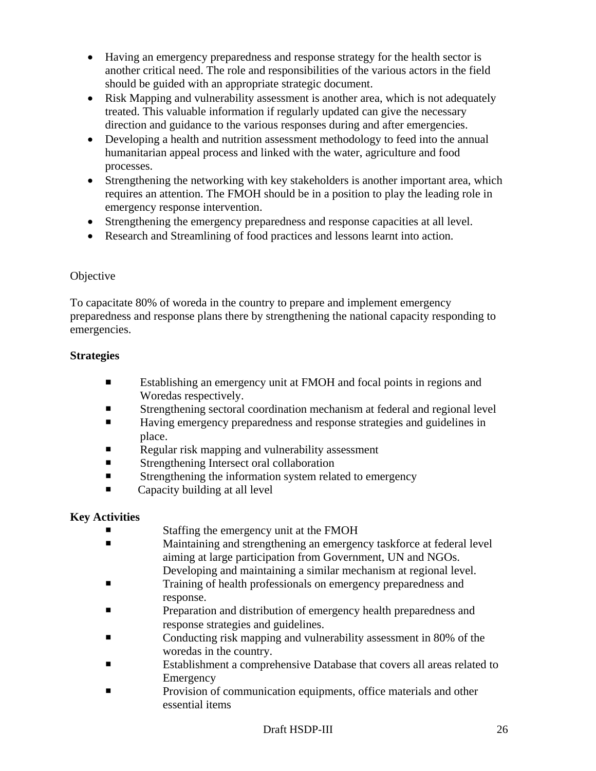- Having an emergency preparedness and response strategy for the health sector is another critical need. The role and responsibilities of the various actors in the field should be guided with an appropriate strategic document.
- Risk Mapping and vulnerability assessment is another area, which is not adequately treated. This valuable information if regularly updated can give the necessary direction and guidance to the various responses during and after emergencies.
- Developing a health and nutrition assessment methodology to feed into the annual humanitarian appeal process and linked with the water, agriculture and food processes.
- Strengthening the networking with key stakeholders is another important area, which requires an attention. The FMOH should be in a position to play the leading role in emergency response intervention.
- Strengthening the emergency preparedness and response capacities at all level.
- Research and Streamlining of food practices and lessons learnt into action.

Objective

To capacitate 80% of woreda in the country to prepare and implement emergency preparedness and response plans there by strengthening the national capacity responding to emergencies.

**Strategies**

- Establishing an emergency unit at FMOH and focal points in regions and Woredas respectively.
- Strengthening sectoral coordination mechanism at federal and regional level
- Having emergency preparedness and response strategies and guidelines in place.
- Regular risk mapping and vulnerability assessment
- Strengthening Intersect oral collaboration
- Strengthening the information system related to emergency
- Capacity building at all level

**Key Activities**

- Staffing the emergency unit at the FMOH
- Maintaining and strengthening an emergency taskforce at federal level aiming at large participation from Government, UN and NGOs. Developing and maintaining a similar mechanism at regional level.
- Training of health professionals on emergency preparedness and response.
- Preparation and distribution of emergency health preparedness and response strategies and guidelines.
- Conducting risk mapping and vulnerability assessment in 80% of the woredas in the country.
- Establishment a comprehensive Database that covers all areas related to Emergency
- Provision of communication equipments, office materials and other essential items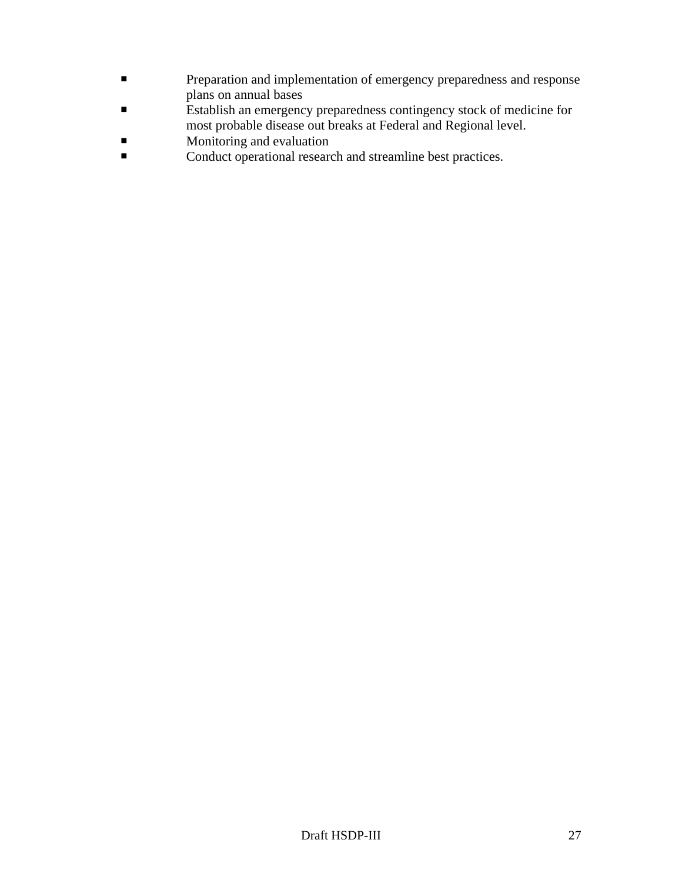- Preparation and implementation of emergency preparedness and response plans on annual bases
- Establish an emergency preparedness contingency stock of medicine for most probable disease out breaks at Federal and Regional level.
- Monitoring and evaluation
- Conduct operational research and streamline best practices.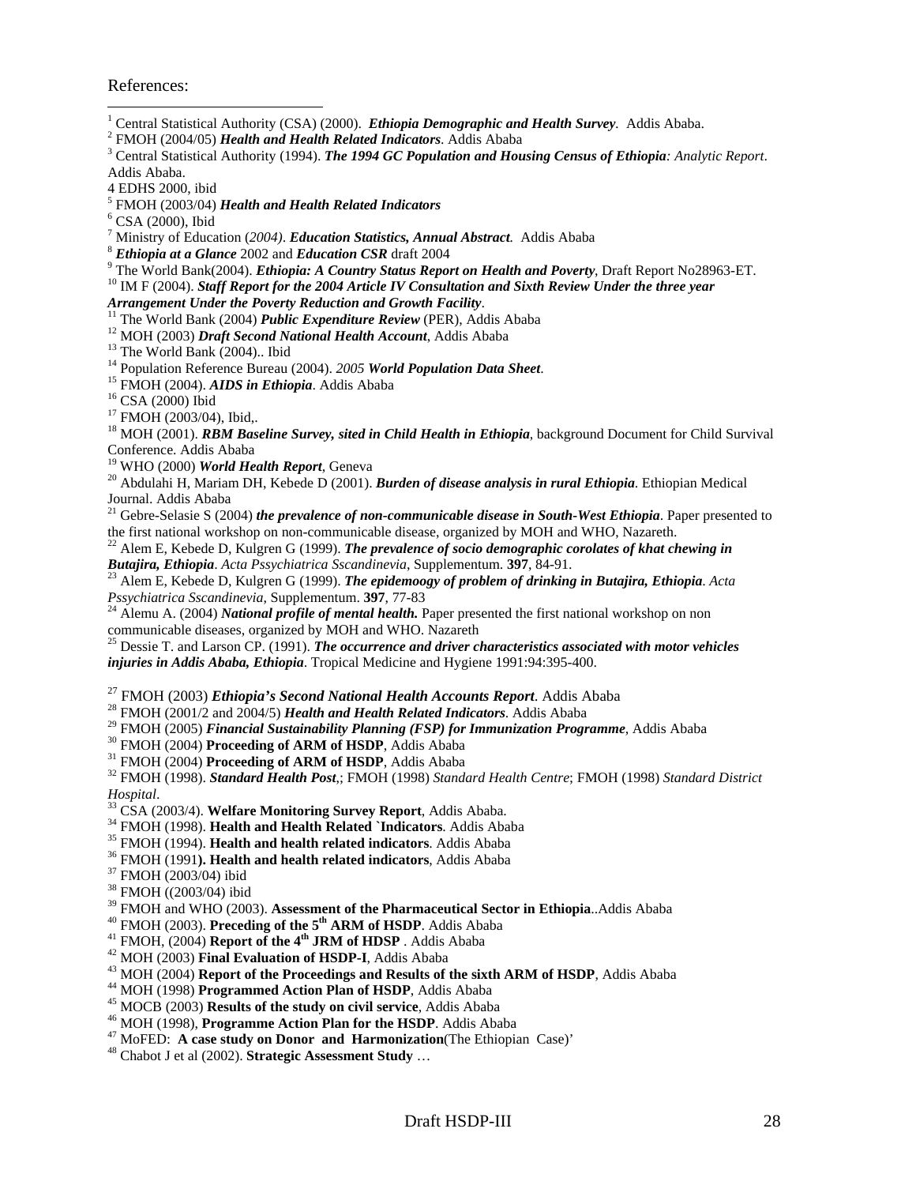References:

[1] Central Statistical Authority (CSA) (2000). ***Ethiopia Demographic and Health Survey***. Addis Ababa.
[2] FMOH (2004/05) ***Health and Health Related Indicators***. Addis Ababa
[3] Central Statistical Authority (1994). ***The 1994 GC Population and Housing Census of Ethiopia****: Analytic Report*. Addis Ababa.
4 EDHS 2000, ibid
[5] FMOH (2003/04) ***Health and Health Related Indicators***
[6] CSA (2000), Ibid
[7] Ministry of Education (*2004)*. ***Education Statistics, Annual Abstract***. Addis Ababa
[8] ***Ethiopia at a Glance*** 2002 and ***Education CSR*** draft 2004
[9] The World Bank(2004). ***Ethiopia: A Country Status Report on Health and Poverty***, Draft Report No28963-ET.
[10] IM F (2004). ***Staff Report for the 2004 Article IV Consultation and Sixth Review Under the three year Arrangement Under the Poverty Reduction and Growth Facility***.
[11] The World Bank (2004) ***Public Expenditure Review*** (PER), Addis Ababa
[12] MOH (2003) ***Draft Second National Health Account***, Addis Ababa
[13] The World Bank (2004).. Ibid
[14] Population Reference Bureau (2004). *2005* ***World Population Data Sheet***.
[15] FMOH (2004). ***AIDS in Ethiopia***. Addis Ababa
[16] CSA (2000) Ibid
[17] FMOH (2003/04), Ibid,.
[18] MOH (2001). ***RBM Baseline Survey, sited in Child Health in Ethiopia***, background Document for Child Survival Conference. Addis Ababa
[19] WHO (2000) ***World Health Report***, Geneva
[20] Abdulahi H, Mariam DH, Kebede D (2001). ***Burden of disease analysis in rural Ethiopia***. Ethiopian Medical Journal. Addis Ababa
[21] Gebre-Selasie S (2004) ***the prevalence of non-communicable disease in South-West Ethiopia***. Paper presented to the first national workshop on non-communicable disease, organized by MOH and WHO, Nazareth.
[22] Alem E, Kebede D, Kulgren G (1999). ***The prevalence of socio demographic corolates of khat chewing in Butajira, Ethiopia***. *Acta Pssychiatrica Sscandinevia*, Supplementum. **397**, 84-91.
[23] Alem E, Kebede D, Kulgren G (1999). ***The epidemoogy of problem of drinking in Butajira, Ethiopia***. *Acta Pssychiatrica Sscandinevia*, Supplementum. **397**, 77-83
[24] Alemu A. (2004) ***National profile of mental health.*** Paper presented the first national workshop on non communicable diseases, organized by MOH and WHO. Nazareth
[25] Dessie T. and Larson CP. (1991). ***The occurrence and driver characteristics associated with motor vehicles injuries in Addis Ababa, Ethiopia***. Tropical Medicine and Hygiene 1991:94:395-400.

[27] FMOH (2003) ***Ethiopia's Second National Health Accounts Report***. Addis Ababa
[28] FMOH (2001/2 and 2004/5) ***Health and Health Related Indicators***. Addis Ababa
[29] FMOH (2005) ***Financial Sustainability Planning (FSP) for Immunization Programme***, Addis Ababa
[30] FMOH (2004) **Proceeding of ARM of HSDP**, Addis Ababa
[31] FMOH (2004) **Proceeding of ARM of HSDP**, Addis Ababa
[32] FMOH (1998). ***Standard Health Post***,; FMOH (1998) *Standard Health Centre*; FMOH (1998) *Standard District Hospital*.
[33] CSA (2003/4). **Welfare Monitoring Survey Report**, Addis Ababa.
[34] FMOH (1998). **Health and Health Related `Indicators**. Addis Ababa
[35] FMOH (1994). **Health and health related indicators**. Addis Ababa
[36] FMOH (1991**). Health and health related indicators**, Addis Ababa
[37] FMOH (2003/04) ibid
[38] FMOH ((2003/04) ibid
[39] FMOH and WHO (2003). **Assessment of the Pharmaceutical Sector in Ethiopia**..Addis Ababa
[40] FMOH (2003). **Preceding of the 5th ARM of HSDP**. Addis Ababa
[41] FMOH, (2004) **Report of the 4th JRM of HDSP** . Addis Ababa
[42] MOH (2003) **Final Evaluation of HSDP-I**, Addis Ababa
[43] MOH (2004) **Report of the Proceedings and Results of the sixth ARM of HSDP**, Addis Ababa
[44] MOH (1998) **Programmed Action Plan of HSDP**, Addis Ababa
[45] MOCB (2003) **Results of the study on civil service**, Addis Ababa
[46] MOH (1998), **Programme Action Plan for the HSDP**. Addis Ababa
[47] MoFED: **A case study on Donor and Harmonization**(The Ethiopian Case)'
[48] Chabot J et al (2002). **Strategic Assessment Study** …